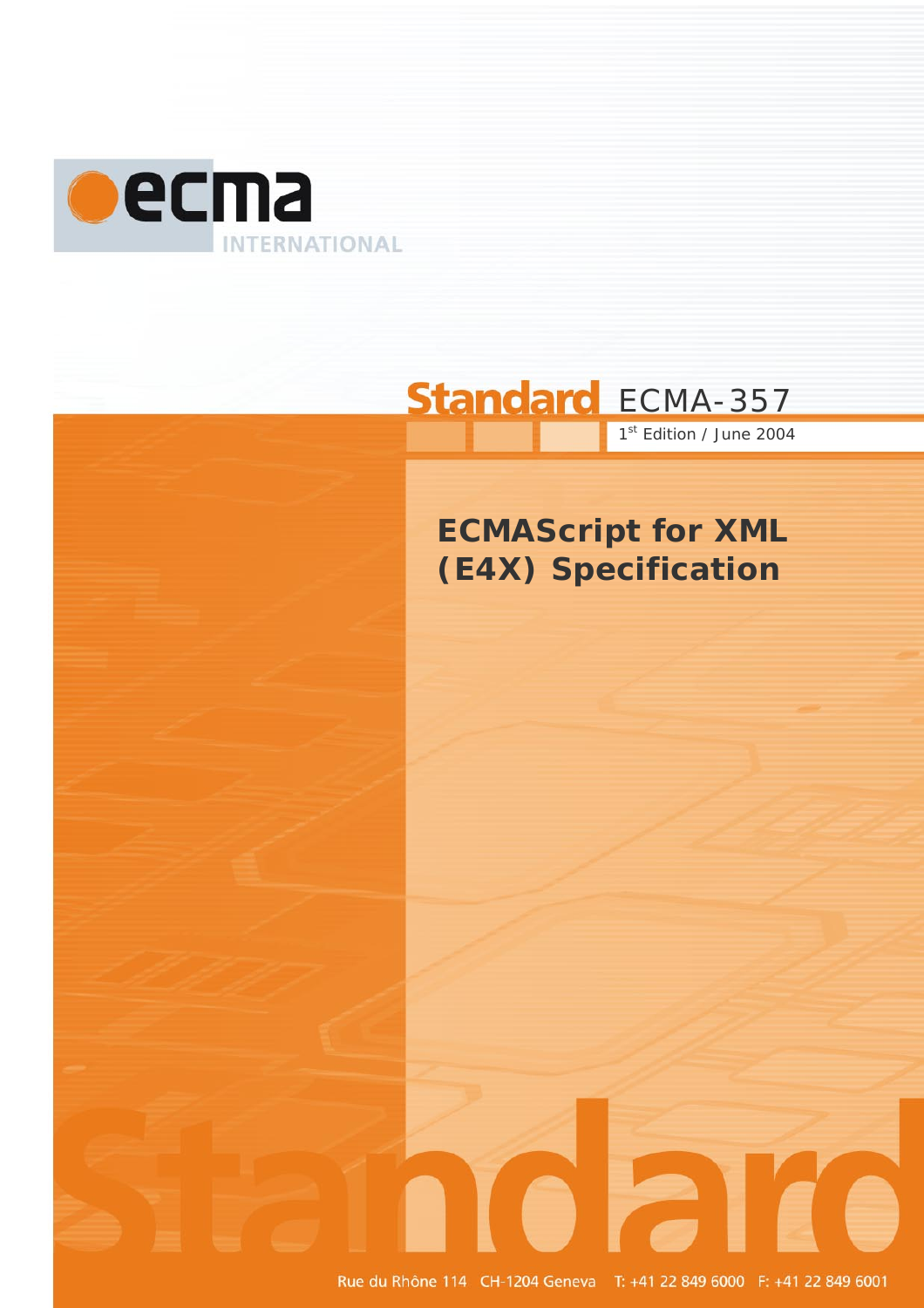ecma INTERNATIONAL

**Standard** ECMA-357

1st Edition / June 2004

# ECMAScript for XML (E4X) Specification

Standard

Rue du Rhône 114 CH-1204 Geneva T: +41 22 849 6000 F: +41 22 849 6001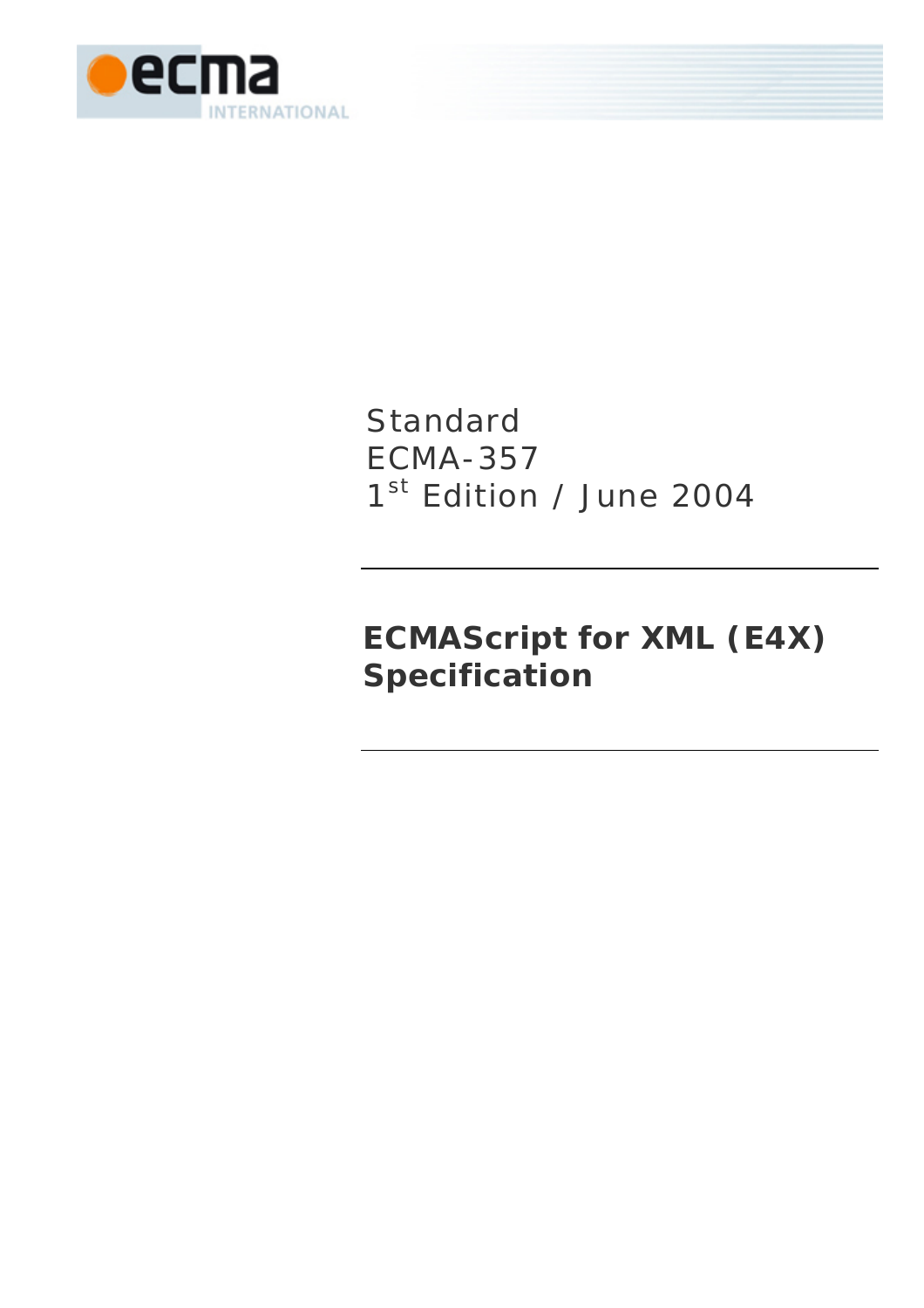Standard
ECMA-357
1st Edition / June 2004

# ECMAScript for XML (E4X) Specification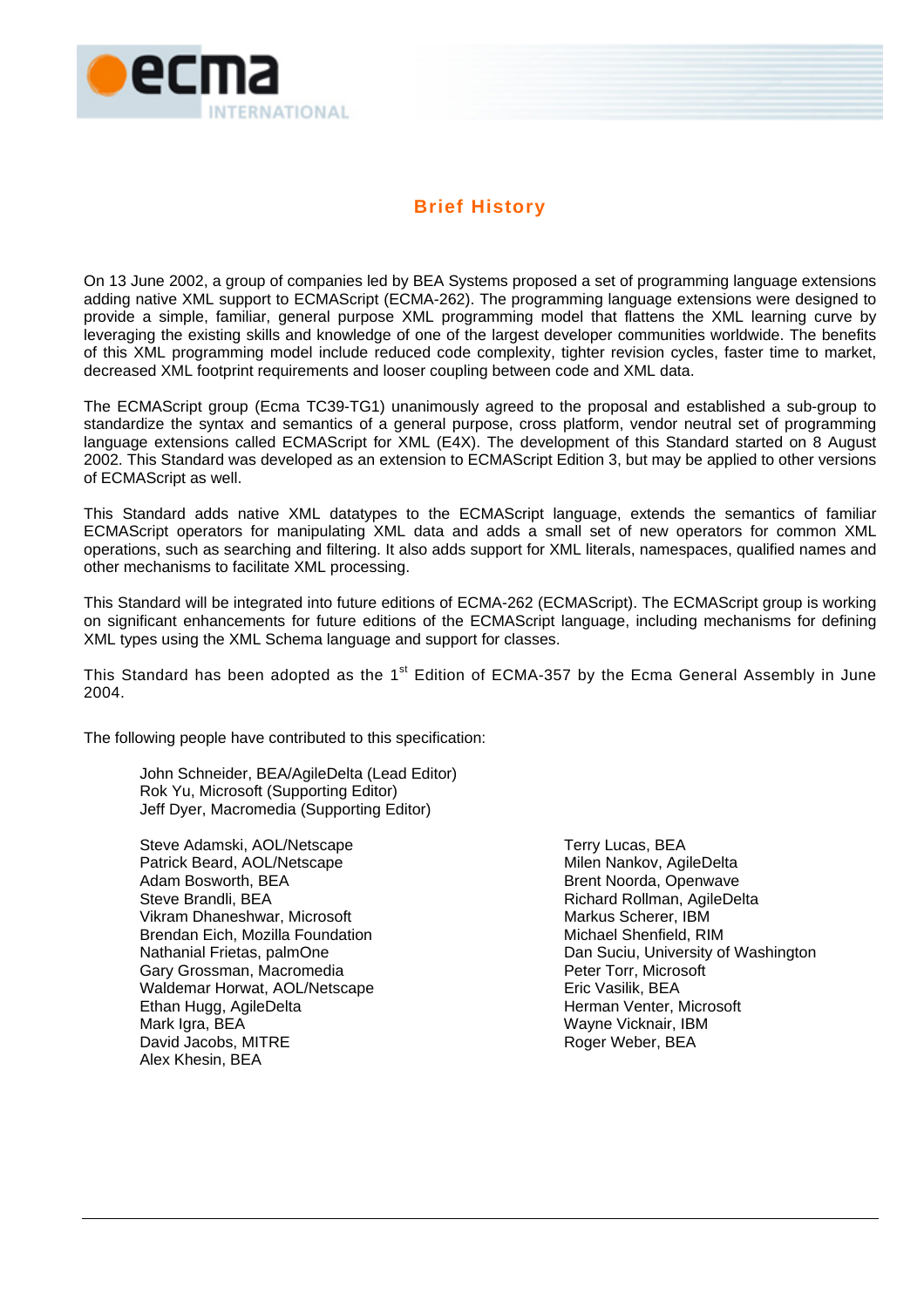# Brief History

On 13 June 2002, a group of companies led by BEA Systems proposed a set of programming language extensions adding native XML support to ECMAScript (ECMA-262). The programming language extensions were designed to provide a simple, familiar, general purpose XML programming model that flattens the XML learning curve by leveraging the existing skills and knowledge of one of the largest developer communities worldwide. The benefits of this XML programming model include reduced code complexity, tighter revision cycles, faster time to market, decreased XML footprint requirements and looser coupling between code and XML data.

The ECMAScript group (Ecma TC39-TG1) unanimously agreed to the proposal and established a sub-group to standardize the syntax and semantics of a general purpose, cross platform, vendor neutral set of programming language extensions called ECMAScript for XML (E4X). The development of this Standard started on 8 August 2002. This Standard was developed as an extension to ECMAScript Edition 3, but may be applied to other versions of ECMAScript as well.

This Standard adds native XML datatypes to the ECMAScript language, extends the semantics of familiar ECMAScript operators for manipulating XML data and adds a small set of new operators for common XML operations, such as searching and filtering. It also adds support for XML literals, namespaces, qualified names and other mechanisms to facilitate XML processing.

This Standard will be integrated into future editions of ECMA-262 (ECMAScript). The ECMAScript group is working on significant enhancements for future editions of the ECMAScript language, including mechanisms for defining XML types using the XML Schema language and support for classes.

This Standard has been adopted as the 1st Edition of ECMA-357 by the Ecma General Assembly in June 2004.

The following people have contributed to this specification:

John Schneider, BEA/AgileDelta (Lead Editor)
Rok Yu, Microsoft (Supporting Editor)
Jeff Dyer, Macromedia (Supporting Editor)

Steve Adamski, AOL/Netscape
Patrick Beard, AOL/Netscape
Adam Bosworth, BEA
Steve Brandli, BEA
Vikram Dhaneshwar, Microsoft
Brendan Eich, Mozilla Foundation
Nathanial Frietas, palmOne
Gary Grossman, Macromedia
Waldemar Horwat, AOL/Netscape
Ethan Hugg, AgileDelta
Mark Igra, BEA
David Jacobs, MITRE
Alex Khesin, BEA
Terry Lucas, BEA
Milen Nankov, AgileDelta
Brent Noorda, Openwave
Richard Rollman, AgileDelta
Markus Scherer, IBM
Michael Shenfield, RIM
Dan Suciu, University of Washington
Peter Torr, Microsoft
Eric Vasilik, BEA
Herman Venter, Microsoft
Wayne Vicknair, IBM
Roger Weber, BEA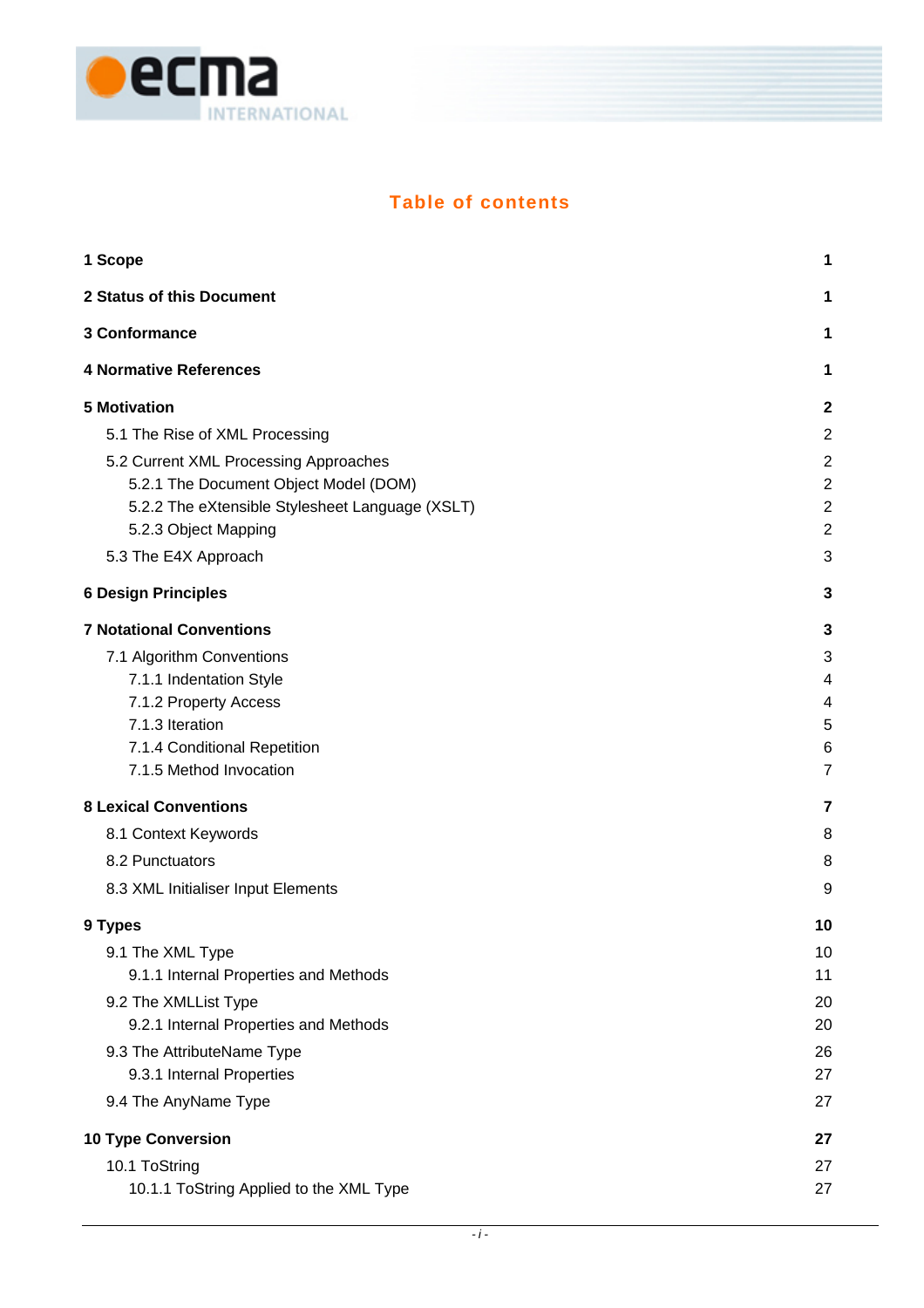## Table of contents

**1 Scope** **1**

**2 Status of this Document** **1**

**3 Conformance** **1**

**4 Normative References** **1**

**5 Motivation** **2**

- 5.1 The Rise of XML Processing 2
- 5.2 Current XML Processing Approaches 2
  - 5.2.1 The Document Object Model (DOM) 2
  - 5.2.2 The eXtensible Stylesheet Language (XSLT) 2
  - 5.2.3 Object Mapping 2
- 5.3 The E4X Approach 3

**6 Design Principles** **3**

**7 Notational Conventions** **3**

- 7.1 Algorithm Conventions 3
  - 7.1.1 Indentation Style 4
  - 7.1.2 Property Access 4
  - 7.1.3 Iteration 5
  - 7.1.4 Conditional Repetition 6
  - 7.1.5 Method Invocation 7

**8 Lexical Conventions** **7**

- 8.1 Context Keywords 8
- 8.2 Punctuators 8
- 8.3 XML Initialiser Input Elements 9

**9 Types** **10**

- 9.1 The XML Type 10
  - 9.1.1 Internal Properties and Methods 11
- 9.2 The XMLList Type 20
  - 9.2.1 Internal Properties and Methods 20
- 9.3 The AttributeName Type 26
  - 9.3.1 Internal Properties 27
- 9.4 The AnyName Type 27

**10 Type Conversion** **27**

- 10.1 ToString 27
  - 10.1.1 ToString Applied to the XML Type 27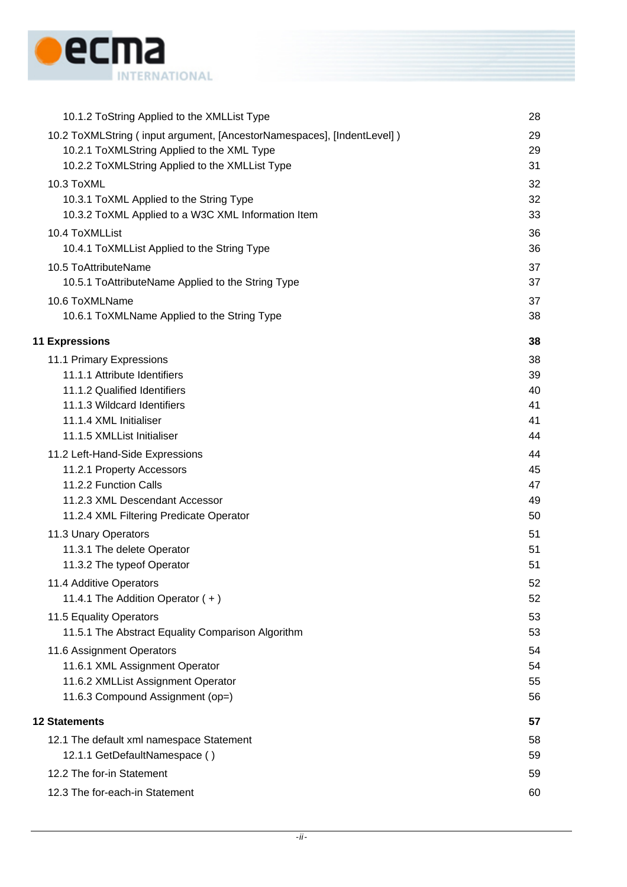10.1.2 ToString Applied to the XMLList Type 28

10.2 ToXMLString ( input argument, [AncestorNamespaces], [IndentLevel] ) 29
10.2.1 ToXMLString Applied to the XML Type 29
10.2.2 ToXMLString Applied to the XMLList Type 31

10.3 ToXML 32
10.3.1 ToXML Applied to the String Type 32
10.3.2 ToXML Applied to a W3C XML Information Item 33

10.4 ToXMLList 36
10.4.1 ToXMLList Applied to the String Type 36

10.5 ToAttributeName 37
10.5.1 ToAttributeName Applied to the String Type 37

10.6 ToXMLName 37
10.6.1 ToXMLName Applied to the String Type 38

**11 Expressions 38**

11.1 Primary Expressions 38
11.1.1 Attribute Identifiers 39
11.1.2 Qualified Identifiers 40
11.1.3 Wildcard Identifiers 41
11.1.4 XML Initialiser 41
11.1.5 XMLList Initialiser 44

11.2 Left-Hand-Side Expressions 44
11.2.1 Property Accessors 45
11.2.2 Function Calls 47
11.2.3 XML Descendant Accessor 49
11.2.4 XML Filtering Predicate Operator 50

11.3 Unary Operators 51
11.3.1 The delete Operator 51
11.3.2 The typeof Operator 51

11.4 Additive Operators 52
11.4.1 The Addition Operator ( + ) 52

11.5 Equality Operators 53
11.5.1 The Abstract Equality Comparison Algorithm 53

11.6 Assignment Operators 54
11.6.1 XML Assignment Operator 54
11.6.2 XMLList Assignment Operator 55
11.6.3 Compound Assignment (op=) 56

**12 Statements 57**

12.1 The default xml namespace Statement 58
12.1.1 GetDefaultNamespace ( ) 59

12.2 The for-in Statement 59

12.3 The for-each-in Statement 60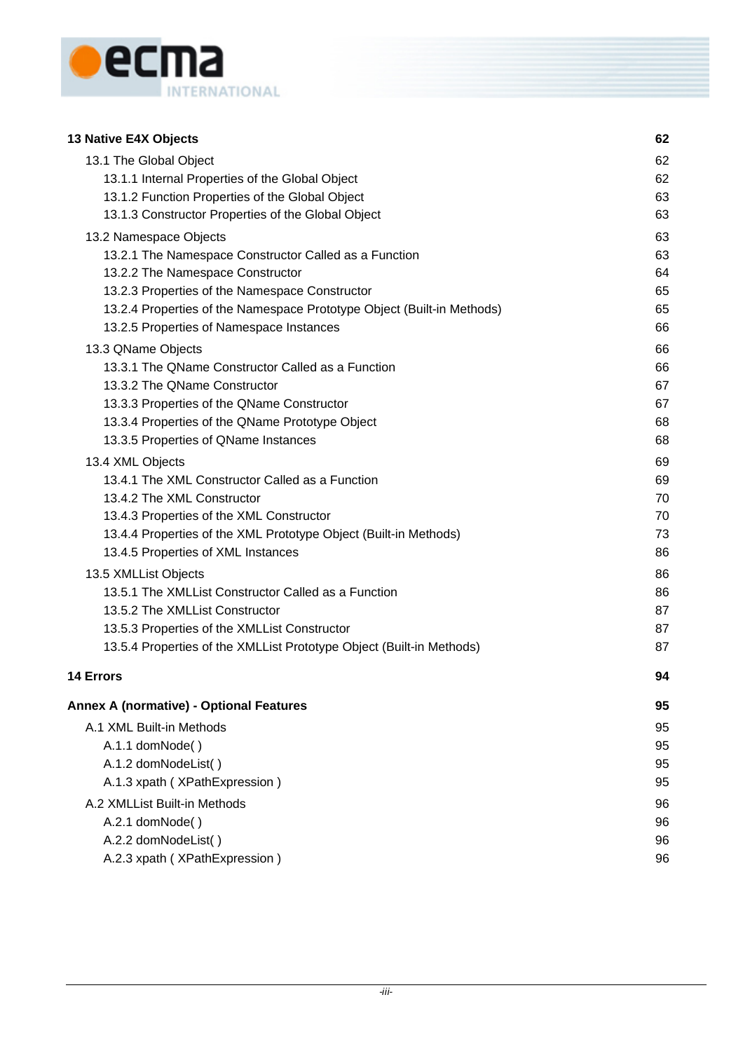**13 Native E4X Objects** **62**

- 13.1 The Global Object 62
  - 13.1.1 Internal Properties of the Global Object 62
  - 13.1.2 Function Properties of the Global Object 63
  - 13.1.3 Constructor Properties of the Global Object 63
- 13.2 Namespace Objects 63
  - 13.2.1 The Namespace Constructor Called as a Function 63
  - 13.2.2 The Namespace Constructor 64
  - 13.2.3 Properties of the Namespace Constructor 65
  - 13.2.4 Properties of the Namespace Prototype Object (Built-in Methods) 65
  - 13.2.5 Properties of Namespace Instances 66
- 13.3 QName Objects 66
  - 13.3.1 The QName Constructor Called as a Function 66
  - 13.3.2 The QName Constructor 67
  - 13.3.3 Properties of the QName Constructor 67
  - 13.3.4 Properties of the QName Prototype Object 68
  - 13.3.5 Properties of QName Instances 68
- 13.4 XML Objects 69
  - 13.4.1 The XML Constructor Called as a Function 69
  - 13.4.2 The XML Constructor 70
  - 13.4.3 Properties of the XML Constructor 70
  - 13.4.4 Properties of the XML Prototype Object (Built-in Methods) 73
  - 13.4.5 Properties of XML Instances 86
- 13.5 XMLList Objects 86
  - 13.5.1 The XMLList Constructor Called as a Function 86
  - 13.5.2 The XMLList Constructor 87
  - 13.5.3 Properties of the XMLList Constructor 87
  - 13.5.4 Properties of the XMLList Prototype Object (Built-in Methods) 87

**14 Errors** **94**

**Annex A (normative) - Optional Features** **95**

- A.1 XML Built-in Methods 95
  - A.1.1 domNode( ) 95
  - A.1.2 domNodeList( ) 95
  - A.1.3 xpath ( XPathExpression ) 95
- A.2 XMLList Built-in Methods 96
  - A.2.1 domNode( ) 96
  - A.2.2 domNodeList( ) 96
  - A.2.3 xpath ( XPathExpression ) 96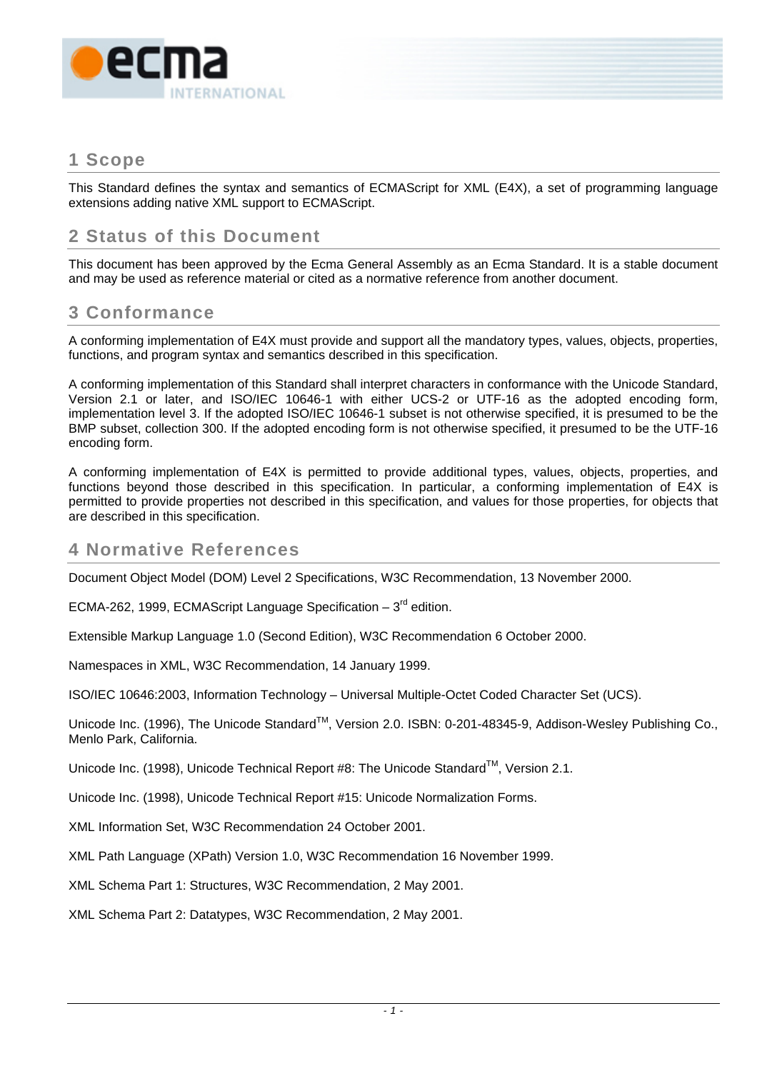# 1 Scope

This Standard defines the syntax and semantics of ECMAScript for XML (E4X), a set of programming language extensions adding native XML support to ECMAScript.

# 2 Status of this Document

This document has been approved by the Ecma General Assembly as an Ecma Standard. It is a stable document and may be used as reference material or cited as a normative reference from another document.

# 3 Conformance

A conforming implementation of E4X must provide and support all the mandatory types, values, objects, properties, functions, and program syntax and semantics described in this specification.

A conforming implementation of this Standard shall interpret characters in conformance with the Unicode Standard, Version 2.1 or later, and ISO/IEC 10646-1 with either UCS-2 or UTF-16 as the adopted encoding form, implementation level 3. If the adopted ISO/IEC 10646-1 subset is not otherwise specified, it is presumed to be the BMP subset, collection 300. If the adopted encoding form is not otherwise specified, it presumed to be the UTF-16 encoding form.

A conforming implementation of E4X is permitted to provide additional types, values, objects, properties, and functions beyond those described in this specification. In particular, a conforming implementation of E4X is permitted to provide properties not described in this specification, and values for those properties, for objects that are described in this specification.

# 4 Normative References

Document Object Model (DOM) Level 2 Specifications, W3C Recommendation, 13 November 2000.

ECMA-262, 1999, ECMAScript Language Specification – 3rd edition.

Extensible Markup Language 1.0 (Second Edition), W3C Recommendation 6 October 2000.

Namespaces in XML, W3C Recommendation, 14 January 1999.

ISO/IEC 10646:2003, Information Technology – Universal Multiple-Octet Coded Character Set (UCS).

Unicode Inc. (1996), The Unicode StandardTM, Version 2.0. ISBN: 0-201-48345-9, Addison-Wesley Publishing Co., Menlo Park, California.

Unicode Inc. (1998), Unicode Technical Report #8: The Unicode StandardTM, Version 2.1.

Unicode Inc. (1998), Unicode Technical Report #15: Unicode Normalization Forms.

XML Information Set, W3C Recommendation 24 October 2001.

XML Path Language (XPath) Version 1.0, W3C Recommendation 16 November 1999.

XML Schema Part 1: Structures, W3C Recommendation, 2 May 2001.

XML Schema Part 2: Datatypes, W3C Recommendation, 2 May 2001.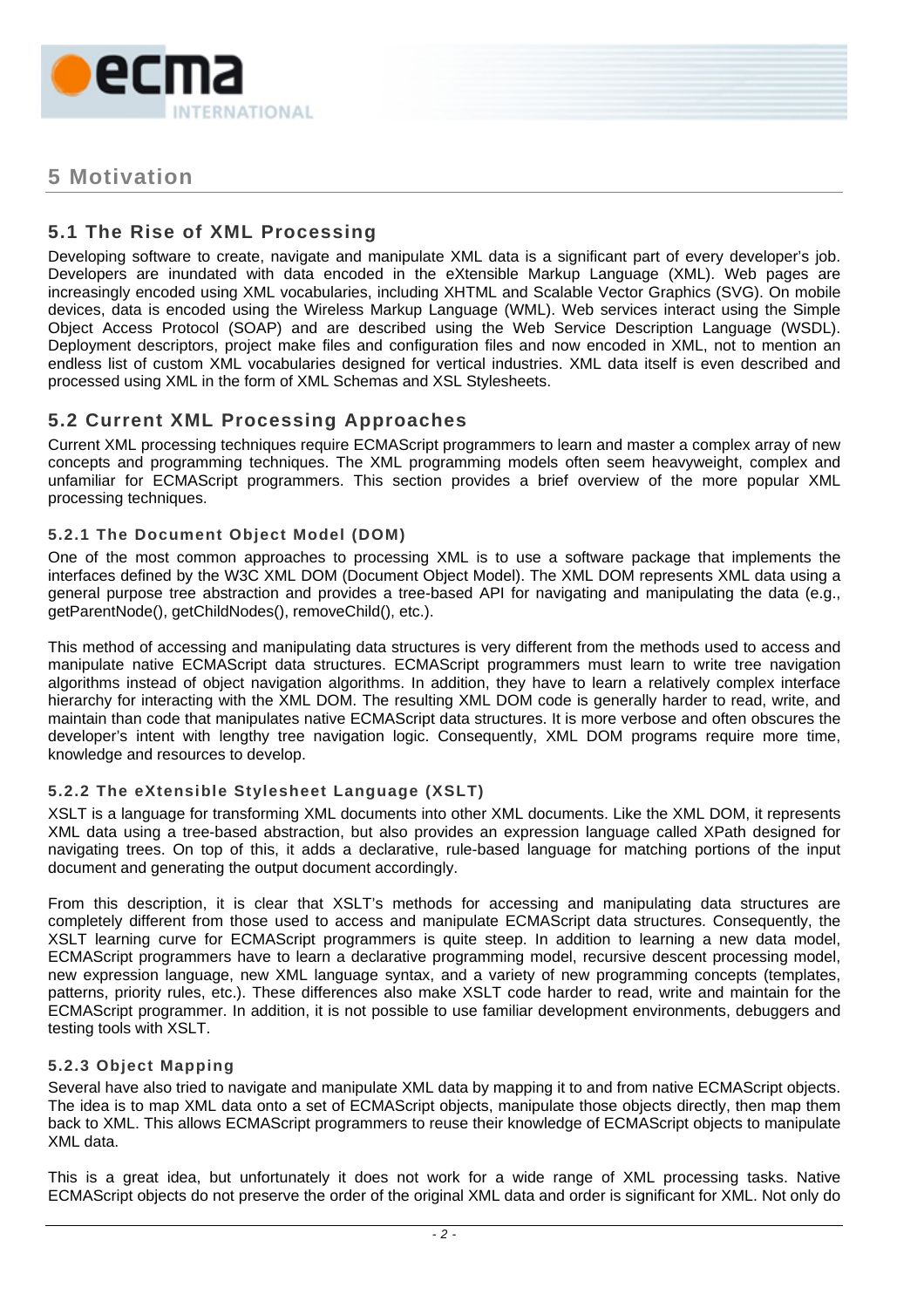# 5 Motivation

## 5.1 The Rise of XML Processing

Developing software to create, navigate and manipulate XML data is a significant part of every developer's job. Developers are inundated with data encoded in the eXtensible Markup Language (XML). Web pages are increasingly encoded using XML vocabularies, including XHTML and Scalable Vector Graphics (SVG). On mobile devices, data is encoded using the Wireless Markup Language (WML). Web services interact using the Simple Object Access Protocol (SOAP) and are described using the Web Service Description Language (WSDL). Deployment descriptors, project make files and configuration files and now encoded in XML, not to mention an endless list of custom XML vocabularies designed for vertical industries. XML data itself is even described and processed using XML in the form of XML Schemas and XSL Stylesheets.

## 5.2 Current XML Processing Approaches

Current XML processing techniques require ECMAScript programmers to learn and master a complex array of new concepts and programming techniques. The XML programming models often seem heavyweight, complex and unfamiliar for ECMAScript programmers. This section provides a brief overview of the more popular XML processing techniques.

### 5.2.1 The Document Object Model (DOM)

One of the most common approaches to processing XML is to use a software package that implements the interfaces defined by the W3C XML DOM (Document Object Model). The XML DOM represents XML data using a general purpose tree abstraction and provides a tree-based API for navigating and manipulating the data (e.g., getParentNode(), getChildNodes(), removeChild(), etc.).

This method of accessing and manipulating data structures is very different from the methods used to access and manipulate native ECMAScript data structures. ECMAScript programmers must learn to write tree navigation algorithms instead of object navigation algorithms. In addition, they have to learn a relatively complex interface hierarchy for interacting with the XML DOM. The resulting XML DOM code is generally harder to read, write, and maintain than code that manipulates native ECMAScript data structures. It is more verbose and often obscures the developer's intent with lengthy tree navigation logic. Consequently, XML DOM programs require more time, knowledge and resources to develop.

### 5.2.2 The eXtensible Stylesheet Language (XSLT)

XSLT is a language for transforming XML documents into other XML documents. Like the XML DOM, it represents XML data using a tree-based abstraction, but also provides an expression language called XPath designed for navigating trees. On top of this, it adds a declarative, rule-based language for matching portions of the input document and generating the output document accordingly.

From this description, it is clear that XSLT's methods for accessing and manipulating data structures are completely different from those used to access and manipulate ECMAScript data structures. Consequently, the XSLT learning curve for ECMAScript programmers is quite steep. In addition to learning a new data model, ECMAScript programmers have to learn a declarative programming model, recursive descent processing model, new expression language, new XML language syntax, and a variety of new programming concepts (templates, patterns, priority rules, etc.). These differences also make XSLT code harder to read, write and maintain for the ECMAScript programmer. In addition, it is not possible to use familiar development environments, debuggers and testing tools with XSLT.

### 5.2.3 Object Mapping

Several have also tried to navigate and manipulate XML data by mapping it to and from native ECMAScript objects. The idea is to map XML data onto a set of ECMAScript objects, manipulate those objects directly, then map them back to XML. This allows ECMAScript programmers to reuse their knowledge of ECMAScript objects to manipulate XML data.

This is a great idea, but unfortunately it does not work for a wide range of XML processing tasks. Native ECMAScript objects do not preserve the order of the original XML data and order is significant for XML. Not only do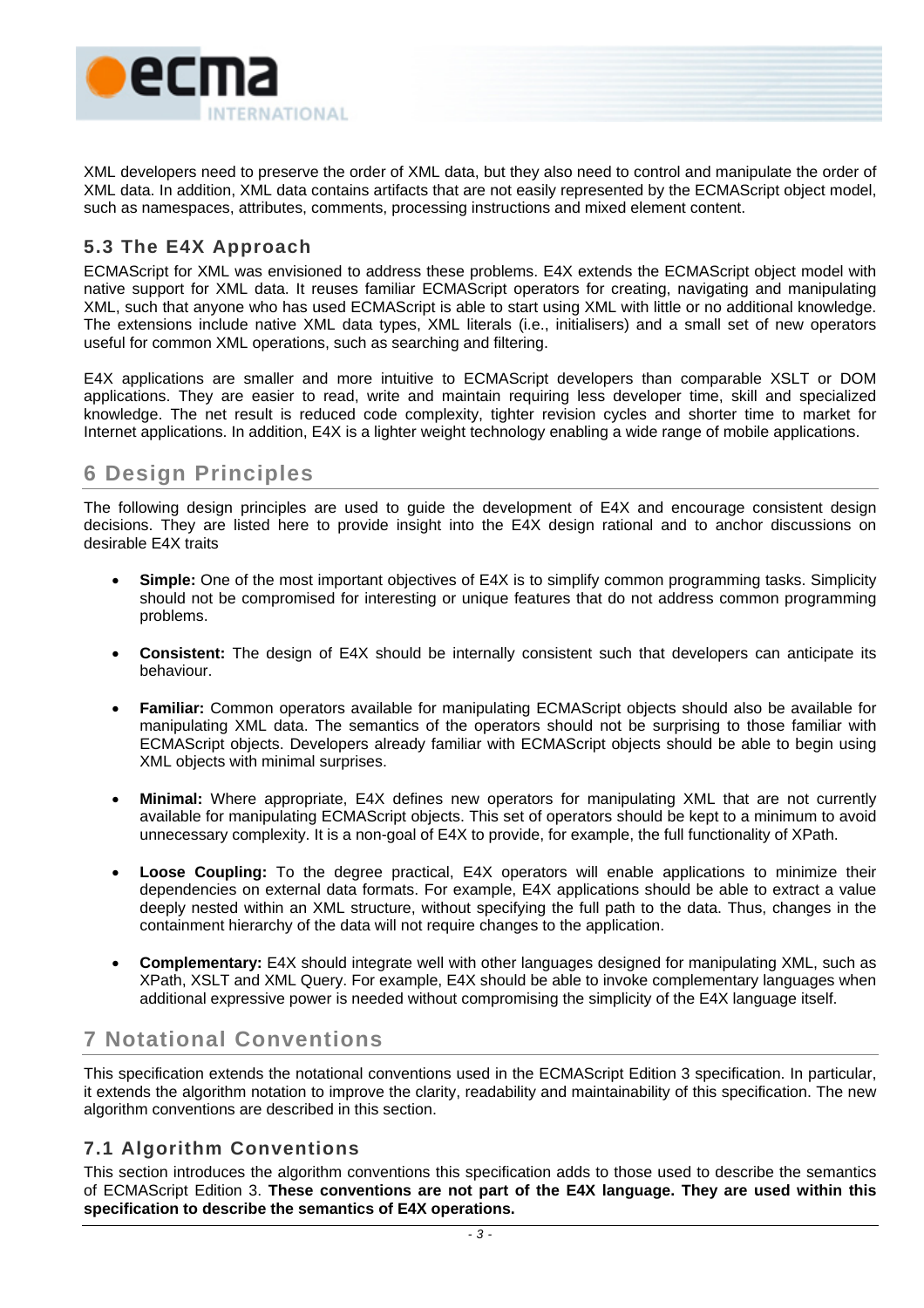XML developers need to preserve the order of XML data, but they also need to control and manipulate the order of XML data. In addition, XML data contains artifacts that are not easily represented by the ECMAScript object model, such as namespaces, attributes, comments, processing instructions and mixed element content.

### 5.3 The E4X Approach

ECMAScript for XML was envisioned to address these problems. E4X extends the ECMAScript object model with native support for XML data. It reuses familiar ECMAScript operators for creating, navigating and manipulating XML, such that anyone who has used ECMAScript is able to start using XML with little or no additional knowledge. The extensions include native XML data types, XML literals (i.e., initialisers) and a small set of new operators useful for common XML operations, such as searching and filtering.

E4X applications are smaller and more intuitive to ECMAScript developers than comparable XSLT or DOM applications. They are easier to read, write and maintain requiring less developer time, skill and specialized knowledge. The net result is reduced code complexity, tighter revision cycles and shorter time to market for Internet applications. In addition, E4X is a lighter weight technology enabling a wide range of mobile applications.

## 6 Design Principles

The following design principles are used to guide the development of E4X and encourage consistent design decisions. They are listed here to provide insight into the E4X design rational and to anchor discussions on desirable E4X traits

- **Simple:** One of the most important objectives of E4X is to simplify common programming tasks. Simplicity should not be compromised for interesting or unique features that do not address common programming problems.

- **Consistent:** The design of E4X should be internally consistent such that developers can anticipate its behaviour.

- **Familiar:** Common operators available for manipulating ECMAScript objects should also be available for manipulating XML data. The semantics of the operators should not be surprising to those familiar with ECMAScript objects. Developers already familiar with ECMAScript objects should be able to begin using XML objects with minimal surprises.

- **Minimal:** Where appropriate, E4X defines new operators for manipulating XML that are not currently available for manipulating ECMAScript objects. This set of operators should be kept to a minimum to avoid unnecessary complexity. It is a non-goal of E4X to provide, for example, the full functionality of XPath.

- **Loose Coupling:** To the degree practical, E4X operators will enable applications to minimize their dependencies on external data formats. For example, E4X applications should be able to extract a value deeply nested within an XML structure, without specifying the full path to the data. Thus, changes in the containment hierarchy of the data will not require changes to the application.

- **Complementary:** E4X should integrate well with other languages designed for manipulating XML, such as XPath, XSLT and XML Query. For example, E4X should be able to invoke complementary languages when additional expressive power is needed without compromising the simplicity of the E4X language itself.

## 7 Notational Conventions

This specification extends the notational conventions used in the ECMAScript Edition 3 specification. In particular, it extends the algorithm notation to improve the clarity, readability and maintainability of this specification. The new algorithm conventions are described in this section.

### 7.1 Algorithm Conventions

This section introduces the algorithm conventions this specification adds to those used to describe the semantics of ECMAScript Edition 3. **These conventions are not part of the E4X language. They are used within this specification to describe the semantics of E4X operations.**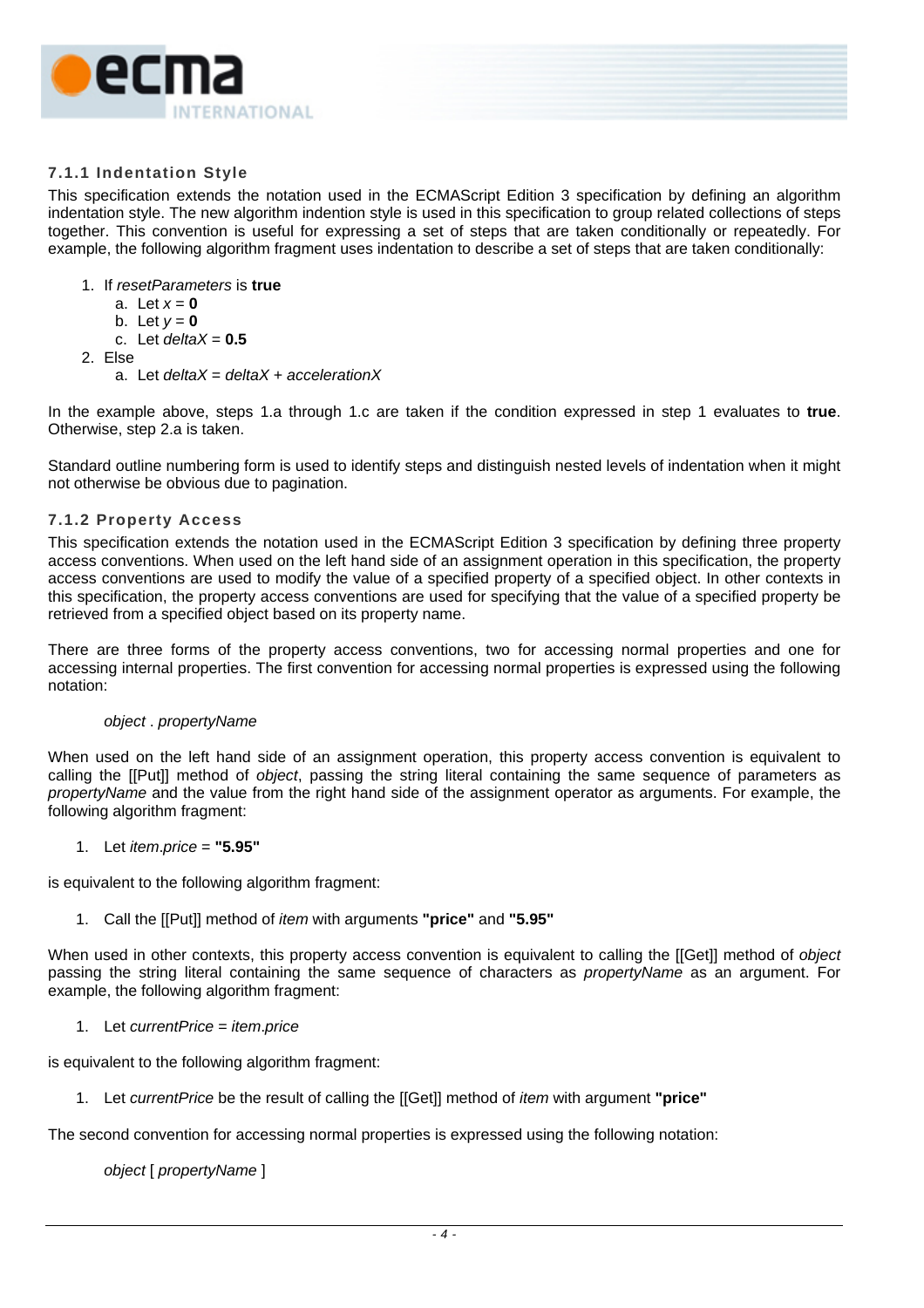### 7.1.1 Indentation Style

This specification extends the notation used in the ECMAScript Edition 3 specification by defining an algorithm indentation style. The new algorithm indention style is used in this specification to group related collections of steps together. This convention is useful for expressing a set of steps that are taken conditionally or repeatedly. For example, the following algorithm fragment uses indentation to describe a set of steps that are taken conditionally:

1. If *resetParameters* is **true**
   a. Let *x* = **0**
   b. Let *y* = **0**
   c. Let *deltaX* = **0.5**
2. Else
   a. Let *deltaX* = *deltaX* + *accelerationX*

In the example above, steps 1.a through 1.c are taken if the condition expressed in step 1 evaluates to **true**. Otherwise, step 2.a is taken.

Standard outline numbering form is used to identify steps and distinguish nested levels of indentation when it might not otherwise be obvious due to pagination.

### 7.1.2 Property Access

This specification extends the notation used in the ECMAScript Edition 3 specification by defining three property access conventions. When used on the left hand side of an assignment operation in this specification, the property access conventions are used to modify the value of a specified property of a specified object. In other contexts in this specification, the property access conventions are used for specifying that the value of a specified property be retrieved from a specified object based on its property name.

There are three forms of the property access conventions, two for accessing normal properties and one for accessing internal properties. The first convention for accessing normal properties is expressed using the following notation:

*object* . *propertyName*

When used on the left hand side of an assignment operation, this property access convention is equivalent to calling the [[Put]] method of *object*, passing the string literal containing the same sequence of parameters as *propertyName* and the value from the right hand side of the assignment operator as arguments. For example, the following algorithm fragment:

1. Let *item*.*price* = **"5.95"**

is equivalent to the following algorithm fragment:

1. Call the [[Put]] method of *item* with arguments **"price"** and **"5.95"**

When used in other contexts, this property access convention is equivalent to calling the [[Get]] method of *object* passing the string literal containing the same sequence of characters as *propertyName* as an argument. For example, the following algorithm fragment:

1. Let *currentPrice* = *item*.*price*

is equivalent to the following algorithm fragment:

1. Let *currentPrice* be the result of calling the [[Get]] method of *item* with argument **"price"**

The second convention for accessing normal properties is expressed using the following notation:

*object* [ *propertyName* ]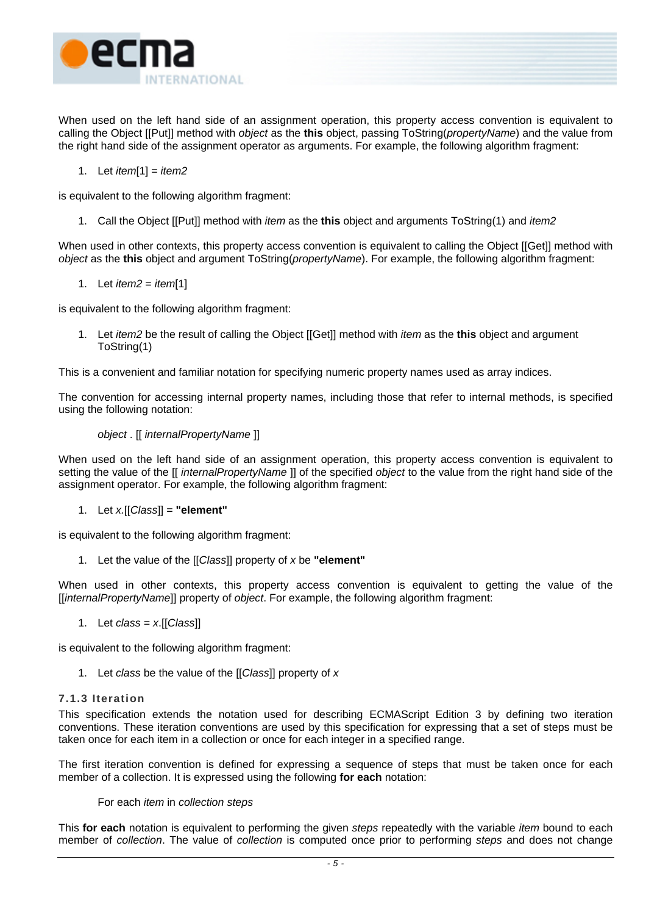When used on the left hand side of an assignment operation, this property access convention is equivalent to calling the Object [[Put]] method with *object* as the **this** object, passing ToString(*propertyName*) and the value from the right hand side of the assignment operator as arguments. For example, the following algorithm fragment:

1. Let *item*[1] = *item2*

is equivalent to the following algorithm fragment:

1. Call the Object [[Put]] method with *item* as the **this** object and arguments ToString(1) and *item2*

When used in other contexts, this property access convention is equivalent to calling the Object [[Get]] method with *object* as the **this** object and argument ToString(*propertyName*). For example, the following algorithm fragment:

1. Let *item2* = *item*[1]

is equivalent to the following algorithm fragment:

1. Let *item2* be the result of calling the Object [[Get]] method with *item* as the **this** object and argument ToString(1)

This is a convenient and familiar notation for specifying numeric property names used as array indices.

The convention for accessing internal property names, including those that refer to internal methods, is specified using the following notation:

*object* . [[ *internalPropertyName* ]]

When used on the left hand side of an assignment operation, this property access convention is equivalent to setting the value of the [[ *internalPropertyName* ]] of the specified *object* to the value from the right hand side of the assignment operator. For example, the following algorithm fragment:

1. Let *x*.[[*Class*]] = **"element"**

is equivalent to the following algorithm fragment:

1. Let the value of the [[*Class*]] property of *x* be **"element"**

When used in other contexts, this property access convention is equivalent to getting the value of the [[*internalPropertyName*]] property of *object*. For example, the following algorithm fragment:

1. Let *class* = *x*.[[*Class*]]

is equivalent to the following algorithm fragment:

1. Let *class* be the value of the [[*Class*]] property of *x*

### 7.1.3 Iteration

This specification extends the notation used for describing ECMAScript Edition 3 by defining two iteration conventions. These iteration conventions are used by this specification for expressing that a set of steps must be taken once for each item in a collection or once for each integer in a specified range.

The first iteration convention is defined for expressing a sequence of steps that must be taken once for each member of a collection. It is expressed using the following **for each** notation:

For each *item* in *collection steps*

This **for each** notation is equivalent to performing the given *steps* repeatedly with the variable *item* bound to each member of *collection*. The value of *collection* is computed once prior to performing *steps* and does not change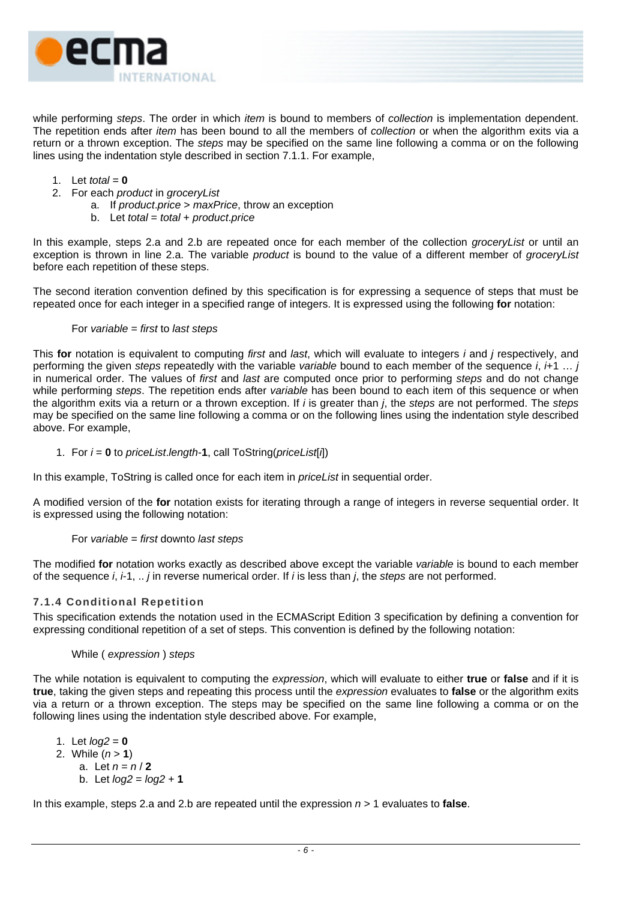while performing *steps*. The order in which *item* is bound to members of *collection* is implementation dependent. The repetition ends after *item* has been bound to all the members of *collection* or when the algorithm exits via a return or a thrown exception. The *steps* may be specified on the same line following a comma or on the following lines using the indentation style described in section 7.1.1. For example,

1. Let *total* = **0**
2. For each *product* in *groceryList*
   a. If *product*.*price* > *maxPrice*, throw an exception
   b. Let *total* = *total* + *product*.*price*

In this example, steps 2.a and 2.b are repeated once for each member of the collection *groceryList* or until an exception is thrown in line 2.a. The variable *product* is bound to the value of a different member of *groceryList* before each repetition of these steps.

The second iteration convention defined by this specification is for expressing a sequence of steps that must be repeated once for each integer in a specified range of integers. It is expressed using the following **for** notation:

For *variable* = *first* to *last steps*

This **for** notation is equivalent to computing *first* and *last*, which will evaluate to integers *i* and *j* respectively, and performing the given *steps* repeatedly with the variable *variable* bound to each member of the sequence *i*, *i*+1 … *j* in numerical order. The values of *first* and *last* are computed once prior to performing *steps* and do not change while performing *steps*. The repetition ends after *variable* has been bound to each item of this sequence or when the algorithm exits via a return or a thrown exception. If *i* is greater than *j*, the *steps* are not performed. The *steps* may be specified on the same line following a comma or on the following lines using the indentation style described above. For example,

1. For *i* = **0** to *priceList*.*length*-**1**, call ToString(*priceList*[*i*])

In this example, ToString is called once for each item in *priceList* in sequential order.

A modified version of the **for** notation exists for iterating through a range of integers in reverse sequential order. It is expressed using the following notation:

For *variable* = *first* downto *last steps*

The modified **for** notation works exactly as described above except the variable *variable* is bound to each member of the sequence *i*, *i*-1, .. *j* in reverse numerical order. If *i* is less than *j*, the *steps* are not performed.

### 7.1.4 Conditional Repetition

This specification extends the notation used in the ECMAScript Edition 3 specification by defining a convention for expressing conditional repetition of a set of steps. This convention is defined by the following notation:

While ( *expression* ) *steps*

The while notation is equivalent to computing the *expression*, which will evaluate to either **true** or **false** and if it is **true**, taking the given steps and repeating this process until the *expression* evaluates to **false** or the algorithm exits via a return or a thrown exception. The steps may be specified on the same line following a comma or on the following lines using the indentation style described above. For example,

1. Let *log2* = **0**
2. While (*n* > **1**)
   a. Let *n* = *n* / **2**
   b. Let *log2* = *log2* + **1**

In this example, steps 2.a and 2.b are repeated until the expression *n* > 1 evaluates to **false**.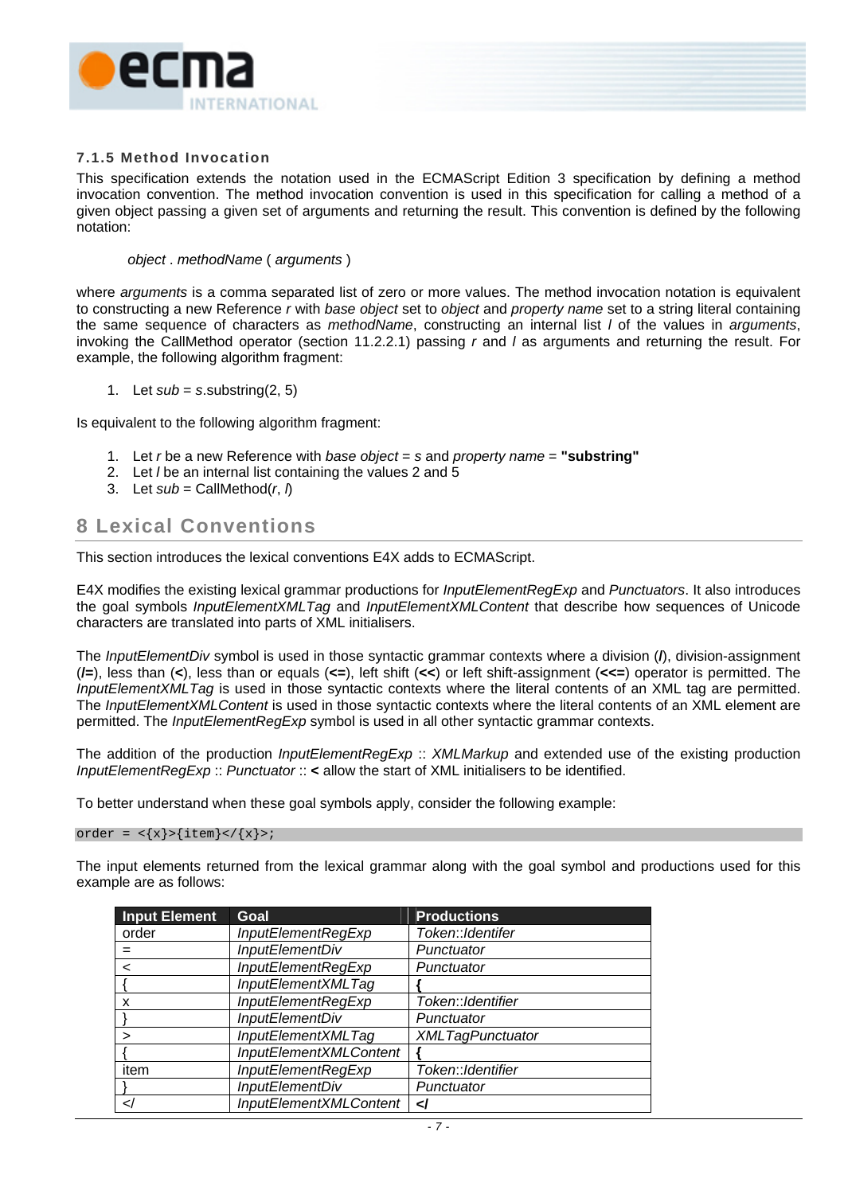### 7.1.5 Method Invocation

This specification extends the notation used in the ECMAScript Edition 3 specification by defining a method invocation convention. The method invocation convention is used in this specification for calling a method of a given object passing a given set of arguments and returning the result. This convention is defined by the following notation:

*object* . *methodName* ( *arguments* )

where *arguments* is a comma separated list of zero or more values. The method invocation notation is equivalent to constructing a new Reference *r* with *base object* set to *object* and *property name* set to a string literal containing the same sequence of characters as *methodName*, constructing an internal list *l* of the values in *arguments*, invoking the CallMethod operator (section 11.2.2.1) passing *r* and *l* as arguments and returning the result. For example, the following algorithm fragment:

1. Let *sub* = *s*.substring(2, 5)

Is equivalent to the following algorithm fragment:

1. Let *r* be a new Reference with *base object* = *s* and *property name* = **"substring"**
2. Let *l* be an internal list containing the values 2 and 5
3. Let *sub* = CallMethod(*r*, *l*)

# 8 Lexical Conventions

This section introduces the lexical conventions E4X adds to ECMAScript.

E4X modifies the existing lexical grammar productions for *InputElementRegExp* and *Punctuators*. It also introduces the goal symbols *InputElementXMLTag* and *InputElementXMLContent* that describe how sequences of Unicode characters are translated into parts of XML initialisers.

The *InputElementDiv* symbol is used in those syntactic grammar contexts where a division (**/**), division-assignment (**/=**), less than (**<**), less than or equals (**<=**), left shift (**<<**) or left shift-assignment (**<<=**) operator is permitted. The *InputElementXMLTag* is used in those syntactic contexts where the literal contents of an XML tag are permitted. The *InputElementXMLContent* is used in those syntactic contexts where the literal contents of an XML element are permitted. The *InputElementRegExp* symbol is used in all other syntactic grammar contexts.

The addition of the production *InputElementRegExp* :: *XMLMarkup* and extended use of the existing production *InputElementRegExp* :: *Punctuator* :: **<** allow the start of XML initialisers to be identified.

To better understand when these goal symbols apply, consider the following example:

```
order = <{x}>{item}</{x}>;
```

The input elements returned from the lexical grammar along with the goal symbol and productions used for this example are as follows:

| Input Element | Goal | Productions |
|---|---|---|
| order | *InputElementRegExp* | *Token::Identifer* |
| = | *InputElementDiv* | *Punctuator* |
| < | *InputElementRegExp* | *Punctuator* |
| { | *InputElementXMLTag* | **{** |
| x | *InputElementRegExp* | *Token::Identifier* |
| } | *InputElementDiv* | *Punctuator* |
| > | *InputElementXMLTag* | *XMLTagPunctuator* |
| { | *InputElementXMLContent* | **{** |
| item | *InputElementRegExp* | *Token::Identifier* |
| } | *InputElementDiv* | *Punctuator* |
| </ | *InputElementXMLContent* | **</** |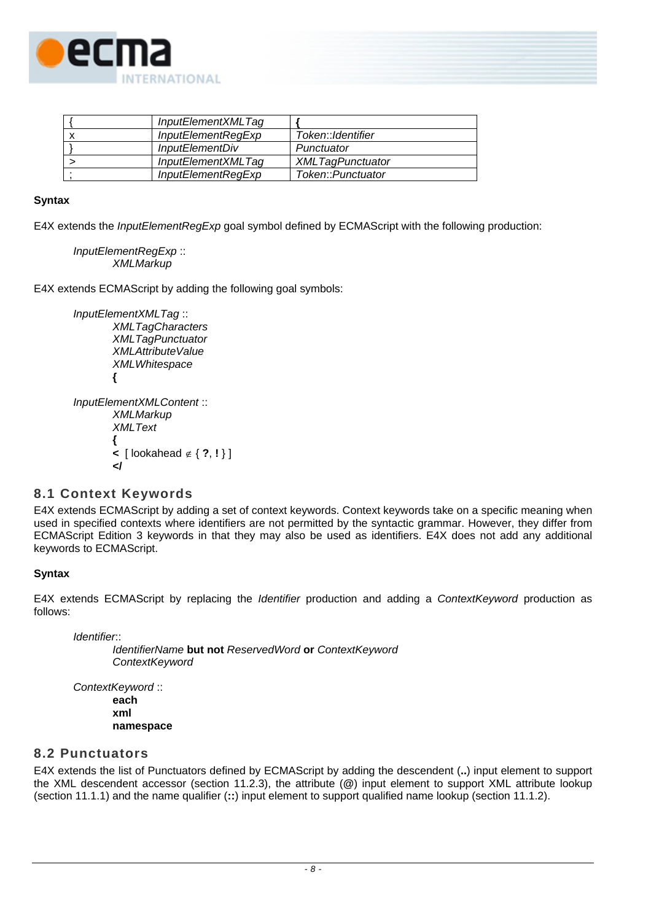| { | *InputElementXMLTag* | **{** |
|---|---|---|
| x | *InputElementRegExp* | *Token::Identifier* |
| } | *InputElementDiv* | *Punctuator* |
| > | *InputElementXMLTag* | *XMLTagPunctuator* |
| ; | *InputElementRegExp* | *Token::Punctuator* |

**Syntax**

E4X extends the *InputElementRegExp* goal symbol defined by ECMAScript with the following production:

> *InputElementRegExp* ::
> &nbsp;&nbsp;&nbsp;&nbsp;*XMLMarkup*

E4X extends ECMAScript by adding the following goal symbols:

> *InputElementXMLTag* ::
> &nbsp;&nbsp;&nbsp;&nbsp;*XMLTagCharacters*
> &nbsp;&nbsp;&nbsp;&nbsp;*XMLTagPunctuator*
> &nbsp;&nbsp;&nbsp;&nbsp;*XMLAttributeValue*
> &nbsp;&nbsp;&nbsp;&nbsp;*XMLWhitespace*
> &nbsp;&nbsp;&nbsp;&nbsp;**{**
>
> *InputElementXMLContent* ::
> &nbsp;&nbsp;&nbsp;&nbsp;*XMLMarkup*
> &nbsp;&nbsp;&nbsp;&nbsp;*XMLText*
> &nbsp;&nbsp;&nbsp;&nbsp;**{**
> &nbsp;&nbsp;&nbsp;&nbsp;**<** [ lookahead ∉ { **?**, **!** } ]
> &nbsp;&nbsp;&nbsp;&nbsp;**</**

## 8.1 Context Keywords

E4X extends ECMAScript by adding a set of context keywords. Context keywords take on a specific meaning when used in specified contexts where identifiers are not permitted by the syntactic grammar. However, they differ from ECMAScript Edition 3 keywords in that they may also be used as identifiers. E4X does not add any additional keywords to ECMAScript.

**Syntax**

E4X extends ECMAScript by replacing the *Identifier* production and adding a *ContextKeyword* production as follows:

> *Identifier*::
> &nbsp;&nbsp;&nbsp;&nbsp;*IdentifierName* **but not** *ReservedWord* **or** *ContextKeyword*
> &nbsp;&nbsp;&nbsp;&nbsp;*ContextKeyword*
>
> *ContextKeyword* ::
> &nbsp;&nbsp;&nbsp;&nbsp;**each**
> &nbsp;&nbsp;&nbsp;&nbsp;**xml**
> &nbsp;&nbsp;&nbsp;&nbsp;**namespace**

## 8.2 Punctuators

E4X extends the list of Punctuators defined by ECMAScript by adding the descendent (**..**) input element to support the XML descendent accessor (section 11.2.3), the attribute (@) input element to support XML attribute lookup (section 11.1.1) and the name qualifier (**::**) input element to support qualified name lookup (section 11.1.2).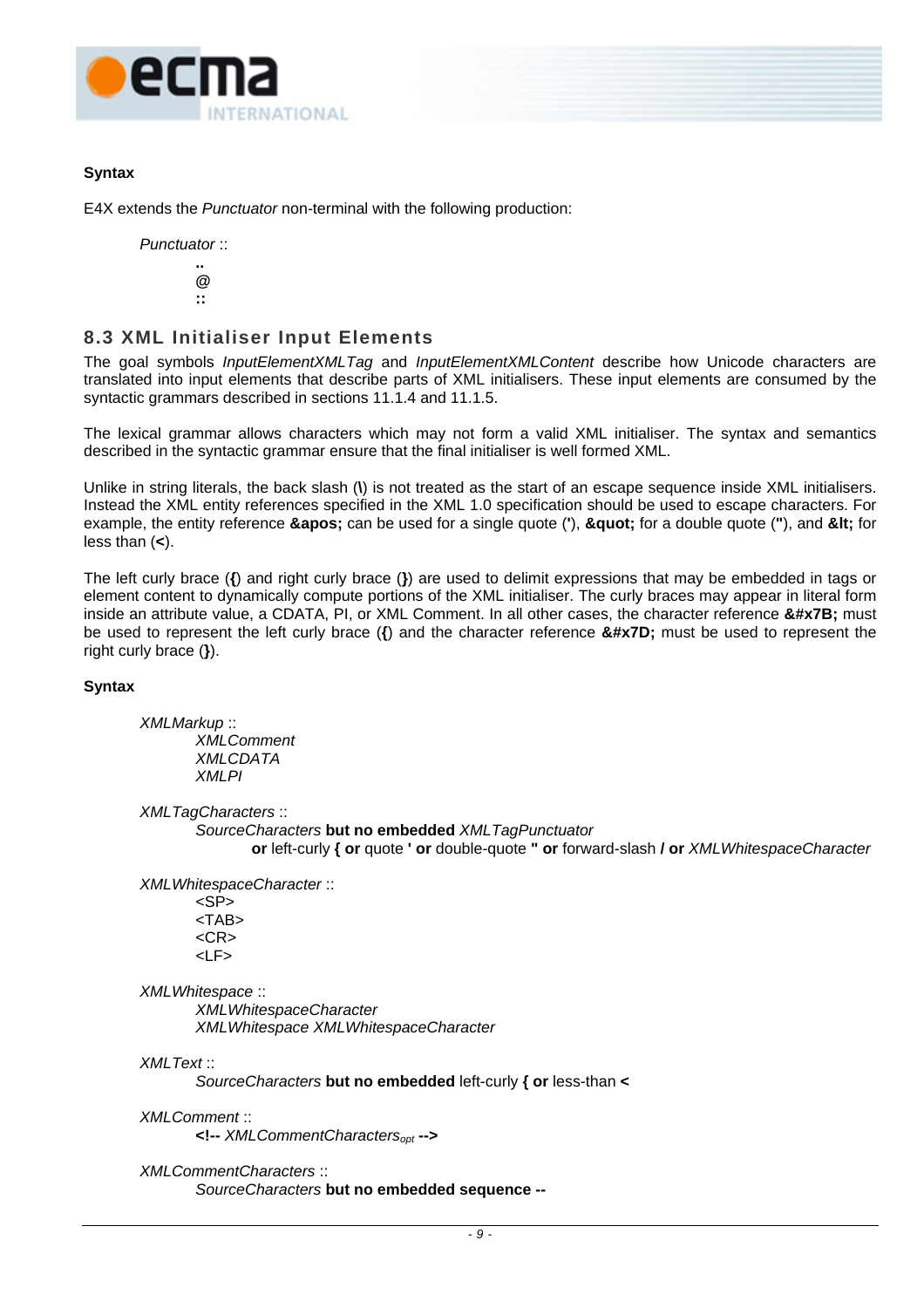**Syntax**

E4X extends the *Punctuator* non-terminal with the following production:

> *Punctuator* ::
>
> > **..**
> > **@**
> > **::**

## 8.3 XML Initialiser Input Elements

The goal symbols *InputElementXMLTag* and *InputElementXMLContent* describe how Unicode characters are translated into input elements that describe parts of XML initialisers. These input elements are consumed by the syntactic grammars described in sections 11.1.4 and 11.1.5.

The lexical grammar allows characters which may not form a valid XML initialiser. The syntax and semantics described in the syntactic grammar ensure that the final initialiser is well formed XML.

Unlike in string literals, the back slash (**\**) is not treated as the start of an escape sequence inside XML initialisers. Instead the XML entity references specified in the XML 1.0 specification should be used to escape characters. For example, the entity reference **&apos;** can be used for a single quote (**'**), **&quot;** for a double quote (**"**), and **&lt;** for less than (**<**).

The left curly brace (**{**) and right curly brace (**}**) are used to delimit expressions that may be embedded in tags or element content to dynamically compute portions of the XML initialiser. The curly braces may appear in literal form inside an attribute value, a CDATA, PI, or XML Comment. In all other cases, the character reference **&#x7B;** must be used to represent the left curly brace (**{**) and the character reference **&#x7D;** must be used to represent the right curly brace (**}**).

**Syntax**

> *XMLMarkup* ::
>
> > *XMLComment*
> > *XMLCDATA*
> > *XMLPI*

> *XMLTagCharacters* ::
>
> > *SourceCharacters* **but no embedded** *XMLTagPunctuator*
> > > **or** left-curly **{ or** quote **' or** double-quote **" or** forward-slash **/ or** *XMLWhitespaceCharacter*

> *XMLWhitespaceCharacter* ::
>
> > <SP>
> > <TAB>
> > <CR>
> > <LF>

> *XMLWhitespace* ::
>
> > *XMLWhitespaceCharacter*
> > *XMLWhitespace XMLWhitespaceCharacter*

> *XMLText* ::
>
> > *SourceCharacters* **but no embedded** left-curly **{ or** less-than **<**

> *XMLComment* ::
>
> > **<!--** $XMLCommentCharacters_{opt}$ **-->**

> *XMLCommentCharacters* ::
>
> > *SourceCharacters* **but no embedded sequence --**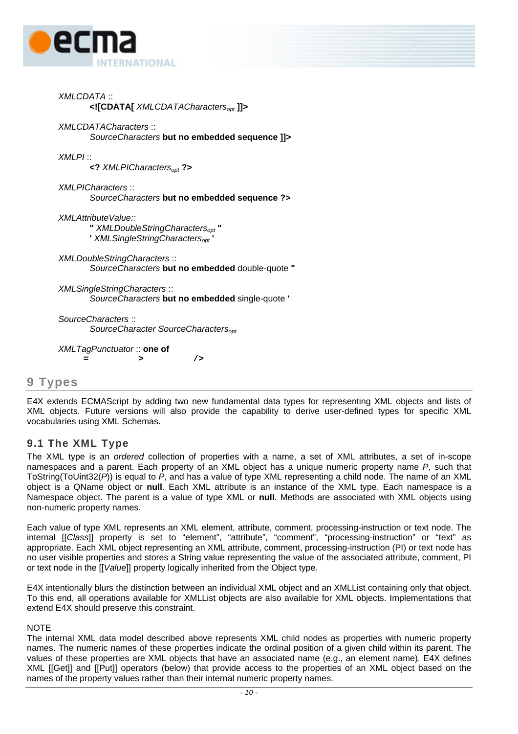*XMLCDATA* ::
  **<![CDATA[** *XMLCDATACharacters*$_{opt}$ **]]>**

*XMLCDATACharacters* ::
  *SourceCharacters* **but no embedded sequence ]]>**

*XMLPI* ::
  **<?** *XMLPICharacters*$_{opt}$ **?>**

*XMLPICharacters* ::
  *SourceCharacters* **but no embedded sequence ?>**

*XMLAttributeValue::*
  **"** *XMLDoubleStringCharacters*$_{opt}$ **"**
  **'** *XMLSingleStringCharacters*$_{opt}$ **'**

*XMLDoubleStringCharacters* ::
  *SourceCharacters* **but no embedded** double-quote **"**

*XMLSingleStringCharacters* ::
  *SourceCharacters* **but no embedded** single-quote **'**

*SourceCharacters* ::
  *SourceCharacter SourceCharacters*$_{opt}$

*XMLTagPunctuator* :: **one of**
  **=**   **>**   **/>**

# 9 Types

E4X extends ECMAScript by adding two new fundamental data types for representing XML objects and lists of XML objects. Future versions will also provide the capability to derive user-defined types for specific XML vocabularies using XML Schemas.

## 9.1 The XML Type

The XML type is an *ordered* collection of properties with a name, a set of XML attributes, a set of in-scope namespaces and a parent. Each property of an XML object has a unique numeric property name *P*, such that ToString(ToUint32(*P*)) is equal to *P*, and has a value of type XML representing a child node. The name of an XML object is a QName object or **null**. Each XML attribute is an instance of the XML type. Each namespace is a Namespace object. The parent is a value of type XML or **null**. Methods are associated with XML objects using non-numeric property names.

Each value of type XML represents an XML element, attribute, comment, processing-instruction or text node. The internal [[*Class*]] property is set to "element", "attribute", "comment", "processing-instruction" or "text" as appropriate. Each XML object representing an XML attribute, comment, processing-instruction (PI) or text node has no user visible properties and stores a String value representing the value of the associated attribute, comment, PI or text node in the [[*Value*]] property logically inherited from the Object type.

E4X intentionally blurs the distinction between an individual XML object and an XMLList containing only that object. To this end, all operations available for XMLList objects are also available for XML objects. Implementations that extend E4X should preserve this constraint.

NOTE
The internal XML data model described above represents XML child nodes as properties with numeric property names. The numeric names of these properties indicate the ordinal position of a given child within its parent. The values of these properties are XML objects that have an associated name (e.g., an element name). E4X defines XML [[Get]] and [[Put]] operators (below) that provide access to the properties of an XML object based on the names of the property values rather than their internal numeric property names.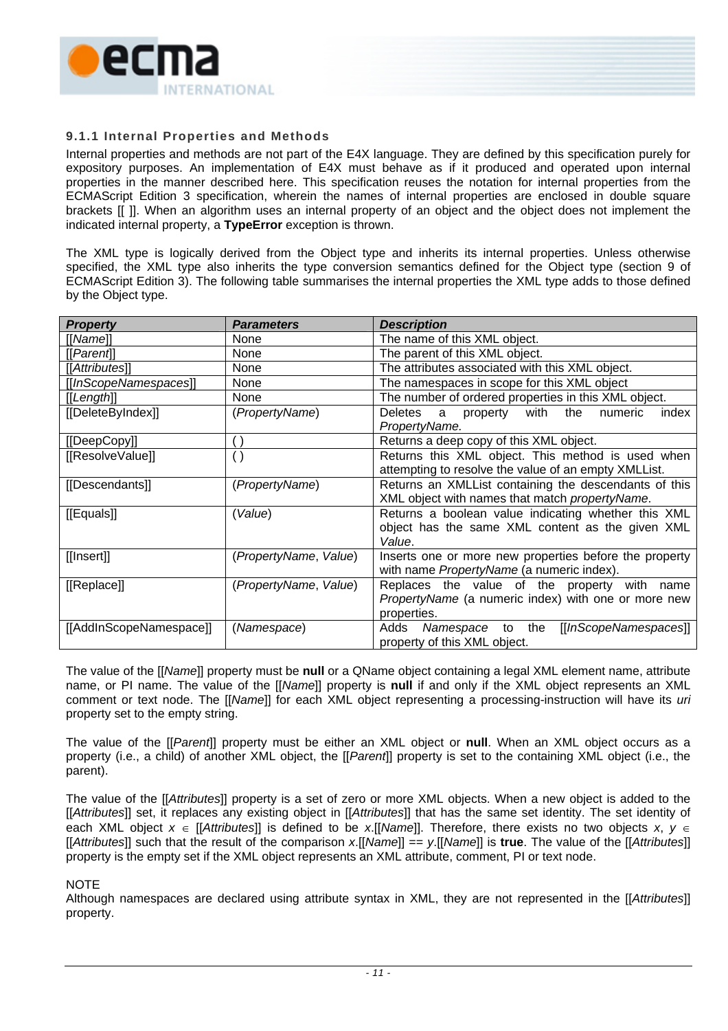### 9.1.1 Internal Properties and Methods

Internal properties and methods are not part of the E4X language. They are defined by this specification purely for expository purposes. An implementation of E4X must behave as if it produced and operated upon internal properties in the manner described here. This specification reuses the notation for internal properties from the ECMAScript Edition 3 specification, wherein the names of internal properties are enclosed in double square brackets [[ ]]. When an algorithm uses an internal property of an object and the object does not implement the indicated internal property, a **TypeError** exception is thrown.

The XML type is logically derived from the Object type and inherits its internal properties. Unless otherwise specified, the XML type also inherits the type conversion semantics defined for the Object type (section 9 of ECMAScript Edition 3). The following table summarises the internal properties the XML type adds to those defined by the Object type.

| ***Property*** | ***Parameters*** | ***Description*** |
|---|---|---|
| [[*Name*]] | None | The name of this XML object. |
| [[*Parent*]] | None | The parent of this XML object. |
| [[*Attributes*]] | None | The attributes associated with this XML object. |
| [[*InScopeNamespaces*]] | None | The namespaces in scope for this XML object |
| [[*Length*]] | None | The number of ordered properties in this XML object. |
| [[DeleteByIndex]] | (*PropertyName*) | Deletes a property with the numeric index *PropertyName.* |
| [[DeepCopy]] | ( ) | Returns a deep copy of this XML object. |
| [[ResolveValue]] | ( ) | Returns this XML object. This method is used when attempting to resolve the value of an empty XMLList. |
| [[Descendants]] | (*PropertyName*) | Returns an XMLList containing the descendants of this XML object with names that match *propertyName*. |
| [[Equals]] | (*Value*) | Returns a boolean value indicating whether this XML object has the same XML content as the given XML *Value*. |
| [[Insert]] | (*PropertyName*, *Value*) | Inserts one or more new properties before the property with name *PropertyName* (a numeric index). |
| [[Replace]] | (*PropertyName*, *Value*) | Replaces the value of the property with name *PropertyName* (a numeric index) with one or more new properties. |
| [[AddInScopeNamespace]] | (*Namespace*) | Adds *Namespace* to the [[*InScopeNamespaces*]] property of this XML object. |

The value of the [[*Name*]] property must be **null** or a QName object containing a legal XML element name, attribute name, or PI name. The value of the [[*Name*]] property is **null** if and only if the XML object represents an XML comment or text node. The [[*Name*]] for each XML object representing a processing-instruction will have its *uri* property set to the empty string.

The value of the [[*Parent*]] property must be either an XML object or **null**. When an XML object occurs as a property (i.e., a child) of another XML object, the [[*Parent*]] property is set to the containing XML object (i.e., the parent).

The value of the [[*Attributes*]] property is a set of zero or more XML objects. When a new object is added to the [[*Attributes*]] set, it replaces any existing object in [[*Attributes*]] that has the same set identity. The set identity of each XML object $x \in$ [[*Attributes*]] is defined to be *x*.[[*Name*]]. Therefore, there exists no two objects $x$, $y \in$ [[*Attributes*]] such that the result of the comparison *x*.[[*Name*]] == *y*.[[*Name*]] is **true**. The value of the [[*Attributes*]] property is the empty set if the XML object represents an XML attribute, comment, PI or text node.

NOTE
Although namespaces are declared using attribute syntax in XML, they are not represented in the [[*Attributes*]] property.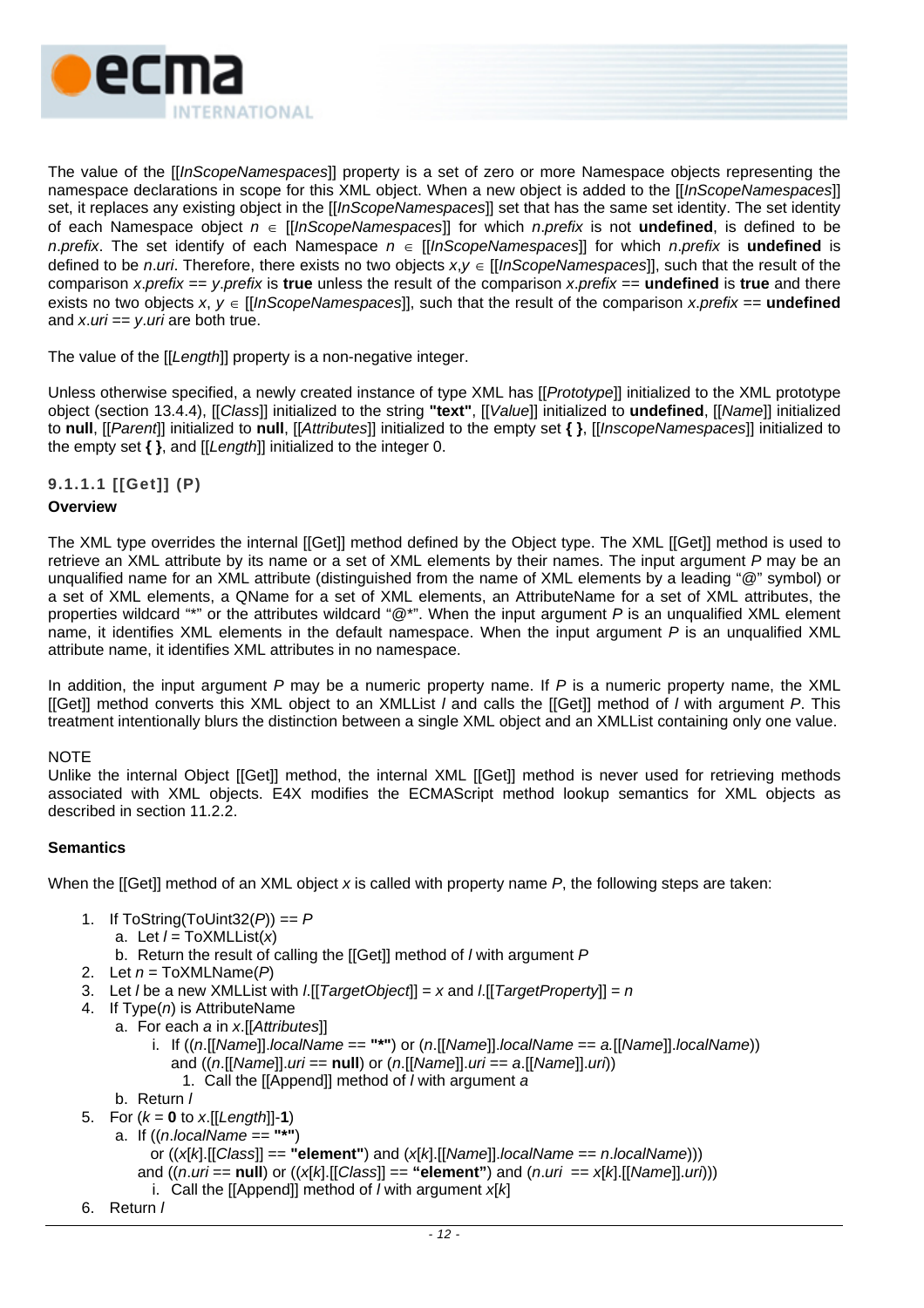The value of the [[*InScopeNamespaces*]] property is a set of zero or more Namespace objects representing the namespace declarations in scope for this XML object. When a new object is added to the [[*InScopeNamespaces*]] set, it replaces any existing object in the [[*InScopeNamespaces*]] set that has the same set identity. The set identity of each Namespace object $n \in$ [[*InScopeNamespaces*]] for which *n.prefix* is not **undefined**, is defined to be *n.prefix*. The set identify of each Namespace $n \in$ [[*InScopeNamespaces*]] for which *n.prefix* is **undefined** is defined to be *n.uri*. Therefore, there exists no two objects $x,y \in$ [[*InScopeNamespaces*]], such that the result of the comparison *x.prefix* == *y.prefix* is **true** unless the result of the comparison *x.prefix* == **undefined** is **true** and there exists no two objects $x$, $y \in$ [[*InScopeNamespaces*]], such that the result of the comparison *x.prefix* == **undefined** and *x.uri* == *y.uri* are both true.

The value of the [[*Length*]] property is a non-negative integer.

Unless otherwise specified, a newly created instance of type XML has [[*Prototype*]] initialized to the XML prototype object (section 13.4.4), [[*Class*]] initialized to the string **"text"**, [[*Value*]] initialized to **undefined**, [[*Name*]] initialized to **null**, [[*Parent*]] initialized to **null**, [[*Attributes*]] initialized to the empty set **{ }**, [[*InscopeNamespaces*]] initialized to the empty set **{ }**, and [[*Length*]] initialized to the integer 0.

#### 9.1.1.1 [[Get]] (P)

**Overview**

The XML type overrides the internal [[Get]] method defined by the Object type. The XML [[Get]] method is used to retrieve an XML attribute by its name or a set of XML elements by their names. The input argument *P* may be an unqualified name for an XML attribute (distinguished from the name of XML elements by a leading "@" symbol) or a set of XML elements, a QName for a set of XML elements, an AttributeName for a set of XML attributes, the properties wildcard "*" or the attributes wildcard "@*". When the input argument *P* is an unqualified XML element name, it identifies XML elements in the default namespace. When the input argument *P* is an unqualified XML attribute name, it identifies XML attributes in no namespace.

In addition, the input argument *P* may be a numeric property name. If *P* is a numeric property name, the XML [[Get]] method converts this XML object to an XMLList *l* and calls the [[Get]] method of *l* with argument *P*. This treatment intentionally blurs the distinction between a single XML object and an XMLList containing only one value.

NOTE
Unlike the internal Object [[Get]] method, the internal XML [[Get]] method is never used for retrieving methods associated with XML objects. E4X modifies the ECMAScript method lookup semantics for XML objects as described in section 11.2.2.

**Semantics**

When the [[Get]] method of an XML object *x* is called with property name *P*, the following steps are taken:

1. If ToString(ToUint32(*P*)) == *P*
   a. Let *l* = ToXMLList(*x*)
   b. Return the result of calling the [[Get]] method of *l* with argument *P*
2. Let *n* = ToXMLName(*P*)
3. Let *l* be a new XMLList with *l*.[[*TargetObject*]] = *x* and *l*.[[*TargetProperty*]] = *n*
4. If Type(*n*) is AttributeName
   a. For each *a* in *x*.[[*Attributes*]]
      i. If ((*n*.[[*Name*]].*localName* == **"*"**) or (*n*.[[*Name*]].*localName* == *a*.[[*Name*]].*localName*)) and ((*n*.[[*Name*]].*uri* == **null**) or (*n*.[[*Name*]].*uri* == *a*.[[*Name*]].*uri*))
         1. Call the [[Append]] method of *l* with argument *a*
   b. Return *l*
5. For (*k* = **0** to *x*.[[*Length*]]-**1**)
   a. If ((*n.localName* == **"*"**)
      or ((*x*[*k*].[[*Class*]] == **"element"**) and (*x*[*k*].[[*Name*]].*localName* == *n.localName*)))
      and ((*n.uri* == **null**) or ((*x*[*k*].[[*Class*]] == **"element"**) and (*n.uri* == *x*[*k*].[[*Name*]].*uri*)))
      i. Call the [[Append]] method of *l* with argument *x*[*k*]
6. Return *l*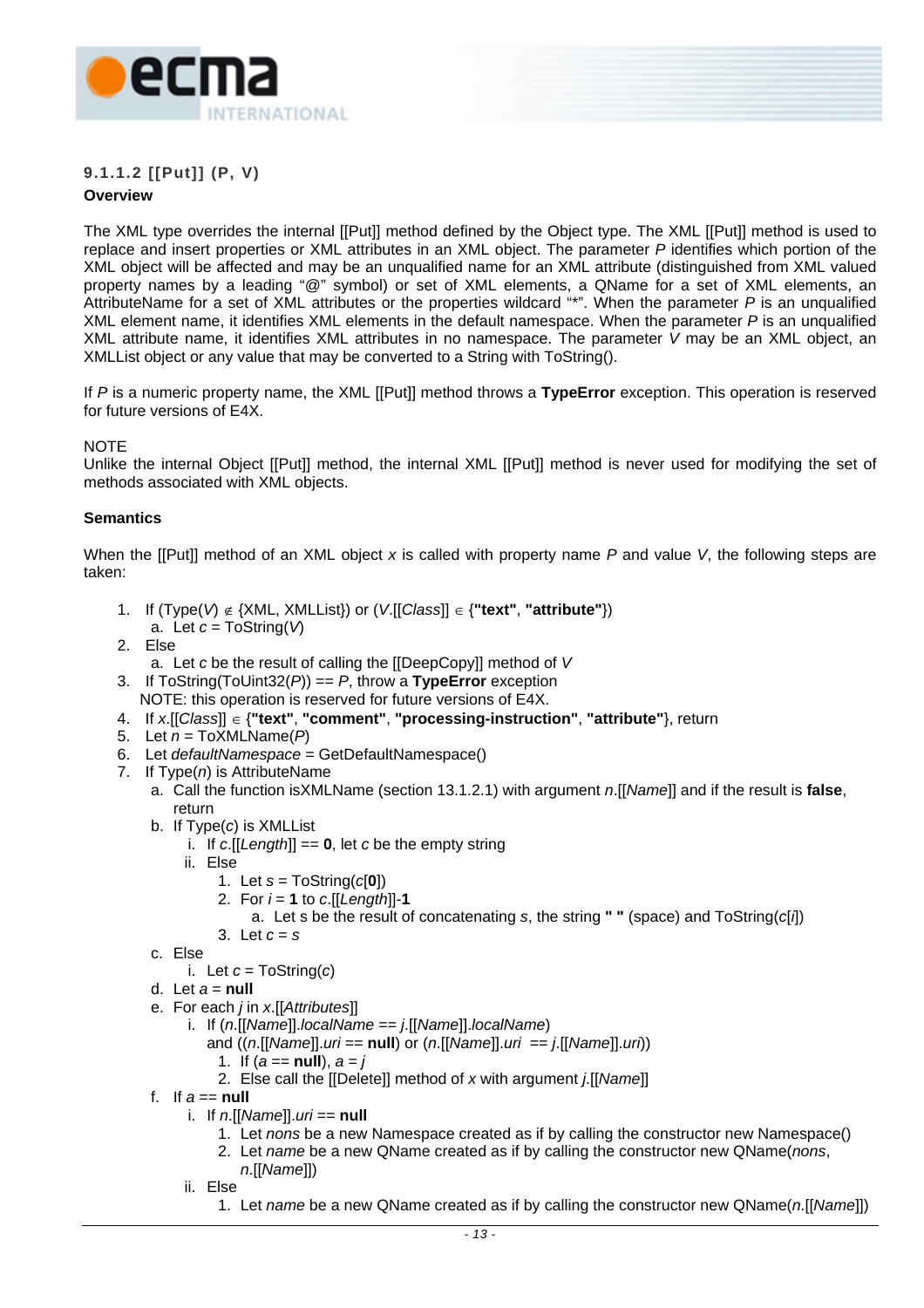#### 9.1.1.2 [[Put]] (P, V)

**Overview**

The XML type overrides the internal [[Put]] method defined by the Object type. The XML [[Put]] method is used to replace and insert properties or XML attributes in an XML object. The parameter *P* identifies which portion of the XML object will be affected and may be an unqualified name for an XML attribute (distinguished from XML valued property names by a leading "@" symbol) or set of XML elements, a QName for a set of XML elements, an AttributeName for a set of XML attributes or the properties wildcard "*". When the parameter *P* is an unqualified XML element name, it identifies XML elements in the default namespace. When the parameter *P* is an unqualified XML attribute name, it identifies XML attributes in no namespace. The parameter *V* may be an XML object, an XMLList object or any value that may be converted to a String with ToString().

If *P* is a numeric property name, the XML [[Put]] method throws a **TypeError** exception. This operation is reserved for future versions of E4X.

NOTE
Unlike the internal Object [[Put]] method, the internal XML [[Put]] method is never used for modifying the set of methods associated with XML objects.

**Semantics**

When the [[Put]] method of an XML object *x* is called with property name *P* and value *V*, the following steps are taken:

1. If (Type(*V*) ∉ {XML, XMLList}) or (*V*.[[*Class*]] ∈ {**"text"**, **"attribute"**})
   a. Let *c* = ToString(*V*)
2. Else
   a. Let *c* be the result of calling the [[DeepCopy]] method of *V*
3. If ToString(ToUint32(*P*)) == *P*, throw a **TypeError** exception
   NOTE: this operation is reserved for future versions of E4X.
4. If *x*.[[*Class*]] ∈ {**"text"**, **"comment"**, **"processing-instruction"**, **"attribute"**}, return
5. Let *n* = ToXMLName(*P*)
6. Let *defaultNamespace* = GetDefaultNamespace()
7. If Type(*n*) is AttributeName
   a. Call the function isXMLName (section 13.1.2.1) with argument *n*.[[*Name*]] and if the result is **false**, return
   b. If Type(*c*) is XMLList
      i. If *c*.[[*Length*]] == **0**, let *c* be the empty string
      ii. Else
         1. Let *s* = ToString(*c*[**0**])
         2. For *i* = **1** to *c*.[[*Length*]]-**1**
            a. Let s be the result of concatenating *s*, the string **" "** (space) and ToString(*c*[*i*])
         3. Let *c* = *s*
   c. Else
      i. Let *c* = ToString(*c*)
   d. Let *a* = **null**
   e. For each *j* in *x*.[[*Attributes*]]
      i. If (*n*.[[*Name*]].*localName* == *j*.[[*Name*]].*localName*) and ((*n*.[[*Name*]].*uri* == **null**) or (*n*.[[*Name*]].*uri* == *j*.[[*Name*]].*uri*))
         1. If (*a* == **null**), *a* = *j*
         2. Else call the [[Delete]] method of *x* with argument *j*.[[*Name*]]
   f. If *a* == **null**
      i. If *n*.[[*Name*]].*uri* == **null**
         1. Let *nons* be a new Namespace created as if by calling the constructor new Namespace()
         2. Let *name* be a new QName created as if by calling the constructor new QName(*nons*, *n*.[[*Name*]])
      ii. Else
         1. Let *name* be a new QName created as if by calling the constructor new QName(*n*.[[*Name*]])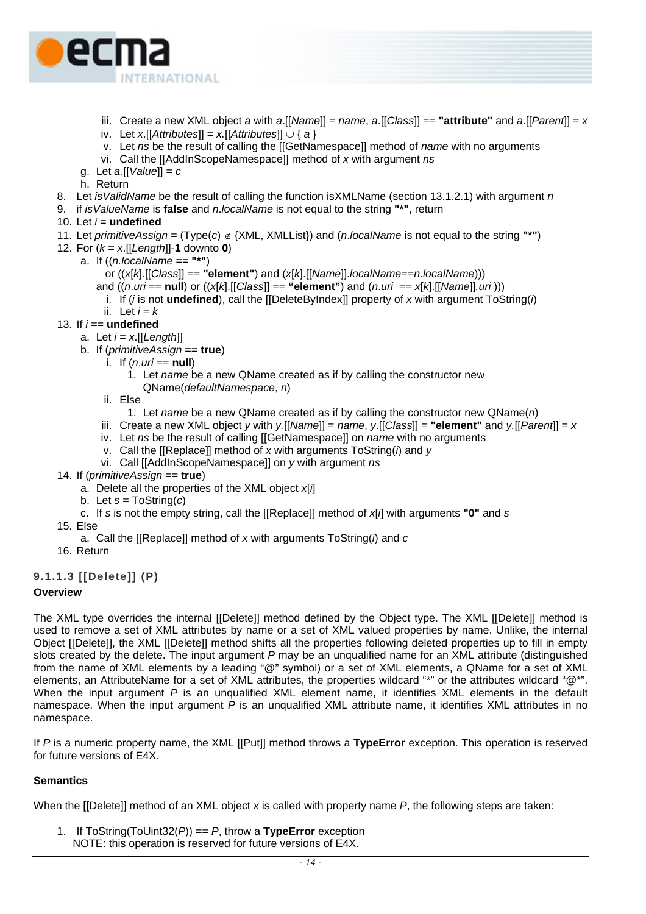iii. Create a new XML object *a* with *a*.[[*Name*]] = *name*, *a*.[[*Class*]] == **"attribute"** and *a*.[[*Parent*]] = *x*
   iv. Let *x*.[[*Attributes*]] = *x*.[[*Attributes*]] ∪ { *a* }
   v. Let *ns* be the result of calling the [[GetNamespace]] method of *name* with no arguments
   vi. Call the [[AddInScopeNamespace]] method of *x* with argument *ns*
  g. Let *a*.[[*Value*]] = *c*
  h. Return
8. Let *isValidName* be the result of calling the function isXMLName (section 13.1.2.1) with argument *n*
9. if *isValueName* is **false** and *n*.*localName* is not equal to the string **"*"**, return
10. Let *i* = **undefined**
11. Let *primitiveAssign* = (Type(*c*) ∉ {XML, XMLList}) and (*n*.*localName* is not equal to the string **"*"**)
12. For (*k* = *x*.[[*Length*]]-**1** downto **0**)
  a. If ((*n*.*localName* == **"*"**)
     or ((*x*[*k*].[[*Class*]] == **"element"**) and (*x*[*k*].[[*Name*]].*localName*==*n*.*localName*)))
     and ((*n*.*uri* == **null**) or ((*x*[*k*].[[*Class*]] == **"element"**) and (*n*.*uri* == *x*[*k*].[[*Name*]].*uri* )))
   i. If (*i* is not **undefined**), call the [[DeleteByIndex]] property of *x* with argument ToString(*i*)
   ii. Let *i* = *k*
13. If *i* == **undefined**
  a. Let *i* = *x*.[[*Length*]]
  b. If (*primitiveAssign* == **true**)
   i. If (*n*.*uri* == **null**)
    1. Let *name* be a new QName created as if by calling the constructor new QName(*defaultNamespace*, *n*)
   ii. Else
    1. Let *name* be a new QName created as if by calling the constructor new QName(*n*)
   iii. Create a new XML object *y* with *y*.[[*Name*]] = *name*, *y*.[[*Class*]] = **"element"** and *y*.[[*Parent*]] = *x*
   iv. Let *ns* be the result of calling [[GetNamespace]] on *name* with no arguments
   v. Call the [[Replace]] method of *x* with arguments ToString(*i*) and *y*
   vi. Call [[AddInScopeNamespace]] on *y* with argument *ns*
14. If (*primitiveAssign* == **true**)
  a. Delete all the properties of the XML object *x*[*i*]
  b. Let *s* = ToString(*c*)
  c. If *s* is not the empty string, call the [[Replace]] method of *x*[*i*] with arguments **"0"** and *s*
15. Else
  a. Call the [[Replace]] method of *x* with arguments ToString(*i*) and *c*
16. Return

#### 9.1.1.3 [[Delete]] (P)

**Overview**

The XML type overrides the internal [[Delete]] method defined by the Object type. The XML [[Delete]] method is used to remove a set of XML attributes by name or a set of XML valued properties by name. Unlike, the internal Object [[Delete]], the XML [[Delete]] method shifts all the properties following deleted properties up to fill in empty slots created by the delete. The input argument *P* may be an unqualified name for an XML attribute (distinguished from the name of XML elements by a leading "@" symbol) or a set of XML elements, a QName for a set of XML elements, an AttributeName for a set of XML attributes, the properties wildcard "*" or the attributes wildcard "@*". When the input argument *P* is an unqualified XML element name, it identifies XML elements in the default namespace. When the input argument *P* is an unqualified XML attribute name, it identifies XML attributes in no namespace.

If *P* is a numeric property name, the XML [[Put]] method throws a **TypeError** exception. This operation is reserved for future versions of E4X.

**Semantics**

When the [[Delete]] method of an XML object *x* is called with property name *P*, the following steps are taken:

1. If ToString(ToUint32(*P*)) == *P*, throw a **TypeError** exception
   NOTE: this operation is reserved for future versions of E4X.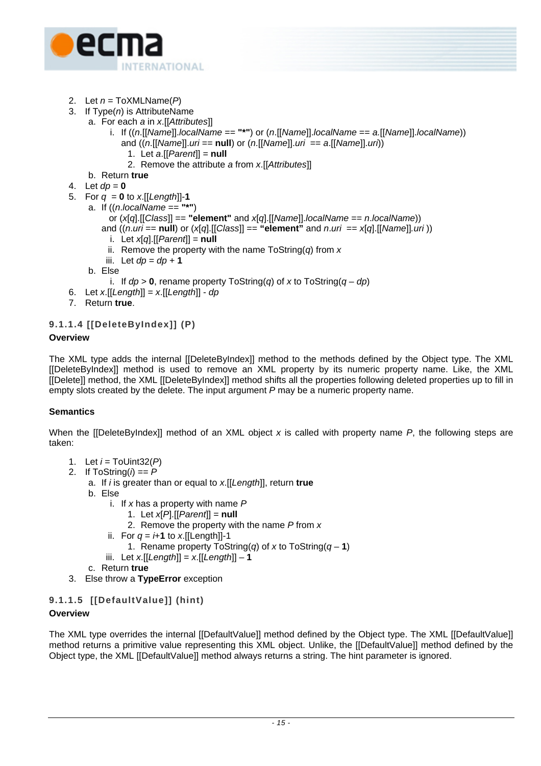2. Let *n* = ToXMLName(*P*)
3. If Type(*n*) is AttributeName
   a. For each *a* in *x*.[[*Attributes*]]
      i. If ((*n*.[[*Name*]].*localName* == **"*"**) or (*n*.[[*Name*]].*localName* == *a*.[[*Name*]].*localName*)) and ((*n*.[[*Name*]].*uri* == **null**) or (*n*.[[*Name*]].*uri* == *a*.[[*Name*]].*uri*))
         1. Let *a*.[[*Parent*]] = **null**
         2. Remove the attribute *a* from *x*.[[*Attributes*]]
   b. Return **true**
4. Let *dp* = **0**
5. For *q* = **0** to *x*.[[*Length*]]-**1**
   a. If ((*n.localName* == **"*"**) or (*x*[*q*].[[*Class*]] == **"element"** and *x*[*q*].[[*Name*]].*localName* == *n.localName*)) and ((*n.uri* == **null**) or (*x*[*q*].[[*Class*]] == **"element"** and *n.uri* == *x*[*q*].[[*Name*]].*uri* ))
      i. Let *x*[*q*].[[*Parent*]] = **null**
      ii. Remove the property with the name ToString(*q*) from *x*
      iii. Let *dp* = *dp* + **1**
   b. Else
      i. If *dp* > **0**, rename property ToString(*q*) of *x* to ToString(*q* – *dp*)
6. Let *x*.[[*Length*]] = *x*.[[*Length*]] - *dp*
7. Return **true**.

#### 9.1.1.4 [[DeleteByIndex]] (P)

**Overview**

The XML type adds the internal [[DeleteByIndex]] method to the methods defined by the Object type. The XML [[DeleteByIndex]] method is used to remove an XML property by its numeric property name. Like, the XML [[Delete]] method, the XML [[DeleteByIndex]] method shifts all the properties following deleted properties up to fill in empty slots created by the delete. The input argument *P* may be a numeric property name.

**Semantics**

When the [[DeleteByIndex]] method of an XML object *x* is called with property name *P*, the following steps are taken:

1. Let *i* = ToUint32(*P*)
2. If ToString(*i*) == *P*
   a. If *i* is greater than or equal to *x*.[[*Length*]], return **true**
   b. Else
      i. If *x* has a property with name *P*
         1. Let *x*[*P*].[[*Parent*]] = **null**
         2. Remove the property with the name *P* from *x*
      ii. For *q* = *i*+**1** to *x*.[[Length]]-1
         1. Rename property ToString(*q*) of *x* to ToString(*q* – **1**)
      iii. Let *x*.[[*Length*]] = *x*.[[*Length*]] – **1**
   c. Return **true**
3. Else throw a **TypeError** exception

#### 9.1.1.5 [[DefaultValue]] (hint)

**Overview**

The XML type overrides the internal [[DefaultValue]] method defined by the Object type. The XML [[DefaultValue]] method returns a primitive value representing this XML object. Unlike, the [[DefaultValue]] method defined by the Object type, the XML [[DefaultValue]] method always returns a string. The hint parameter is ignored.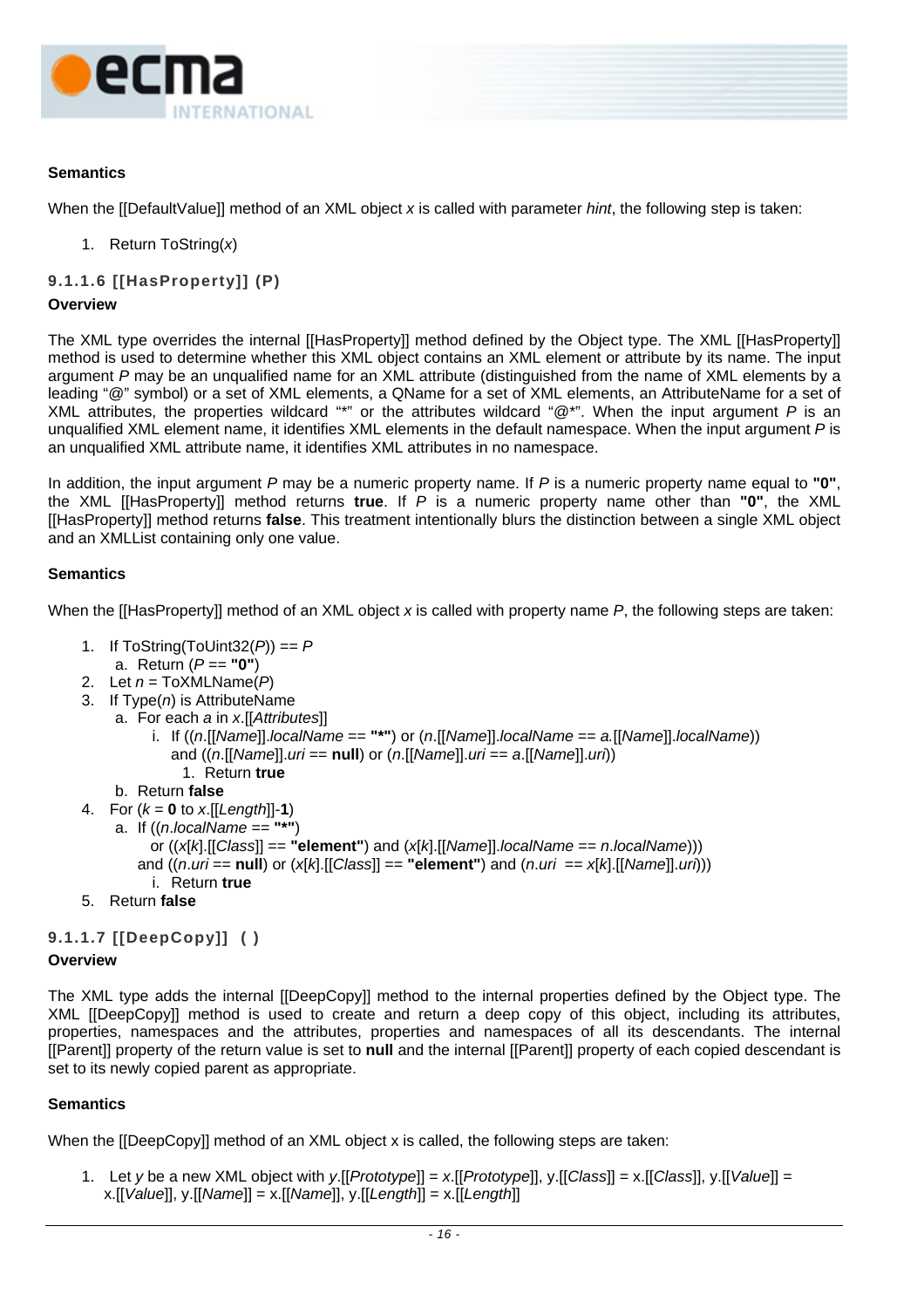**Semantics**

When the [[DefaultValue]] method of an XML object *x* is called with parameter *hint*, the following step is taken:

1. Return ToString(*x*)

### 9.1.1.6 [[HasProperty]] (P)

**Overview**

The XML type overrides the internal [[HasProperty]] method defined by the Object type. The XML [[HasProperty]] method is used to determine whether this XML object contains an XML element or attribute by its name. The input argument *P* may be an unqualified name for an XML attribute (distinguished from the name of XML elements by a leading "@" symbol) or a set of XML elements, a QName for a set of XML elements, an AttributeName for a set of XML attributes, the properties wildcard "*" or the attributes wildcard "@*". When the input argument *P* is an unqualified XML element name, it identifies XML elements in the default namespace. When the input argument *P* is an unqualified XML attribute name, it identifies XML attributes in no namespace.

In addition, the input argument *P* may be a numeric property name. If *P* is a numeric property name equal to **"0"**, the XML [[HasProperty]] method returns **true**. If *P* is a numeric property name other than **"0"**, the XML [[HasProperty]] method returns **false**. This treatment intentionally blurs the distinction between a single XML object and an XMLList containing only one value.

**Semantics**

When the [[HasProperty]] method of an XML object *x* is called with property name *P*, the following steps are taken:

1. If ToString(ToUint32(*P*)) == *P*
   a. Return (*P* == **"0"**)
2. Let *n* = ToXMLName(*P*)
3. If Type(*n*) is AttributeName
   a. For each *a* in *x*.[[*Attributes*]]
      i. If ((*n*.[[*Name*]].*localName* == **"*"**) or (*n*.[[*Name*]].*localName* == *a*.[[*Name*]].*localName*)) and ((*n*.[[*Name*]].*uri* == **null**) or (*n*.[[*Name*]].*uri* == *a*.[[*Name*]].*uri*))
         1. Return **true**
   b. Return **false**
4. For (*k* = **0** to *x*.[[*Length*]]-**1**)
   a. If ((*n*.*localName* == **"*"**) or ((*x*[*k*].[[*Class*]] == **"element"**) and (*x*[*k*].[[*Name*]].*localName* == *n*.*localName*))) and ((*n*.*uri* == **null**) or (*x*[*k*].[[*Class*]] == **"element"**) and (*n*.*uri* == *x*[*k*].[[*Name*]].*uri*)))
      i. Return **true**
5. Return **false**

### 9.1.1.7 [[DeepCopy]] ( )

**Overview**

The XML type adds the internal [[DeepCopy]] method to the internal properties defined by the Object type. The XML [[DeepCopy]] method is used to create and return a deep copy of this object, including its attributes, properties, namespaces and the attributes, properties and namespaces of all its descendants. The internal [[Parent]] property of the return value is set to **null** and the internal [[Parent]] property of each copied descendant is set to its newly copied parent as appropriate.

**Semantics**

When the [[DeepCopy]] method of an XML object x is called, the following steps are taken:

1. Let *y* be a new XML object with *y*.[[*Prototype*]] = *x*.[[*Prototype*]], y.[[*Class*]] = x.[[*Class*]], y.[[*Value*]] = x.[[*Value*]], y.[[*Name*]] = x.[[*Name*]], y.[[*Length*]] = x.[[*Length*]]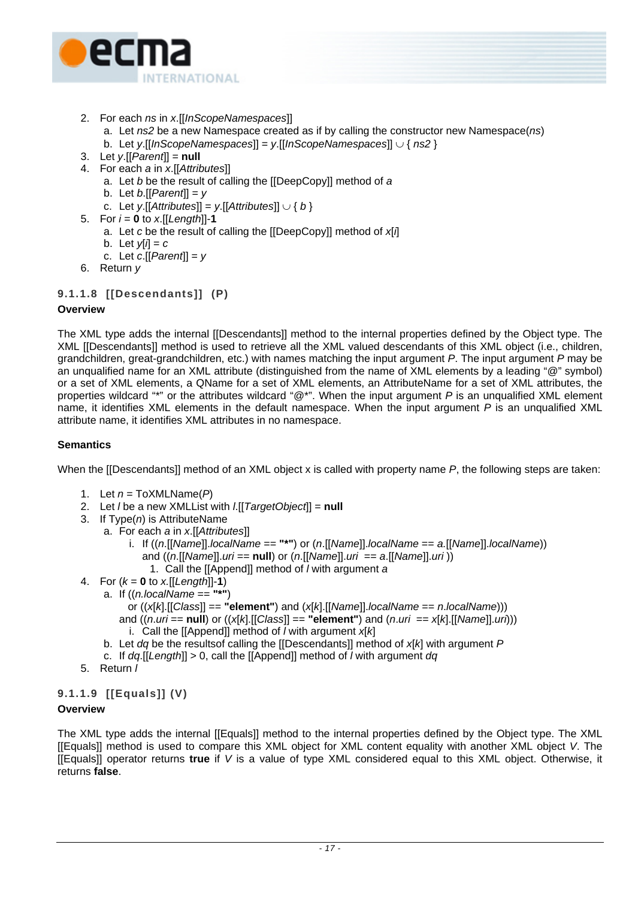2. For each *ns* in *x*.[[*InScopeNamespaces*]]
   a. Let *ns2* be a new Namespace created as if by calling the constructor new Namespace(*ns*)
   b. Let *y*.[[*InScopeNamespaces*]] = *y*.[[*InScopeNamespaces*]] ∪ { *ns2* }
3. Let *y*.[[*Parent*]] = **null**
4. For each *a* in *x*.[[*Attributes*]]
   a. Let *b* be the result of calling the [[DeepCopy]] method of *a*
   b. Let *b*.[[*Parent*]] = *y*
   c. Let *y*.[[*Attributes*]] = *y*.[[*Attributes*]] ∪ { *b* }
5. For *i* = **0** to *x*.[[*Length*]]-**1**
   a. Let *c* be the result of calling the [[DeepCopy]] method of *x*[*i*]
   b. Let *y*[*i*] = *c*
   c. Let *c*.[[*Parent*]] = *y*
6. Return *y*

#### 9.1.1.8 [[Descendants]] (P)

**Overview**

The XML type adds the internal [[Descendants]] method to the internal properties defined by the Object type. The XML [[Descendants]] method is used to retrieve all the XML valued descendants of this XML object (i.e., children, grandchildren, great-grandchildren, etc.) with names matching the input argument *P*. The input argument *P* may be an unqualified name for an XML attribute (distinguished from the name of XML elements by a leading “@” symbol) or a set of XML elements, a QName for a set of XML elements, an AttributeName for a set of XML attributes, the properties wildcard “*” or the attributes wildcard “@*”. When the input argument *P* is an unqualified XML element name, it identifies XML elements in the default namespace. When the input argument *P* is an unqualified XML attribute name, it identifies XML attributes in no namespace.

**Semantics**

When the [[Descendants]] method of an XML object x is called with property name *P*, the following steps are taken:

1. Let *n* = ToXMLName(*P*)
2. Let *l* be a new XMLList with *l*.[[*TargetObject*]] = **null**
3. If Type(*n*) is AttributeName
   a. For each *a* in *x*.[[*Attributes*]]
      i. If ((*n*.[[*Name*]].*localName* == **"*"**) or (*n*.[[*Name*]].*localName* == *a*.[[*Name*]].*localName*)) and ((*n*.[[*Name*]].*uri* == **null**) or (*n*.[[*Name*]].*uri* == *a*.[[*Name*]].*uri* ))
         1. Call the [[Append]] method of *l* with argument *a*
4. For (*k* = **0** to *x*.[[*Length*]]-**1**)
   a. If ((*n.localName* == **"*"**) or ((*x*[*k*].[[*Class*]] == **"element"**) and (*x*[*k*].[[*Name*]].*localName* == *n.localName*))) and ((*n.uri* == **null**) or ((*x*[*k*].[[*Class*]] == **"element"**) and (*n.uri* == *x*[*k*].[[*Name*]].*uri*)))
      i. Call the [[Append]] method of *l* with argument *x*[*k*]
   b. Let *dq* be the resultsof calling the [[Descendants]] method of *x*[*k*] with argument *P*
   c. If *dq*.[[*Length*]] > 0, call the [[Append]] method of *l* with argument *dq*
5. Return *l*

#### 9.1.1.9 [[Equals]] (V)

**Overview**

The XML type adds the internal [[Equals]] method to the internal properties defined by the Object type. The XML [[Equals]] method is used to compare this XML object for XML content equality with another XML object *V*. The [[Equals]] operator returns **true** if *V* is a value of type XML considered equal to this XML object. Otherwise, it returns **false**.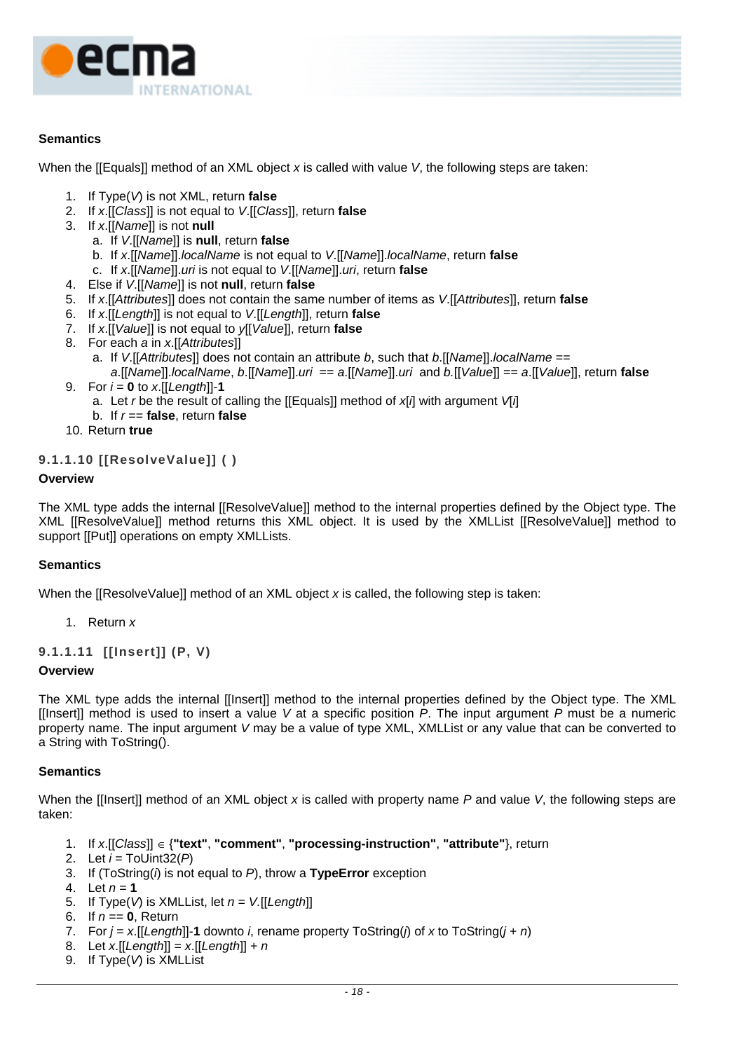**Semantics**

When the [[Equals]] method of an XML object *x* is called with value *V*, the following steps are taken:

1. If Type(*V*) is not XML, return **false**
2. If *x*.[[*Class*]] is not equal to *V*.[[*Class*]], return **false**
3. If *x*.[[*Name*]] is not **null**
   a. If *V*.[[*Name*]] is **null**, return **false**
   b. If *x*.[[*Name*]].*localName* is not equal to *V*.[[*Name*]].*localName*, return **false**
   c. If *x*.[[*Name*]].*uri* is not equal to *V*.[[*Name*]].*uri*, return **false**
4. Else if *V*.[[*Name*]] is not **null**, return **false**
5. If *x*.[[*Attributes*]] does not contain the same number of items as *V*.[[*Attributes*]], return **false**
6. If *x*.[[*Length*]] is not equal to *V*.[[*Length*]], return **false**
7. If *x*.[[*Value*]] is not equal to *y*[[*Value*]], return **false**
8. For each *a* in *x*.[[*Attributes*]]
   a. If *V*.[[*Attributes*]] does not contain an attribute *b*, such that *b*.[[*Name*]].*localName* == *a*.[[*Name*]].*localName*, *b*.[[*Name*]].*uri* == *a*.[[*Name*]].*uri* and *b*.[[*Value*]] == *a*.[[*Value*]], return **false**
9. For *i* = **0** to *x*.[[*Length*]]-**1**
   a. Let *r* be the result of calling the [[Equals]] method of *x*[*i*] with argument *V*[*i*]
   b. If *r* == **false**, return **false**
10. Return **true**

### 9.1.1.10 [[ResolveValue]] ( )

**Overview**

The XML type adds the internal [[ResolveValue]] method to the internal properties defined by the Object type. The XML [[ResolveValue]] method returns this XML object. It is used by the XMLList [[ResolveValue]] method to support [[Put]] operations on empty XMLLists.

**Semantics**

When the [[ResolveValue]] method of an XML object *x* is called, the following step is taken:

1. Return *x*

### 9.1.1.11 [[Insert]] (P, V)

**Overview**

The XML type adds the internal [[Insert]] method to the internal properties defined by the Object type. The XML [[Insert]] method is used to insert a value *V* at a specific position *P*. The input argument *P* must be a numeric property name. The input argument *V* may be a value of type XML, XMLList or any value that can be converted to a String with ToString().

**Semantics**

When the [[Insert]] method of an XML object *x* is called with property name *P* and value *V*, the following steps are taken:

1. If *x*.[[*Class*]] ∈ {**"text"**, **"comment"**, **"processing-instruction"**, **"attribute"**}, return
2. Let *i* = ToUint32(*P*)
3. If (ToString(*i*) is not equal to *P*), throw a **TypeError** exception
4. Let *n* = **1**
5. If Type(*V*) is XMLList, let *n* = *V*.[[*Length*]]
6. If *n* == **0**, Return
7. For *j* = *x*.[[*Length*]]-**1** downto *i*, rename property ToString(*j*) of *x* to ToString(*j* + *n*)
8. Let *x*.[[*Length*]] = *x*.[[*Length*]] + *n*
9. If Type(*V*) is XMLList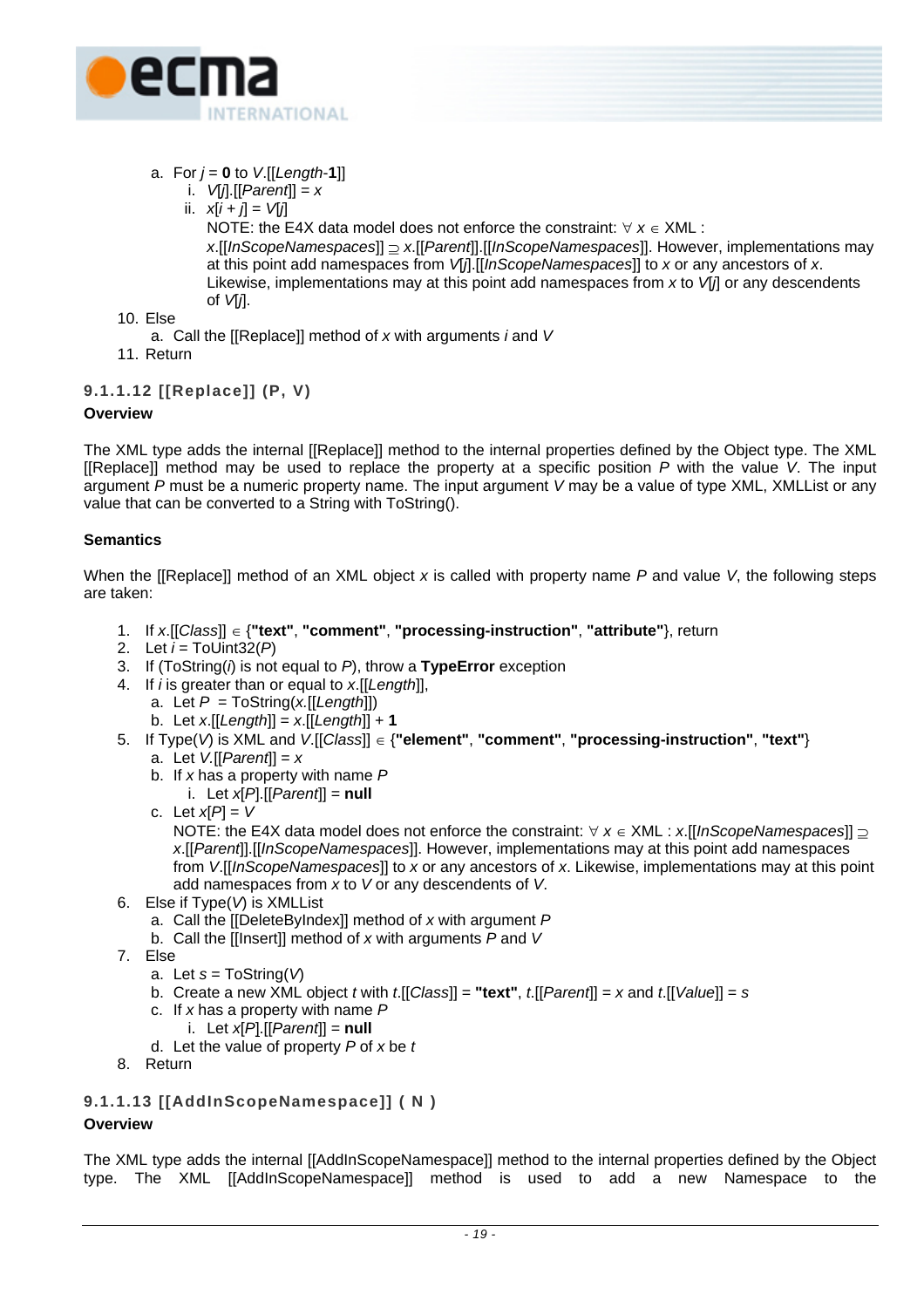a. For *j* = **0** to *V*.[[*Length*-**1**]]
      i. *V*[*j*].[[*Parent*]] = *x*
      ii. *x*[*i* + *j*] = *V*[*j*]
      NOTE: the E4X data model does not enforce the constraint: ∀ *x* ∈ XML : *x*.[[*InScopeNamespaces*]] ⊇ *x*.[[*Parent*]].[[*InScopeNamespaces*]]. However, implementations may at this point add namespaces from *V*[*j*].[[*InScopeNamespaces*]] to *x* or any ancestors of *x*. Likewise, implementations may at this point add namespaces from *x* to *V*[*j*] or any descendents of *V*[*j*].

10. Else
    a. Call the [[Replace]] method of *x* with arguments *i* and *V*
11. Return

### 9.1.1.12 [[Replace]] (P, V)

**Overview**

The XML type adds the internal [[Replace]] method to the internal properties defined by the Object type. The XML [[Replace]] method may be used to replace the property at a specific position *P* with the value *V*. The input argument *P* must be a numeric property name. The input argument *V* may be a value of type XML, XMLList or any value that can be converted to a String with ToString().

**Semantics**

When the [[Replace]] method of an XML object *x* is called with property name *P* and value *V*, the following steps are taken:

1. If *x*.[[*Class*]] ∈ {**"text"**, **"comment"**, **"processing-instruction"**, **"attribute"**}, return
2. Let *i* = ToUint32(*P*)
3. If (ToString(*i*) is not equal to *P*), throw a **TypeError** exception
4. If *i* is greater than or equal to *x*.[[*Length*]],
   a. Let *P* = ToString(*x*.[[*Length*]])
   b. Let *x*.[[*Length*]] = *x*.[[*Length*]] + **1**
5. If Type(*V*) is XML and *V*.[[*Class*]] ∈ {**"element"**, **"comment"**, **"processing-instruction"**, **"text"**}
   a. Let *V*.[[*Parent*]] = *x*
   b. If *x* has a property with name *P*
      i. Let *x*[*P*].[[*Parent*]] = **null**
   c. Let *x*[*P*] = *V*
   NOTE: the E4X data model does not enforce the constraint: ∀ *x* ∈ XML : *x*.[[*InScopeNamespaces*]] ⊇ *x*.[[*Parent*]].[[*InScopeNamespaces*]]. However, implementations may at this point add namespaces from *V*.[[*InScopeNamespaces*]] to *x* or any ancestors of *x*. Likewise, implementations may at this point add namespaces from *x* to *V* or any descendents of *V*.
6. Else if Type(*V*) is XMLList
   a. Call the [[DeleteByIndex]] method of *x* with argument *P*
   b. Call the [[Insert]] method of *x* with arguments *P* and *V*
7. Else
   a. Let *s* = ToString(*V*)
   b. Create a new XML object *t* with *t*.[[*Class*]] = **"text"**, *t*.[[*Parent*]] = *x* and *t*.[[*Value*]] = *s*
   c. If *x* has a property with name *P*
      i. Let *x*[*P*].[[*Parent*]] = **null**
   d. Let the value of property *P* of *x* be *t*
8. Return

### 9.1.1.13 [[AddInScopeNamespace]] ( N )

**Overview**

The XML type adds the internal [[AddInScopeNamespace]] method to the internal properties defined by the Object type. The XML [[AddInScopeNamespace]] method is used to add a new Namespace to the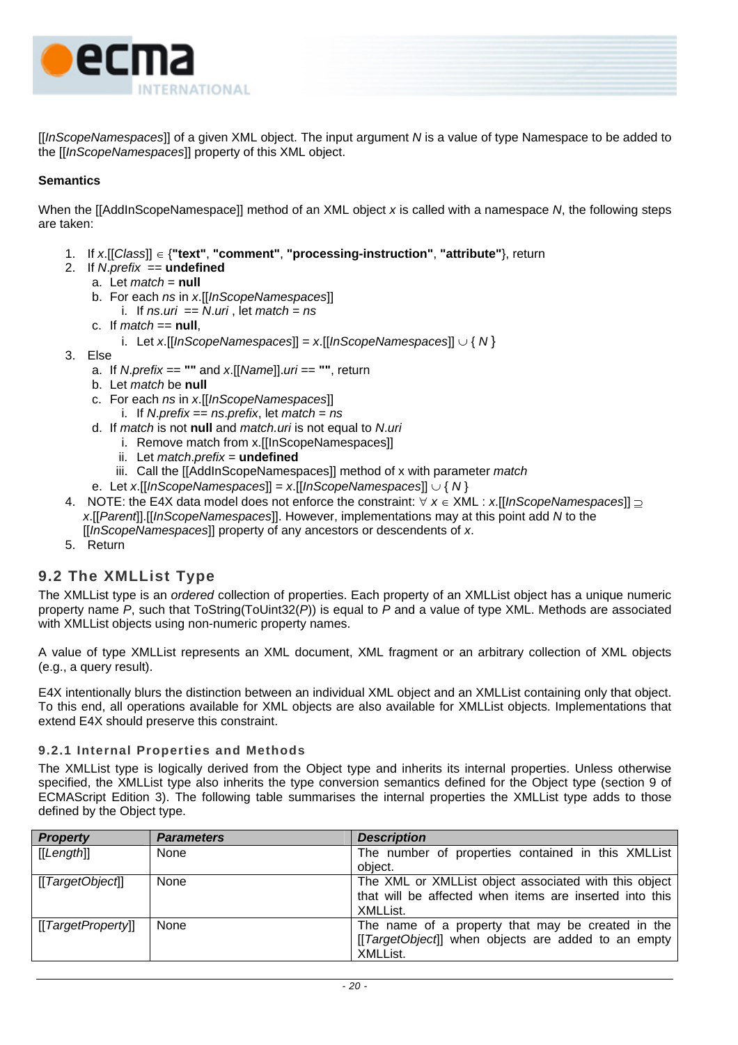[[*InScopeNamespaces*]] of a given XML object. The input argument *N* is a value of type Namespace to be added to the [[*InScopeNamespaces*]] property of this XML object.

**Semantics**

When the [[AddInScopeNamespace]] method of an XML object *x* is called with a namespace *N*, the following steps are taken:

1. If *x*.[[*Class*]] ∈ {**"text"**, **"comment"**, **"processing-instruction"**, **"attribute"**}, return
2. If *N.prefix* == **undefined**
   a. Let *match* = **null**
   b. For each *ns* in *x*.[[*InScopeNamespaces*]]
      i. If *ns.uri* == *N.uri* , let *match* = *ns*
   c. If *match* == **null**,
      i. Let *x*.[[*InScopeNamespaces*]] = *x*.[[*InScopeNamespaces*]] ∪ { *N* }
3. Else
   a. If *N.prefix* == **""** and *x*.[[*Name*]].*uri* == **""**, return
   b. Let *match* be **null**
   c. For each *ns* in *x*.[[*InScopeNamespaces*]]
      i. If *N.prefix* == *ns.prefix*, let *match* = *ns*
   d. If *match* is not **null** and *match.uri* is not equal to *N.uri*
      i. Remove match from x.[[InScopeNamespaces]]
      ii. Let *match.prefix* = **undefined**
      iii. Call the [[AddInScopeNamespaces]] method of x with parameter *match*
   e. Let *x*.[[*InScopeNamespaces*]] = *x*.[[*InScopeNamespaces*]] ∪ { *N* }
4. NOTE: the E4X data model does not enforce the constraint: ∀ *x* ∈ XML : *x*.[[*InScopeNamespaces*]] ⊇ *x*.[[*Parent*]].[[*InScopeNamespaces*]]. However, implementations may at this point add *N* to the [[*InScopeNamespaces*]] property of any ancestors or descendents of *x*.
5. Return

## 9.2 The XMLList Type

The XMLList type is an *ordered* collection of properties. Each property of an XMLList object has a unique numeric property name *P*, such that ToString(ToUint32(*P*)) is equal to *P* and a value of type XML. Methods are associated with XMLList objects using non-numeric property names.

A value of type XMLList represents an XML document, XML fragment or an arbitrary collection of XML objects (e.g., a query result).

E4X intentionally blurs the distinction between an individual XML object and an XMLList containing only that object. To this end, all operations available for XML objects are also available for XMLList objects. Implementations that extend E4X should preserve this constraint.

### 9.2.1 Internal Properties and Methods

The XMLList type is logically derived from the Object type and inherits its internal properties. Unless otherwise specified, the XMLList type also inherits the type conversion semantics defined for the Object type (section 9 of ECMAScript Edition 3). The following table summarises the internal properties the XMLList type adds to those defined by the Object type.

| ***Property*** | ***Parameters*** | ***Description*** |
|---|---|---|
| [[*Length*]] | None | The number of properties contained in this XMLList object. |
| [[*TargetObject*]] | None | The XML or XMLList object associated with this object that will be affected when items are inserted into this XMLList. |
| [[*TargetProperty*]] | None | The name of a property that may be created in the [[*TargetObject*]] when objects are added to an empty XMLList. |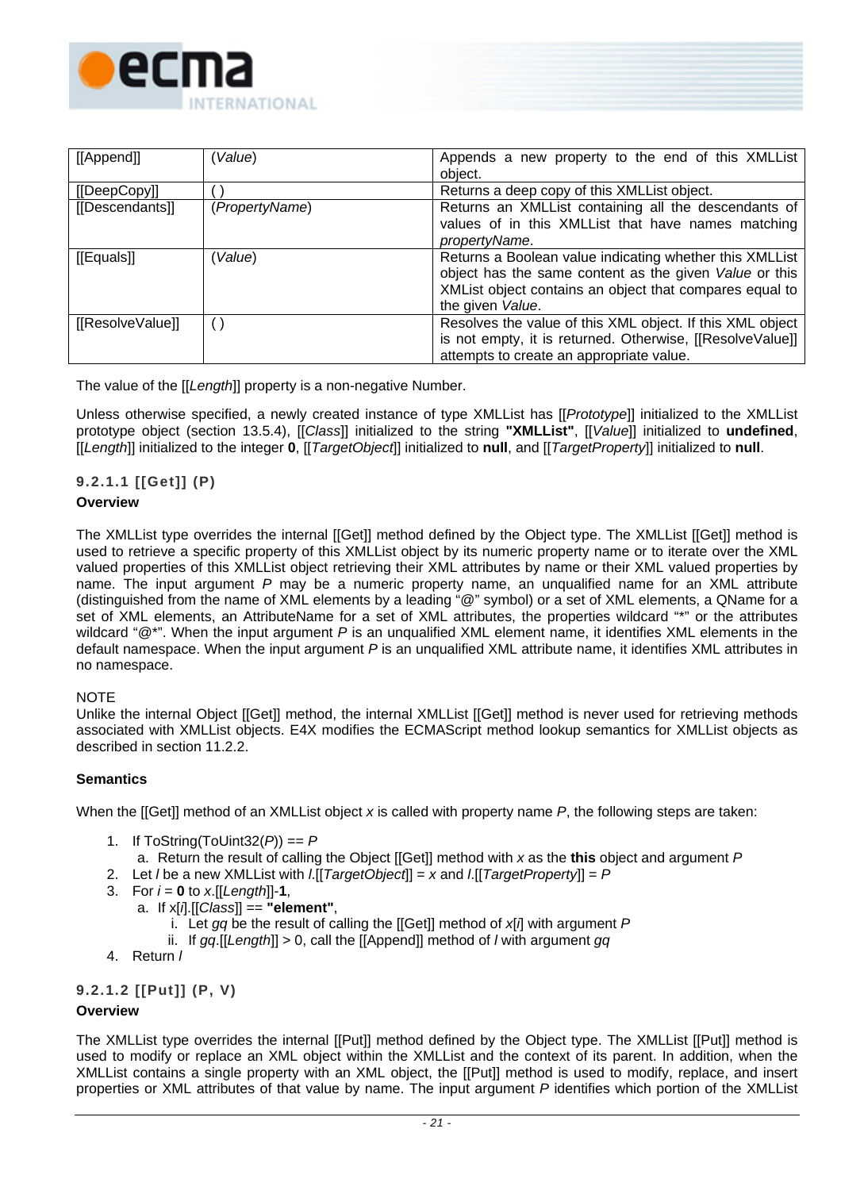| [[Append]] | (*Value*) | Appends a new property to the end of this XMLList object. |
|---|---|---|
| [[DeepCopy]] | ( ) | Returns a deep copy of this XMLList object. |
| [[Descendants]] | (*PropertyName*) | Returns an XMLList containing all the descendants of values of in this XMLList that have names matching *propertyName*. |
| [[Equals]] | (*Value*) | Returns a Boolean value indicating whether this XMLList object has the same content as the given *Value* or this XMList object contains an object that compares equal to the given *Value*. |
| [[ResolveValue]] | ( ) | Resolves the value of this XML object. If this XML object is not empty, it is returned. Otherwise, [[ResolveValue]] attempts to create an appropriate value. |

The value of the [[*Length*]] property is a non-negative Number.

Unless otherwise specified, a newly created instance of type XMLList has [[*Prototype*]] initialized to the XMLList prototype object (section 13.5.4), [[*Class*]] initialized to the string **"XMLList"**, [[*Value*]] initialized to **undefined**, [[*Length*]] initialized to the integer **0**, [[*TargetObject*]] initialized to **null**, and [[*TargetProperty*]] initialized to **null**.

#### 9.2.1.1 [[Get]] (P)

**Overview**

The XMLList type overrides the internal [[Get]] method defined by the Object type. The XMLList [[Get]] method is used to retrieve a specific property of this XMLList object by its numeric property name or to iterate over the XML valued properties of this XMLList object retrieving their XML attributes by name or their XML valued properties by name. The input argument *P* may be a numeric property name, an unqualified name for an XML attribute (distinguished from the name of XML elements by a leading "@" symbol) or a set of XML elements, a QName for a set of XML elements, an AttributeName for a set of XML attributes, the properties wildcard "*" or the attributes wildcard "@*". When the input argument *P* is an unqualified XML element name, it identifies XML elements in the default namespace. When the input argument *P* is an unqualified XML attribute name, it identifies XML attributes in no namespace.

NOTE
Unlike the internal Object [[Get]] method, the internal XMLList [[Get]] method is never used for retrieving methods associated with XMLList objects. E4X modifies the ECMAScript method lookup semantics for XMLList objects as described in section 11.2.2.

**Semantics**

When the [[Get]] method of an XMLList object *x* is called with property name *P*, the following steps are taken:

1. If ToString(ToUint32(*P*)) == *P*
   a. Return the result of calling the Object [[Get]] method with *x* as the **this** object and argument *P*
2. Let *l* be a new XMLList with *l*.[[*TargetObject*]] = *x* and *l*.[[*TargetProperty*]] = *P*
3. For *i* = **0** to *x*.[[*Length*]]-**1**,
   a. If x[*i*].[[*Class*]] == **"element"**,
      i. Let *gq* be the result of calling the [[Get]] method of *x*[*i*] with argument *P*
      ii. If *gq*.[[*Length*]] > 0, call the [[Append]] method of *l* with argument *gq*
4. Return *l*

#### 9.2.1.2 [[Put]] (P, V)

**Overview**

The XMLList type overrides the internal [[Put]] method defined by the Object type. The XMLList [[Put]] method is used to modify or replace an XML object within the XMLList and the context of its parent. In addition, when the XMLList contains a single property with an XML object, the [[Put]] method is used to modify, replace, and insert properties or XML attributes of that value by name. The input argument *P* identifies which portion of the XMLList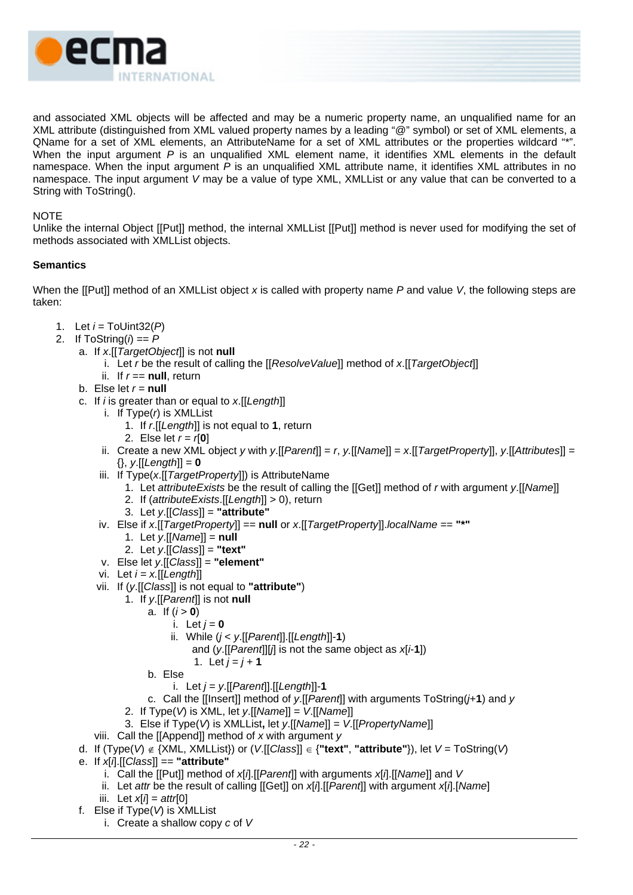and associated XML objects will be affected and may be a numeric property name, an unqualified name for an XML attribute (distinguished from XML valued property names by a leading "@" symbol) or set of XML elements, a QName for a set of XML elements, an AttributeName for a set of XML attributes or the properties wildcard "*". When the input argument *P* is an unqualified XML element name, it identifies XML elements in the default namespace. When the input argument *P* is an unqualified XML attribute name, it identifies XML attributes in no namespace. The input argument *V* may be a value of type XML, XMLList or any value that can be converted to a String with ToString().

NOTE
Unlike the internal Object [[Put]] method, the internal XMLList [[Put]] method is never used for modifying the set of methods associated with XMLList objects.

**Semantics**

When the [[Put]] method of an XMLList object *x* is called with property name *P* and value *V*, the following steps are taken:

1. Let *i* = ToUint32(*P*)
2. If ToString(*i*) == *P*
   a. If *x*.[[*TargetObject*]] is not **null**
      i. Let *r* be the result of calling the [[*ResolveValue*]] method of *x*.[[*TargetObject*]]
      ii. If *r* == **null**, return
   b. Else let *r* = **null**
   c. If *i* is greater than or equal to *x*.[[*Length*]]
      i. If Type(*r*) is XMLList
         1. If *r*.[[*Length*]] is not equal to **1**, return
         2. Else let *r* = *r*[**0**]
      ii. Create a new XML object *y* with *y*.[[*Parent*]] = *r*, *y*.[[*Name*]] = *x*.[[*TargetProperty*]], *y*.[[*Attributes*]] = {}, *y*.[[*Length*]] = **0**
      iii. If Type(*x*.[[*TargetProperty*]]) is AttributeName
         1. Let *attributeExists* be the result of calling the [[Get]] method of *r* with argument *y*.[[*Name*]]
         2. If (*attributeExists*.[[*Length*]] > 0), return
         3. Let *y*.[[*Class*]] = **"attribute"**
      iv. Else if *x*.[[*TargetProperty*]] == **null** or *x*.[[*TargetProperty*]].*localName* == **"*"**
         1. Let *y*.[[*Name*]] = **null**
         2. Let *y*.[[*Class*]] = **"text"**
      v. Else let *y*.[[*Class*]] = **"element"**
      vi. Let *i* = *x*.[[*Length*]]
      vii. If (*y*.[[*Class*]] is not equal to **"attribute"**)
         1. If *y*.[[*Parent*]] is not **null**
            a. If (*i* > **0**)
               i. Let *j* = **0**
               ii. While (*j* < *y*.[[*Parent*]].[[*Length*]]-**1**)
                  and (*y*.[[*Parent*]][*j*] is not the same object as *x*[*i*-**1**])
                  1. Let *j* = *j* + **1**
            b. Else
               i. Let *j* = *y*.[[*Parent*]].[[*Length*]]-**1**
            c. Call the [[Insert]] method of *y*.[[*Parent*]] with arguments ToString(*j*+**1**) and *y*
         2. If Type(*V*) is XML, let *y*.[[*Name*]] = *V*.[[*Name*]]
         3. Else if Type(*V*) is XMLList**,** let *y*.[[*Name*]] = *V*.[[*PropertyName*]]
      viii. Call the [[Append]] method of *x* with argument *y*
   d. If (Type(*V*) ∉ {XML, XMLList}) or (*V*.[[*Class*]] ∈ {**"text"**, **"attribute"**}), let *V* = ToString(*V*)
   e. If *x*[*i*].[[*Class*]] == **"attribute"**
      i. Call the [[Put]] method of *x*[*i*].[[*Parent*]] with arguments *x*[*i*].[[*Name*]] and *V*
      ii. Let *attr* be the result of calling [[Get]] on *x*[*i*].[[*Parent*]] with argument *x*[*i*].[*Name*]
      iii. Let *x*[*i*] = *attr*[0]
   f. Else if Type(*V*) is XMLList
      i. Create a shallow copy *c* of *V*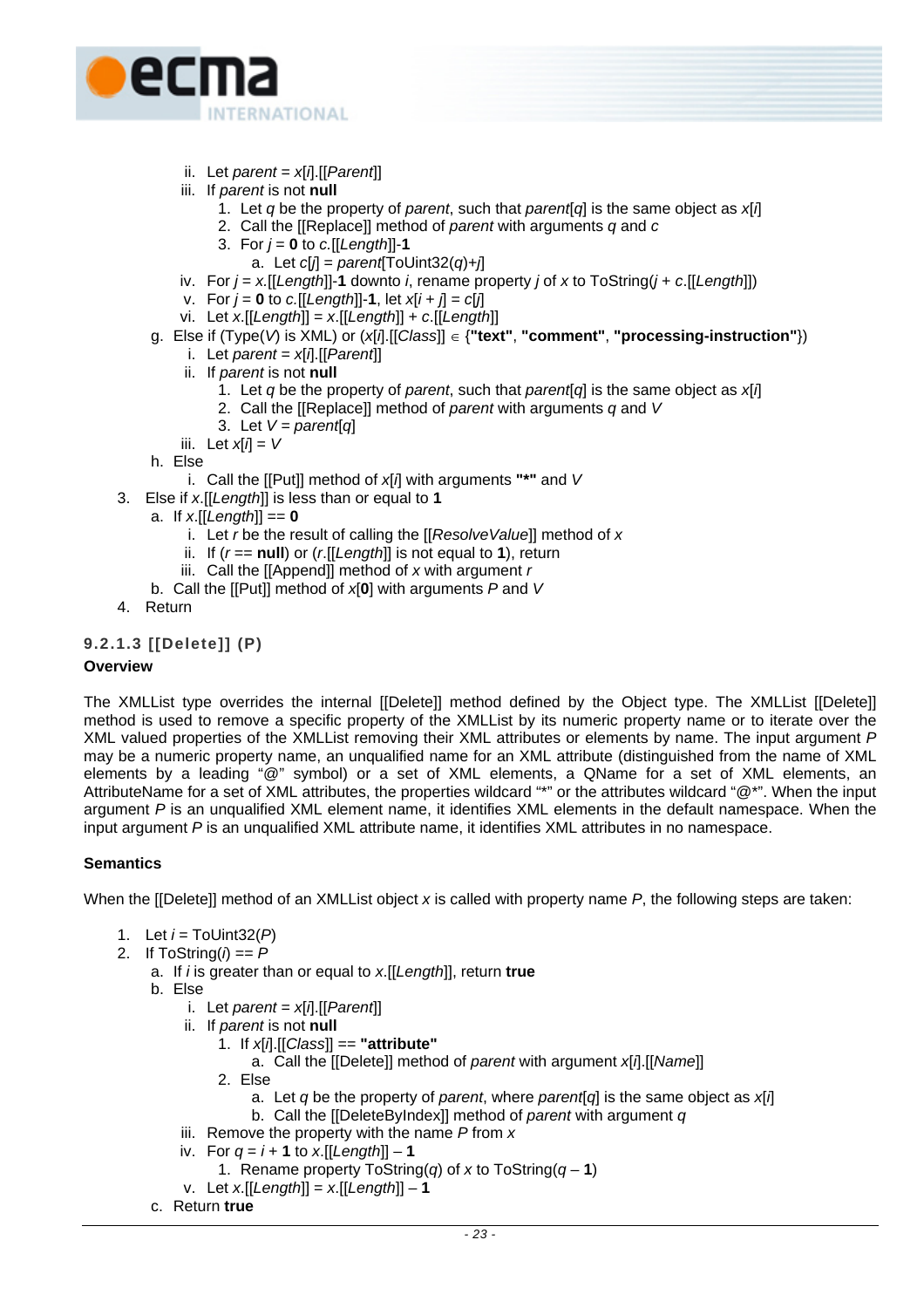ii. Let *parent* = *x*[*i*].[[*Parent*]]
iii. If *parent* is not **null**
1. Let *q* be the property of *parent*, such that *parent*[*q*] is the same object as *x*[*i*]
2. Call the [[Replace]] method of *parent* with arguments *q* and *c*
3. For *j* = **0** to *c*.[[*Length*]]-**1**
a. Let *c*[*j*] = *parent*[ToUint32(*q*)+*j*]
iv. For *j* = *x*.[[*Length*]]-**1** downto *i*, rename property *j* of *x* to ToString(*j* + *c*.[[*Length*]])
v. For *j* = **0** to *c*.[[*Length*]]-**1**, let *x*[*i* + *j*] = *c*[*j*]
vi. Let *x*.[[*Length*]] = *x*.[[*Length*]] + *c*.[[*Length*]]

g. Else if (Type(*V*) is XML) or (*x*[*i*].[[*Class*]] ∈ {**"text"**, **"comment"**, **"processing-instruction"**})
i. Let *parent* = *x*[*i*].[[*Parent*]]
ii. If *parent* is not **null**
1. Let *q* be the property of *parent*, such that *parent*[*q*] is the same object as *x*[*i*]
2. Call the [[Replace]] method of *parent* with arguments *q* and *V*
3. Let *V* = *parent*[*q*]
iii. Let *x*[*i*] = *V*

h. Else
i. Call the [[Put]] method of *x*[*i*] with arguments **"*"** and *V*

3. Else if *x*.[[*Length*]] is less than or equal to **1**
a. If *x*.[[*Length*]] == **0**
i. Let *r* be the result of calling the [[*ResolveValue*]] method of *x*
ii. If (*r* == **null**) or (*r*.[[*Length*]] is not equal to **1**), return
iii. Call the [[Append]] method of *x* with argument *r*
b. Call the [[Put]] method of *x*[**0**] with arguments *P* and *V*
4. Return

### 9.2.1.3 [[Delete]] (P)

**Overview**

The XMLList type overrides the internal [[Delete]] method defined by the Object type. The XMLList [[Delete]] method is used to remove a specific property of the XMLList by its numeric property name or to iterate over the XML valued properties of the XMLList removing their XML attributes or elements by name. The input argument *P* may be a numeric property name, an unqualified name for an XML attribute (distinguished from the name of XML elements by a leading "@" symbol) or a set of XML elements, a QName for a set of XML elements, an AttributeName for a set of XML attributes, the properties wildcard "*" or the attributes wildcard "@*". When the input argument *P* is an unqualified XML element name, it identifies XML elements in the default namespace. When the input argument *P* is an unqualified XML attribute name, it identifies XML attributes in no namespace.

**Semantics**

When the [[Delete]] method of an XMLList object *x* is called with property name *P*, the following steps are taken:

1. Let *i* = ToUint32(*P*)
2. If ToString(*i*) == *P*
a. If *i* is greater than or equal to *x*.[[*Length*]], return **true**
b. Else
i. Let *parent* = *x*[*i*].[[*Parent*]]
ii. If *parent* is not **null**
1. If *x*[*i*].[[*Class*]] == **"attribute"**
a. Call the [[Delete]] method of *parent* with argument *x*[*i*].[[*Name*]]
2. Else
a. Let *q* be the property of *parent*, where *parent*[*q*] is the same object as *x*[*i*]
b. Call the [[DeleteByIndex]] method of *parent* with argument *q*
iii. Remove the property with the name *P* from *x*
iv. For *q* = *i* + **1** to *x*.[[*Length*]] – **1**
1. Rename property ToString(*q*) of *x* to ToString(*q* – **1**)
v. Let *x*.[[*Length*]] = *x*.[[*Length*]] – **1**
c. Return **true**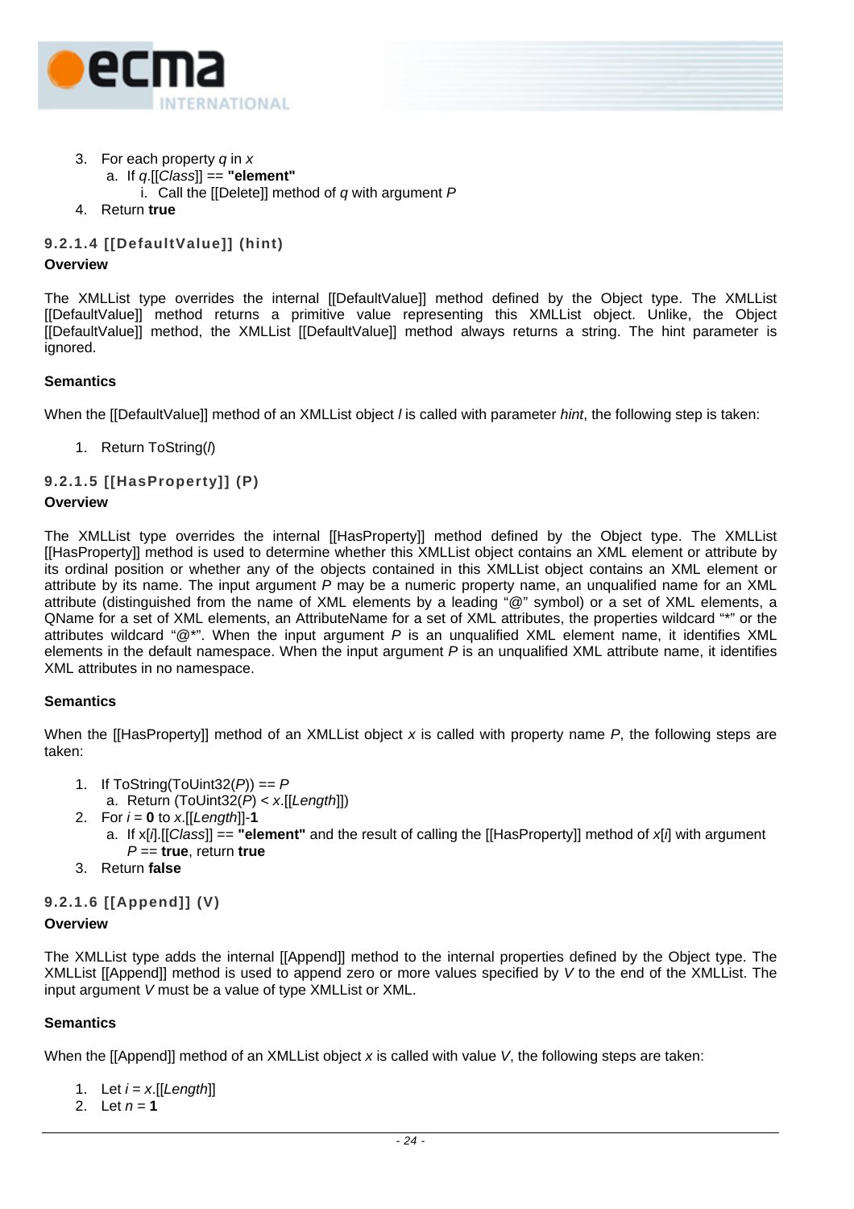3. For each property *q* in *x*
   a. If *q*.[[*Class*]] == **"element"**
      i. Call the [[Delete]] method of *q* with argument *P*
4. Return **true**

### 9.2.1.4 [[DefaultValue]] (hint)

**Overview**

The XMLList type overrides the internal [[DefaultValue]] method defined by the Object type. The XMLList [[DefaultValue]] method returns a primitive value representing this XMLList object. Unlike, the Object [[DefaultValue]] method, the XMLList [[DefaultValue]] method always returns a string. The hint parameter is ignored.

**Semantics**

When the [[DefaultValue]] method of an XMLList object *l* is called with parameter *hint*, the following step is taken:

1. Return ToString(*l*)

### 9.2.1.5 [[HasProperty]] (P)

**Overview**

The XMLList type overrides the internal [[HasProperty]] method defined by the Object type. The XMLList [[HasProperty]] method is used to determine whether this XMLList object contains an XML element or attribute by its ordinal position or whether any of the objects contained in this XMLList object contains an XML element or attribute by its name. The input argument *P* may be a numeric property name, an unqualified name for an XML attribute (distinguished from the name of XML elements by a leading "@" symbol) or a set of XML elements, a QName for a set of XML elements, an AttributeName for a set of XML attributes, the properties wildcard "*" or the attributes wildcard "@*". When the input argument *P* is an unqualified XML element name, it identifies XML elements in the default namespace. When the input argument *P* is an unqualified XML attribute name, it identifies XML attributes in no namespace.

**Semantics**

When the [[HasProperty]] method of an XMLList object *x* is called with property name *P*, the following steps are taken:

1. If ToString(ToUint32(*P*)) == *P*
   a. Return (ToUint32(*P*) < *x*.[[*Length*]])
2. For *i* = **0** to *x*.[[*Length*]]-**1**
   a. If x[*i*].[[*Class*]] == **"element"** and the result of calling the [[HasProperty]] method of *x*[*i*] with argument *P* == **true**, return **true**
3. Return **false**

### 9.2.1.6 [[Append]] (V)

**Overview**

The XMLList type adds the internal [[Append]] method to the internal properties defined by the Object type. The XMLList [[Append]] method is used to append zero or more values specified by *V* to the end of the XMLList. The input argument *V* must be a value of type XMLList or XML.

**Semantics**

When the [[Append]] method of an XMLList object *x* is called with value *V*, the following steps are taken:

1. Let *i* = *x*.[[*Length*]]
2. Let *n* = **1**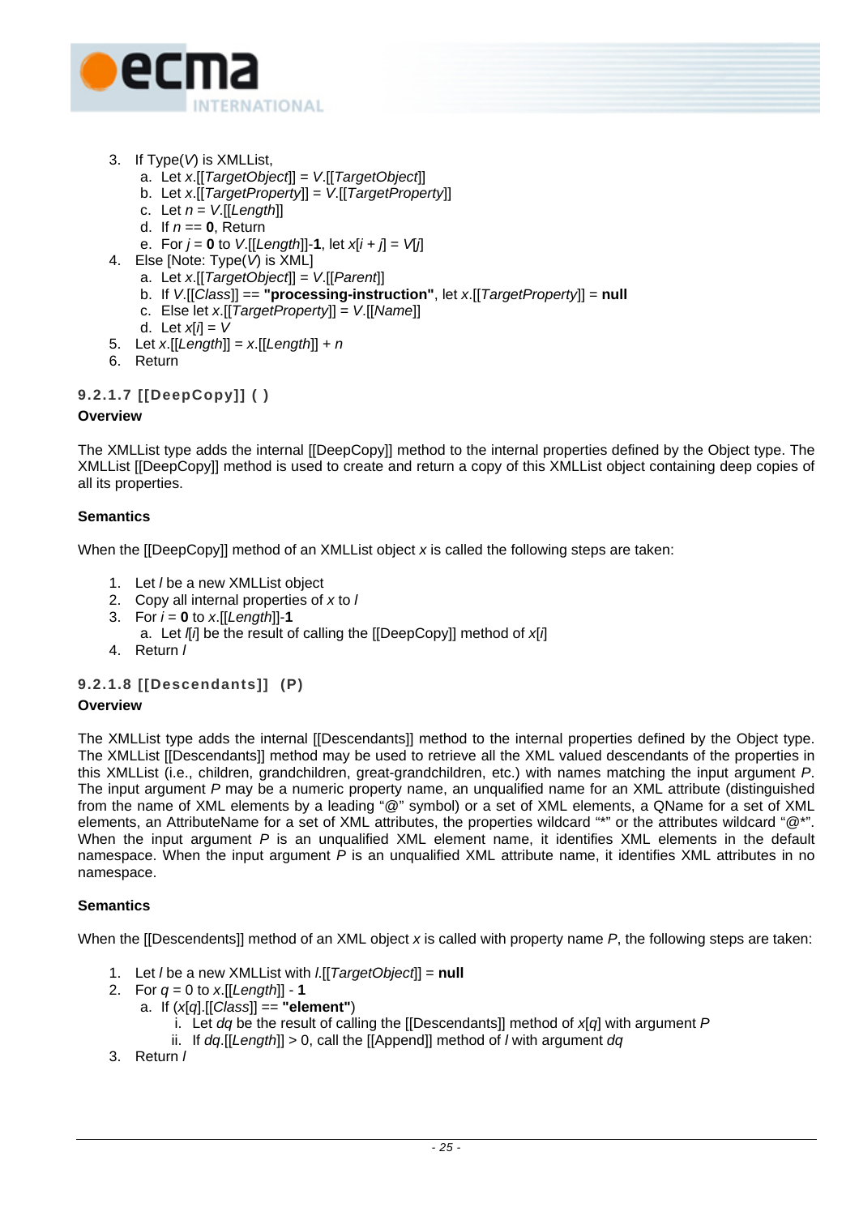3. If Type(*V*) is XMLList,
   a. Let *x*.[[*TargetObject*]] = *V*.[[*TargetObject*]]
   b. Let *x*.[[*TargetProperty*]] = *V*.[[*TargetProperty*]]
   c. Let *n* = *V*.[[*Length*]]
   d. If *n* == **0**, Return
   e. For *j* = **0** to *V*.[[*Length*]]-**1**, let *x*[*i* + *j*] = *V*[*j*]
4. Else [Note: Type(*V*) is XML]
   a. Let *x*.[[*TargetObject*]] = *V*.[[*Parent*]]
   b. If *V*.[[*Class*]] == **"processing-instruction"**, let *x*.[[*TargetProperty*]] = **null**
   c. Else let *x*.[[*TargetProperty*]] = *V*.[[*Name*]]
   d. Let *x*[*i*] = *V*
5. Let *x*.[[*Length*]] = *x*.[[*Length*]] + *n*
6. Return

### 9.2.1.7 [[DeepCopy]] ( )

**Overview**

The XMLList type adds the internal [[DeepCopy]] method to the internal properties defined by the Object type. The XMLList [[DeepCopy]] method is used to create and return a copy of this XMLList object containing deep copies of all its properties.

**Semantics**

When the [[DeepCopy]] method of an XMLList object *x* is called the following steps are taken:

1. Let *l* be a new XMLList object
2. Copy all internal properties of *x* to *l*
3. For *i* = **0** to *x*.[[*Length*]]-**1**
   a. Let *l*[*i*] be the result of calling the [[DeepCopy]] method of *x*[*i*]
4. Return *l*

### 9.2.1.8 [[Descendants]] (P)

**Overview**

The XMLList type adds the internal [[Descendants]] method to the internal properties defined by the Object type. The XMLList [[Descendants]] method may be used to retrieve all the XML valued descendants of the properties in this XMLList (i.e., children, grandchildren, great-grandchildren, etc.) with names matching the input argument *P*. The input argument *P* may be a numeric property name, an unqualified name for an XML attribute (distinguished from the name of XML elements by a leading "@" symbol) or a set of XML elements, a QName for a set of XML elements, an AttributeName for a set of XML attributes, the properties wildcard "*" or the attributes wildcard "@*". When the input argument *P* is an unqualified XML element name, it identifies XML elements in the default namespace. When the input argument *P* is an unqualified XML attribute name, it identifies XML attributes in no namespace.

**Semantics**

When the [[Descendents]] method of an XML object *x* is called with property name *P*, the following steps are taken:

1. Let *l* be a new XMLList with *l*.[[*TargetObject*]] = **null**
2. For *q* = 0 to *x*.[[*Length*]] - **1**
   a. If (*x*[*q*].[[*Class*]] == **"element"**)
      i. Let *dq* be the result of calling the [[Descendants]] method of *x*[*q*] with argument *P*
      ii. If *dq*.[[*Length*]] > 0, call the [[Append]] method of *l* with argument *dq*
3. Return *l*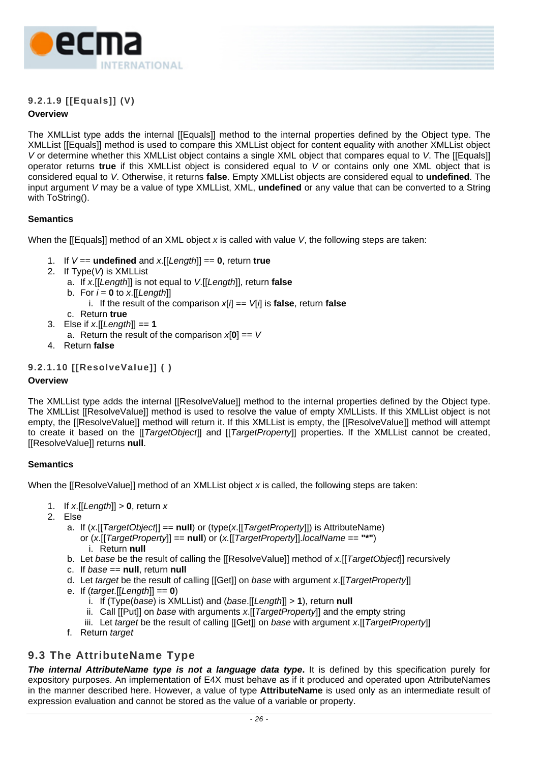#### 9.2.1.9 [[Equals]] (V)

**Overview**

The XMLList type adds the internal [[Equals]] method to the internal properties defined by the Object type. The XMLList [[Equals]] method is used to compare this XMLList object for content equality with another XMLList object *V* or determine whether this XMLList object contains a single XML object that compares equal to *V*. The [[Equals]] operator returns **true** if this XMLList object is considered equal to *V* or contains only one XML object that is considered equal to *V*. Otherwise, it returns **false**. Empty XMLList objects are considered equal to **undefined**. The input argument *V* may be a value of type XMLList, XML, **undefined** or any value that can be converted to a String with ToString().

**Semantics**

When the [[Equals]] method of an XML object *x* is called with value *V*, the following steps are taken:

1. If *V* == **undefined** and *x*.[[*Length*]] == **0**, return **true**
2. If Type(*V*) is XMLList
   a. If *x*.[[*Length*]] is not equal to *V*.[[*Length*]], return **false**
   b. For *i* = **0** to *x*.[[*Length*]]
      i. If the result of the comparison *x*[*i*] == *V*[*i*] is **false**, return **false**
   c. Return **true**
3. Else if *x*.[[*Length*]] == **1**
   a. Return the result of the comparison *x*[**0**] == *V*
4. Return **false**

#### 9.2.1.10 [[ResolveValue]] ( )

**Overview**

The XMLList type adds the internal [[ResolveValue]] method to the internal properties defined by the Object type. The XMLList [[ResolveValue]] method is used to resolve the value of empty XMLLists. If this XMLList object is not empty, the [[ResolveValue]] method will return it. If this XMLList is empty, the [[ResolveValue]] method will attempt to create it based on the [[*TargetObject*]] and [[*TargetProperty*]] properties. If the XMLList cannot be created, [[ResolveValue]] returns **null**.

**Semantics**

When the [[ResolveValue]] method of an XMLList object *x* is called, the following steps are taken:

1. If *x*.[[*Length*]] > **0**, return *x*
2. Else
   a. If (*x*.[[*TargetObject*]] == **null**) or (type(*x*.[[*TargetProperty*]]) is AttributeName) or (*x*.[[*TargetProperty*]] == **null**) or (*x*.[[*TargetProperty*]].*localName* == **"*"**)
      i. Return **null**
   b. Let *base* be the result of calling the [[ResolveValue]] method of *x*.[[*TargetObject*]] recursively
   c. If *base* == **null**, return **null**
   d. Let *target* be the result of calling [[Get]] on *base* with argument *x*.[[*TargetProperty*]]
   e. If (*target*.[[*Length*]] == **0**)
      i. If (Type(*base*) is XMLList) and (*base*.[[*Length*]] > **1**), return **null**
      ii. Call [[Put]] on *base* with arguments *x*.[[*TargetProperty*]] and the empty string
      iii. Let *target* be the result of calling [[Get]] on *base* with argument *x*.[[*TargetProperty*]]
   f. Return *target*

## 9.3 The AttributeName Type

***The internal AttributeName type is not a language data type.*** It is defined by this specification purely for expository purposes. An implementation of E4X must behave as if it produced and operated upon AttributeNames in the manner described here. However, a value of type **AttributeName** is used only as an intermediate result of expression evaluation and cannot be stored as the value of a variable or property.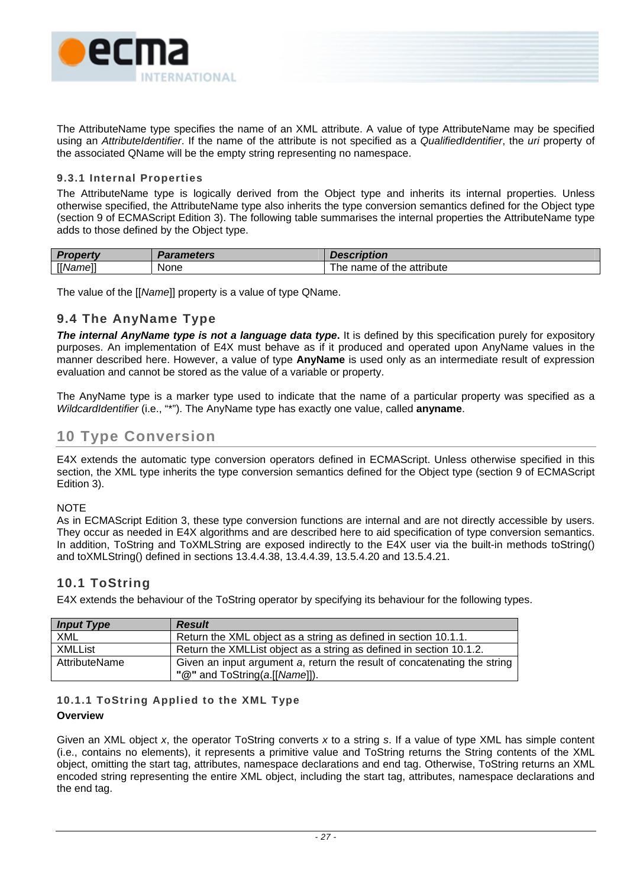The AttributeName type specifies the name of an XML attribute. A value of type AttributeName may be specified using an *AttributeIdentifier*. If the name of the attribute is not specified as a *QualifiedIdentifier*, the *uri* property of the associated QName will be the empty string representing no namespace.

#### 9.3.1 Internal Properties

The AttributeName type is logically derived from the Object type and inherits its internal properties. Unless otherwise specified, the AttributeName type also inherits the type conversion semantics defined for the Object type (section 9 of ECMAScript Edition 3). The following table summarises the internal properties the AttributeName type adds to those defined by the Object type.

| ***Property*** | ***Parameters*** | ***Description*** |
|---|---|---|
| [[*Name*]] | None | The name of the attribute |

The value of the [[*Name*]] property is a value of type QName.

### 9.4 The AnyName Type

***The internal AnyName type is not a language data type.*** It is defined by this specification purely for expository purposes. An implementation of E4X must behave as if it produced and operated upon AnyName values in the manner described here. However, a value of type **AnyName** is used only as an intermediate result of expression evaluation and cannot be stored as the value of a variable or property.

The AnyName type is a marker type used to indicate that the name of a particular property was specified as a *WildcardIdentifier* (i.e., "*"). The AnyName type has exactly one value, called **anyname**.

## 10 Type Conversion

E4X extends the automatic type conversion operators defined in ECMAScript. Unless otherwise specified in this section, the XML type inherits the type conversion semantics defined for the Object type (section 9 of ECMAScript Edition 3).

NOTE
As in ECMAScript Edition 3, these type conversion functions are internal and are not directly accessible by users. They occur as needed in E4X algorithms and are described here to aid specification of type conversion semantics. In addition, ToString and ToXMLString are exposed indirectly to the E4X user via the built-in methods toString() and toXMLString() defined in sections 13.4.4.38, 13.4.4.39, 13.5.4.20 and 13.5.4.21.

### 10.1 ToString

E4X extends the behaviour of the ToString operator by specifying its behaviour for the following types.

| ***Input Type*** | ***Result*** |
|---|---|
| XML | Return the XML object as a string as defined in section 10.1.1. |
| XMLList | Return the XMLList object as a string as defined in section 10.1.2. |
| AttributeName | Given an input argument *a*, return the result of concatenating the string **"@"** and ToString(*a*.[[*Name*]]). |

#### 10.1.1 ToString Applied to the XML Type

**Overview**

Given an XML object *x*, the operator ToString converts *x* to a string *s*. If a value of type XML has simple content (i.e., contains no elements), it represents a primitive value and ToString returns the String contents of the XML object, omitting the start tag, attributes, namespace declarations and end tag. Otherwise, ToString returns an XML encoded string representing the entire XML object, including the start tag, attributes, namespace declarations and the end tag.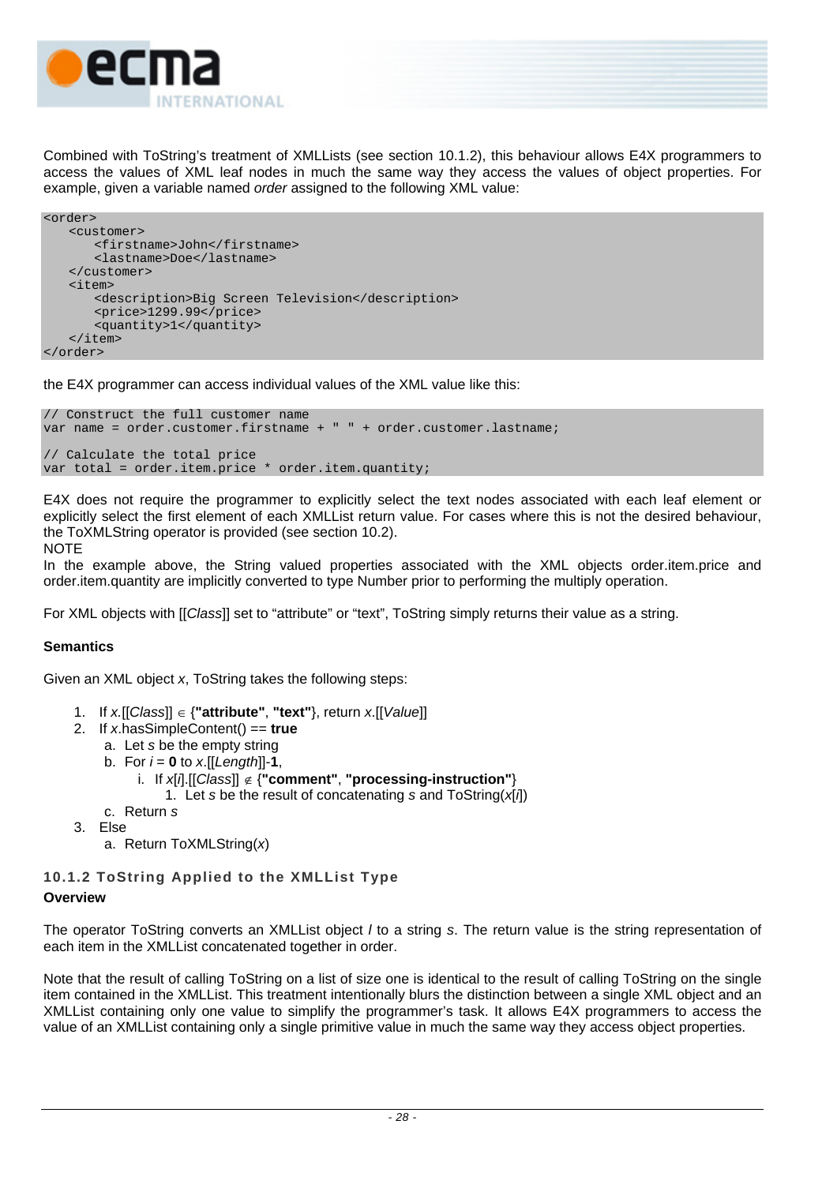Combined with ToString's treatment of XMLLists (see section 10.1.2), this behaviour allows E4X programmers to access the values of XML leaf nodes in much the same way they access the values of object properties. For example, given a variable named *order* assigned to the following XML value:

```
<order>
   <customer>
      <firstname>John</firstname>
      <lastname>Doe</lastname>
   </customer>
   <item>
      <description>Big Screen Television</description>
      <price>1299.99</price>
      <quantity>1</quantity>
   </item>
</order>
```

the E4X programmer can access individual values of the XML value like this:

```
// Construct the full customer name
var name = order.customer.firstname + " " + order.customer.lastname;

// Calculate the total price
var total = order.item.price * order.item.quantity;
```

E4X does not require the programmer to explicitly select the text nodes associated with each leaf element or explicitly select the first element of each XMLList return value. For cases where this is not the desired behaviour, the ToXMLString operator is provided (see section 10.2).

NOTE
In the example above, the String valued properties associated with the XML objects order.item.price and order.item.quantity are implicitly converted to type Number prior to performing the multiply operation.

For XML objects with [[*Class*]] set to "attribute" or "text", ToString simply returns their value as a string.

**Semantics**

Given an XML object *x*, ToString takes the following steps:

1. If *x*.[[*Class*]] ∈ {**"attribute"**, **"text"**}, return *x*.[[*Value*]]
2. If *x*.hasSimpleContent() == **true**
   a. Let *s* be the empty string
   b. For *i* = **0** to *x*.[[*Length*]]-**1**,
      i. If *x*[*i*].[[*Class*]] ∉ {**"comment"**, **"processing-instruction"**}
         1. Let *s* be the result of concatenating *s* and ToString(*x*[*i*])
   c. Return *s*
3. Else
   a. Return ToXMLString(*x*)

### 10.1.2 ToString Applied to the XMLList Type

**Overview**

The operator ToString converts an XMLList object *l* to a string *s*. The return value is the string representation of each item in the XMLList concatenated together in order.

Note that the result of calling ToString on a list of size one is identical to the result of calling ToString on the single item contained in the XMLList. This treatment intentionally blurs the distinction between a single XML object and an XMLList containing only one value to simplify the programmer's task. It allows E4X programmers to access the value of an XMLList containing only a single primitive value in much the same way they access object properties.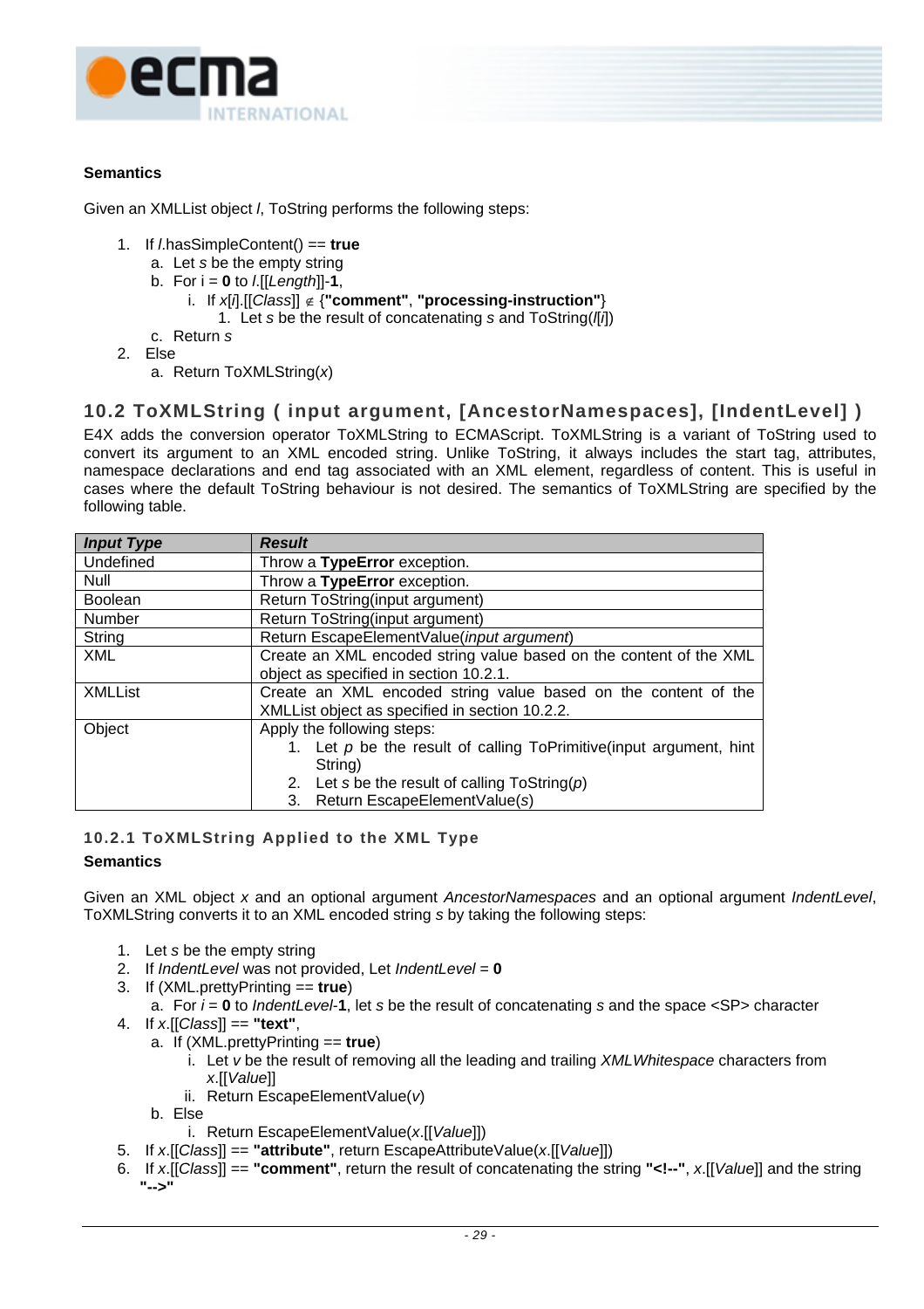**Semantics**

Given an XMLList object *l*, ToString performs the following steps:

1. If *l*.hasSimpleContent() == **true**
   a. Let *s* be the empty string
   b. For i = **0** to *l*.[[*Length*]]-**1**,
      i. If *x*[*i*].[[*Class*]] ∉ {**"comment"**, **"processing-instruction"**}
         1. Let *s* be the result of concatenating *s* and ToString(*l*[*i*])
   c. Return *s*
2. Else
   a. Return ToXMLString(*x*)

## 10.2 ToXMLString ( input argument, [AncestorNamespaces], [IndentLevel] )

E4X adds the conversion operator ToXMLString to ECMAScript. ToXMLString is a variant of ToString used to convert its argument to an XML encoded string. Unlike ToString, it always includes the start tag, attributes, namespace declarations and end tag associated with an XML element, regardless of content. This is useful in cases where the default ToString behaviour is not desired. The semantics of ToXMLString are specified by the following table.

| *Input Type* | *Result* |
|---|---|
| Undefined | Throw a **TypeError** exception. |
| Null | Throw a **TypeError** exception. |
| Boolean | Return ToString(input argument) |
| Number | Return ToString(input argument) |
| String | Return EscapeElementValue(*input argument*) |
| XML | Create an XML encoded string value based on the content of the XML object as specified in section 10.2.1. |
| XMLList | Create an XML encoded string value based on the content of the XMLList object as specified in section 10.2.2. |
| Object | Apply the following steps: 1. Let *p* be the result of calling ToPrimitive(input argument, hint String) 2. Let *s* be the result of calling ToString(*p*) 3. Return EscapeElementValue(*s*) |

### 10.2.1 ToXMLString Applied to the XML Type

**Semantics**

Given an XML object *x* and an optional argument *AncestorNamespaces* and an optional argument *IndentLevel*, ToXMLString converts it to an XML encoded string *s* by taking the following steps:

1. Let *s* be the empty string
2. If *IndentLevel* was not provided, Let *IndentLevel* = **0**
3. If (XML.prettyPrinting == **true**)
   a. For *i* = **0** to *IndentLevel*-**1**, let *s* be the result of concatenating *s* and the space <SP> character
4. If *x*.[[*Class*]] == **"text"**,
   a. If (XML.prettyPrinting == **true**)
      i. Let *v* be the result of removing all the leading and trailing *XMLWhitespace* characters from *x*.[[*Value*]]
      ii. Return EscapeElementValue(*v*)
   b. Else
      i. Return EscapeElementValue(*x*.[[*Value*]])
5. If *x*.[[*Class*]] == **"attribute"**, return EscapeAttributeValue(*x*.[[*Value*]])
6. If *x*.[[*Class*]] == **"comment"**, return the result of concatenating the string **"<!--"**, *x*.[[*Value*]] and the string **"-->"**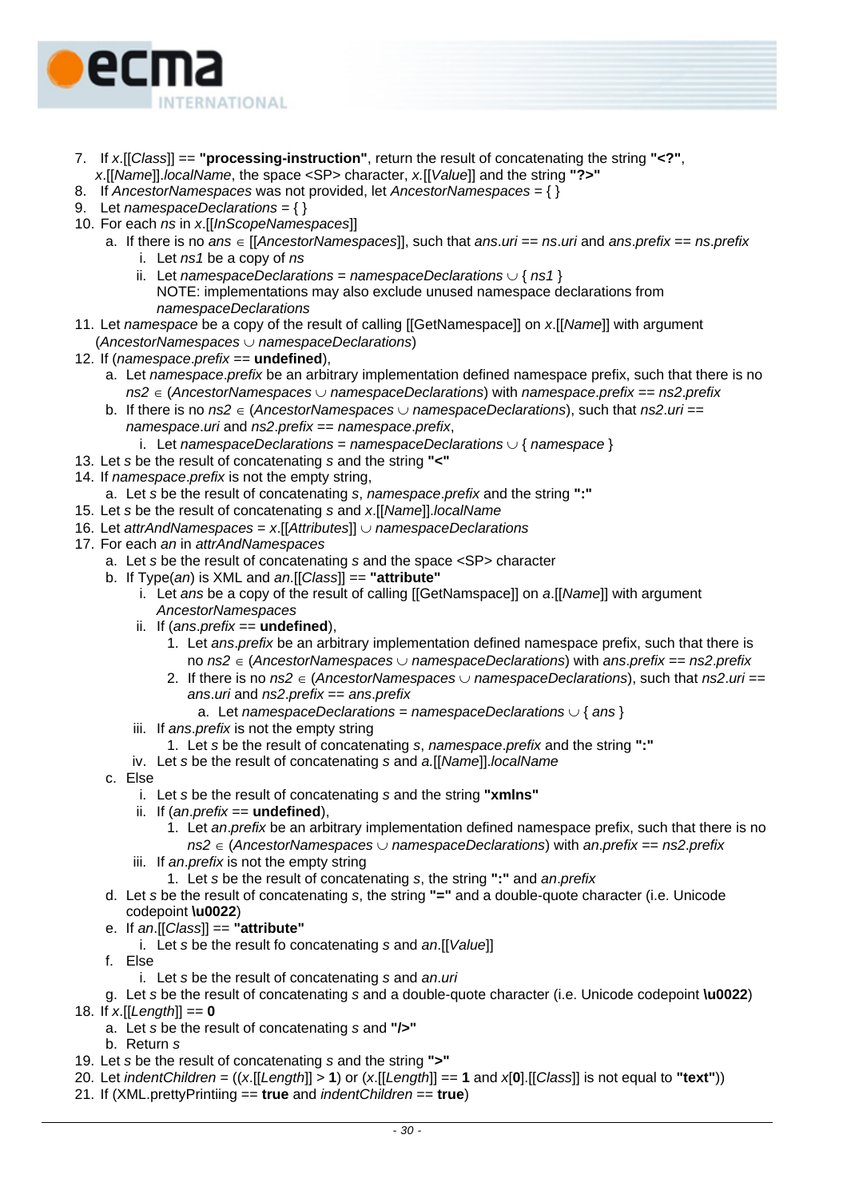7. If *x*.[[*Class*]] == **"processing-instruction"**, return the result of concatenating the string **"<?"**, *x*.[[*Name*]].*localName*, the space <SP> character, *x*.[[*Value*]] and the string **"?>"**
8. If *AncestorNamespaces* was not provided, let *AncestorNamespaces* = { }
9. Let *namespaceDeclarations* = { }
10. For each *ns* in *x*.[[*InScopeNamespaces*]]
    a. If there is no *ans* ∈ [[*AncestorNamespaces*]], such that *ans*.*uri* == *ns*.*uri* and *ans*.*prefix* == *ns*.*prefix*
        i. Let *ns1* be a copy of *ns*
        ii. Let *namespaceDeclarations* = *namespaceDeclarations* ∪ { *ns1* }
        NOTE: implementations may also exclude unused namespace declarations from *namespaceDeclarations*
11. Let *namespace* be a copy of the result of calling [[GetNamespace]] on *x*.[[*Name*]] with argument (*AncestorNamespaces* ∪ *namespaceDeclarations*)
12. If (*namespace*.*prefix* == **undefined**),
    a. Let *namespace*.*prefix* be an arbitrary implementation defined namespace prefix, such that there is no *ns2* ∈ (*AncestorNamespaces* ∪ *namespaceDeclarations*) with *namespace*.*prefix* == *ns2*.*prefix*
    b. If there is no *ns2* ∈ (*AncestorNamespaces* ∪ *namespaceDeclarations*), such that *ns2*.*uri* == *namespace*.*uri* and *ns2*.*prefix* == *namespace*.*prefix*,
        i. Let *namespaceDeclarations* = *namespaceDeclarations* ∪ { *namespace* }
13. Let *s* be the result of concatenating *s* and the string **"<"**
14. If *namespace*.*prefix* is not the empty string,
    a. Let *s* be the result of concatenating *s*, *namespace*.*prefix* and the string **":"**
15. Let *s* be the result of concatenating *s* and *x*.[[*Name*]].*localName*
16. Let *attrAndNamespaces* = *x*.[[*Attributes*]] ∪ *namespaceDeclarations*
17. For each *an* in *attrAndNamespaces*
    a. Let *s* be the result of concatenating *s* and the space <SP> character
    b. If Type(*an*) is XML and *an*.[[*Class*]] == **"attribute"**
        i. Let *ans* be a copy of the result of calling [[GetNamspace]] on *a*.[[*Name*]] with argument *AncestorNamespaces*
        ii. If (*ans*.*prefix* == **undefined**),
            1. Let *ans*.*prefix* be an arbitrary implementation defined namespace prefix, such that there is no *ns2* ∈ (*AncestorNamespaces* ∪ *namespaceDeclarations*) with *ans*.*prefix* == *ns2*.*prefix*
            2. If there is no *ns2* ∈ (*AncestorNamespaces* ∪ *namespaceDeclarations*), such that *ns2*.*uri* == *ans*.*uri* and *ns2*.*prefix* == *ans*.*prefix*
                a. Let *namespaceDeclarations* = *namespaceDeclarations* ∪ { *ans* }
        iii. If *ans*.*prefix* is not the empty string
            1. Let *s* be the result of concatenating *s*, *namespace*.*prefix* and the string **":"**
        iv. Let *s* be the result of concatenating *s* and *a*.[[*Name*]].*localName*
    c. Else
        i. Let *s* be the result of concatenating *s* and the string **"xmlns"**
        ii. If (*an*.*prefix* == **undefined**),
            1. Let *an*.*prefix* be an arbitrary implementation defined namespace prefix, such that there is no *ns2* ∈ (*AncestorNamespaces* ∪ *namespaceDeclarations*) with *an*.*prefix* == *ns2*.*prefix*
        iii. If *an*.*prefix* is not the empty string
            1. Let *s* be the result of concatenating *s*, the string **":"** and *an*.*prefix*
    d. Let *s* be the result of concatenating *s*, the string **"="** and a double-quote character (i.e. Unicode codepoint **\u0022**)
    e. If *an*.[[*Class*]] == **"attribute"**
        i. Let *s* be the result fo concatenating *s* and *an*.[[*Value*]]
    f. Else
        i. Let *s* be the result of concatenating *s* and *an*.*uri*
    g. Let *s* be the result of concatenating *s* and a double-quote character (i.e. Unicode codepoint **\u0022**)
18. If *x*.[[*Length*]] == **0**
    a. Let *s* be the result of concatenating *s* and **"/>"**
    b. Return *s*
19. Let *s* be the result of concatenating *s* and the string **">"**
20. Let *indentChildren* = ((*x*.[[*Length*]] > **1**) or (*x*.[[*Length*]] == **1** and *x*[**0**].[[*Class*]] is not equal to **"text"**))
21. If (XML.prettyPrintiing == **true** and *indentChildren* == **true**)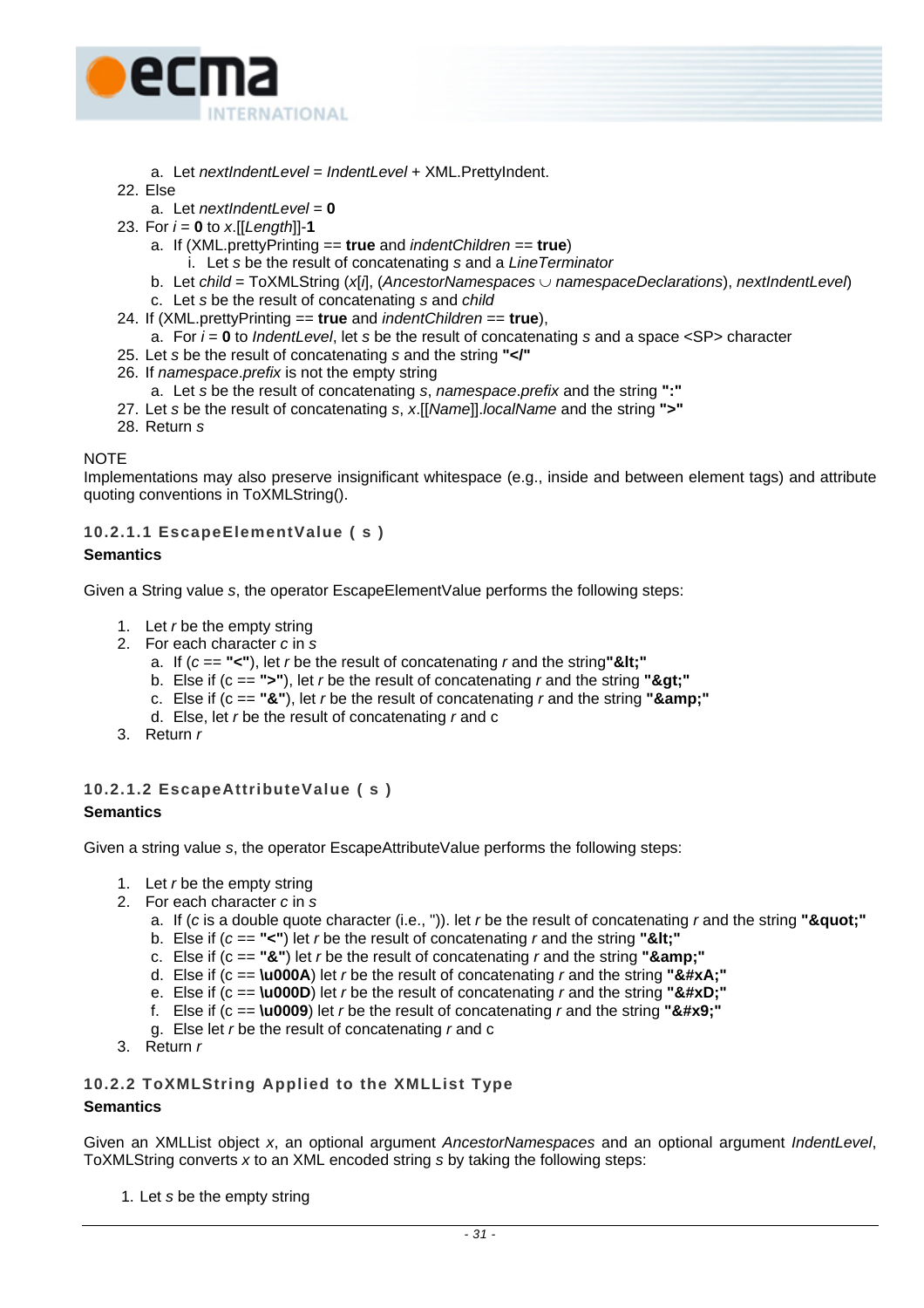a. Let *nextIndentLevel* = *IndentLevel* + XML.PrettyIndent.

22. Else
   a. Let *nextIndentLevel* = **0**
23. For *i* = **0** to *x*.[[*Length*]]-**1**
   a. If (XML.prettyPrinting == **true** and *indentChildren* == **true**)
      i. Let *s* be the result of concatenating *s* and a *LineTerminator*
   b. Let *child* = ToXMLString (*x*[*i*], (*AncestorNamespaces* ∪ *namespaceDeclarations*), *nextIndentLevel*)
   c. Let *s* be the result of concatenating *s* and *child*
24. If (XML.prettyPrinting == **true** and *indentChildren* == **true**),
   a. For *i* = **0** to *IndentLevel*, let *s* be the result of concatenating *s* and a space <SP> character
25. Let *s* be the result of concatenating *s* and the string **"</"**
26. If *namespace*.*prefix* is not the empty string
   a. Let *s* be the result of concatenating *s*, *namespace*.*prefix* and the string **":"**
27. Let *s* be the result of concatenating *s*, *x*.[[*Name*]].*localName* and the string **">"**
28. Return *s*

NOTE
Implementations may also preserve insignificant whitespace (e.g., inside and between element tags) and attribute quoting conventions in ToXMLString().

#### 10.2.1.1 EscapeElementValue ( s )

**Semantics**

Given a String value *s*, the operator EscapeElementValue performs the following steps:

1. Let *r* be the empty string
2. For each character *c* in *s*
   a. If (*c* == **"<"**), let *r* be the result of concatenating *r* and the string**"&lt;"**
   b. Else if (c == **">"**), let *r* be the result of concatenating *r* and the string **"&gt;"**
   c. Else if (c == **"&"**), let *r* be the result of concatenating *r* and the string **"&amp;"**
   d. Else, let *r* be the result of concatenating *r* and c
3. Return *r*

#### 10.2.1.2 EscapeAttributeValue ( s )

**Semantics**

Given a string value *s*, the operator EscapeAttributeValue performs the following steps:

1. Let *r* be the empty string
2. For each character *c* in *s*
   a. If (*c* is a double quote character (i.e., ")). let *r* be the result of concatenating *r* and the string **"&quot;"**
   b. Else if (*c* == **"<"**) let *r* be the result of concatenating *r* and the string **"&lt;"**
   c. Else if (*c* == **"&"**) let *r* be the result of concatenating *r* and the string **"&amp;"**
   d. Else if (c == **\u000A**) let *r* be the result of concatenating *r* and the string **"&#xA;"**
   e. Else if (c == **\u000D**) let *r* be the result of concatenating *r* and the string **"&#xD;"**
   f. Else if (c == **\u0009**) let *r* be the result of concatenating *r* and the string **"&#x9;"**
   g. Else let *r* be the result of concatenating *r* and c
3. Return *r*

### 10.2.2 ToXMLString Applied to the XMLList Type

**Semantics**

Given an XMLList object *x*, an optional argument *AncestorNamespaces* and an optional argument *IndentLevel*, ToXMLString converts *x* to an XML encoded string *s* by taking the following steps:

1. Let *s* be the empty string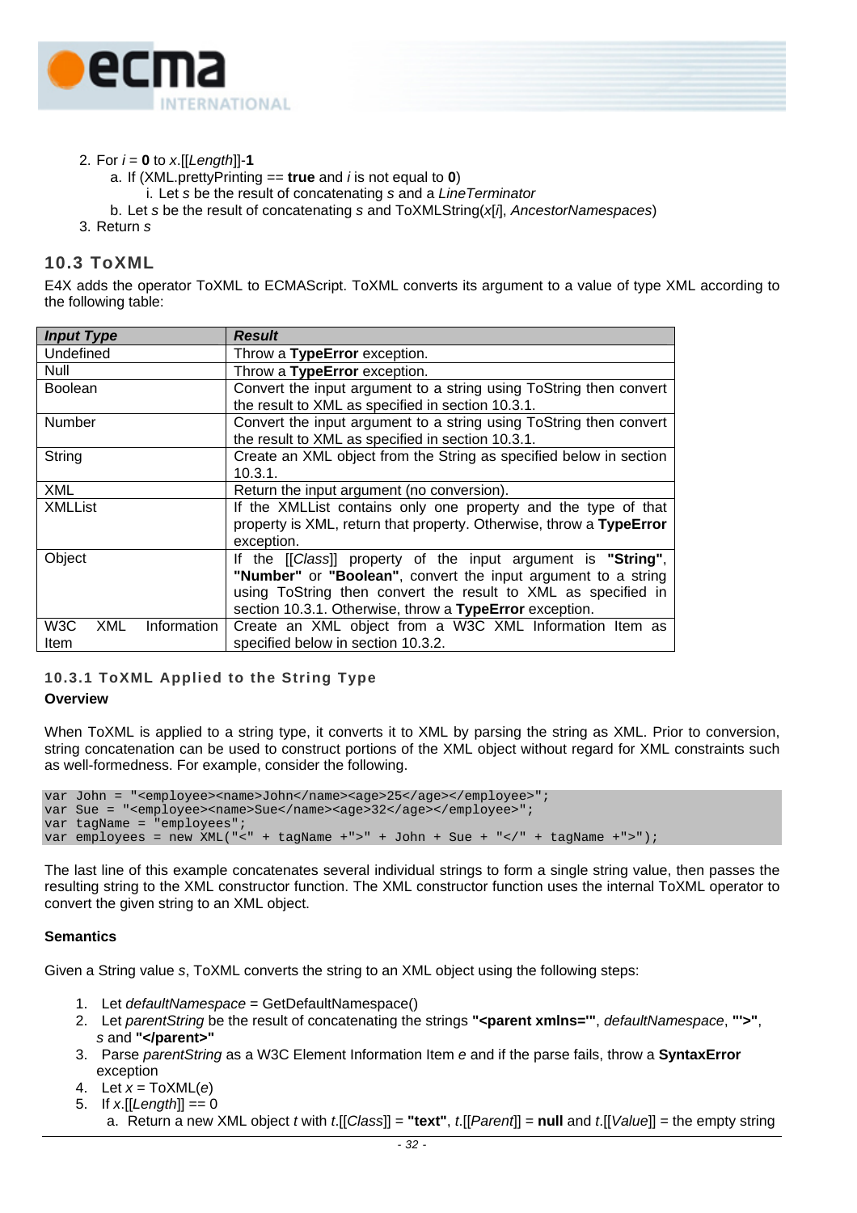2. For *i* = **0** to *x*.[[*Length*]]-**1**
   a. If (XML.prettyPrinting == **true** and *i* is not equal to **0**)
      i. Let *s* be the result of concatenating *s* and a *LineTerminator*
   b. Let *s* be the result of concatenating *s* and ToXMLString(*x*[*i*], *AncestorNamespaces*)
3. Return *s*

## 10.3 ToXML

E4X adds the operator ToXML to ECMAScript. ToXML converts its argument to a value of type XML according to the following table:

| ***Input Type*** | ***Result*** |
|---|---|
| Undefined | Throw a **TypeError** exception. |
| Null | Throw a **TypeError** exception. |
| Boolean | Convert the input argument to a string using ToString then convert the result to XML as specified in section 10.3.1. |
| Number | Convert the input argument to a string using ToString then convert the result to XML as specified in section 10.3.1. |
| String | Create an XML object from the String as specified below in section 10.3.1. |
| XML | Return the input argument (no conversion). |
| XMLList | If the XMLList contains only one property and the type of that property is XML, return that property. Otherwise, throw a **TypeError** exception. |
| Object | If the [[*Class*]] property of the input argument is **"String"**, **"Number"** or **"Boolean"**, convert the input argument to a string using ToString then convert the result to XML as specified in section 10.3.1. Otherwise, throw a **TypeError** exception. |
| W3C XML Information Item | Create an XML object from a W3C XML Information Item as specified below in section 10.3.2. |

### 10.3.1 ToXML Applied to the String Type

**Overview**

When ToXML is applied to a string type, it converts it to XML by parsing the string as XML. Prior to conversion, string concatenation can be used to construct portions of the XML object without regard for XML constraints such as well-formedness. For example, consider the following.

```
var John = "<employee><name>John</name><age>25</age></employee>";
var Sue = "<employee><name>Sue</name><age>32</age></employee>";
var tagName = "employees";
var employees = new XML("<" + tagName +">" + John + Sue + "</" + tagName +">");
```

The last line of this example concatenates several individual strings to form a single string value, then passes the resulting string to the XML constructor function. The XML constructor function uses the internal ToXML operator to convert the given string to an XML object.

**Semantics**

Given a String value *s*, ToXML converts the string to an XML object using the following steps:

1. Let *defaultNamespace* = GetDefaultNamespace()
2. Let *parentString* be the result of concatenating the strings **"<parent xmlns='"**, *defaultNamespace*, **"'>"**, *s* and **"</parent>"**
3. Parse *parentString* as a W3C Element Information Item *e* and if the parse fails, throw a **SyntaxError** exception
4. Let *x* = ToXML(*e*)
5. If *x*.[[*Length*]] == 0
   a. Return a new XML object *t* with *t*.[[*Class*]] = **"text"**, *t*.[[*Parent*]] = **null** and *t*.[[*Value*]] = the empty string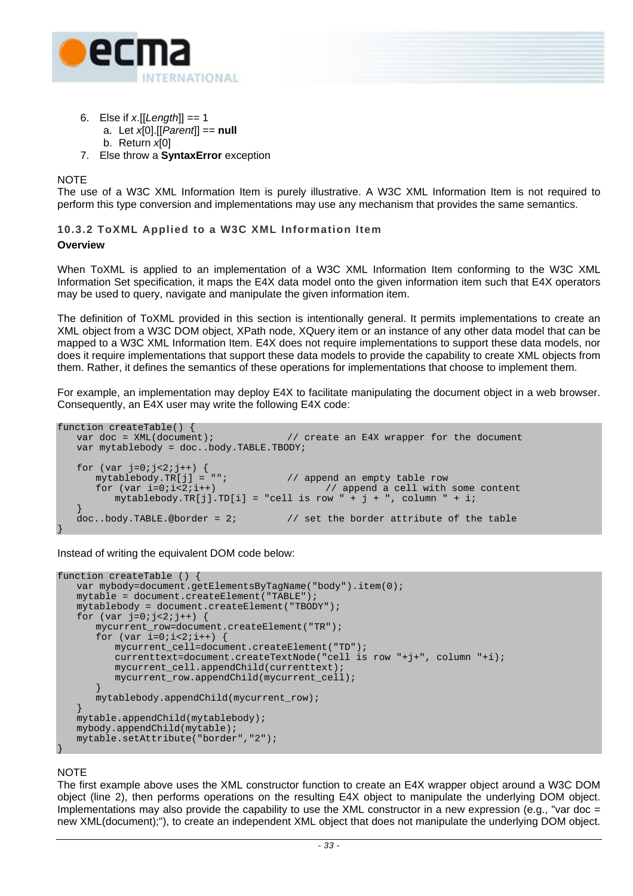6. Else if *x*.[[*Length*]] == 1
   a. Let *x*[0].[[*Parent*]] == **null**
   b. Return *x*[0]
7. Else throw a **SyntaxError** exception

NOTE
The use of a W3C XML Information Item is purely illustrative. A W3C XML Information Item is not required to perform this type conversion and implementations may use any mechanism that provides the same semantics.

### 10.3.2 ToXML Applied to a W3C XML Information Item

**Overview**

When ToXML is applied to an implementation of a W3C XML Information Item conforming to the W3C XML Information Set specification, it maps the E4X data model onto the given information item such that E4X operators may be used to query, navigate and manipulate the given information item.

The definition of ToXML provided in this section is intentionally general. It permits implementations to create an XML object from a W3C DOM object, XPath node, XQuery item or an instance of any other data model that can be mapped to a W3C XML Information Item. E4X does not require implementations to support these data models, nor does it require implementations that support these data models to provide the capability to create XML objects from them. Rather, it defines the semantics of these operations for implementations that choose to implement them.

For example, an implementation may deploy E4X to facilitate manipulating the document object in a web browser. Consequently, an E4X user may write the following E4X code:

```
function createTable() {
    var doc = XML(document);             // create an E4X wrapper for the document
    var mytablebody = doc..body.TABLE.TBODY;

    for (var j=0;j<2;j++) {
        mytablebody.TR[j] = "";          // append an empty table row
        for (var i=0;i<2;i++)                   // append a cell with some content
            mytablebody.TR[j].TD[i] = "cell is row " + j + ", column " + i;
    }
    doc..body.TABLE.@border = 2;         // set the border attribute of the table
}
```

Instead of writing the equivalent DOM code below:

```
function createTable () {
    var mybody=document.getElementsByTagName("body").item(0);
    mytable = document.createElement("TABLE");
    mytablebody = document.createElement("TBODY");
    for (var j=0;j<2;j++) {
        mycurrent_row=document.createElement("TR");
        for (var i=0;i<2;i++) {
            mycurrent_cell=document.createElement("TD");
            currenttext=document.createTextNode("cell is row "+j+", column "+i);
            mycurrent_cell.appendChild(currenttext);
            mycurrent_row.appendChild(mycurrent_cell);
        }
        mytablebody.appendChild(mycurrent_row);
    }
    mytable.appendChild(mytablebody);
    mybody.appendChild(mytable);
    mytable.setAttribute("border","2");
}
```

NOTE
The first example above uses the XML constructor function to create an E4X wrapper object around a W3C DOM object (line 2), then performs operations on the resulting E4X object to manipulate the underlying DOM object. Implementations may also provide the capability to use the XML constructor in a new expression (e.g., "var doc = new XML(document);"), to create an independent XML object that does not manipulate the underlying DOM object.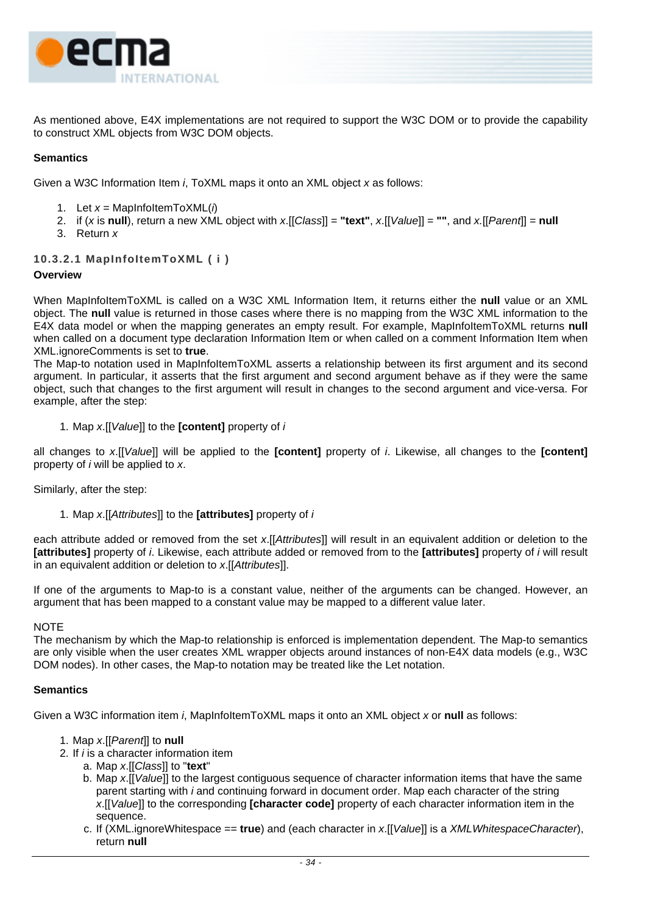As mentioned above, E4X implementations are not required to support the W3C DOM or to provide the capability to construct XML objects from W3C DOM objects.

**Semantics**

Given a W3C Information Item *i*, ToXML maps it onto an XML object *x* as follows:

1. Let *x* = MapInfoItemToXML(*i*)
2. if (*x* is **null**), return a new XML object with *x*.[[*Class*]] = **"text"**, *x*.[[*Value*]] = **""**, and *x*.[[*Parent*]] = **null**
3. Return *x*

### 10.3.2.1 MapInfoItemToXML ( i )

**Overview**

When MapInfoItemToXML is called on a W3C XML Information Item, it returns either the **null** value or an XML object. The **null** value is returned in those cases where there is no mapping from the W3C XML information to the E4X data model or when the mapping generates an empty result. For example, MapInfoItemToXML returns **null** when called on a document type declaration Information Item or when called on a comment Information Item when XML.ignoreComments is set to **true**.
The Map-to notation used in MapInfoItemToXML asserts a relationship between its first argument and its second argument. In particular, it asserts that the first argument and second argument behave as if they were the same object, such that changes to the first argument will result in changes to the second argument and vice-versa. For example, after the step:

1. Map *x*.[[*Value*]] to the **[content]** property of *i*

all changes to *x*.[[*Value*]] will be applied to the **[content]** property of *i*. Likewise, all changes to the **[content]** property of *i* will be applied to *x*.

Similarly, after the step:

1. Map *x*.[[*Attributes*]] to the **[attributes]** property of *i*

each attribute added or removed from the set *x*.[[*Attributes*]] will result in an equivalent addition or deletion to the **[attributes]** property of *i*. Likewise, each attribute added or removed from to the **[attributes]** property of *i* will result in an equivalent addition or deletion to *x*.[[*Attributes*]].

If one of the arguments to Map-to is a constant value, neither of the arguments can be changed. However, an argument that has been mapped to a constant value may be mapped to a different value later.

NOTE
The mechanism by which the Map-to relationship is enforced is implementation dependent. The Map-to semantics are only visible when the user creates XML wrapper objects around instances of non-E4X data models (e.g., W3C DOM nodes). In other cases, the Map-to notation may be treated like the Let notation.

**Semantics**

Given a W3C information item *i*, MapInfoItemToXML maps it onto an XML object *x* or **null** as follows:

1. Map *x*.[[*Parent*]] to **null**
2. If *i* is a character information item
   a. Map *x*.[[*Class*]] to "**text**"
   b. Map *x*.[[*Value*]] to the largest contiguous sequence of character information items that have the same parent starting with *i* and continuing forward in document order. Map each character of the string *x*.[[*Value*]] to the corresponding **[character code]** property of each character information item in the sequence.
   c. If (XML.ignoreWhitespace == **true**) and (each character in *x*.[[*Value*]] is a *XMLWhitespaceCharacter*), return **null**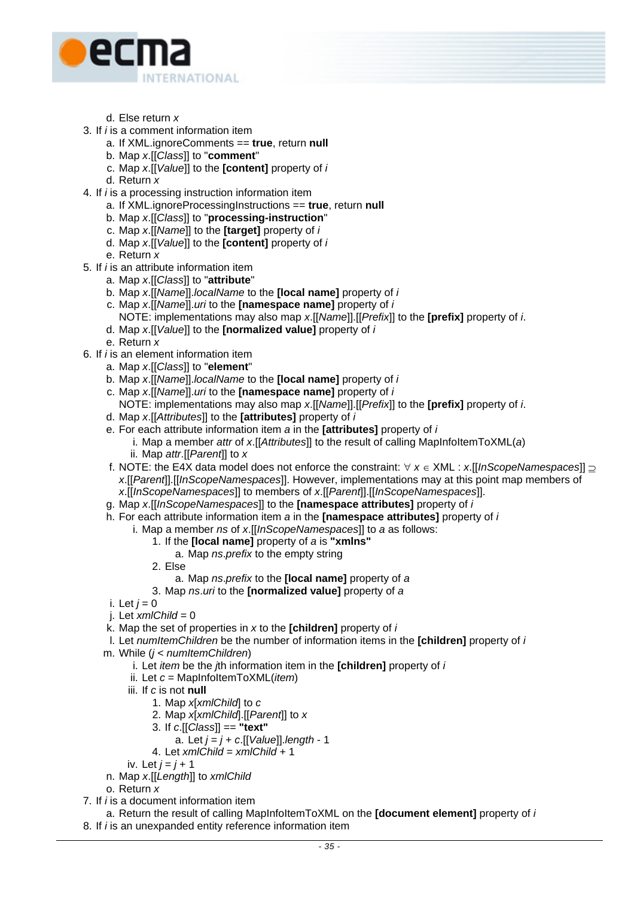d. Else return *x*
3. If *i* is a comment information item
   a. If XML.ignoreComments == **true**, return **null**
   b. Map *x*.[[*Class*]] to "**comment**"
   c. Map *x*.[[*Value*]] to the **[content]** property of *i*
   d. Return *x*
4. If *i* is a processing instruction information item
   a. If XML.ignoreProcessingInstructions == **true**, return **null**
   b. Map *x*.[[*Class*]] to "**processing-instruction**"
   c. Map *x*.[[*Name*]] to the **[target]** property of *i*
   d. Map *x*.[[*Value*]] to the **[content]** property of *i*
   e. Return *x*
5. If *i* is an attribute information item
   a. Map *x*.[[*Class*]] to "**attribute**"
   b. Map *x*.[[*Name*]].*localName* to the **[local name]** property of *i*
   c. Map *x*.[[*Name*]].*uri* to the **[namespace name]** property of *i*
      NOTE: implementations may also map *x*.[[*Name*]].[[*Prefix*]] to the **[prefix]** property of *i*.
   d. Map *x*.[[*Value*]] to the **[normalized value]** property of *i*
   e. Return *x*
6. If *i* is an element information item
   a. Map *x*.[[*Class*]] to "**element**"
   b. Map *x*.[[*Name*]].*localName* to the **[local name]** property of *i*
   c. Map *x*.[[*Name*]].*uri* to the **[namespace name]** property of *i*
      NOTE: implementations may also map *x*.[[*Name*]].[[*Prefix*]] to the **[prefix]** property of *i*.
   d. Map *x*.[[*Attributes*]] to the **[attributes]** property of *i*
   e. For each attribute information item *a* in the **[attributes]** property of *i*
      i. Map a member *attr* of *x*.[[*Attributes*]] to the result of calling MapInfoItemToXML(*a*)
      ii. Map *attr*.[[*Parent*]] to *x*
   f. NOTE: the E4X data model does not enforce the constraint: $\forall\ x \in$ XML : *x*.[[*InScopeNamespaces*]] $\supseteq$ *x*.[[*Parent*]].[[*InScopeNamespaces*]]. However, implementations may at this point map members of *x*.[[*InScopeNamespaces*]] to members of *x*.[[*Parent*]].[[*InScopeNamespaces*]].
   g. Map *x*.[[*InScopeNamespaces*]] to the **[namespace attributes]** property of *i*
   h. For each attribute information item *a* in the **[namespace attributes]** property of *i*
      i. Map a member *ns* of *x*.[[*InScopeNamespaces*]] to *a* as follows:
         1. If the **[local name]** property of *a* is **"xmlns"**
            a. Map *ns*.*prefix* to the empty string
         2. Else
            a. Map *ns*.*prefix* to the **[local name]** property of *a*
         3. Map *ns*.*uri* to the **[normalized value]** property of *a*
   i. Let *j* = 0
   j. Let *xmlChild* = 0
   k. Map the set of properties in *x* to the **[children]** property of *i*
   l. Let *numItemChildren* be the number of information items in the **[children]** property of *i*
   m. While (*j* < *numItemChildren*)
      i. Let *item* be the *j*th information item in the **[children]** property of *i*
      ii. Let *c* = MapInfoItemToXML(*item*)
      iii. If *c* is not **null**
         1. Map *x*[*xmlChild*] to *c*
         2. Map *x*[*xmlChild*].[[*Parent*]] to *x*
         3. If *c*.[[*Class*]] == **"text"**
            a. Let *j* = *j* + *c*.[[*Value*]].*length* - 1
         4. Let *xmlChild* = *xmlChild* + 1
      iv. Let *j* = *j* + 1
   n. Map *x*.[[*Length*]] to *xmlChild*
   o. Return *x*
7. If *i* is a document information item
   a. Return the result of calling MapInfoItemToXML on the **[document element]** property of *i*
8. If *i* is an unexpanded entity reference information item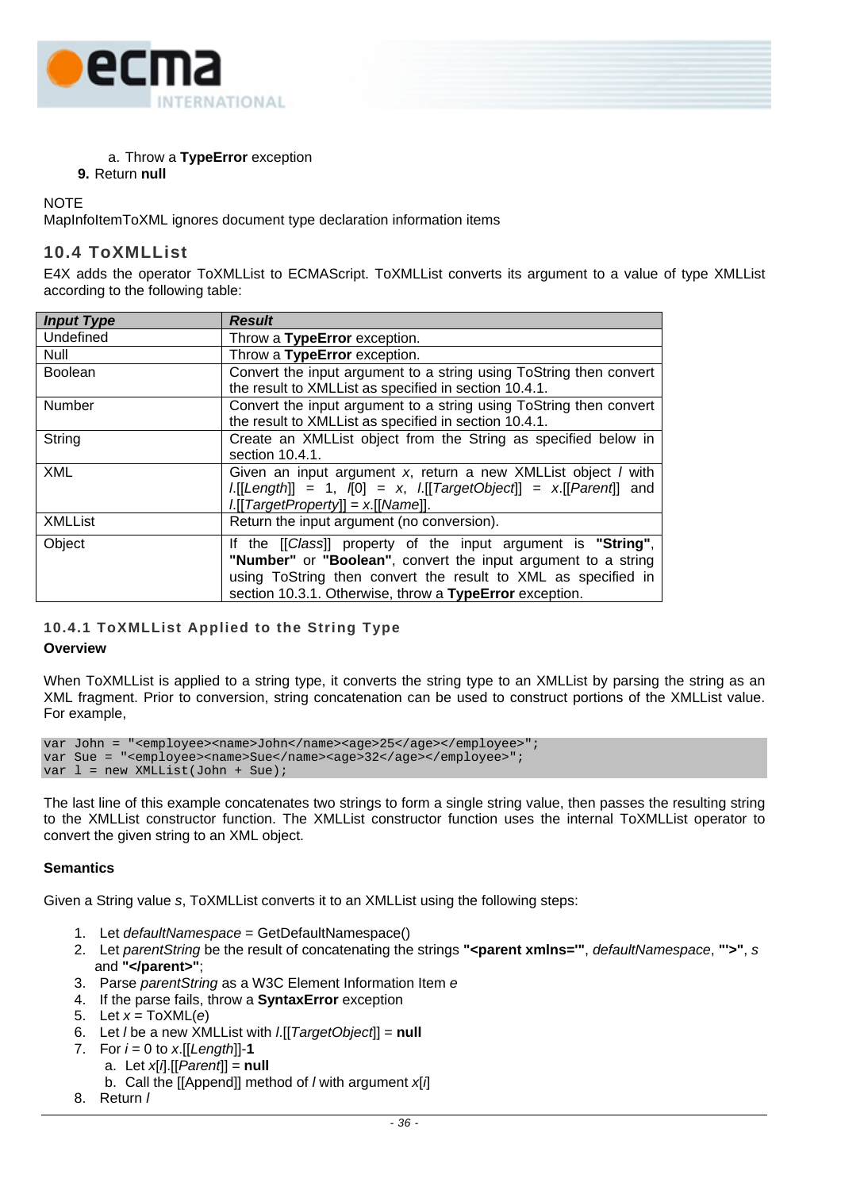a. Throw a **TypeError** exception

9. Return **null**

NOTE
MapInfoItemToXML ignores document type declaration information items

## 10.4 ToXMLList

E4X adds the operator ToXMLList to ECMAScript. ToXMLList converts its argument to a value of type XMLList according to the following table:

| *Input Type* | *Result* |
|---|---|
| Undefined | Throw a **TypeError** exception. |
| Null | Throw a **TypeError** exception. |
| Boolean | Convert the input argument to a string using ToString then convert the result to XMLList as specified in section 10.4.1. |
| Number | Convert the input argument to a string using ToString then convert the result to XMLList as specified in section 10.4.1. |
| String | Create an XMLList object from the String as specified below in section 10.4.1. |
| XML | Given an input argument *x*, return a new XMLList object *l* with *l*.[[*Length*]] = 1, *l*[0] = *x*, *l*.[[*TargetObject*]] = *x*.[[*Parent*]] and *l*.[[*TargetProperty*]] = *x*.[[*Name*]]. |
| XMLList | Return the input argument (no conversion). |
| Object | If the [[*Class*]] property of the input argument is **"String"**, **"Number"** or **"Boolean"**, convert the input argument to a string using ToString then convert the result to XML as specified in section 10.3.1. Otherwise, throw a **TypeError** exception. |

### 10.4.1 ToXMLList Applied to the String Type

**Overview**

When ToXMLList is applied to a string type, it converts the string type to an XMLList by parsing the string as an XML fragment. Prior to conversion, string concatenation can be used to construct portions of the XMLList value. For example,

```
var John = "<employee><name>John</name><age>25</age></employee>";
var Sue = "<employee><name>Sue</name><age>32</age></employee>";
var l = new XMLList(John + Sue);
```

The last line of this example concatenates two strings to form a single string value, then passes the resulting string to the XMLList constructor function. The XMLList constructor function uses the internal ToXMLList operator to convert the given string to an XML object.

**Semantics**

Given a String value *s*, ToXMLList converts it to an XMLList using the following steps:

1. Let *defaultNamespace* = GetDefaultNamespace()
2. Let *parentString* be the result of concatenating the strings **"<parent xmlns='"**, *defaultNamespace*, **"'>"**, *s* and **"</parent>"**;
3. Parse *parentString* as a W3C Element Information Item *e*
4. If the parse fails, throw a **SyntaxError** exception
5. Let *x* = ToXML(*e*)
6. Let *l* be a new XMLList with *l*.[[*TargetObject*]] = **null**
7. For *i* = 0 to *x*.[[*Length*]]-**1**
   a. Let *x*[*i*].[[*Parent*]] = **null**
   b. Call the [[Append]] method of *l* with argument *x*[*i*]
8. Return *l*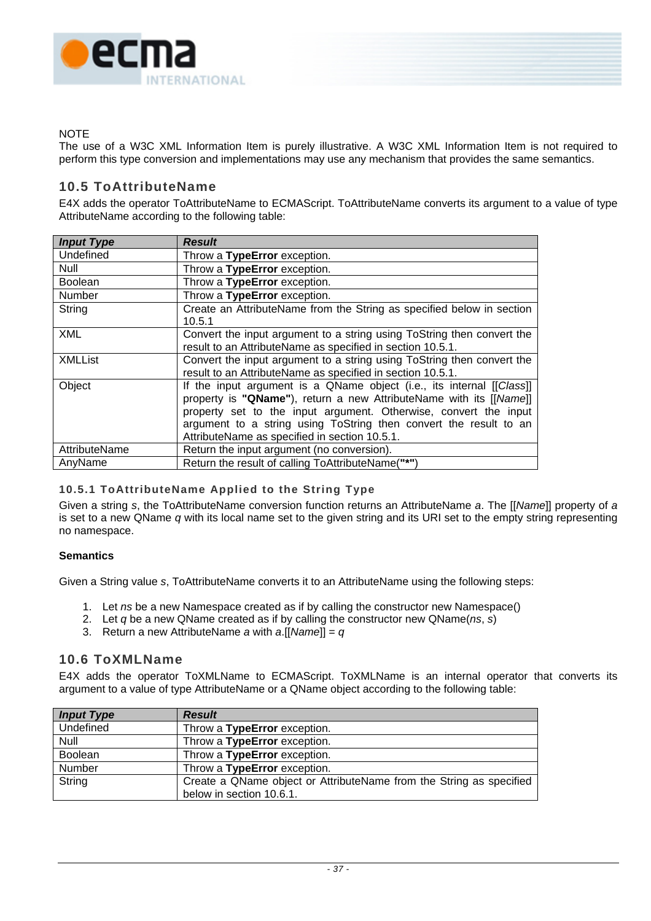NOTE
The use of a W3C XML Information Item is purely illustrative. A W3C XML Information Item is not required to perform this type conversion and implementations may use any mechanism that provides the same semantics.

## 10.5 ToAttributeName

E4X adds the operator ToAttributeName to ECMAScript. ToAttributeName converts its argument to a value of type AttributeName according to the following table:

| ***Input Type*** | ***Result*** |
|---|---|
| Undefined | Throw a **TypeError** exception. |
| Null | Throw a **TypeError** exception. |
| Boolean | Throw a **TypeError** exception. |
| Number | Throw a **TypeError** exception. |
| String | Create an AttributeName from the String as specified below in section 10.5.1 |
| XML | Convert the input argument to a string using ToString then convert the result to an AttributeName as specified in section 10.5.1. |
| XMLList | Convert the input argument to a string using ToString then convert the result to an AttributeName as specified in section 10.5.1. |
| Object | If the input argument is a QName object (i.e., its internal [[*Class*]] property is **"QName"**), return a new AttributeName with its [[*Name*]] property set to the input argument. Otherwise, convert the input argument to a string using ToString then convert the result to an AttributeName as specified in section 10.5.1. |
| AttributeName | Return the input argument (no conversion). |
| AnyName | Return the result of calling ToAttributeName(**"*"**) |

### 10.5.1 ToAttributeName Applied to the String Type

Given a string *s*, the ToAttributeName conversion function returns an AttributeName *a*. The [[*Name*]] property of *a* is set to a new QName *q* with its local name set to the given string and its URI set to the empty string representing no namespace.

**Semantics**

Given a String value *s*, ToAttributeName converts it to an AttributeName using the following steps:

1. Let *ns* be a new Namespace created as if by calling the constructor new Namespace()
2. Let *q* be a new QName created as if by calling the constructor new QName(*ns*, *s*)
3. Return a new AttributeName *a* with *a*.[[*Name*]] = *q*

## 10.6 ToXMLName

E4X adds the operator ToXMLName to ECMAScript. ToXMLName is an internal operator that converts its argument to a value of type AttributeName or a QName object according to the following table:

| ***Input Type*** | ***Result*** |
|---|---|
| Undefined | Throw a **TypeError** exception. |
| Null | Throw a **TypeError** exception. |
| Boolean | Throw a **TypeError** exception. |
| Number | Throw a **TypeError** exception. |
| String | Create a QName object or AttributeName from the String as specified below in section 10.6.1. |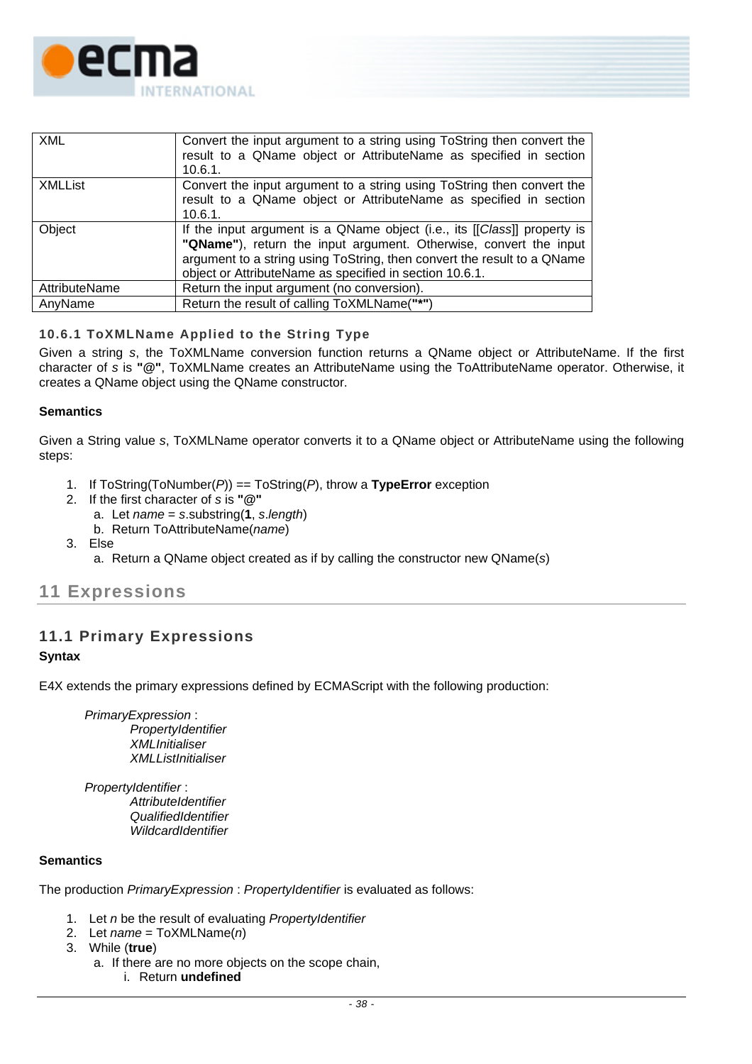| | |
|---|---|
| XML | Convert the input argument to a string using ToString then convert the result to a QName object or AttributeName as specified in section 10.6.1. |
| XMLList | Convert the input argument to a string using ToString then convert the result to a QName object or AttributeName as specified in section 10.6.1. |
| Object | If the input argument is a QName object (i.e., its [[*Class*]] property is **"QName"**), return the input argument. Otherwise, convert the input argument to a string using ToString, then convert the result to a QName object or AttributeName as specified in section 10.6.1. |
| AttributeName | Return the input argument (no conversion). |
| AnyName | Return the result of calling ToXMLName(**"*"**) |

### 10.6.1 ToXMLName Applied to the String Type

Given a string *s*, the ToXMLName conversion function returns a QName object or AttributeName. If the first character of *s* is **"@"**, ToXMLName creates an AttributeName using the ToAttributeName operator. Otherwise, it creates a QName object using the QName constructor.

**Semantics**

Given a String value *s*, ToXMLName operator converts it to a QName object or AttributeName using the following steps:

1. If ToString(ToNumber(*P*)) == ToString(*P*), throw a **TypeError** exception
2. If the first character of *s* is **"@"**
   a. Let *name* = *s*.substring(**1**, *s*.*length*)
   b. Return ToAttributeName(*name*)
3. Else
   a. Return a QName object created as if by calling the constructor new QName(*s*)

# 11 Expressions

## 11.1 Primary Expressions

**Syntax**

E4X extends the primary expressions defined by ECMAScript with the following production:

*PrimaryExpression* :
  *PropertyIdentifier*
  *XMLInitialiser*
  *XMLListInitialiser*

*PropertyIdentifier* :
  *AttributeIdentifier*
  *QualifiedIdentifier*
  *WildcardIdentifier*

**Semantics**

The production *PrimaryExpression* : *PropertyIdentifier* is evaluated as follows:

1. Let *n* be the result of evaluating *PropertyIdentifier*
2. Let *name* = ToXMLName(*n*)
3. While (**true**)
   a. If there are no more objects on the scope chain,
      i. Return **undefined**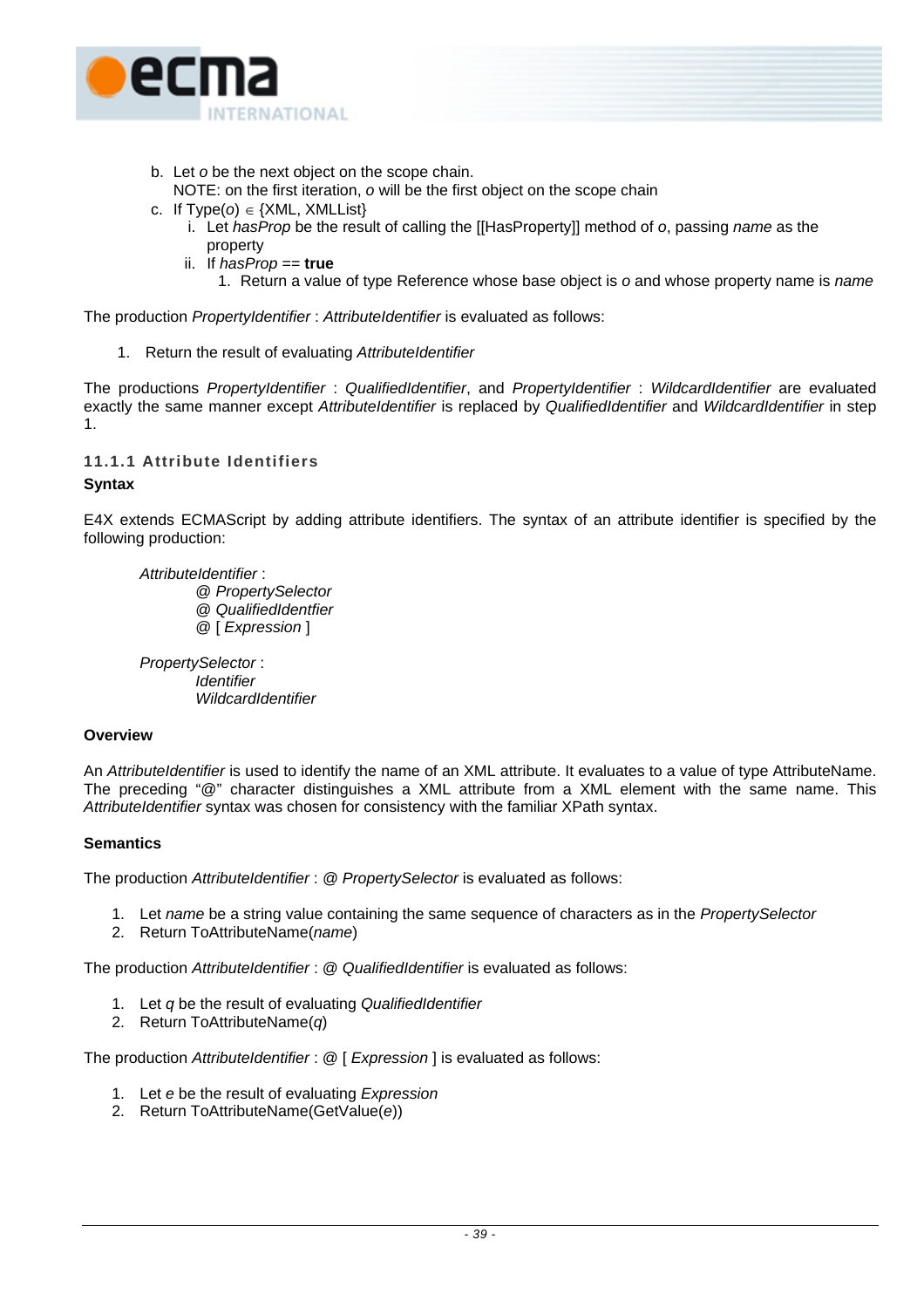b. Let *o* be the next object on the scope chain.
      NOTE: on the first iteration, *o* will be the first object on the scope chain
   c. If Type(*o*) ∈ {XML, XMLList}
      i. Let *hasProp* be the result of calling the [[HasProperty]] method of *o*, passing *name* as the property
      ii. If *hasProp* == **true**
         1. Return a value of type Reference whose base object is *o* and whose property name is *name*

The production *PropertyIdentifier* : *AttributeIdentifier* is evaluated as follows:

1. Return the result of evaluating *AttributeIdentifier*

The productions *PropertyIdentifier* : *QualifiedIdentifier*, and *PropertyIdentifier* : *WildcardIdentifier* are evaluated exactly the same manner except *AttributeIdentifier* is replaced by *QualifiedIdentifier* and *WildcardIdentifier* in step 1.

### 11.1.1 Attribute Identifiers

**Syntax**

E4X extends ECMAScript by adding attribute identifiers. The syntax of an attribute identifier is specified by the following production:

*AttributeIdentifier* :
   @ *PropertySelector*
   @ *QualifiedIdentfier*
   @ [ *Expression* ]

*PropertySelector* :
   *Identifier*
   *WildcardIdentifier*

**Overview**

An *AttributeIdentifier* is used to identify the name of an XML attribute. It evaluates to a value of type AttributeName. The preceding "@" character distinguishes a XML attribute from a XML element with the same name. This *AttributeIdentifier* syntax was chosen for consistency with the familiar XPath syntax.

**Semantics**

The production *AttributeIdentifier* : @ *PropertySelector* is evaluated as follows:

1. Let *name* be a string value containing the same sequence of characters as in the *PropertySelector*
2. Return ToAttributeName(*name*)

The production *AttributeIdentifier* : @ *QualifiedIdentifier* is evaluated as follows:

1. Let *q* be the result of evaluating *QualifiedIdentifier*
2. Return ToAttributeName(*q*)

The production *AttributeIdentifier* : @ [ *Expression* ] is evaluated as follows:

1. Let *e* be the result of evaluating *Expression*
2. Return ToAttributeName(GetValue(*e*))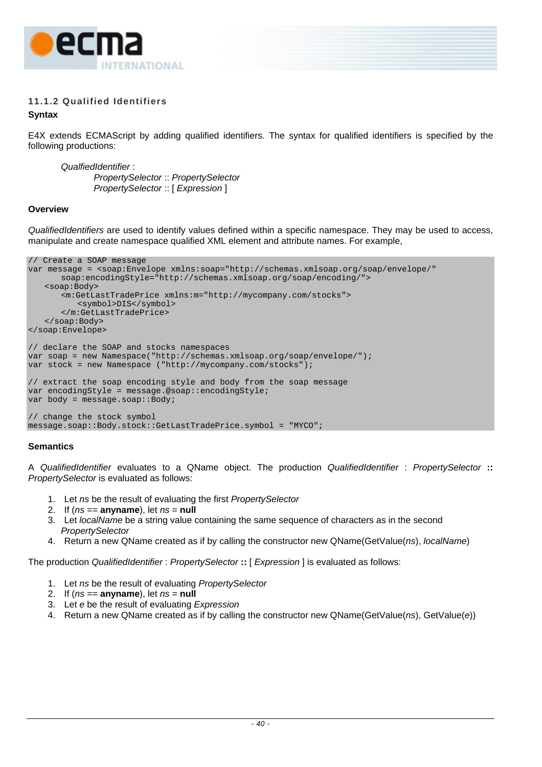### 11.1.2 Qualified Identifiers

**Syntax**

E4X extends ECMAScript by adding qualified identifiers. The syntax for qualified identifiers is specified by the following productions:

> *QualfiedIdentifier* :
> > *PropertySelector* :: *PropertySelector*
> > *PropertySelector* :: [ *Expression* ]

**Overview**

*QualifiedIdentifiers* are used to identify values defined within a specific namespace. They may be used to access, manipulate and create namespace qualified XML element and attribute names. For example,

```
// Create a SOAP message
var message = <soap:Envelope xmlns:soap="http://schemas.xmlsoap.org/soap/envelope/"
        soap:encodingStyle="http://schemas.xmlsoap.org/soap/encoding/">
    <soap:Body>
        <m:GetLastTradePrice xmlns:m="http://mycompany.com/stocks">
            <symbol>DIS</symbol>
        </m:GetLastTradePrice>
    </soap:Body>
</soap:Envelope>

// declare the SOAP and stocks namespaces
var soap = new Namespace("http://schemas.xmlsoap.org/soap/envelope/");
var stock = new Namespace ("http://mycompany.com/stocks");

// extract the soap encoding style and body from the soap message
var encodingStyle = message.@soap::encodingStyle;
var body = message.soap::Body;

// change the stock symbol
message.soap::Body.stock::GetLastTradePrice.symbol = "MYCO";
```

**Semantics**

A *QualifiedIdentifier* evaluates to a QName object. The production *QualifiedIdentifier* : *PropertySelector* **::** *PropertySelector* is evaluated as follows:

1. Let *ns* be the result of evaluating the first *PropertySelector*
2. If (*ns* == **anyname**), let *ns* = **null**
3. Let *localName* be a string value containing the same sequence of characters as in the second *PropertySelector*
4. Return a new QName created as if by calling the constructor new QName(GetValue(*ns*), *localName*)

The production *QualifiedIdentifier* : *PropertySelector* **::** [ *Expression* ] is evaluated as follows:

1. Let *ns* be the result of evaluating *PropertySelector*
2. If (*ns* == **anyname**), let *ns* = **null**
3. Let *e* be the result of evaluating *Expression*
4. Return a new QName created as if by calling the constructor new QName(GetValue(*ns*), GetValue(*e*))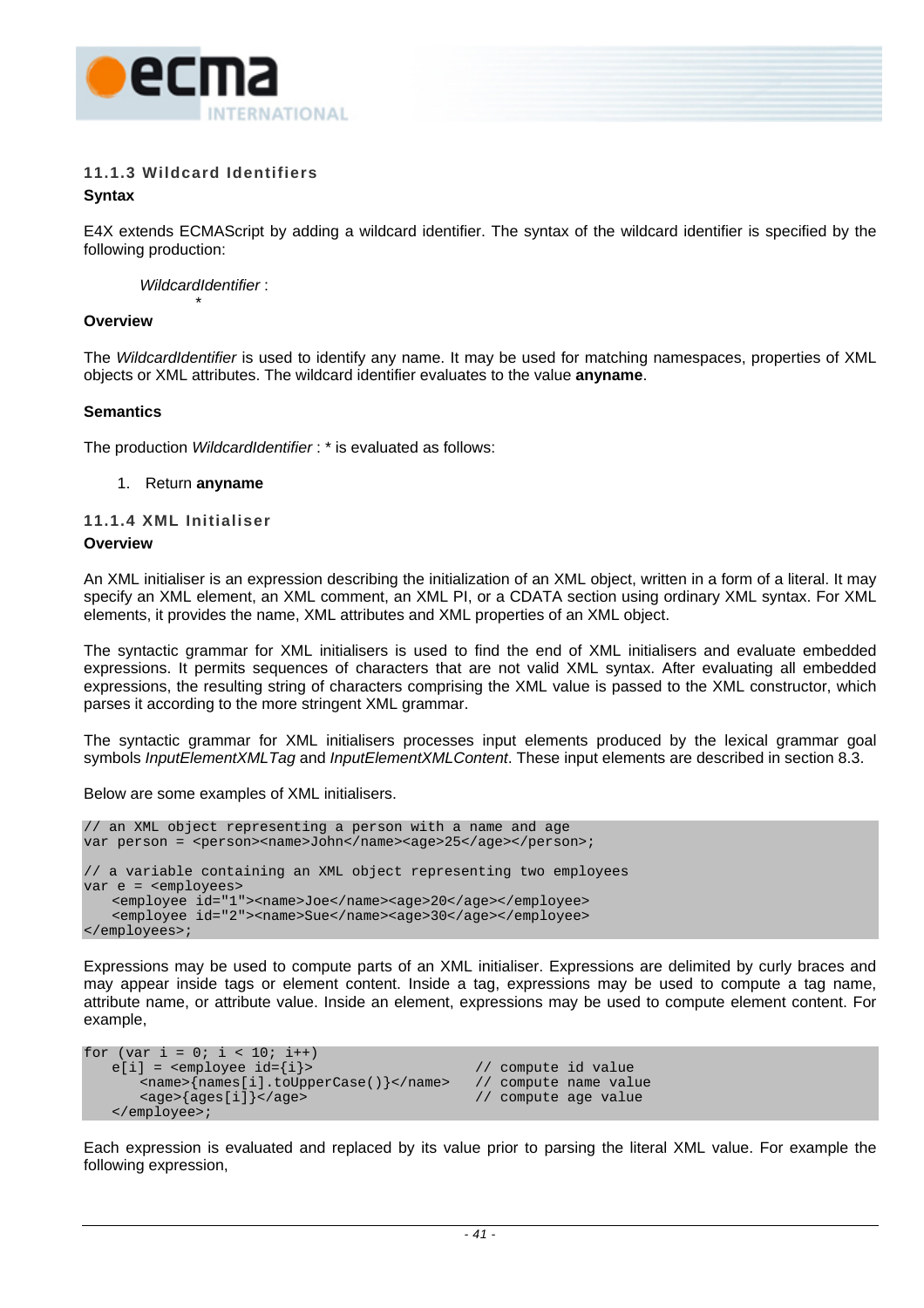### 11.1.3 Wildcard Identifiers

**Syntax**

E4X extends ECMAScript by adding a wildcard identifier. The syntax of the wildcard identifier is specified by the following production:

> *WildcardIdentifier* :
> 
> &nbsp;&nbsp;&nbsp;&nbsp;&nbsp;&nbsp;&nbsp;&nbsp;*

**Overview**

The *WildcardIdentifier* is used to identify any name. It may be used for matching namespaces, properties of XML objects or XML attributes. The wildcard identifier evaluates to the value **anyname**.

**Semantics**

The production *WildcardIdentifier* : * is evaluated as follows:

1. Return **anyname**

### 11.1.4 XML Initialiser

**Overview**

An XML initialiser is an expression describing the initialization of an XML object, written in a form of a literal. It may specify an XML element, an XML comment, an XML PI, or a CDATA section using ordinary XML syntax. For XML elements, it provides the name, XML attributes and XML properties of an XML object.

The syntactic grammar for XML initialisers is used to find the end of XML initialisers and evaluate embedded expressions. It permits sequences of characters that are not valid XML syntax. After evaluating all embedded expressions, the resulting string of characters comprising the XML value is passed to the XML constructor, which parses it according to the more stringent XML grammar.

The syntactic grammar for XML initialisers processes input elements produced by the lexical grammar goal symbols *InputElementXMLTag* and *InputElementXMLContent*. These input elements are described in section 8.3.

Below are some examples of XML initialisers.

```
// an XML object representing a person with a name and age
var person = <person><name>John</name><age>25</age></person>;

// a variable containing an XML object representing two employees
var e = <employees>
    <employee id="1"><name>Joe</name><age>20</age></employee>
    <employee id="2"><name>Sue</name><age>30</age></employee>
</employees>;
```

Expressions may be used to compute parts of an XML initialiser. Expressions are delimited by curly braces and may appear inside tags or element content. Inside a tag, expressions may be used to compute a tag name, attribute name, or attribute value. Inside an element, expressions may be used to compute element content. For example,

```
for (var i = 0; i < 10; i++)
    e[i] = <employee id={i}>                        // compute id value
        <name>{names[i].toUpperCase()}</name>    // compute name value
        <age>{ages[i]}</age>                     // compute age value
    </employee>;
```

Each expression is evaluated and replaced by its value prior to parsing the literal XML value. For example the following expression,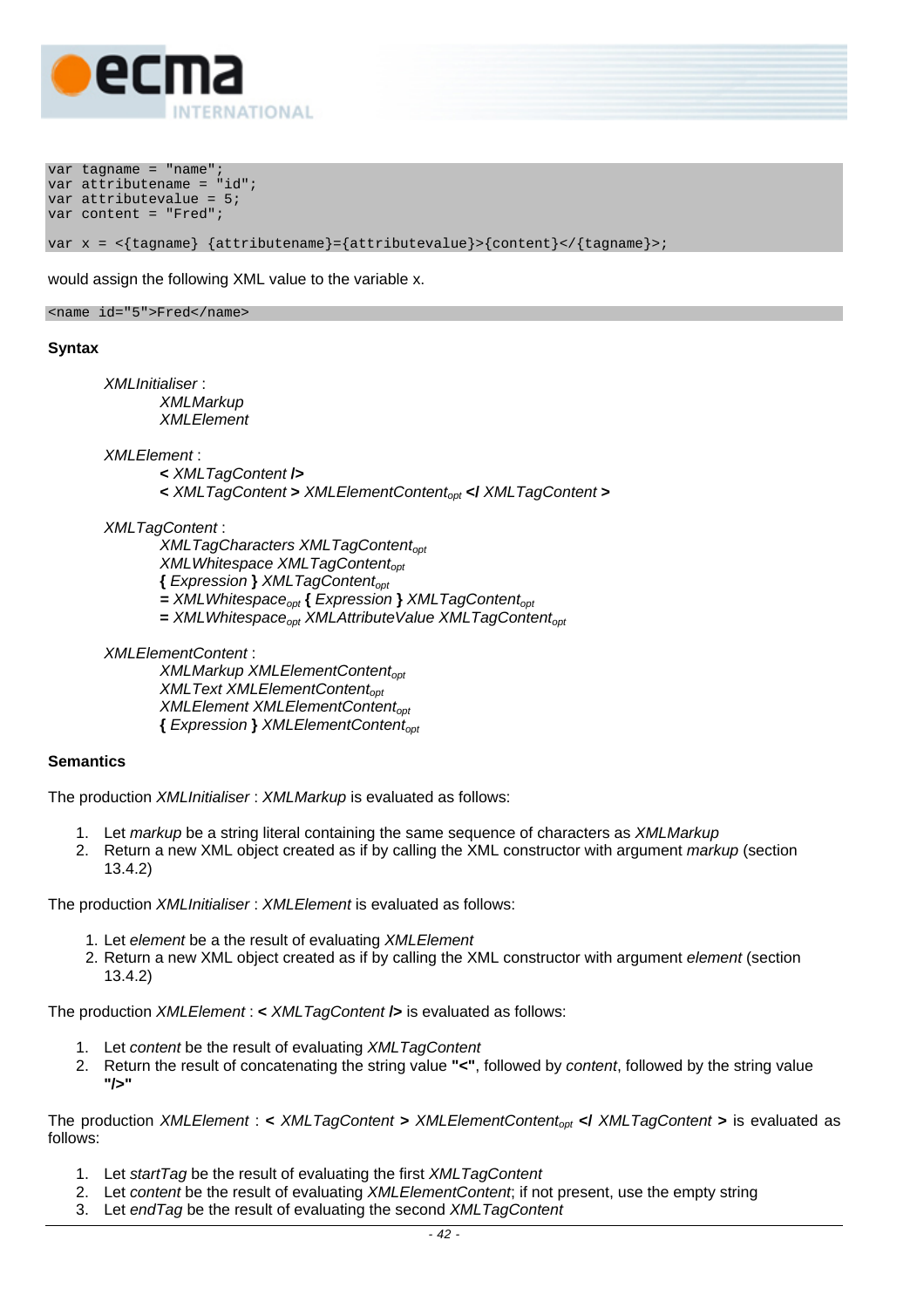```
var tagname = "name";
var attributename = "id";
var attributevalue = 5;
var content = "Fred";

var x = <{tagname} {attributename}={attributevalue}>{content}</{tagname}>;
```

would assign the following XML value to the variable x.

```
<name id="5">Fred</name>
```

**Syntax**

*XMLInitialiser* :
- *XMLMarkup*
- *XMLElement*

*XMLElement* :
- **<** *XMLTagContent* **/>**
- **<** *XMLTagContent* **>** $XMLElementContent_{opt}$ **</** *XMLTagContent* **>**

*XMLTagContent* :
- *XMLTagCharacters* $XMLTagContent_{opt}$
- *XMLWhitespace* $XMLTagContent_{opt}$
- **{** *Expression* **}** $XMLTagContent_{opt}$
- **=** $XMLWhitespace_{opt}$ **{** *Expression* **}** $XMLTagContent_{opt}$
- **=** $XMLWhitespace_{opt}$ *XMLAttributeValue* $XMLTagContent_{opt}$

*XMLElementContent* :
- *XMLMarkup* $XMLElementContent_{opt}$
- *XMLText* $XMLElementContent_{opt}$
- *XMLElement* $XMLElementContent_{opt}$
- **{** *Expression* **}** $XMLElementContent_{opt}$

**Semantics**

The production *XMLInitialiser* : *XMLMarkup* is evaluated as follows:

1. Let *markup* be a string literal containing the same sequence of characters as *XMLMarkup*
2. Return a new XML object created as if by calling the XML constructor with argument *markup* (section 13.4.2)

The production *XMLInitialiser* : *XMLElement* is evaluated as follows:

1. Let *element* be a the result of evaluating *XMLElement*
2. Return a new XML object created as if by calling the XML constructor with argument *element* (section 13.4.2)

The production *XMLElement* : **<** *XMLTagContent* **/>** is evaluated as follows:

1. Let *content* be the result of evaluating *XMLTagContent*
2. Return the result of concatenating the string value **"<"**, followed by *content*, followed by the string value **"/>"**

The production *XMLElement* : **<** *XMLTagContent* **>** $XMLElementContent_{opt}$ **</** *XMLTagContent* **>** is evaluated as follows:

1. Let *startTag* be the result of evaluating the first *XMLTagContent*
2. Let *content* be the result of evaluating *XMLElementContent*; if not present, use the empty string
3. Let *endTag* be the result of evaluating the second *XMLTagContent*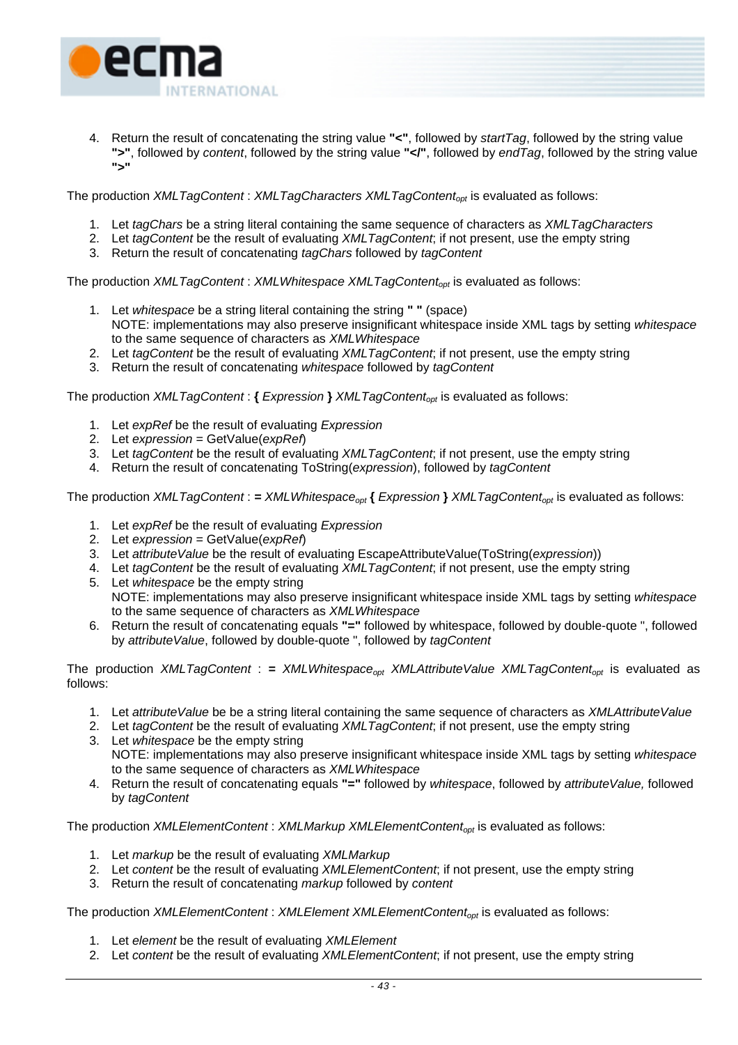4. Return the result of concatenating the string value **"<"**, followed by *startTag*, followed by the string value **">"**, followed by *content*, followed by the string value **"</"**, followed by *endTag*, followed by the string value **">"**

The production *XMLTagContent* : *XMLTagCharacters XMLTagContent*$_{opt}$ is evaluated as follows:

1. Let *tagChars* be a string literal containing the same sequence of characters as *XMLTagCharacters*
2. Let *tagContent* be the result of evaluating *XMLTagContent*; if not present, use the empty string
3. Return the result of concatenating *tagChars* followed by *tagContent*

The production *XMLTagContent* : *XMLWhitespace XMLTagContent*$_{opt}$ is evaluated as follows:

1. Let *whitespace* be a string literal containing the string **" "** (space)
   NOTE: implementations may also preserve insignificant whitespace inside XML tags by setting *whitespace* to the same sequence of characters as *XMLWhitespace*
2. Let *tagContent* be the result of evaluating *XMLTagContent*; if not present, use the empty string
3. Return the result of concatenating *whitespace* followed by *tagContent*

The production *XMLTagContent* : **{** *Expression* **}** *XMLTagContent*$_{opt}$ is evaluated as follows:

1. Let *expRef* be the result of evaluating *Expression*
2. Let *expression* = GetValue(*expRef*)
3. Let *tagContent* be the result of evaluating *XMLTagContent*; if not present, use the empty string
4. Return the result of concatenating ToString(*expression*), followed by *tagContent*

The production *XMLTagContent* : **=** *XMLWhitespace*$_{opt}$ **{** *Expression* **}** *XMLTagContent*$_{opt}$ is evaluated as follows:

1. Let *expRef* be the result of evaluating *Expression*
2. Let *expression* = GetValue(*expRef*)
3. Let *attributeValue* be the result of evaluating EscapeAttributeValue(ToString(*expression*))
4. Let *tagContent* be the result of evaluating *XMLTagContent*; if not present, use the empty string
5. Let *whitespace* be the empty string
   NOTE: implementations may also preserve insignificant whitespace inside XML tags by setting *whitespace* to the same sequence of characters as *XMLWhitespace*
6. Return the result of concatenating equals **"="** followed by whitespace, followed by double-quote ", followed by *attributeValue*, followed by double-quote ", followed by *tagContent*

The production *XMLTagContent* : **=** *XMLWhitespace*$_{opt}$ *XMLAttributeValue XMLTagContent*$_{opt}$ is evaluated as follows:

1. Let *attributeValue* be be a string literal containing the same sequence of characters as *XMLAttributeValue*
2. Let *tagContent* be the result of evaluating *XMLTagContent*; if not present, use the empty string
3. Let *whitespace* be the empty string
   NOTE: implementations may also preserve insignificant whitespace inside XML tags by setting *whitespace* to the same sequence of characters as *XMLWhitespace*
4. Return the result of concatenating equals **"="** followed by *whitespace*, followed by *attributeValue,* followed by *tagContent*

The production *XMLElementContent* : *XMLMarkup XMLElementContent*$_{opt}$ is evaluated as follows:

1. Let *markup* be the result of evaluating *XMLMarkup*
2. Let *content* be the result of evaluating *XMLElementContent*; if not present, use the empty string
3. Return the result of concatenating *markup* followed by *content*

The production *XMLElementContent* : *XMLElement XMLElementContent*$_{opt}$ is evaluated as follows:

1. Let *element* be the result of evaluating *XMLElement*
2. Let *content* be the result of evaluating *XMLElementContent*; if not present, use the empty string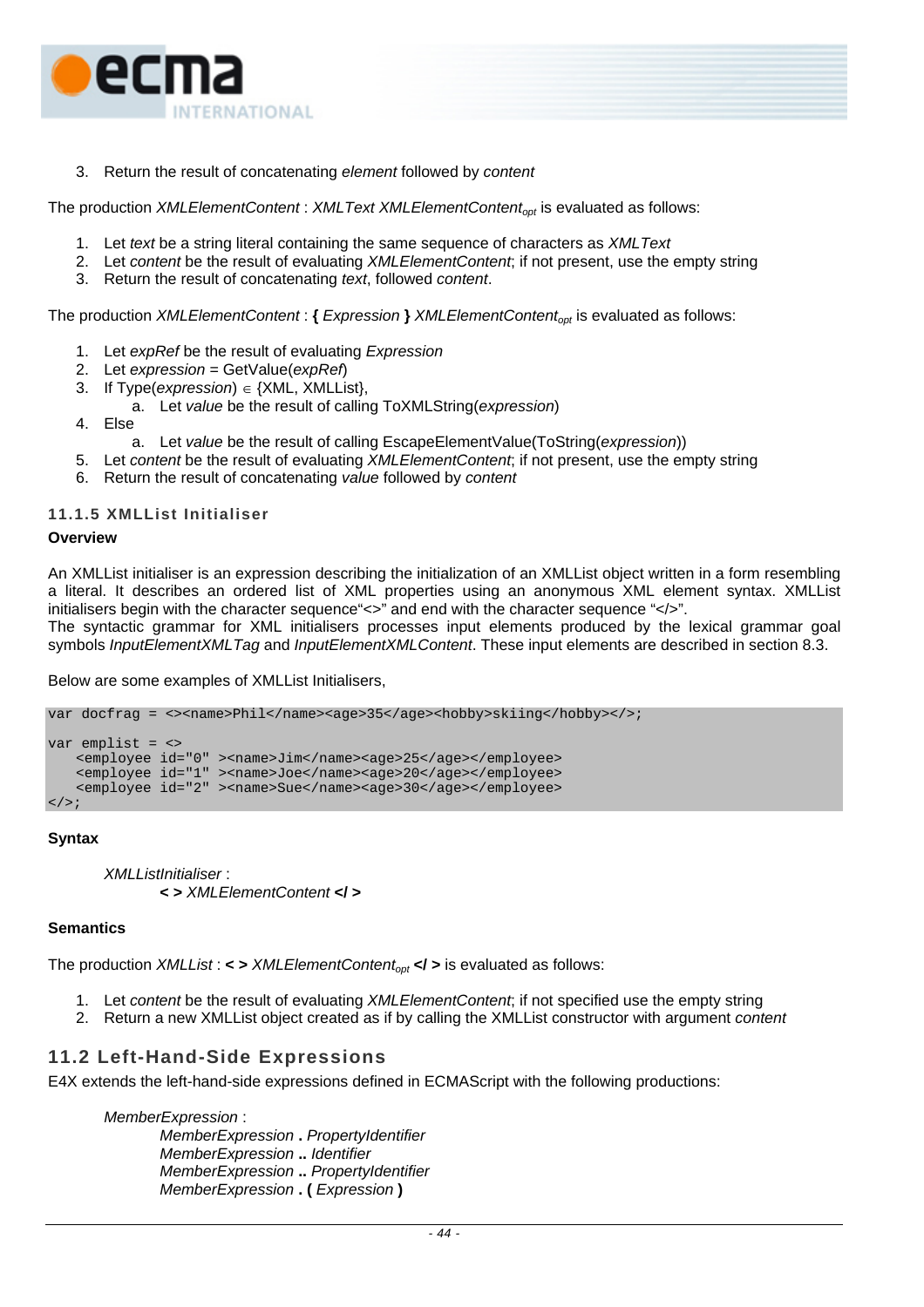3. Return the result of concatenating *element* followed by *content*

The production *XMLElementContent* : *XMLText XMLElementContent*$_{opt}$ is evaluated as follows:

1. Let *text* be a string literal containing the same sequence of characters as *XMLText*
2. Let *content* be the result of evaluating *XMLElementContent*; if not present, use the empty string
3. Return the result of concatenating *text*, followed *content*.

The production *XMLElementContent* : **{** *Expression* **}** *XMLElementContent*$_{opt}$ is evaluated as follows:

1. Let *expRef* be the result of evaluating *Expression*
2. Let *expression* = GetValue(*expRef*)
3. If Type(*expression*) ∈ {XML, XMLList},
   a. Let *value* be the result of calling ToXMLString(*expression*)
4. Else
   a. Let *value* be the result of calling EscapeElementValue(ToString(*expression*))
5. Let *content* be the result of evaluating *XMLElementContent*; if not present, use the empty string
6. Return the result of concatenating *value* followed by *content*

### 11.1.5 XMLList Initialiser

**Overview**

An XMLList initialiser is an expression describing the initialization of an XMLList object written in a form resembling a literal. It describes an ordered list of XML properties using an anonymous XML element syntax. XMLList initialisers begin with the character sequence“<>” and end with the character sequence “</>”.
The syntactic grammar for XML initialisers processes input elements produced by the lexical grammar goal symbols *InputElementXMLTag* and *InputElementXMLContent*. These input elements are described in section 8.3.

Below are some examples of XMLList Initialisers,

```
var docfrag = <><name>Phil</name><age>35</age><hobby>skiing</hobby></>;

var emplist = <>
    <employee id="0" ><name>Jim</name><age>25</age></employee>
    <employee id="1" ><name>Joe</name><age>20</age></employee>
    <employee id="2" ><name>Sue</name><age>30</age></employee>
</>;
```

**Syntax**

*XMLListInitialiser* :
    **< >** *XMLElementContent* **</ >**

**Semantics**

The production *XMLList* : **< >** *XMLElementContent*$_{opt}$ **</ >** is evaluated as follows:

1. Let *content* be the result of evaluating *XMLElementContent*; if not specified use the empty string
2. Return a new XMLList object created as if by calling the XMLList constructor with argument *content*

## 11.2 Left-Hand-Side Expressions

E4X extends the left-hand-side expressions defined in ECMAScript with the following productions:

*MemberExpression* :
    *MemberExpression* **.** *PropertyIdentifier*
    *MemberExpression* **..** *Identifier*
    *MemberExpression* **..** *PropertyIdentifier*
    *MemberExpression* **. (** *Expression* **)**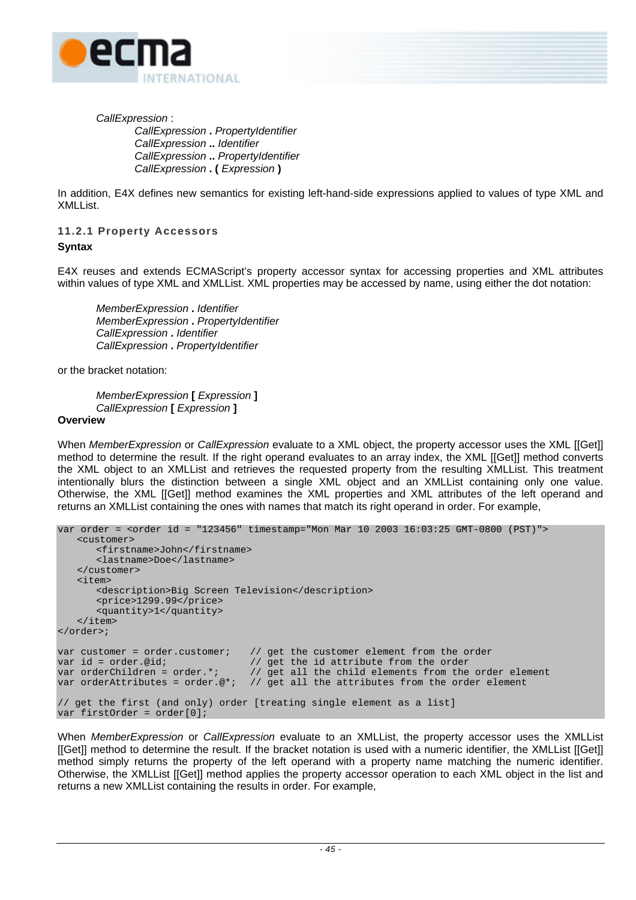*CallExpression* :

> *CallExpression* **.** *PropertyIdentifier*
> *CallExpression* **..** *Identifier*
> *CallExpression* **..** *PropertyIdentifier*
> *CallExpression* **. (** *Expression* **)**

In addition, E4X defines new semantics for existing left-hand-side expressions applied to values of type XML and XMLList.

### 11.2.1 Property Accessors

**Syntax**

E4X reuses and extends ECMAScript's property accessor syntax for accessing properties and XML attributes within values of type XML and XMLList. XML properties may be accessed by name, using either the dot notation:

> *MemberExpression* **.** *Identifier*
> *MemberExpression* **.** *PropertyIdentifier*
> *CallExpression* **.** *Identifier*
> *CallExpression* **.** *PropertyIdentifier*

or the bracket notation:

> *MemberExpression* **[** *Expression* **]**
> *CallExpression* **[** *Expression* **]**

**Overview**

When *MemberExpression* or *CallExpression* evaluate to a XML object, the property accessor uses the XML [[Get]] method to determine the result. If the right operand evaluates to an array index, the XML [[Get]] method converts the XML object to an XMLList and retrieves the requested property from the resulting XMLList. This treatment intentionally blurs the distinction between a single XML object and an XMLList containing only one value. Otherwise, the XML [[Get]] method examines the XML properties and XML attributes of the left operand and returns an XMLList containing the ones with names that match its right operand in order. For example,

```
var order = <order id = "123456" timestamp="Mon Mar 10 2003 16:03:25 GMT-0800 (PST)">
    <customer>
        <firstname>John</firstname>
        <lastname>Doe</lastname>
    </customer>
    <item>
        <description>Big Screen Television</description>
        <price>1299.99</price>
        <quantity>1</quantity>
    </item>
</order>;

var customer = order.customer;   // get the customer element from the order
var id = order.@id;              // get the id attribute from the order
var orderChildren = order.*;     // get all the child elements from the order element
var orderAttributes = order.@*;  // get all the attributes from the order element

// get the first (and only) order [treating single element as a list]
var firstOrder = order[0];
```

When *MemberExpression* or *CallExpression* evaluate to an XMLList, the property accessor uses the XMLList [[Get]] method to determine the result. If the bracket notation is used with a numeric identifier, the XMLList [[Get]] method simply returns the property of the left operand with a property name matching the numeric identifier. Otherwise, the XMLList [[Get]] method applies the property accessor operation to each XML object in the list and returns a new XMLList containing the results in order. For example,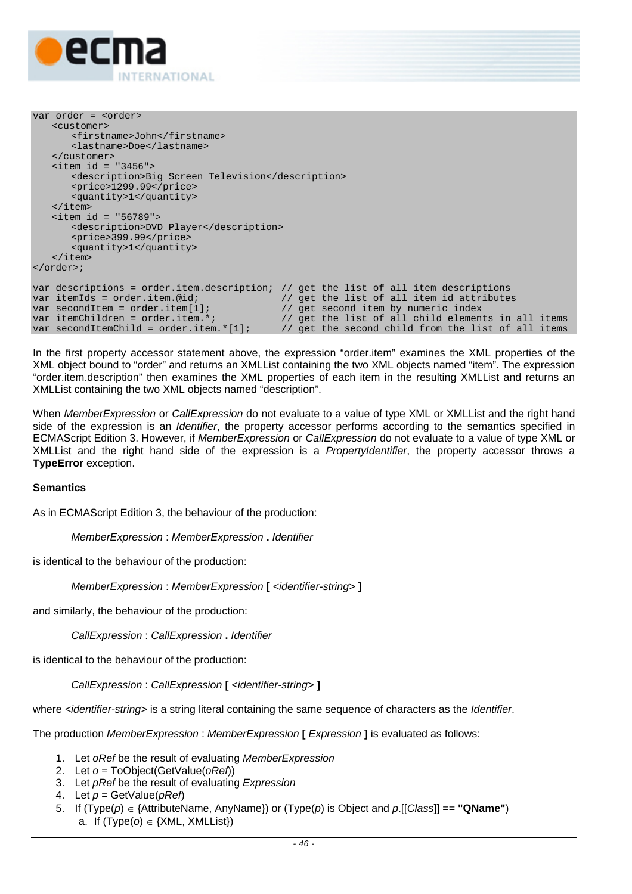```
var order = <order>
   <customer>
      <firstname>John</firstname>
      <lastname>Doe</lastname>
   </customer>
   <item id = "3456">
      <description>Big Screen Television</description>
      <price>1299.99</price>
      <quantity>1</quantity>
   </item>
   <item id = "56789">
      <description>DVD Player</description>
      <price>399.99</price>
      <quantity>1</quantity>
   </item>
</order>;

var descriptions = order.item.description; // get the list of all item descriptions
var itemIds = order.item.@id;              // get the list of all item id attributes
var secondItem = order.item[1];            // get second item by numeric index
var itemChildren = order.item.*;           // get the list of all child elements in all items
var secondItemChild = order.item.*[1];     // get the second child from the list of all items
```

In the first property accessor statement above, the expression "order.item" examines the XML properties of the XML object bound to "order" and returns an XMLList containing the two XML objects named "item". The expression "order.item.description" then examines the XML properties of each item in the resulting XMLList and returns an XMLList containing the two XML objects named "description".

When *MemberExpression* or *CallExpression* do not evaluate to a value of type XML or XMLList and the right hand side of the expression is an *Identifier*, the property accessor performs according to the semantics specified in ECMAScript Edition 3. However, if *MemberExpression* or *CallExpression* do not evaluate to a value of type XML or XMLList and the right hand side of the expression is a *PropertyIdentifier*, the property accessor throws a **TypeError** exception.

**Semantics**

As in ECMAScript Edition 3, the behaviour of the production:

> *MemberExpression* : *MemberExpression* **.** *Identifier*

is identical to the behaviour of the production:

> *MemberExpression* : *MemberExpression* **[** <*identifier-string*> **]**

and similarly, the behaviour of the production:

> *CallExpression* : *CallExpression* **.** *Identifier*

is identical to the behaviour of the production:

> *CallExpression* : *CallExpression* **[** <*identifier-string*> **]**

where <*identifier-string*> is a string literal containing the same sequence of characters as the *Identifier*.

The production *MemberExpression* : *MemberExpression* **[** *Expression* **]** is evaluated as follows:

1. Let *oRef* be the result of evaluating *MemberExpression*
2. Let *o* = ToObject(GetValue(*oRef*))
3. Let *pRef* be the result of evaluating *Expression*
4. Let *p* = GetValue(*pRef*)
5. If (Type(*p*) ∈ {AttributeName, AnyName}) or (Type(*p*) is Object and *p*.[[*Class*]] == **"QName"**)
   a. If (Type(*o*) ∈ {XML, XMLList})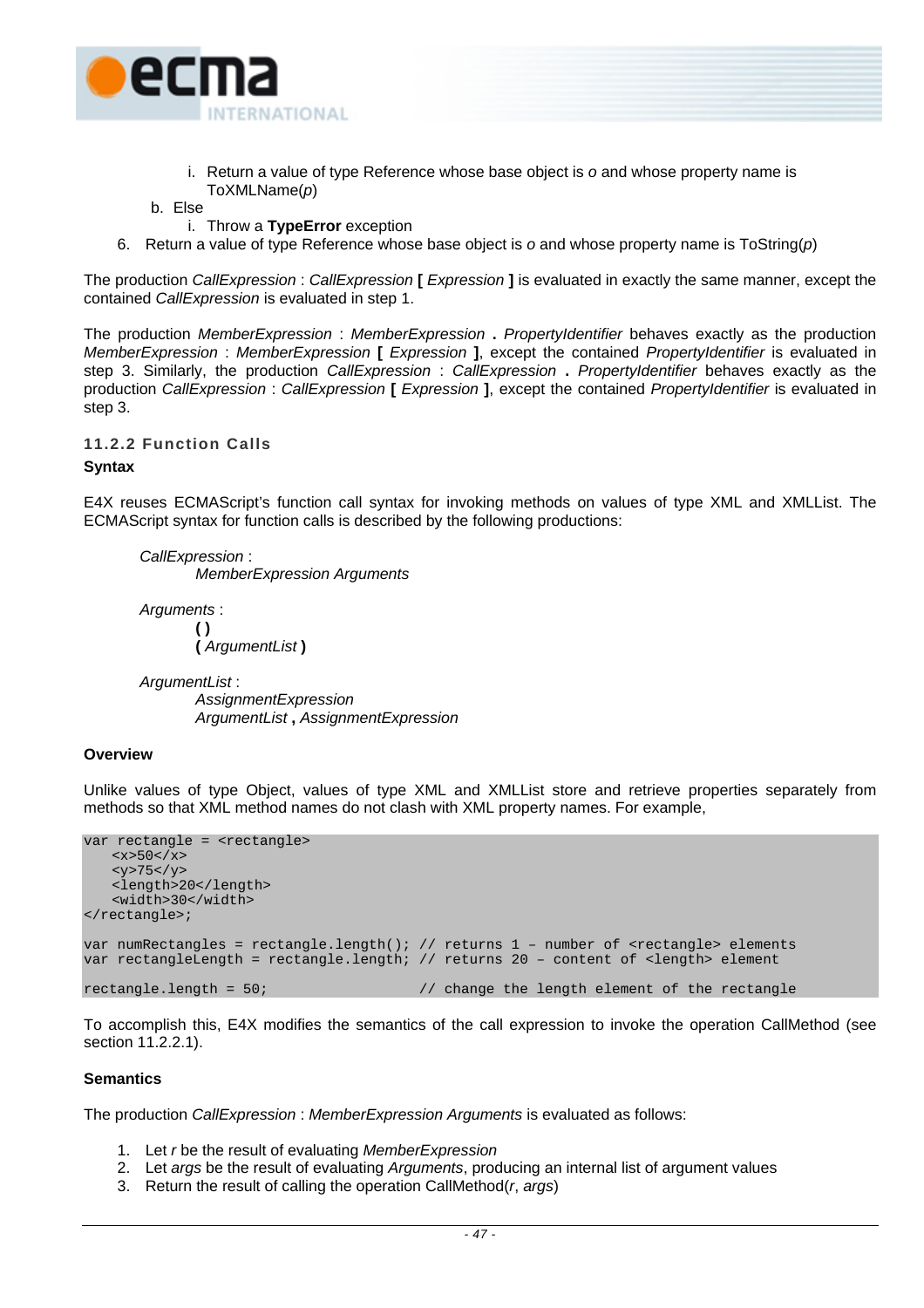i. Return a value of type Reference whose base object is *o* and whose property name is ToXMLName(*p*)
   b. Else
         i. Throw a **TypeError** exception
6. Return a value of type Reference whose base object is *o* and whose property name is ToString(*p*)

The production *CallExpression* : *CallExpression* **[** *Expression* **]** is evaluated in exactly the same manner, except the contained *CallExpression* is evaluated in step 1.

The production *MemberExpression* : *MemberExpression* **.** *PropertyIdentifier* behaves exactly as the production *MemberExpression* : *MemberExpression* **[** *Expression* **]**, except the contained *PropertyIdentifier* is evaluated in step 3. Similarly, the production *CallExpression* : *CallExpression* **.** *PropertyIdentifier* behaves exactly as the production *CallExpression* : *CallExpression* **[** *Expression* **]**, except the contained *PropertyIdentifier* is evaluated in step 3.

### 11.2.2 Function Calls

**Syntax**

E4X reuses ECMAScript's function call syntax for invoking methods on values of type XML and XMLList. The ECMAScript syntax for function calls is described by the following productions:

*CallExpression* :
   *MemberExpression Arguments*

*Arguments* :
   **( )**
   **(** *ArgumentList* **)**

*ArgumentList* :
   *AssignmentExpression*
   *ArgumentList* **,** *AssignmentExpression*

**Overview**

Unlike values of type Object, values of type XML and XMLList store and retrieve properties separately from methods so that XML method names do not clash with XML property names. For example,

```
var rectangle = <rectangle>
    <x>50</x>
    <y>75</y>
    <length>20</length>
    <width>30</width>
</rectangle>;

var numRectangles = rectangle.length(); // returns 1 – number of <rectangle> elements
var rectangleLength = rectangle.length; // returns 20 – content of <length> element

rectangle.length = 50;                  // change the length element of the rectangle
```

To accomplish this, E4X modifies the semantics of the call expression to invoke the operation CallMethod (see section 11.2.2.1).

**Semantics**

The production *CallExpression* : *MemberExpression Arguments* is evaluated as follows:

1. Let *r* be the result of evaluating *MemberExpression*
2. Let *args* be the result of evaluating *Arguments*, producing an internal list of argument values
3. Return the result of calling the operation CallMethod(*r*, *args*)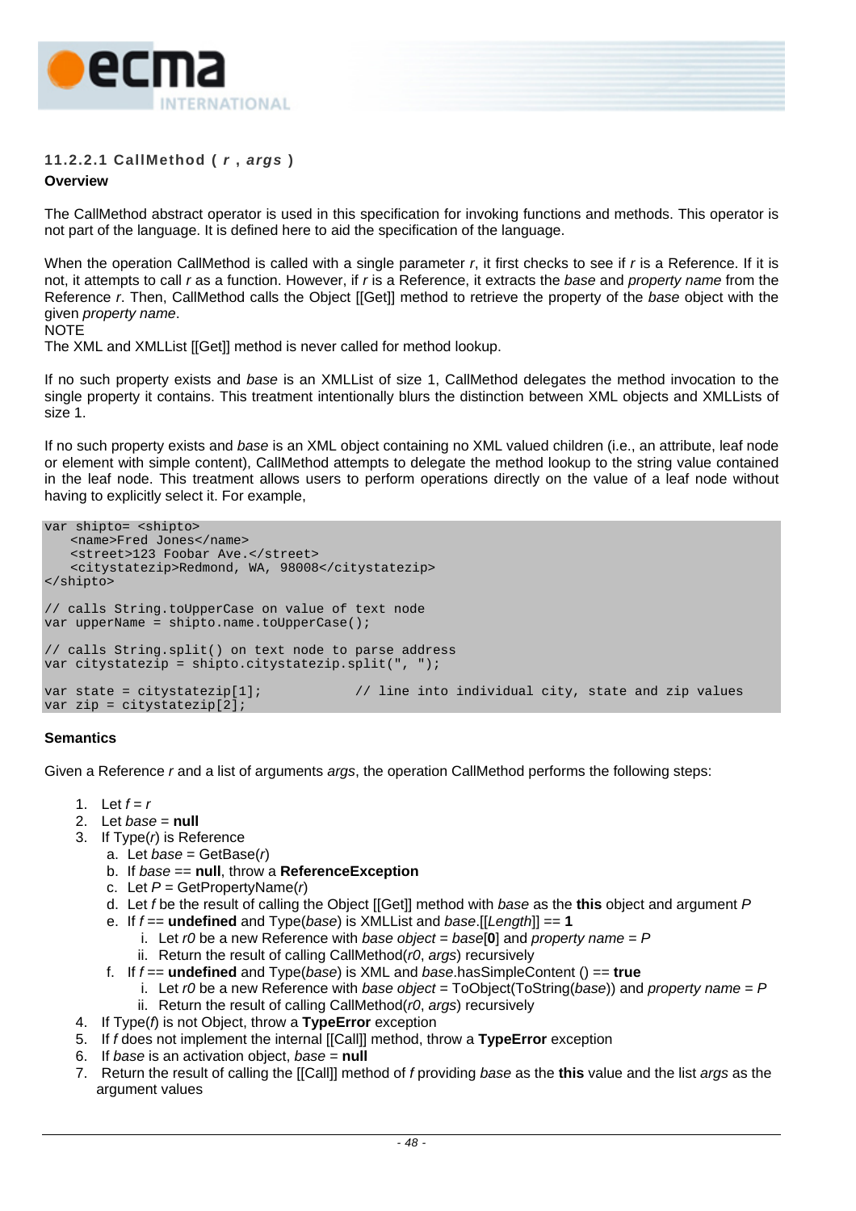#### 11.2.2.1 CallMethod ( *r* , *args* )

**Overview**

The CallMethod abstract operator is used in this specification for invoking functions and methods. This operator is not part of the language. It is defined here to aid the specification of the language.

When the operation CallMethod is called with a single parameter *r*, it first checks to see if *r* is a Reference. If it is not, it attempts to call *r* as a function. However, if *r* is a Reference, it extracts the *base* and *property name* from the Reference *r*. Then, CallMethod calls the Object [[Get]] method to retrieve the property of the *base* object with the given *property name*.
NOTE
The XML and XMLList [[Get]] method is never called for method lookup.

If no such property exists and *base* is an XMLList of size 1, CallMethod delegates the method invocation to the single property it contains. This treatment intentionally blurs the distinction between XML objects and XMLLists of size 1.

If no such property exists and *base* is an XML object containing no XML valued children (i.e., an attribute, leaf node or element with simple content), CallMethod attempts to delegate the method lookup to the string value contained in the leaf node. This treatment allows users to perform operations directly on the value of a leaf node without having to explicitly select it. For example,

```
var shipto= <shipto>
    <name>Fred Jones</name>
    <street>123 Foobar Ave.</street>
    <citystatezip>Redmond, WA, 98008</citystatezip>
</shipto>

// calls String.toUpperCase on value of text node
var upperName = shipto.name.toUpperCase();

// calls String.split() on text node to parse address
var citystatezip = shipto.citystatezip.split(", ");

var state = citystatezip[1];           // line into individual city, state and zip values
var zip = citystatezip[2];
```

**Semantics**

Given a Reference *r* and a list of arguments *args*, the operation CallMethod performs the following steps:

1. Let *f* = *r*
2. Let *base* = **null**
3. If Type(*r*) is Reference
   a. Let *base* = GetBase(*r*)
   b. If *base* == **null**, throw a **ReferenceException**
   c. Let *P* = GetPropertyName(*r*)
   d. Let *f* be the result of calling the Object [[Get]] method with *base* as the **this** object and argument *P*
   e. If *f* == **undefined** and Type(*base*) is XMLList and *base*.[[*Length*]] == **1**
      i. Let *r0* be a new Reference with *base object* = *base*[**0**] and *property name* = *P*
      ii. Return the result of calling CallMethod(*r0*, *args*) recursively
   f. If *f* == **undefined** and Type(*base*) is XML and *base*.hasSimpleContent () == **true**
      i. Let *r0* be a new Reference with *base object* = ToObject(ToString(*base*)) and *property name* = *P*
      ii. Return the result of calling CallMethod(*r0*, *args*) recursively
4. If Type(*f*) is not Object, throw a **TypeError** exception
5. If *f* does not implement the internal [[Call]] method, throw a **TypeError** exception
6. If *base* is an activation object, *base* = **null**
7. Return the result of calling the [[Call]] method of *f* providing *base* as the **this** value and the list *args* as the argument values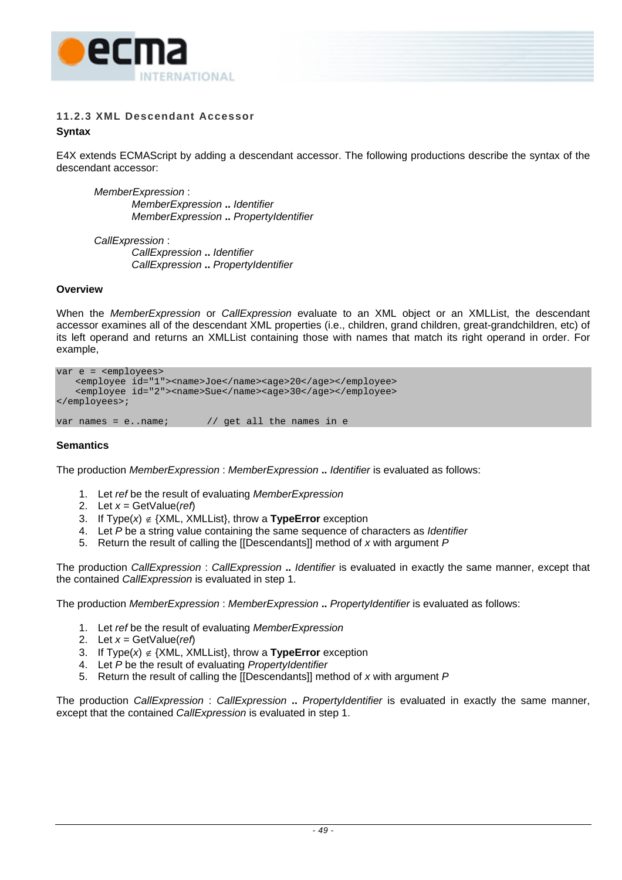### 11.2.3 XML Descendant Accessor

**Syntax**

E4X extends ECMAScript by adding a descendant accessor. The following productions describe the syntax of the descendant accessor:

> *MemberExpression* :
>
> *MemberExpression* **..** *Identifier*
> *MemberExpression* **..** *PropertyIdentifier*

> *CallExpression* :
>
> *CallExpression* **..** *Identifier*
> *CallExpression* **..** *PropertyIdentifier*

**Overview**

When the *MemberExpression* or *CallExpression* evaluate to an XML object or an XMLList, the descendant accessor examines all of the descendant XML properties (i.e., children, grand children, great-grandchildren, etc) of its left operand and returns an XMLList containing those with names that match its right operand in order. For example,

```
var e = <employees>
    <employee id="1"><name>Joe</name><age>20</age></employee>
    <employee id="2"><name>Sue</name><age>30</age></employee>
</employees>;

var names = e..name;        // get all the names in e
```

**Semantics**

The production *MemberExpression* : *MemberExpression* **..** *Identifier* is evaluated as follows:

1. Let *ref* be the result of evaluating *MemberExpression*
2. Let *x* = GetValue(*ref*)
3. If Type(*x*) ∉ {XML, XMLList}, throw a **TypeError** exception
4. Let *P* be a string value containing the same sequence of characters as *Identifier*
5. Return the result of calling the [[Descendants]] method of *x* with argument *P*

The production *CallExpression* : *CallExpression* **..** *Identifier* is evaluated in exactly the same manner, except that the contained *CallExpression* is evaluated in step 1.

The production *MemberExpression* : *MemberExpression* **..** *PropertyIdentifier* is evaluated as follows:

1. Let *ref* be the result of evaluating *MemberExpression*
2. Let *x* = GetValue(*ref*)
3. If Type(*x*) ∉ {XML, XMLList}, throw a **TypeError** exception
4. Let *P* be the result of evaluating *PropertyIdentifier*
5. Return the result of calling the [[Descendants]] method of *x* with argument *P*

The production *CallExpression* : *CallExpression* **..** *PropertyIdentifier* is evaluated in exactly the same manner, except that the contained *CallExpression* is evaluated in step 1.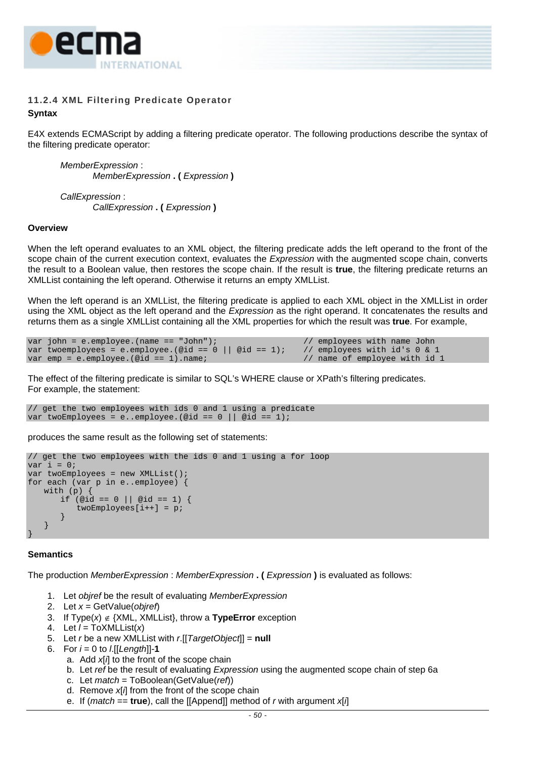### 11.2.4 XML Filtering Predicate Operator

**Syntax**

E4X extends ECMAScript by adding a filtering predicate operator. The following productions describe the syntax of the filtering predicate operator:

> *MemberExpression* :
> > *MemberExpression* **. (** *Expression* **)**
>
> *CallExpression* :
> > *CallExpression* **. (** *Expression* **)**

**Overview**

When the left operand evaluates to an XML object, the filtering predicate adds the left operand to the front of the scope chain of the current execution context, evaluates the *Expression* with the augmented scope chain, converts the result to a Boolean value, then restores the scope chain. If the result is **true**, the filtering predicate returns an XMLList containing the left operand. Otherwise it returns an empty XMLList.

When the left operand is an XMLList, the filtering predicate is applied to each XML object in the XMLList in order using the XML object as the left operand and the *Expression* as the right operand. It concatenates the results and returns them as a single XMLList containing all the XML properties for which the result was **true**. For example,

```
var john = e.employee.(name == "John");                 // employees with name John
var twoemployees = e.employee.(@id == 0 || @id == 1);    // employees with id's 0 & 1
var emp = e.employee.(@id == 1).name;                    // name of employee with id 1
```

The effect of the filtering predicate is similar to SQL's WHERE clause or XPath's filtering predicates.
For example, the statement:

```
// get the two employees with ids 0 and 1 using a predicate
var twoEmployees = e..employee.(@id == 0 || @id == 1);
```

produces the same result as the following set of statements:

```
// get the two employees with the ids 0 and 1 using a for loop
var i = 0;
var twoEmployees = new XMLList();
for each (var p in e..employee) {
   with (p) {
      if (@id == 0 || @id == 1) {
         twoEmployees[i++] = p;
      }
   }
}
```

**Semantics**

The production *MemberExpression* : *MemberExpression* **. (** *Expression* **)** is evaluated as follows:

1. Let *objref* be the result of evaluating *MemberExpression*
2. Let *x* = GetValue(*objref*)
3. If Type(*x*) ∉ {XML, XMLList}, throw a **TypeError** exception
4. Let *l* = ToXMLList(*x*)
5. Let *r* be a new XMLList with *r*.[[*TargetObject*]] = **null**
6. For *i* = 0 to *l*.[[*Length*]]-**1**
   a. Add *x*[*i*] to the front of the scope chain
   b. Let *ref* be the result of evaluating *Expression* using the augmented scope chain of step 6a
   c. Let *match* = ToBoolean(GetValue(*ref*))
   d. Remove *x*[*i*] from the front of the scope chain
   e. If (*match* == **true**), call the [[Append]] method of *r* with argument *x*[*i*]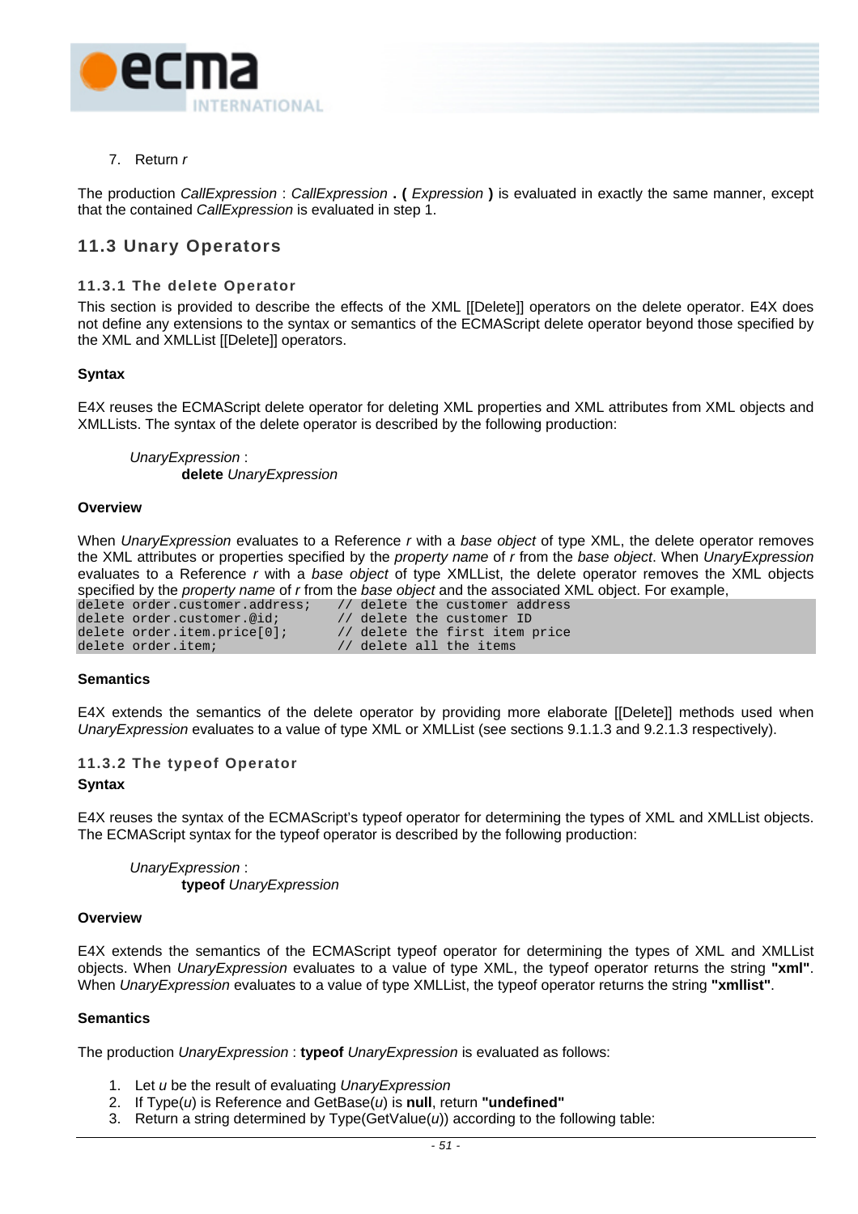7. Return *r*

The production *CallExpression* : *CallExpression* **. (** *Expression* **)** is evaluated in exactly the same manner, except that the contained *CallExpression* is evaluated in step 1.

## 11.3 Unary Operators

### 11.3.1 The delete Operator

This section is provided to describe the effects of the XML [[Delete]] operators on the delete operator. E4X does not define any extensions to the syntax or semantics of the ECMAScript delete operator beyond those specified by the XML and XMLList [[Delete]] operators.

**Syntax**

E4X reuses the ECMAScript delete operator for deleting XML properties and XML attributes from XML objects and XMLLists. The syntax of the delete operator is described by the following production:

*UnaryExpression* :
  **delete** *UnaryExpression*

**Overview**

When *UnaryExpression* evaluates to a Reference *r* with a *base object* of type XML, the delete operator removes the XML attributes or properties specified by the *property name* of *r* from the *base object*. When *UnaryExpression* evaluates to a Reference *r* with a *base object* of type XMLList, the delete operator removes the XML objects specified by the *property name* of *r* from the *base object* and the associated XML object. For example,

```
delete order.customer.address;    // delete the customer address
delete order.customer.@id;        // delete the customer ID
delete order.item.price[0];       // delete the first item price
delete order.item;                // delete all the items
```

**Semantics**

E4X extends the semantics of the delete operator by providing more elaborate [[Delete]] methods used when *UnaryExpression* evaluates to a value of type XML or XMLList (see sections 9.1.1.3 and 9.2.1.3 respectively).

### 11.3.2 The typeof Operator

**Syntax**

E4X reuses the syntax of the ECMAScript's typeof operator for determining the types of XML and XMLList objects. The ECMAScript syntax for the typeof operator is described by the following production:

*UnaryExpression* :
  **typeof** *UnaryExpression*

**Overview**

E4X extends the semantics of the ECMAScript typeof operator for determining the types of XML and XMLList objects. When *UnaryExpression* evaluates to a value of type XML, the typeof operator returns the string **"xml"**. When *UnaryExpression* evaluates to a value of type XMLList, the typeof operator returns the string **"xmllist"**.

**Semantics**

The production *UnaryExpression* : **typeof** *UnaryExpression* is evaluated as follows:

1. Let *u* be the result of evaluating *UnaryExpression*
2. If Type(*u*) is Reference and GetBase(*u*) is **null**, return **"undefined"**
3. Return a string determined by Type(GetValue(*u*)) according to the following table: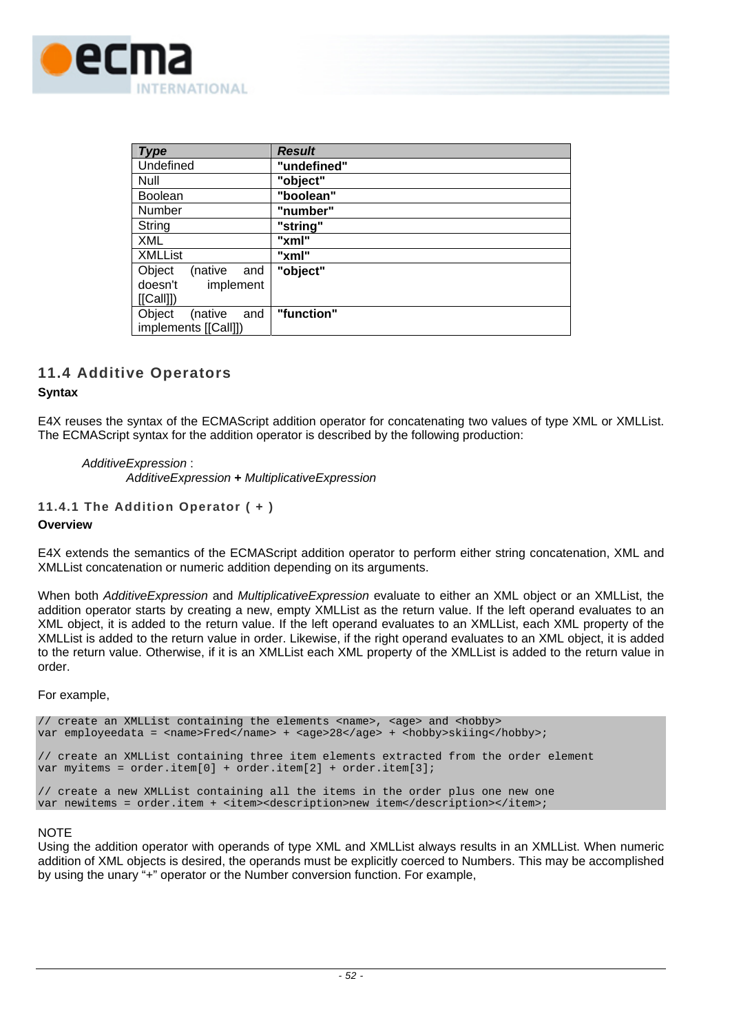| *Type* | *Result* |
|---|---|
| Undefined | **"undefined"** |
| Null | **"object"** |
| Boolean | **"boolean"** |
| Number | **"number"** |
| String | **"string"** |
| XML | **"xml"** |
| XMLList | **"xml"** |
| Object (native and doesn't implement [[Call]]) | **"object"** |
| Object (native and implements [[Call]]) | **"function"** |

## 11.4 Additive Operators

**Syntax**

E4X reuses the syntax of the ECMAScript addition operator for concatenating two values of type XML or XMLList. The ECMAScript syntax for the addition operator is described by the following production:

*AdditiveExpression* :
*AdditiveExpression* **+** *MultiplicativeExpression*

### 11.4.1 The Addition Operator ( + )

**Overview**

E4X extends the semantics of the ECMAScript addition operator to perform either string concatenation, XML and XMLList concatenation or numeric addition depending on its arguments.

When both *AdditiveExpression* and *MultiplicativeExpression* evaluate to either an XML object or an XMLList, the addition operator starts by creating a new, empty XMLList as the return value. If the left operand evaluates to an XML object, it is added to the return value. If the left operand evaluates to an XMLList, each XML property of the XMLList is added to the return value in order. Likewise, if the right operand evaluates to an XML object, it is added to the return value. Otherwise, if it is an XMLList each XML property of the XMLList is added to the return value in order.

For example,

```
// create an XMLList containing the elements <name>, <age> and <hobby>
var employeedata = <name>Fred</name> + <age>28</age> + <hobby>skiing</hobby>;

// create an XMLList containing three item elements extracted from the order element
var myitems = order.item[0] + order.item[2] + order.item[3];

// create a new XMLList containing all the items in the order plus one new one
var newitems = order.item + <item><description>new item</description></item>;
```

NOTE
Using the addition operator with operands of type XML and XMLList always results in an XMLList. When numeric addition of XML objects is desired, the operands must be explicitly coerced to Numbers. This may be accomplished by using the unary “+” operator or the Number conversion function. For example,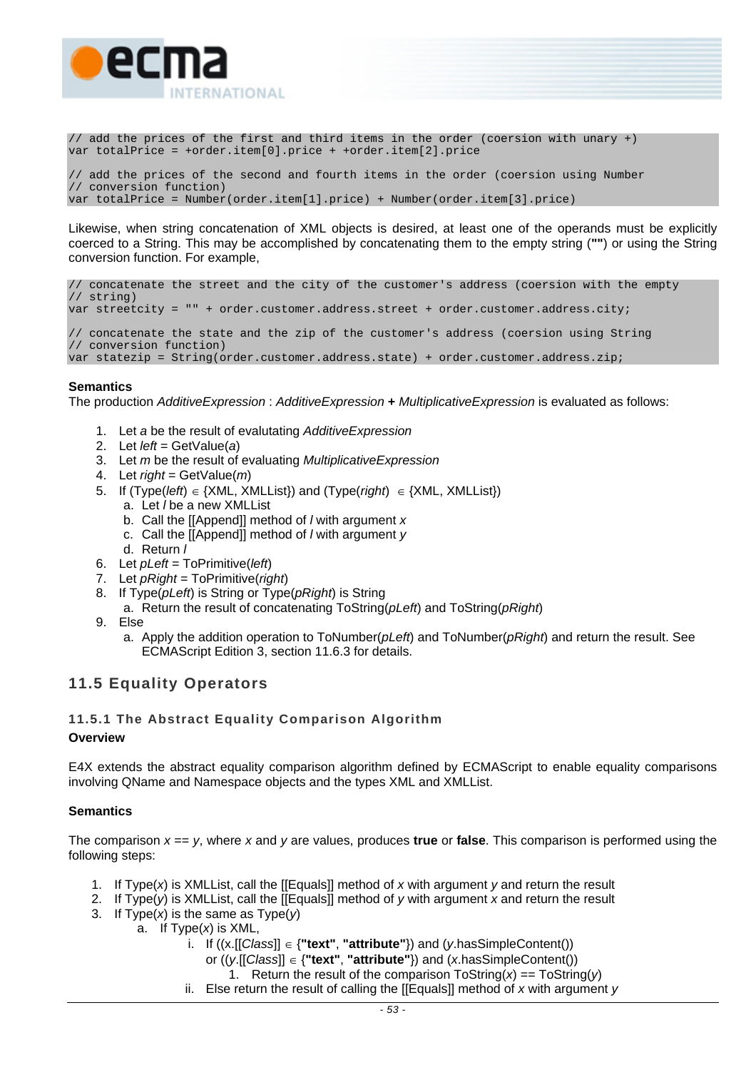```
// add the prices of the first and third items in the order (coersion with unary +)
var totalPrice = +order.item[0].price + +order.item[2].price

// add the prices of the second and fourth items in the order (coersion using Number
// conversion function)
var totalPrice = Number(order.item[1].price) + Number(order.item[3].price)
```

Likewise, when string concatenation of XML objects is desired, at least one of the operands must be explicitly coerced to a String. This may be accomplished by concatenating them to the empty string (**""**) or using the String conversion function. For example,

```
// concatenate the street and the city of the customer's address (coersion with the empty
// string)
var streetcity = "" + order.customer.address.street + order.customer.address.city;

// concatenate the state and the zip of the customer's address (coersion using String
// conversion function)
var statezip = String(order.customer.address.state) + order.customer.address.zip;
```

**Semantics**

The production *AdditiveExpression* : *AdditiveExpression* **+** *MultiplicativeExpression* is evaluated as follows:

1. Let *a* be the result of evalutating *AdditiveExpression*
2. Let *left* = GetValue(*a*)
3. Let *m* be the result of evaluating *MultiplicativeExpression*
4. Let *right* = GetValue(*m*)
5. If (Type(*left*) ∈ {XML, XMLList}) and (Type(*right*) ∈ {XML, XMLList})
   a. Let *l* be a new XMLList
   b. Call the [[Append]] method of *l* with argument *x*
   c. Call the [[Append]] method of *l* with argument *y*
   d. Return *l*
6. Let *pLeft* = ToPrimitive(*left*)
7. Let *pRight* = ToPrimitive(*right*)
8. If Type(*pLeft*) is String or Type(*pRight*) is String
   a. Return the result of concatenating ToString(*pLeft*) and ToString(*pRight*)
9. Else
   a. Apply the addition operation to ToNumber(*pLeft*) and ToNumber(*pRight*) and return the result. See ECMAScript Edition 3, section 11.6.3 for details.

## 11.5 Equality Operators

### 11.5.1 The Abstract Equality Comparison Algorithm

**Overview**

E4X extends the abstract equality comparison algorithm defined by ECMAScript to enable equality comparisons involving QName and Namespace objects and the types XML and XMLList.

**Semantics**

The comparison *x* == *y*, where *x* and *y* are values, produces **true** or **false**. This comparison is performed using the following steps:

1. If Type(*x*) is XMLList, call the [[Equals]] method of *x* with argument *y* and return the result
2. If Type(*y*) is XMLList, call the [[Equals]] method of *y* with argument *x* and return the result
3. If Type(*x*) is the same as Type(*y*)
   a. If Type(*x*) is XML,
      i. If ((x.[[*Class*]] ∈ {**"text"**, **"attribute"**}) and (*y*.hasSimpleContent())
      or ((*y*.[[*Class*]] ∈ {**"text"**, **"attribute"**}) and (*x*.hasSimpleContent())
         1. Return the result of the comparison ToString(*x*) == ToString(*y*)
      ii. Else return the result of calling the [[Equals]] method of *x* with argument *y*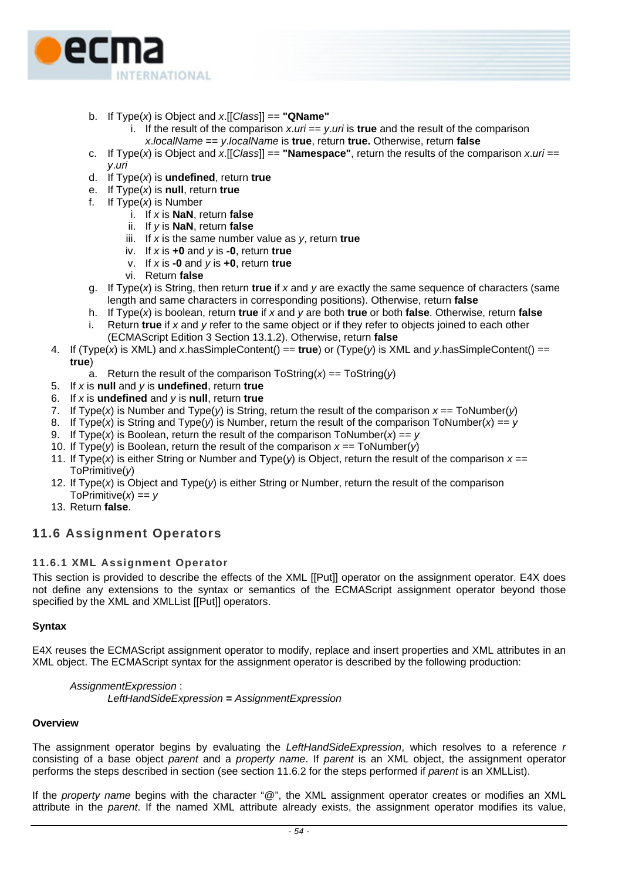b. If Type(*x*) is Object and *x*.[[*Class*]] == **"QName"**
      i. If the result of the comparison *x.uri* == *y.uri* is **true** and the result of the comparison *x.localName* == *y.localName* is **true**, return **true.** Otherwise, return **false**
   c. If Type(*x*) is Object and *x*.[[*Class*]] == **"Namespace"**, return the results of the comparison *x.uri* == *y.uri*
   d. If Type(*x*) is **undefined**, return **true**
   e. If Type(*x*) is **null**, return **true**
   f. If Type(*x*) is Number
      i. If *x* is **NaN**, return **false**
      ii. If *y* is **NaN**, return **false**
      iii. If *x* is the same number value as *y*, return **true**
      iv. If *x* is **+0** and *y* is **-0**, return **true**
      v. If *x* is **-0** and *y* is **+0**, return **true**
      vi. Return **false**
   g. If Type(*x*) is String, then return **true** if *x* and *y* are exactly the same sequence of characters (same length and same characters in corresponding positions). Otherwise, return **false**
   h. If Type(*x*) is boolean, return **true** if *x* and *y* are both **true** or both **false**. Otherwise, return **false**
   i. Return **true** if *x* and *y* refer to the same object or if they refer to objects joined to each other (ECMAScript Edition 3 Section 13.1.2). Otherwise, return **false**
4. If (Type(*x*) is XML) and *x*.hasSimpleContent() == **true**) or (Type(*y*) is XML and *y*.hasSimpleContent() == **true**)
   a. Return the result of the comparison ToString(*x*) == ToString(*y*)
5. If *x* is **null** and *y* is **undefined**, return **true**
6. If *x* is **undefined** and *y* is **null**, return **true**
7. If Type(*x*) is Number and Type(*y*) is String, return the result of the comparison *x* == ToNumber(*y*)
8. If Type(*x*) is String and Type(*y*) is Number, return the result of the comparison ToNumber(*x*) == *y*
9. If Type(*x*) is Boolean, return the result of the comparison ToNumber(*x*) == *y*
10. If Type(*y*) is Boolean, return the result of the comparison *x* == ToNumber(*y*)
11. If Type(*x*) is either String or Number and Type(*y*) is Object, return the result of the comparison *x* == ToPrimitive(*y*)
12. If Type(*x*) is Object and Type(*y*) is either String or Number, return the result of the comparison ToPrimitive(*x*) == *y*
13. Return **false**.

## 11.6 Assignment Operators

### 11.6.1 XML Assignment Operator

This section is provided to describe the effects of the XML [[Put]] operator on the assignment operator. E4X does not define any extensions to the syntax or semantics of the ECMAScript assignment operator beyond those specified by the XML and XMLList [[Put]] operators.

**Syntax**

E4X reuses the ECMAScript assignment operator to modify, replace and insert properties and XML attributes in an XML object. The ECMAScript syntax for the assignment operator is described by the following production:

*AssignmentExpression* :
    *LeftHandSideExpression* **=** *AssignmentExpression*

**Overview**

The assignment operator begins by evaluating the *LeftHandSideExpression*, which resolves to a reference *r* consisting of a base object *parent* and a *property name*. If *parent* is an XML object, the assignment operator performs the steps described in section (see section 11.6.2 for the steps performed if *parent* is an XMLList).

If the *property name* begins with the character "@", the XML assignment operator creates or modifies an XML attribute in the *parent*. If the named XML attribute already exists, the assignment operator modifies its value,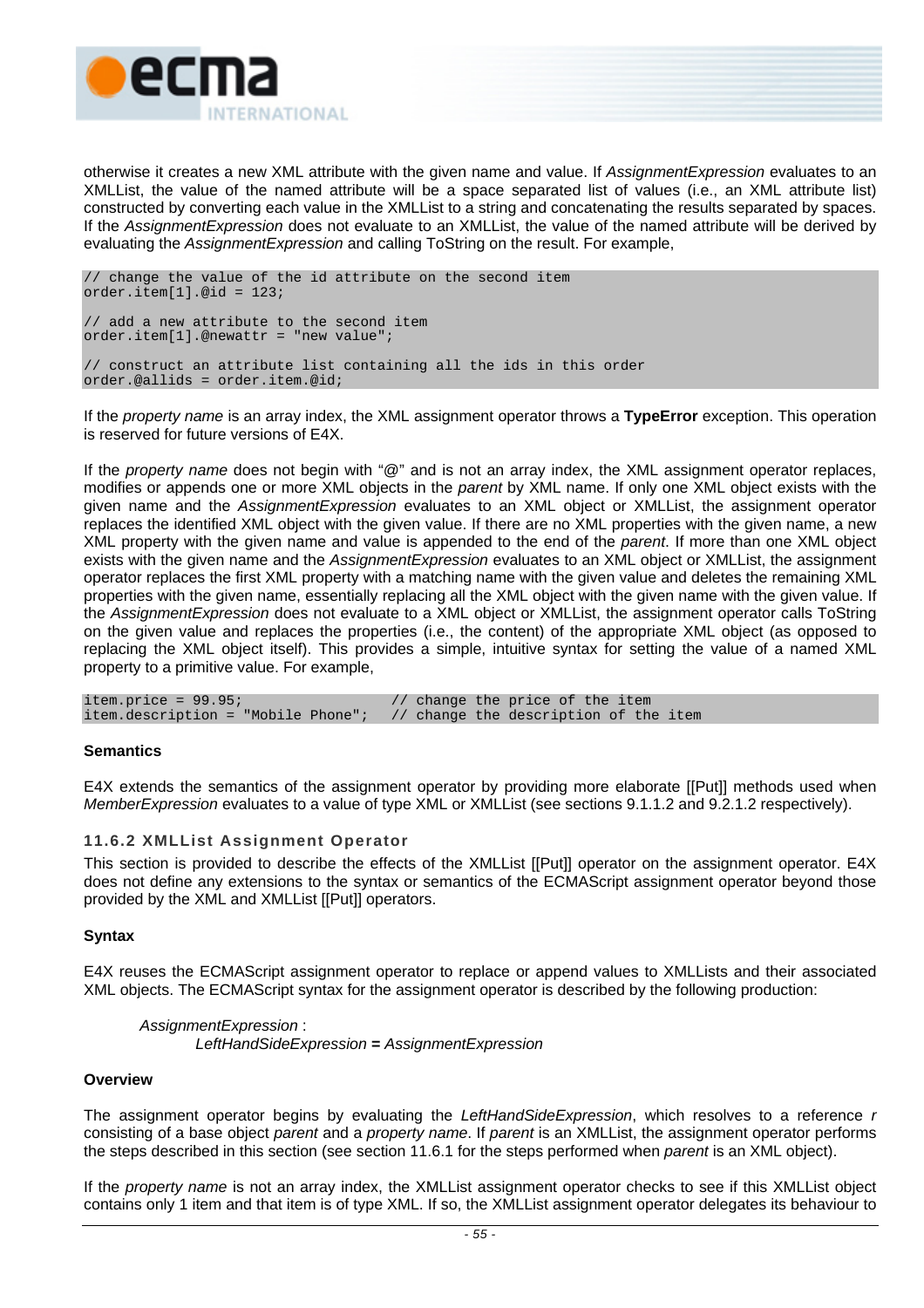otherwise it creates a new XML attribute with the given name and value. If *AssignmentExpression* evaluates to an XMLList, the value of the named attribute will be a space separated list of values (i.e., an XML attribute list) constructed by converting each value in the XMLList to a string and concatenating the results separated by spaces. If the *AssignmentExpression* does not evaluate to an XMLList, the value of the named attribute will be derived by evaluating the *AssignmentExpression* and calling ToString on the result. For example,

```
// change the value of the id attribute on the second item
order.item[1].@id = 123;

// add a new attribute to the second item
order.item[1].@newattr = "new value";

// construct an attribute list containing all the ids in this order
order.@allids = order.item.@id;
```

If the *property name* is an array index, the XML assignment operator throws a **TypeError** exception. This operation is reserved for future versions of E4X.

If the *property name* does not begin with "@" and is not an array index, the XML assignment operator replaces, modifies or appends one or more XML objects in the *parent* by XML name. If only one XML object exists with the given name and the *AssignmentExpression* evaluates to an XML object or XMLList, the assignment operator replaces the identified XML object with the given value. If there are no XML properties with the given name, a new XML property with the given name and value is appended to the end of the *parent*. If more than one XML object exists with the given name and the *AssignmentExpression* evaluates to an XML object or XMLList, the assignment operator replaces the first XML property with a matching name with the given value and deletes the remaining XML properties with the given name, essentially replacing all the XML object with the given name with the given value. If the *AssignmentExpression* does not evaluate to a XML object or XMLList, the assignment operator calls ToString on the given value and replaces the properties (i.e., the content) of the appropriate XML object (as opposed to replacing the XML object itself). This provides a simple, intuitive syntax for setting the value of a named XML property to a primitive value. For example,

```
item.price = 99.95;                 // change the price of the item
item.description = "Mobile Phone";  // change the description of the item
```

**Semantics**

E4X extends the semantics of the assignment operator by providing more elaborate [[Put]] methods used when *MemberExpression* evaluates to a value of type XML or XMLList (see sections 9.1.1.2 and 9.2.1.2 respectively).

### 11.6.2 XMLList Assignment Operator

This section is provided to describe the effects of the XMLList [[Put]] operator on the assignment operator. E4X does not define any extensions to the syntax or semantics of the ECMAScript assignment operator beyond those provided by the XML and XMLList [[Put]] operators.

**Syntax**

E4X reuses the ECMAScript assignment operator to replace or append values to XMLLists and their associated XML objects. The ECMAScript syntax for the assignment operator is described by the following production:

*AssignmentExpression* :
*LeftHandSideExpression* **=** *AssignmentExpression*

**Overview**

The assignment operator begins by evaluating the *LeftHandSideExpression*, which resolves to a reference *r* consisting of a base object *parent* and a *property name*. If *parent* is an XMLList, the assignment operator performs the steps described in this section (see section 11.6.1 for the steps performed when *parent* is an XML object).

If the *property name* is not an array index, the XMLList assignment operator checks to see if this XMLList object contains only 1 item and that item is of type XML. If so, the XMLList assignment operator delegates its behaviour to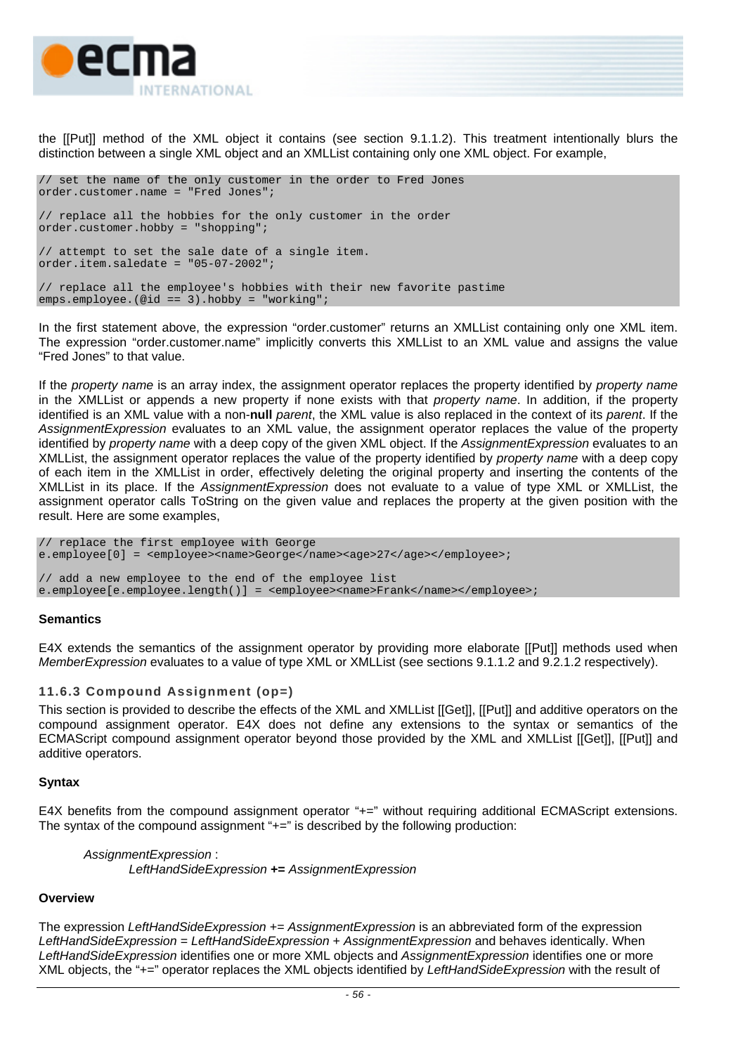the [[Put]] method of the XML object it contains (see section 9.1.1.2). This treatment intentionally blurs the distinction between a single XML object and an XMLList containing only one XML object. For example,

```
// set the name of the only customer in the order to Fred Jones
order.customer.name = "Fred Jones";

// replace all the hobbies for the only customer in the order
order.customer.hobby = "shopping";

// attempt to set the sale date of a single item.
order.item.saledate = "05-07-2002";

// replace all the employee's hobbies with their new favorite pastime
emps.employee.(@id == 3).hobby = "working";
```

In the first statement above, the expression "order.customer" returns an XMLList containing only one XML item. The expression "order.customer.name" implicitly converts this XMLList to an XML value and assigns the value "Fred Jones" to that value.

If the *property name* is an array index, the assignment operator replaces the property identified by *property name* in the XMLList or appends a new property if none exists with that *property name*. In addition, if the property identified is an XML value with a non-**null** *parent*, the XML value is also replaced in the context of its *parent*. If the *AssignmentExpression* evaluates to an XML value, the assignment operator replaces the value of the property identified by *property name* with a deep copy of the given XML object. If the *AssignmentExpression* evaluates to an XMLList, the assignment operator replaces the value of the property identified by *property name* with a deep copy of each item in the XMLList in order, effectively deleting the original property and inserting the contents of the XMLList in its place. If the *AssignmentExpression* does not evaluate to a value of type XML or XMLList, the assignment operator calls ToString on the given value and replaces the property at the given position with the result. Here are some examples,

```
// replace the first employee with George
e.employee[0] = <employee><name>George</name><age>27</age></employee>;

// add a new employee to the end of the employee list
e.employee[e.employee.length()] = <employee><name>Frank</name></employee>;
```

**Semantics**

E4X extends the semantics of the assignment operator by providing more elaborate [[Put]] methods used when *MemberExpression* evaluates to a value of type XML or XMLList (see sections 9.1.1.2 and 9.2.1.2 respectively).

### 11.6.3 Compound Assignment (op=)

This section is provided to describe the effects of the XML and XMLList [[Get]], [[Put]] and additive operators on the compound assignment operator. E4X does not define any extensions to the syntax or semantics of the ECMAScript compound assignment operator beyond those provided by the XML and XMLList [[Get]], [[Put]] and additive operators.

**Syntax**

E4X benefits from the compound assignment operator "+=" without requiring additional ECMAScript extensions. The syntax of the compound assignment "+=" is described by the following production:

*AssignmentExpression* :
  *LeftHandSideExpression* **+=** *AssignmentExpression*

**Overview**

The expression *LeftHandSideExpression* += *AssignmentExpression* is an abbreviated form of the expression *LeftHandSideExpression* = *LeftHandSideExpression* + *AssignmentExpression* and behaves identically. When *LeftHandSideExpression* identifies one or more XML objects and *AssignmentExpression* identifies one or more XML objects, the "+=" operator replaces the XML objects identified by *LeftHandSideExpression* with the result of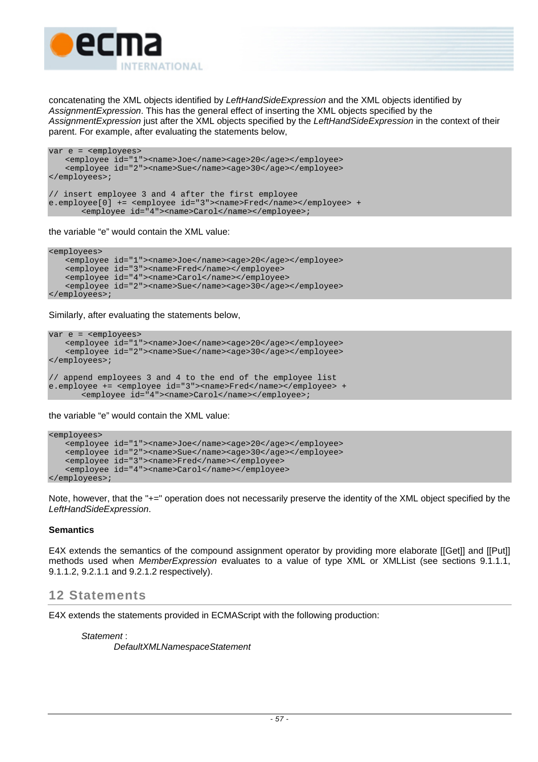concatenating the XML objects identified by *LeftHandSideExpression* and the XML objects identified by *AssignmentExpression*. This has the general effect of inserting the XML objects specified by the *AssignmentExpression* just after the XML objects specified by the *LeftHandSideExpression* in the context of their parent. For example, after evaluating the statements below,

```
var e = <employees>
    <employee id="1"><name>Joe</name><age>20</age></employee>
    <employee id="2"><name>Sue</name><age>30</age></employee>
</employees>;

// insert employee 3 and 4 after the first employee
e.employee[0] += <employee id="3"><name>Fred</name></employee> +
        <employee id="4"><name>Carol</name></employee>;
```

the variable “e” would contain the XML value:

```
<employees>
    <employee id="1"><name>Joe</name><age>20</age></employee>
    <employee id="3"><name>Fred</name></employee>
    <employee id="4"><name>Carol</name></employee>
    <employee id="2"><name>Sue</name><age>30</age></employee>
</employees>;
```

Similarly, after evaluating the statements below,

```
var e = <employees>
    <employee id="1"><name>Joe</name><age>20</age></employee>
    <employee id="2"><name>Sue</name><age>30</age></employee>
</employees>;

// append employees 3 and 4 to the end of the employee list
e.employee += <employee id="3"><name>Fred</name></employee> +
        <employee id="4"><name>Carol</name></employee>;
```

the variable “e” would contain the XML value:

```
<employees>
    <employee id="1"><name>Joe</name><age>20</age></employee>
    <employee id="2"><name>Sue</name><age>30</age></employee>
    <employee id="3"><name>Fred</name></employee>
    <employee id="4"><name>Carol</name></employee>
</employees>;
```

Note, however, that the "+=" operation does not necessarily preserve the identity of the XML object specified by the *LeftHandSideExpression*.

**Semantics**

E4X extends the semantics of the compound assignment operator by providing more elaborate [[Get]] and [[Put]] methods used when *MemberExpression* evaluates to a value of type XML or XMLList (see sections 9.1.1.1, 9.1.1.2, 9.2.1.1 and 9.2.1.2 respectively).

# 12 Statements

E4X extends the statements provided in ECMAScript with the following production:

*Statement* :
*DefaultXMLNamespaceStatement*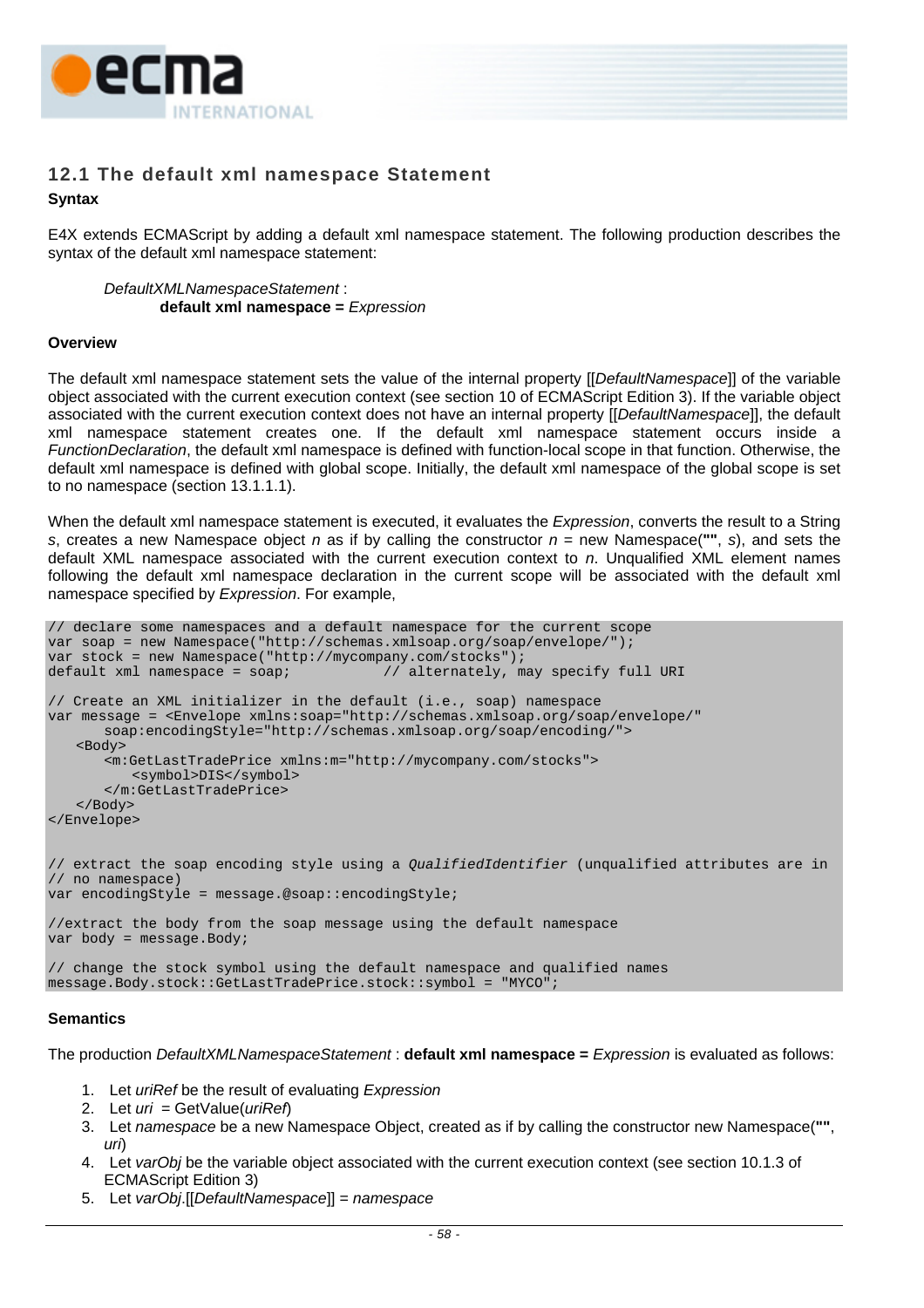## 12.1 The default xml namespace Statement

### Syntax

E4X extends ECMAScript by adding a default xml namespace statement. The following production describes the syntax of the default xml namespace statement:

> *DefaultXMLNamespaceStatement* :
> **default xml namespace =** *Expression*

### Overview

The default xml namespace statement sets the value of the internal property [[*DefaultNamespace*]] of the variable object associated with the current execution context (see section 10 of ECMAScript Edition 3). If the variable object associated with the current execution context does not have an internal property [[*DefaultNamespace*]], the default xml namespace statement creates one. If the default xml namespace statement occurs inside a *FunctionDeclaration*, the default xml namespace is defined with function-local scope in that function. Otherwise, the default xml namespace is defined with global scope. Initially, the default xml namespace of the global scope is set to no namespace (section 13.1.1.1).

When the default xml namespace statement is executed, it evaluates the *Expression*, converts the result to a String *s*, creates a new Namespace object *n* as if by calling the constructor *n* = new Namespace(**""**, *s*), and sets the default XML namespace associated with the current execution context to *n*. Unqualified XML element names following the default xml namespace declaration in the current scope will be associated with the default xml namespace specified by *Expression*. For example,

```
// declare some namespaces and a default namespace for the current scope
var soap = new Namespace("http://schemas.xmlsoap.org/soap/envelope/");
var stock = new Namespace("http://mycompany.com/stocks");
default xml namespace = soap;           // alternately, may specify full URI

// Create an XML initializer in the default (i.e., soap) namespace
var message = <Envelope xmlns:soap="http://schemas.xmlsoap.org/soap/envelope/"
        soap:encodingStyle="http://schemas.xmlsoap.org/soap/encoding/">
    <Body>
        <m:GetLastTradePrice xmlns:m="http://mycompany.com/stocks">
            <symbol>DIS</symbol>
        </m:GetLastTradePrice>
    </Body>
</Envelope>


// extract the soap encoding style using a QualifiedIdentifier (unqualified attributes are in
// no namespace)
var encodingStyle = message.@soap::encodingStyle;

//extract the body from the soap message using the default namespace
var body = message.Body;

// change the stock symbol using the default namespace and qualified names
message.Body.stock::GetLastTradePrice.stock::symbol = "MYCO";
```

### Semantics

The production *DefaultXMLNamespaceStatement* : **default xml namespace =** *Expression* is evaluated as follows:

1. Let *uriRef* be the result of evaluating *Expression*
2. Let *uri* = GetValue(*uriRef*)
3. Let *namespace* be a new Namespace Object, created as if by calling the constructor new Namespace(**""**, *uri*)
4. Let *varObj* be the variable object associated with the current execution context (see section 10.1.3 of ECMAScript Edition 3)
5. Let *varObj*.[[*DefaultNamespace*]] = *namespace*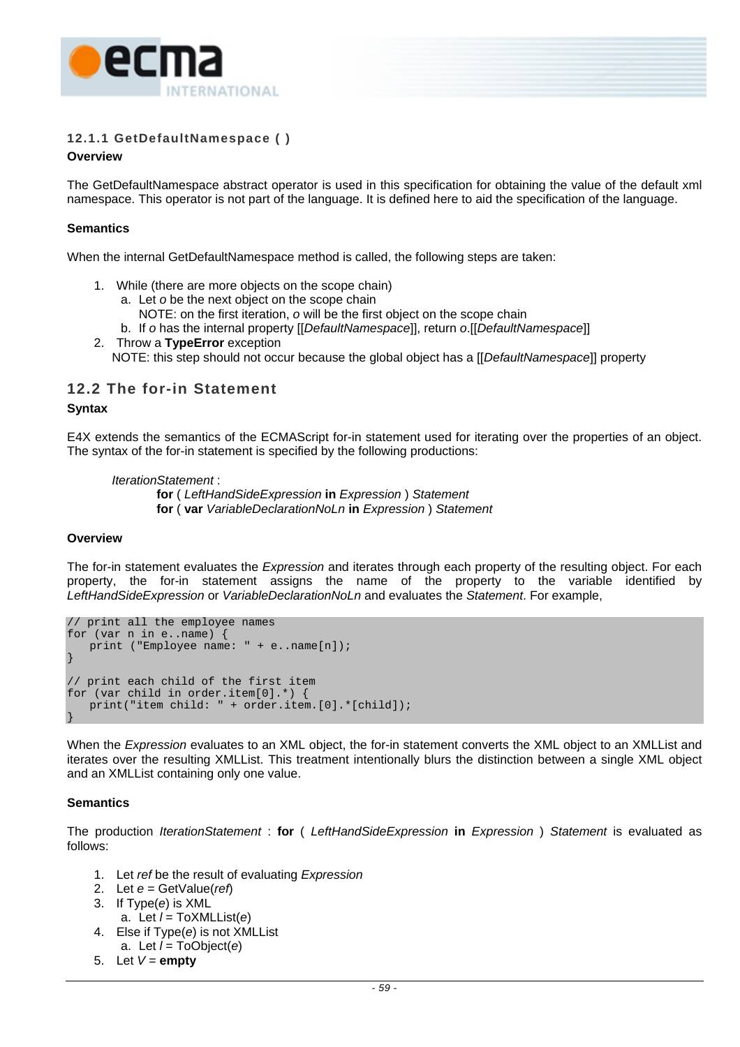### 12.1.1 GetDefaultNamespace ( )

**Overview**

The GetDefaultNamespace abstract operator is used in this specification for obtaining the value of the default xml namespace. This operator is not part of the language. It is defined here to aid the specification of the language.

**Semantics**

When the internal GetDefaultNamespace method is called, the following steps are taken:

1. While (there are more objects on the scope chain)
   a. Let *o* be the next object on the scope chain
      NOTE: on the first iteration, *o* will be the first object on the scope chain
   b. If *o* has the internal property [[*DefaultNamespace*]], return *o*.[[*DefaultNamespace*]]
2. Throw a **TypeError** exception
   NOTE: this step should not occur because the global object has a [[*DefaultNamespace*]] property

## 12.2 The for-in Statement

**Syntax**

E4X extends the semantics of the ECMAScript for-in statement used for iterating over the properties of an object. The syntax of the for-in statement is specified by the following productions:

*IterationStatement* :
  **for** ( *LeftHandSideExpression* **in** *Expression* ) *Statement*
  **for** ( **var** *VariableDeclarationNoLn* **in** *Expression* ) *Statement*

**Overview**

The for-in statement evaluates the *Expression* and iterates through each property of the resulting object. For each property, the for-in statement assigns the name of the property to the variable identified by *LeftHandSideExpression* or *VariableDeclarationNoLn* and evaluates the *Statement*. For example,

```
// print all the employee names
for (var n in e..name) {
   print ("Employee name: " + e..name[n]);
}

// print each child of the first item
for (var child in order.item[0].*) {
   print("item child: " + order.item.[0].*[child]);
}
```

When the *Expression* evaluates to an XML object, the for-in statement converts the XML object to an XMLList and iterates over the resulting XMLList. This treatment intentionally blurs the distinction between a single XML object and an XMLList containing only one value.

**Semantics**

The production *IterationStatement* : **for** ( *LeftHandSideExpression* **in** *Expression* ) *Statement* is evaluated as follows:

1. Let *ref* be the result of evaluating *Expression*
2. Let *e* = GetValue(*ref*)
3. If Type(*e*) is XML
   a. Let *l* = ToXMLList(*e*)
4. Else if Type(*e*) is not XMLList
   a. Let *l* = ToObject(*e*)
5. Let *V* = **empty**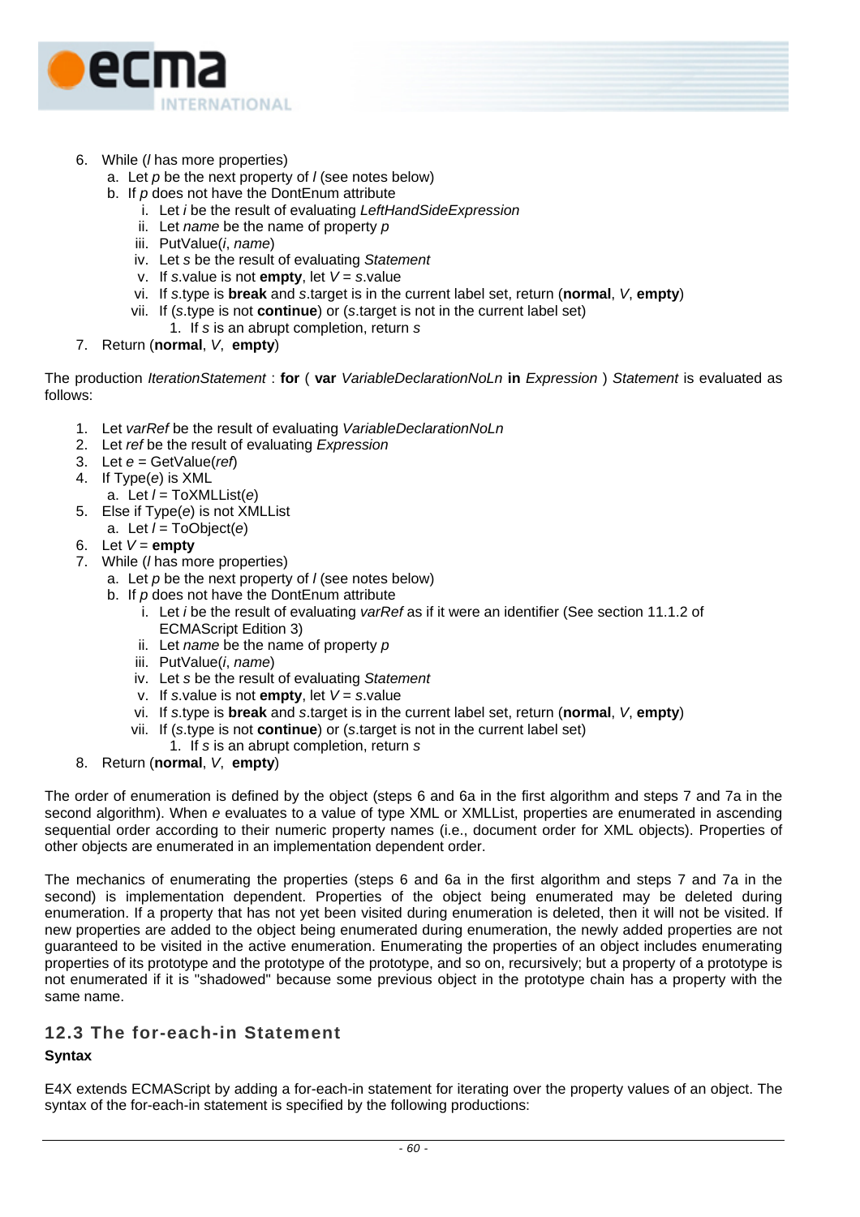6. While (*l* has more properties)
   a. Let *p* be the next property of *l* (see notes below)
   b. If *p* does not have the DontEnum attribute
      i. Let *i* be the result of evaluating *LeftHandSideExpression*
      ii. Let *name* be the name of property *p*
      iii. PutValue(*i*, *name*)
      iv. Let *s* be the result of evaluating *Statement*
      v. If *s*.value is not **empty**, let *V* = *s*.value
      vi. If *s*.type is **break** and *s*.target is in the current label set, return (**normal**, *V*, **empty**)
      vii. If (*s*.type is not **continue**) or (*s*.target is not in the current label set)
         1. If *s* is an abrupt completion, return *s*
7. Return (**normal**, *V*, **empty**)

The production *IterationStatement* : **for** ( **var** *VariableDeclarationNoLn* **in** *Expression* ) *Statement* is evaluated as follows:

1. Let *varRef* be the result of evaluating *VariableDeclarationNoLn*
2. Let *ref* be the result of evaluating *Expression*
3. Let *e* = GetValue(*ref*)
4. If Type(*e*) is XML
   a. Let *l* = ToXMLList(*e*)
5. Else if Type(*e*) is not XMLList
   a. Let *l* = ToObject(*e*)
6. Let *V* = **empty**
7. While (*l* has more properties)
   a. Let *p* be the next property of *l* (see notes below)
   b. If *p* does not have the DontEnum attribute
      i. Let *i* be the result of evaluating *varRef* as if it were an identifier (See section 11.1.2 of ECMAScript Edition 3)
      ii. Let *name* be the name of property *p*
      iii. PutValue(*i*, *name*)
      iv. Let *s* be the result of evaluating *Statement*
      v. If *s*.value is not **empty**, let *V* = *s*.value
      vi. If *s*.type is **break** and *s*.target is in the current label set, return (**normal**, *V*, **empty**)
      vii. If (*s*.type is not **continue**) or (*s*.target is not in the current label set)
         1. If *s* is an abrupt completion, return *s*
8. Return (**normal**, *V*, **empty**)

The order of enumeration is defined by the object (steps 6 and 6a in the first algorithm and steps 7 and 7a in the second algorithm). When *e* evaluates to a value of type XML or XMLList, properties are enumerated in ascending sequential order according to their numeric property names (i.e., document order for XML objects). Properties of other objects are enumerated in an implementation dependent order.

The mechanics of enumerating the properties (steps 6 and 6a in the first algorithm and steps 7 and 7a in the second) is implementation dependent. Properties of the object being enumerated may be deleted during enumeration. If a property that has not yet been visited during enumeration is deleted, then it will not be visited. If new properties are added to the object being enumerated during enumeration, the newly added properties are not guaranteed to be visited in the active enumeration. Enumerating the properties of an object includes enumerating properties of its prototype and the prototype of the prototype, and so on, recursively; but a property of a prototype is not enumerated if it is "shadowed" because some previous object in the prototype chain has a property with the same name.

## 12.3 The for-each-in Statement

**Syntax**

E4X extends ECMAScript by adding a for-each-in statement for iterating over the property values of an object. The syntax of the for-each-in statement is specified by the following productions: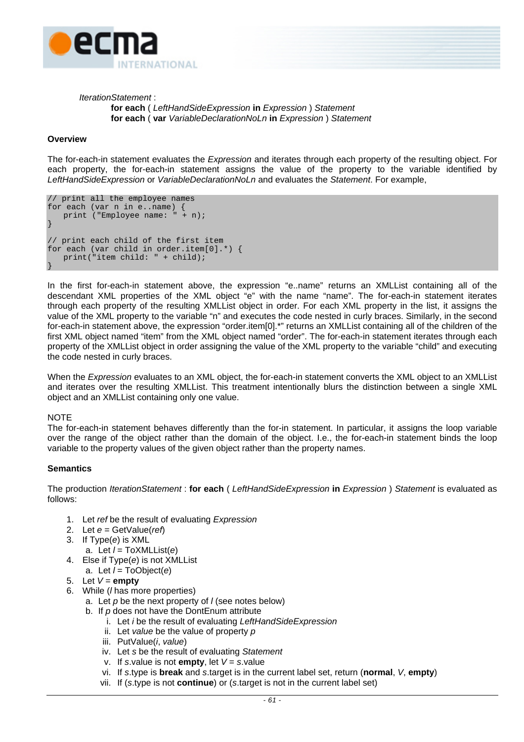*IterationStatement* :
  **for each** ( *LeftHandSideExpression* **in** *Expression* ) *Statement*
  **for each** ( **var** *VariableDeclarationNoLn* **in** *Expression* ) *Statement*

**Overview**

The for-each-in statement evaluates the *Expression* and iterates through each property of the resulting object. For each property, the for-each-in statement assigns the value of the property to the variable identified by *LeftHandSideExpression* or *VariableDeclarationNoLn* and evaluates the *Statement*. For example,

```
// print all the employee names
for each (var n in e..name) {
   print ("Employee name: " + n);
}

// print each child of the first item
for each (var child in order.item[0].*) {
   print("item child: " + child);
}
```

In the first for-each-in statement above, the expression "e..name" returns an XMLList containing all of the descendant XML properties of the XML object "e" with the name "name". The for-each-in statement iterates through each property of the resulting XMLList object in order. For each XML property in the list, it assigns the value of the XML property to the variable "n" and executes the code nested in curly braces. Similarly, in the second for-each-in statement above, the expression "order.item[0].*" returns an XMLList containing all of the children of the first XML object named "item" from the XML object named "order". The for-each-in statement iterates through each property of the XMLList object in order assigning the value of the XML property to the variable "child" and executing the code nested in curly braces.

When the *Expression* evaluates to an XML object, the for-each-in statement converts the XML object to an XMLList and iterates over the resulting XMLList. This treatment intentionally blurs the distinction between a single XML object and an XMLList containing only one value.

NOTE
The for-each-in statement behaves differently than the for-in statement. In particular, it assigns the loop variable over the range of the object rather than the domain of the object. I.e., the for-each-in statement binds the loop variable to the property values of the given object rather than the property names.

**Semantics**

The production *IterationStatement* : **for each** ( *LeftHandSideExpression* **in** *Expression* ) *Statement* is evaluated as follows:

1. Let *ref* be the result of evaluating *Expression*
2. Let *e* = GetValue(*ref*)
3. If Type(*e*) is XML
   a. Let *l* = ToXMLList(*e*)
4. Else if Type(*e*) is not XMLList
   a. Let *l* = ToObject(*e*)
5. Let *V* = **empty**
6. While (*l* has more properties)
   a. Let *p* be the next property of *l* (see notes below)
   b. If *p* does not have the DontEnum attribute
      i. Let *i* be the result of evaluating *LeftHandSideExpression*
      ii. Let *value* be the value of property *p*
      iii. PutValue(*i*, *value*)
      iv. Let *s* be the result of evaluating *Statement*
      v. If *s*.value is not **empty**, let *V* = *s*.value
      vi. If *s*.type is **break** and *s*.target is in the current label set, return (**normal**, *V*, **empty**)
      vii. If (*s*.type is not **continue**) or (*s*.target is not in the current label set)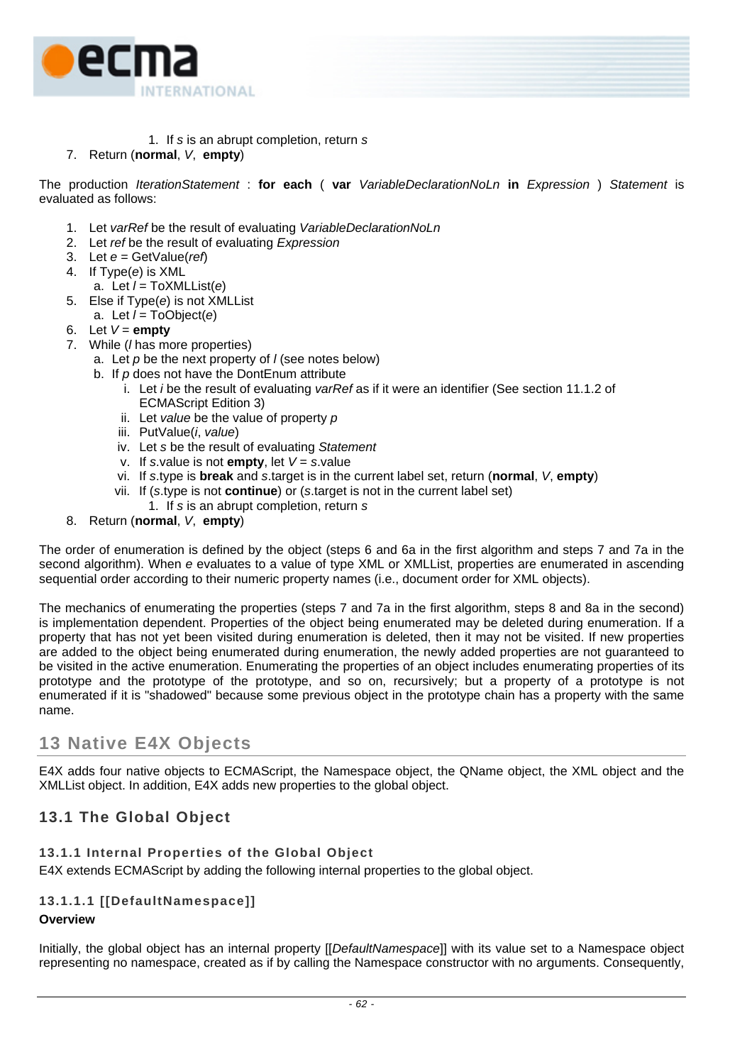1. If *s* is an abrupt completion, return *s*

7. Return (**normal**, *V*, **empty**)

The production *IterationStatement* : **for each** ( **var** *VariableDeclarationNoLn* **in** *Expression* ) *Statement* is evaluated as follows:

1. Let *varRef* be the result of evaluating *VariableDeclarationNoLn*
2. Let *ref* be the result of evaluating *Expression*
3. Let *e* = GetValue(*ref*)
4. If Type(*e*) is XML
   a. Let *l* = ToXMLList(*e*)
5. Else if Type(*e*) is not XMLList
   a. Let *l* = ToObject(*e*)
6. Let *V* = **empty**
7. While (*l* has more properties)
   a. Let *p* be the next property of *l* (see notes below)
   b. If *p* does not have the DontEnum attribute
      i. Let *i* be the result of evaluating *varRef* as if it were an identifier (See section 11.1.2 of ECMAScript Edition 3)
      ii. Let *value* be the value of property *p*
      iii. PutValue(*i*, *value*)
      iv. Let *s* be the result of evaluating *Statement*
      v. If *s*.value is not **empty**, let *V* = *s*.value
      vi. If *s*.type is **break** and *s*.target is in the current label set, return (**normal**, *V*, **empty**)
      vii. If (*s*.type is not **continue**) or (*s*.target is not in the current label set)
         1. If *s* is an abrupt completion, return *s*
8. Return (**normal**, *V*, **empty**)

The order of enumeration is defined by the object (steps 6 and 6a in the first algorithm and steps 7 and 7a in the second algorithm). When *e* evaluates to a value of type XML or XMLList, properties are enumerated in ascending sequential order according to their numeric property names (i.e., document order for XML objects).

The mechanics of enumerating the properties (steps 7 and 7a in the first algorithm, steps 8 and 8a in the second) is implementation dependent. Properties of the object being enumerated may be deleted during enumeration. If a property that has not yet been visited during enumeration is deleted, then it may not be visited. If new properties are added to the object being enumerated during enumeration, the newly added properties are not guaranteed to be visited in the active enumeration. Enumerating the properties of an object includes enumerating properties of its prototype and the prototype of the prototype, and so on, recursively; but a property of a prototype is not enumerated if it is "shadowed" because some previous object in the prototype chain has a property with the same name.

# 13 Native E4X Objects

E4X adds four native objects to ECMAScript, the Namespace object, the QName object, the XML object and the XMLList object. In addition, E4X adds new properties to the global object.

## 13.1 The Global Object

### 13.1.1 Internal Properties of the Global Object

E4X extends ECMAScript by adding the following internal properties to the global object.

#### 13.1.1.1 [[DefaultNamespace]]

**Overview**

Initially, the global object has an internal property [[*DefaultNamespace*]] with its value set to a Namespace object representing no namespace, created as if by calling the Namespace constructor with no arguments. Consequently,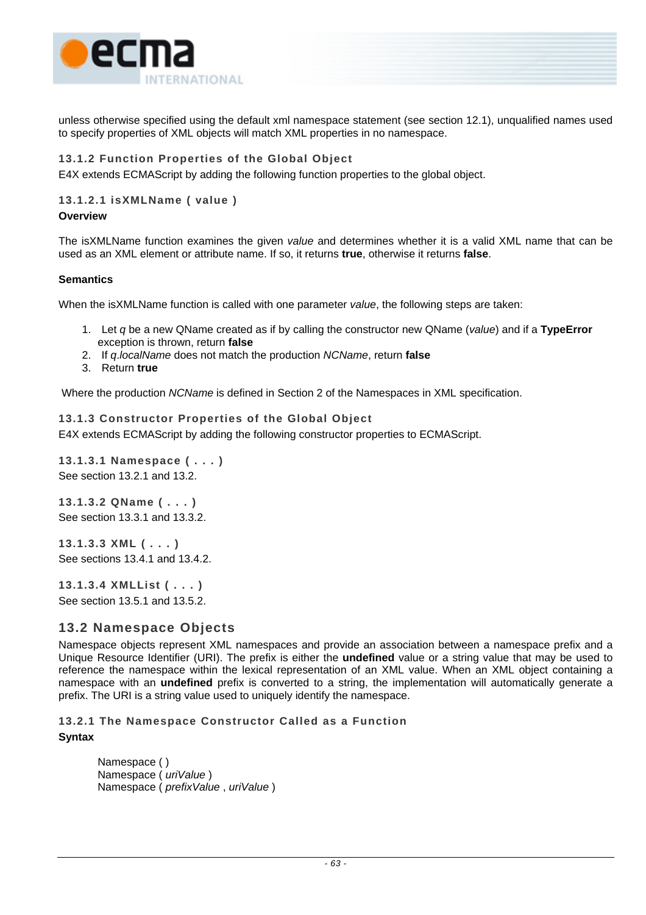unless otherwise specified using the default xml namespace statement (see section 12.1), unqualified names used to specify properties of XML objects will match XML properties in no namespace.

### 13.1.2 Function Properties of the Global Object

E4X extends ECMAScript by adding the following function properties to the global object.

#### 13.1.2.1 isXMLName ( value )

**Overview**

The isXMLName function examines the given *value* and determines whether it is a valid XML name that can be used as an XML element or attribute name. If so, it returns **true**, otherwise it returns **false**.

**Semantics**

When the isXMLName function is called with one parameter *value*, the following steps are taken:

1. Let *q* be a new QName created as if by calling the constructor new QName (*value*) and if a **TypeError** exception is thrown, return **false**
2. If *q.localName* does not match the production *NCName*, return **false**
3. Return **true**

Where the production *NCName* is defined in Section 2 of the Namespaces in XML specification.

### 13.1.3 Constructor Properties of the Global Object

E4X extends ECMAScript by adding the following constructor properties to ECMAScript.

#### 13.1.3.1 Namespace ( . . . )

See section 13.2.1 and 13.2.

#### 13.1.3.2 QName ( . . . )

See section 13.3.1 and 13.3.2.

#### 13.1.3.3 XML ( . . . )

See sections 13.4.1 and 13.4.2.

#### 13.1.3.4 XMLList ( . . . )

See section 13.5.1 and 13.5.2.

## 13.2 Namespace Objects

Namespace objects represent XML namespaces and provide an association between a namespace prefix and a Unique Resource Identifier (URI). The prefix is either the **undefined** value or a string value that may be used to reference the namespace within the lexical representation of an XML value. When an XML object containing a namespace with an **undefined** prefix is converted to a string, the implementation will automatically generate a prefix. The URI is a string value used to uniquely identify the namespace.

### 13.2.1 The Namespace Constructor Called as a Function

**Syntax**

Namespace ( )
Namespace ( *uriValue* )
Namespace ( *prefixValue* , *uriValue* )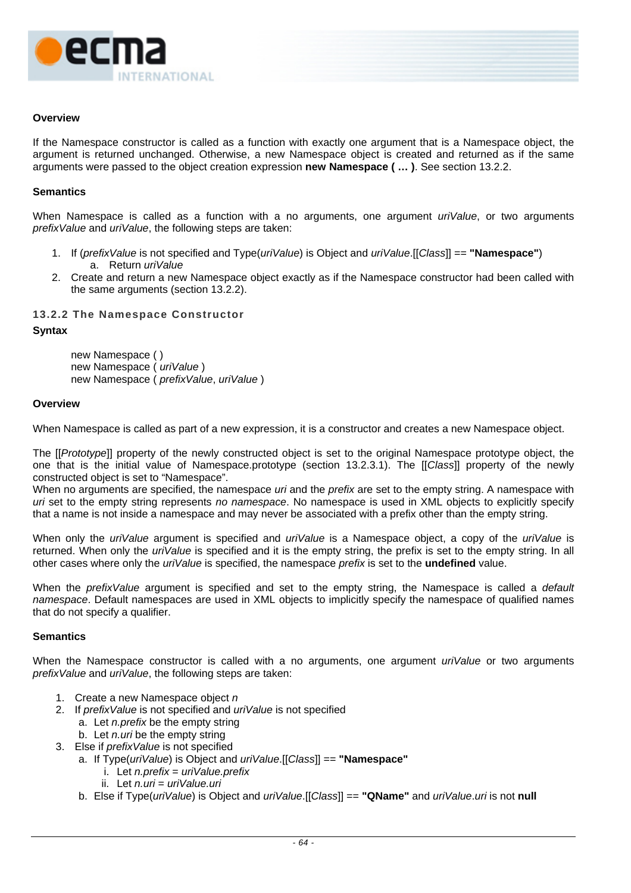**Overview**

If the Namespace constructor is called as a function with exactly one argument that is a Namespace object, the argument is returned unchanged. Otherwise, a new Namespace object is created and returned as if the same arguments were passed to the object creation expression **new Namespace ( … )**. See section 13.2.2.

**Semantics**

When Namespace is called as a function with a no arguments, one argument *uriValue*, or two arguments *prefixValue* and *uriValue*, the following steps are taken:

1. If (*prefixValue* is not specified and Type(*uriValue*) is Object and *uriValue*.[[*Class*]] == **"Namespace"**)
   a. Return *uriValue*
2. Create and return a new Namespace object exactly as if the Namespace constructor had been called with the same arguments (section 13.2.2).

### 13.2.2 The Namespace Constructor

**Syntax**

new Namespace ( )
new Namespace ( *uriValue* )
new Namespace ( *prefixValue*, *uriValue* )

**Overview**

When Namespace is called as part of a new expression, it is a constructor and creates a new Namespace object.

The [[*Prototype*]] property of the newly constructed object is set to the original Namespace prototype object, the one that is the initial value of Namespace.prototype (section 13.2.3.1). The [[*Class*]] property of the newly constructed object is set to “Namespace”.
When no arguments are specified, the namespace *uri* and the *prefix* are set to the empty string. A namespace with *uri* set to the empty string represents *no namespace*. No namespace is used in XML objects to explicitly specify that a name is not inside a namespace and may never be associated with a prefix other than the empty string.

When only the *uriValue* argument is specified and *uriValue* is a Namespace object, a copy of the *uriValue* is returned. When only the *uriValue* is specified and it is the empty string, the prefix is set to the empty string. In all other cases where only the *uriValue* is specified, the namespace *prefix* is set to the **undefined** value.

When the *prefixValue* argument is specified and set to the empty string, the Namespace is called a *default namespace*. Default namespaces are used in XML objects to implicitly specify the namespace of qualified names that do not specify a qualifier.

**Semantics**

When the Namespace constructor is called with a no arguments, one argument *uriValue* or two arguments *prefixValue* and *uriValue*, the following steps are taken:

1. Create a new Namespace object *n*
2. If *prefixValue* is not specified and *uriValue* is not specified
   a. Let *n.prefix* be the empty string
   b. Let *n.uri* be the empty string
3. Else if *prefixValue* is not specified
   a. If Type(*uriValue*) is Object and *uriValue*.[[*Class*]] == **"Namespace"**
      i. Let *n.prefix* = *uriValue.prefix*
      ii. Let *n.uri* = *uriValue.uri*
   b. Else if Type(*uriValue*) is Object and *uriValue*.[[*Class*]] == **"QName"** and *uriValue*.*uri* is not **null**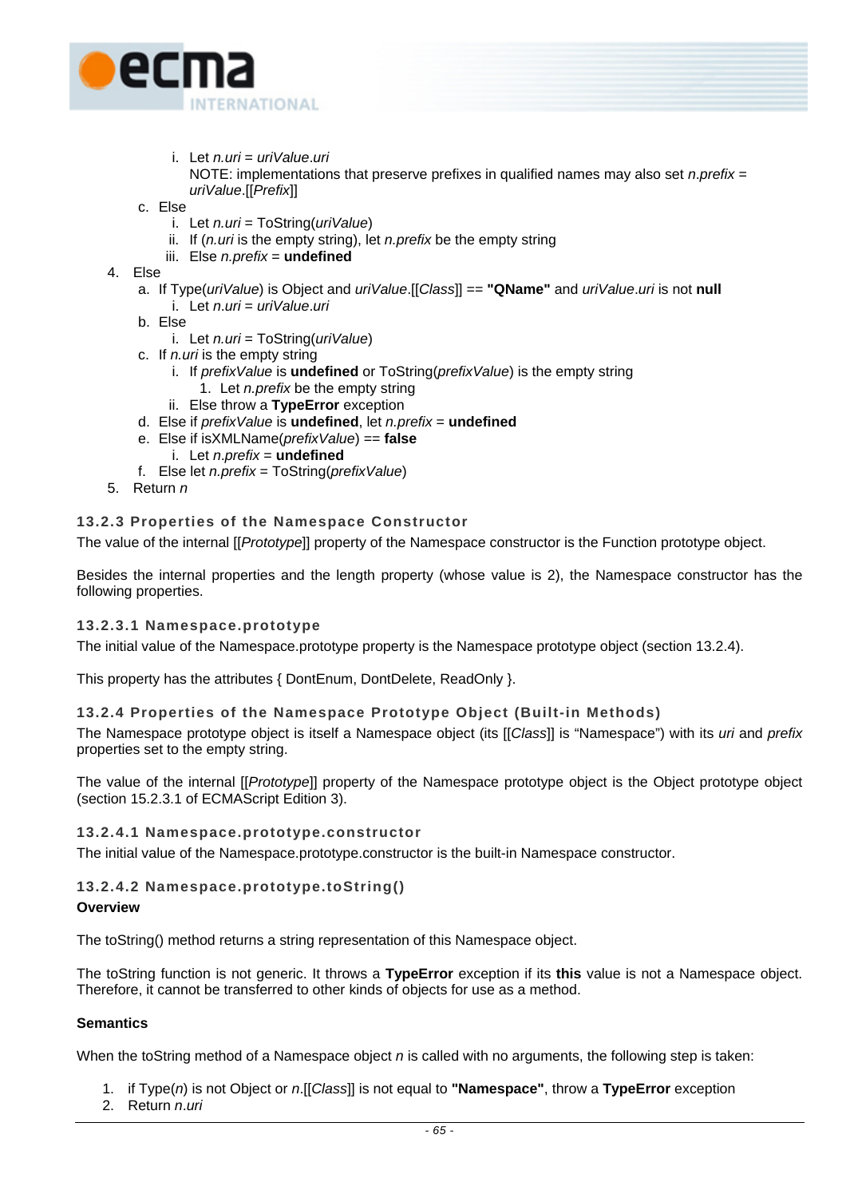i. Let *n.uri* = *uriValue*.*uri*
      NOTE: implementations that preserve prefixes in qualified names may also set *n.prefix* = *uriValue*.[[*Prefix*]]
   c. Else
      i. Let *n.uri* = ToString(*uriValue*)
      ii. If (*n.uri* is the empty string), let *n.prefix* be the empty string
      iii. Else *n.prefix* = **undefined**
4. Else
   a. If Type(*uriValue*) is Object and *uriValue*.[[*Class*]] == **"QName"** and *uriValue*.*uri* is not **null**
      i. Let *n.uri* = *uriValue*.*uri*
   b. Else
      i. Let *n.uri* = ToString(*uriValue*)
   c. If *n.uri* is the empty string
      i. If *prefixValue* is **undefined** or ToString(*prefixValue*) is the empty string
         1. Let *n.prefix* be the empty string
      ii. Else throw a **TypeError** exception
   d. Else if *prefixValue* is **undefined**, let *n.prefix* = **undefined**
   e. Else if isXMLName(*prefixValue*) == **false**
      i. Let *n.prefix* = **undefined**
   f. Else let *n.prefix* = ToString(*prefixValue*)
5. Return *n*

### 13.2.3 Properties of the Namespace Constructor

The value of the internal [[*Prototype*]] property of the Namespace constructor is the Function prototype object.

Besides the internal properties and the length property (whose value is 2), the Namespace constructor has the following properties.

#### 13.2.3.1 Namespace.prototype

The initial value of the Namespace.prototype property is the Namespace prototype object (section 13.2.4).

This property has the attributes { DontEnum, DontDelete, ReadOnly }.

### 13.2.4 Properties of the Namespace Prototype Object (Built-in Methods)

The Namespace prototype object is itself a Namespace object (its [[*Class*]] is "Namespace") with its *uri* and *prefix* properties set to the empty string.

The value of the internal [[*Prototype*]] property of the Namespace prototype object is the Object prototype object (section 15.2.3.1 of ECMAScript Edition 3).

#### 13.2.4.1 Namespace.prototype.constructor

The initial value of the Namespace.prototype.constructor is the built-in Namespace constructor.

#### 13.2.4.2 Namespace.prototype.toString()

**Overview**

The toString() method returns a string representation of this Namespace object.

The toString function is not generic. It throws a **TypeError** exception if its **this** value is not a Namespace object. Therefore, it cannot be transferred to other kinds of objects for use as a method.

**Semantics**

When the toString method of a Namespace object *n* is called with no arguments, the following step is taken:

1. if Type(*n*) is not Object or *n*.[[*Class*]] is not equal to **"Namespace"**, throw a **TypeError** exception
2. Return *n.uri*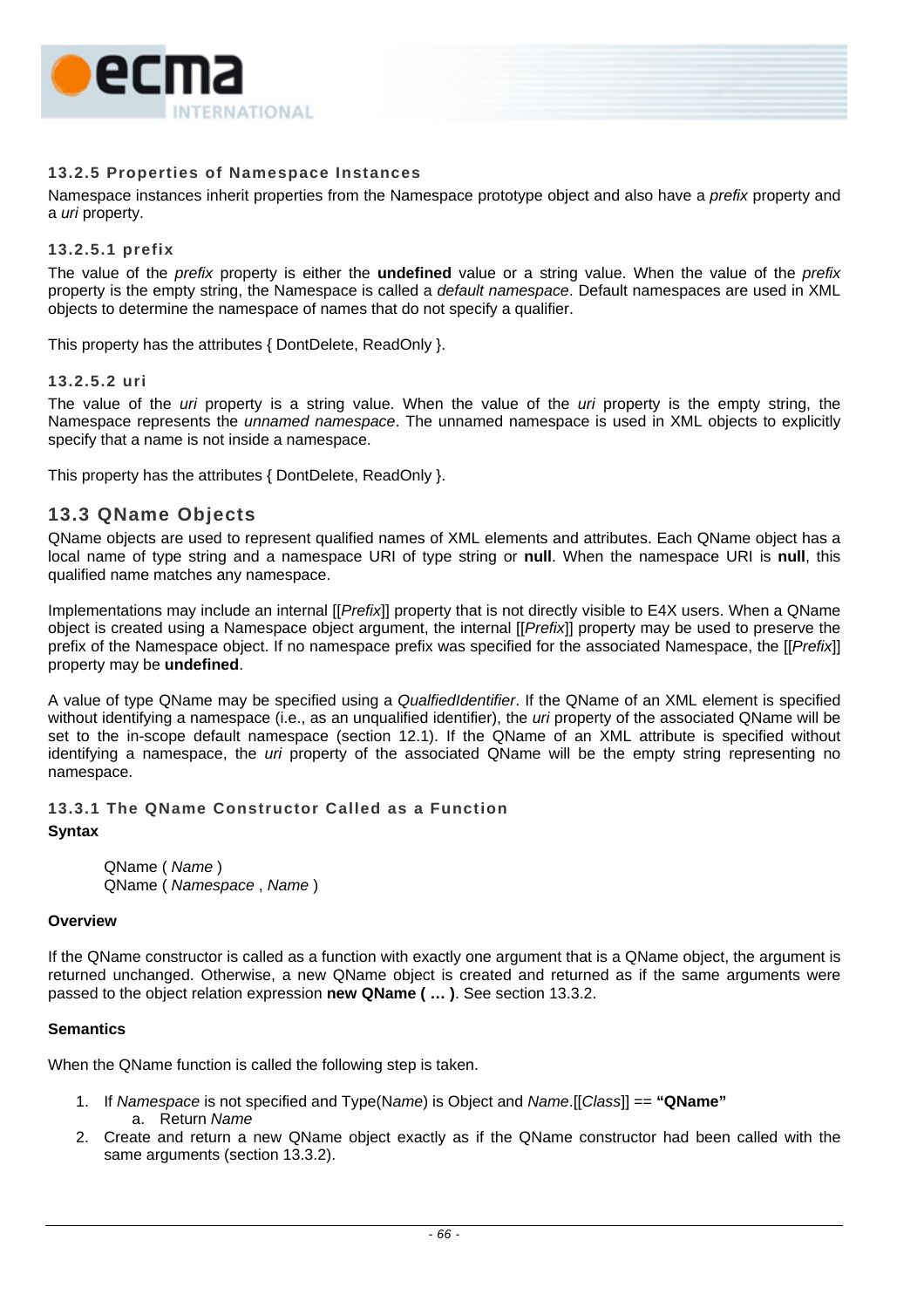### 13.2.5 Properties of Namespace Instances

Namespace instances inherit properties from the Namespace prototype object and also have a *prefix* property and a *uri* property.

#### 13.2.5.1 prefix

The value of the *prefix* property is either the **undefined** value or a string value. When the value of the *prefix* property is the empty string, the Namespace is called a *default namespace*. Default namespaces are used in XML objects to determine the namespace of names that do not specify a qualifier.

This property has the attributes { DontDelete, ReadOnly }.

#### 13.2.5.2 uri

The value of the *uri* property is a string value. When the value of the *uri* property is the empty string, the Namespace represents the *unnamed namespace*. The unnamed namespace is used in XML objects to explicitly specify that a name is not inside a namespace.

This property has the attributes { DontDelete, ReadOnly }.

## 13.3 QName Objects

QName objects are used to represent qualified names of XML elements and attributes. Each QName object has a local name of type string and a namespace URI of type string or **null**. When the namespace URI is **null**, this qualified name matches any namespace.

Implementations may include an internal [[*Prefix*]] property that is not directly visible to E4X users. When a QName object is created using a Namespace object argument, the internal [[*Prefix*]] property may be used to preserve the prefix of the Namespace object. If no namespace prefix was specified for the associated Namespace, the [[*Prefix*]] property may be **undefined**.

A value of type QName may be specified using a *QualfiedIdentifier*. If the QName of an XML element is specified without identifying a namespace (i.e., as an unqualified identifier), the *uri* property of the associated QName will be set to the in-scope default namespace (section 12.1). If the QName of an XML attribute is specified without identifying a namespace, the *uri* property of the associated QName will be the empty string representing no namespace.

### 13.3.1 The QName Constructor Called as a Function

**Syntax**

QName ( *Name* )
QName ( *Namespace* , *Name* )

**Overview**

If the QName constructor is called as a function with exactly one argument that is a QName object, the argument is returned unchanged. Otherwise, a new QName object is created and returned as if the same arguments were passed to the object relation expression **new QName ( … )**. See section 13.3.2.

**Semantics**

When the QName function is called the following step is taken.

1. If *Namespace* is not specified and Type(N*ame*) is Object and *Name*.[[*Class*]] == **"QName"**
   a. Return *Name*
2. Create and return a new QName object exactly as if the QName constructor had been called with the same arguments (section 13.3.2).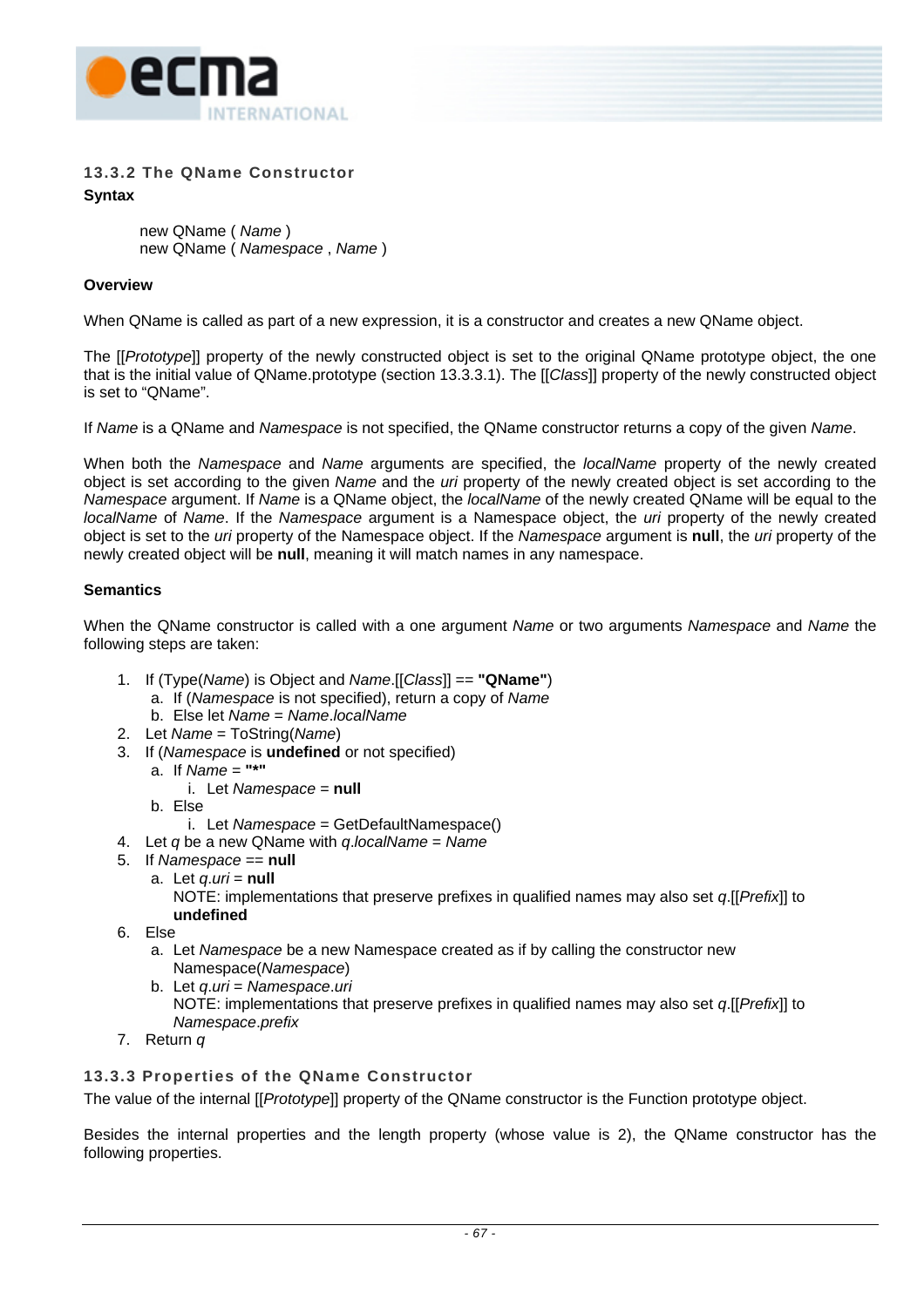### 13.3.2 The QName Constructor

**Syntax**

> new QName ( *Name* )
> new QName ( *Namespace* , *Name* )

**Overview**

When QName is called as part of a new expression, it is a constructor and creates a new QName object.

The [[*Prototype*]] property of the newly constructed object is set to the original QName prototype object, the one that is the initial value of QName.prototype (section 13.3.3.1). The [[*Class*]] property of the newly constructed object is set to "QName".

If *Name* is a QName and *Namespace* is not specified, the QName constructor returns a copy of the given *Name*.

When both the *Namespace* and *Name* arguments are specified, the *localName* property of the newly created object is set according to the given *Name* and the *uri* property of the newly created object is set according to the *Namespace* argument. If *Name* is a QName object, the *localName* of the newly created QName will be equal to the *localName* of *Name*. If the *Namespace* argument is a Namespace object, the *uri* property of the newly created object is set to the *uri* property of the Namespace object. If the *Namespace* argument is **null**, the *uri* property of the newly created object will be **null**, meaning it will match names in any namespace.

**Semantics**

When the QName constructor is called with a one argument *Name* or two arguments *Namespace* and *Name* the following steps are taken:

1. If (Type(*Name*) is Object and *Name*.[[*Class*]] == **"QName"**)
   a. If (*Namespace* is not specified), return a copy of *Name*
   b. Else let *Name* = *Name.localName*
2. Let *Name* = ToString(*Name*)
3. If (*Namespace* is **undefined** or not specified)
   a. If *Name* = **"*"**
      i. Let *Namespace* = **null**
   b. Else
      i. Let *Namespace* = GetDefaultNamespace()
4. Let *q* be a new QName with *q.localName* = *Name*
5. If *Namespace* == **null**
   a. Let *q.uri* = **null**
      NOTE: implementations that preserve prefixes in qualified names may also set *q*.[[*Prefix*]] to **undefined**
6. Else
   a. Let *Namespace* be a new Namespace created as if by calling the constructor new Namespace(*Namespace*)
   b. Let *q.uri* = *Namespace.uri*
      NOTE: implementations that preserve prefixes in qualified names may also set *q*.[[*Prefix*]] to *Namespace.prefix*
7. Return *q*

### 13.3.3 Properties of the QName Constructor

The value of the internal [[*Prototype*]] property of the QName constructor is the Function prototype object.

Besides the internal properties and the length property (whose value is 2), the QName constructor has the following properties.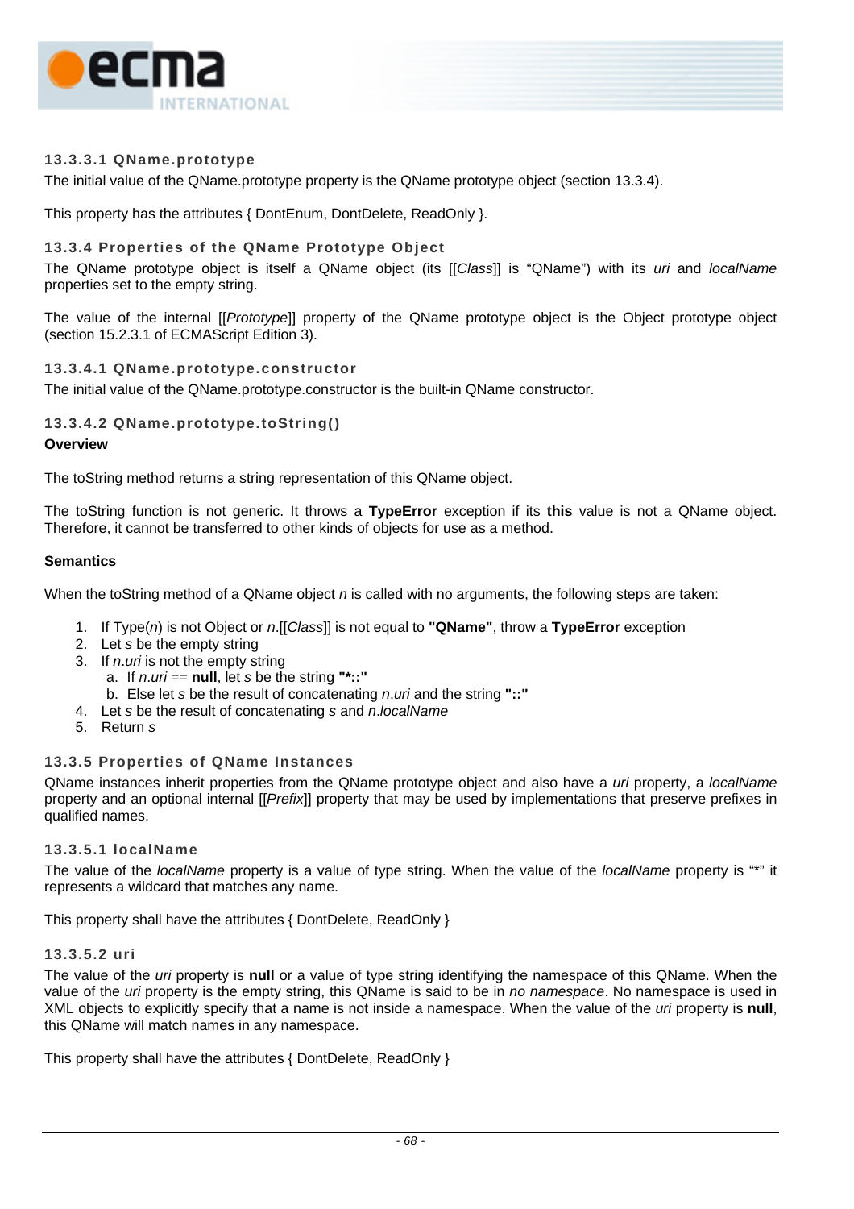#### 13.3.3.1 QName.prototype

The initial value of the QName.prototype property is the QName prototype object (section 13.3.4).

This property has the attributes { DontEnum, DontDelete, ReadOnly }.

### 13.3.4 Properties of the QName Prototype Object

The QName prototype object is itself a QName object (its [[*Class*]] is "QName") with its *uri* and *localName* properties set to the empty string.

The value of the internal [[*Prototype*]] property of the QName prototype object is the Object prototype object (section 15.2.3.1 of ECMAScript Edition 3).

#### 13.3.4.1 QName.prototype.constructor

The initial value of the QName.prototype.constructor is the built-in QName constructor.

#### 13.3.4.2 QName.prototype.toString()

**Overview**

The toString method returns a string representation of this QName object.

The toString function is not generic. It throws a **TypeError** exception if its **this** value is not a QName object. Therefore, it cannot be transferred to other kinds of objects for use as a method.

**Semantics**

When the toString method of a QName object *n* is called with no arguments, the following steps are taken:

1. If Type(*n*) is not Object or *n*.[[*Class*]] is not equal to **"QName"**, throw a **TypeError** exception
2. Let *s* be the empty string
3. If *n.uri* is not the empty string
   a. If *n.uri* == **null**, let *s* be the string **"*::"**
   b. Else let *s* be the result of concatenating *n.uri* and the string **"::"**
4. Let *s* be the result of concatenating *s* and *n.localName*
5. Return *s*

### 13.3.5 Properties of QName Instances

QName instances inherit properties from the QName prototype object and also have a *uri* property, a *localName* property and an optional internal [[*Prefix*]] property that may be used by implementations that preserve prefixes in qualified names.

#### 13.3.5.1 localName

The value of the *localName* property is a value of type string. When the value of the *localName* property is "*" it represents a wildcard that matches any name.

This property shall have the attributes { DontDelete, ReadOnly }

#### 13.3.5.2 uri

The value of the *uri* property is **null** or a value of type string identifying the namespace of this QName. When the value of the *uri* property is the empty string, this QName is said to be in *no namespace*. No namespace is used in XML objects to explicitly specify that a name is not inside a namespace. When the value of the *uri* property is **null**, this QName will match names in any namespace.

This property shall have the attributes { DontDelete, ReadOnly }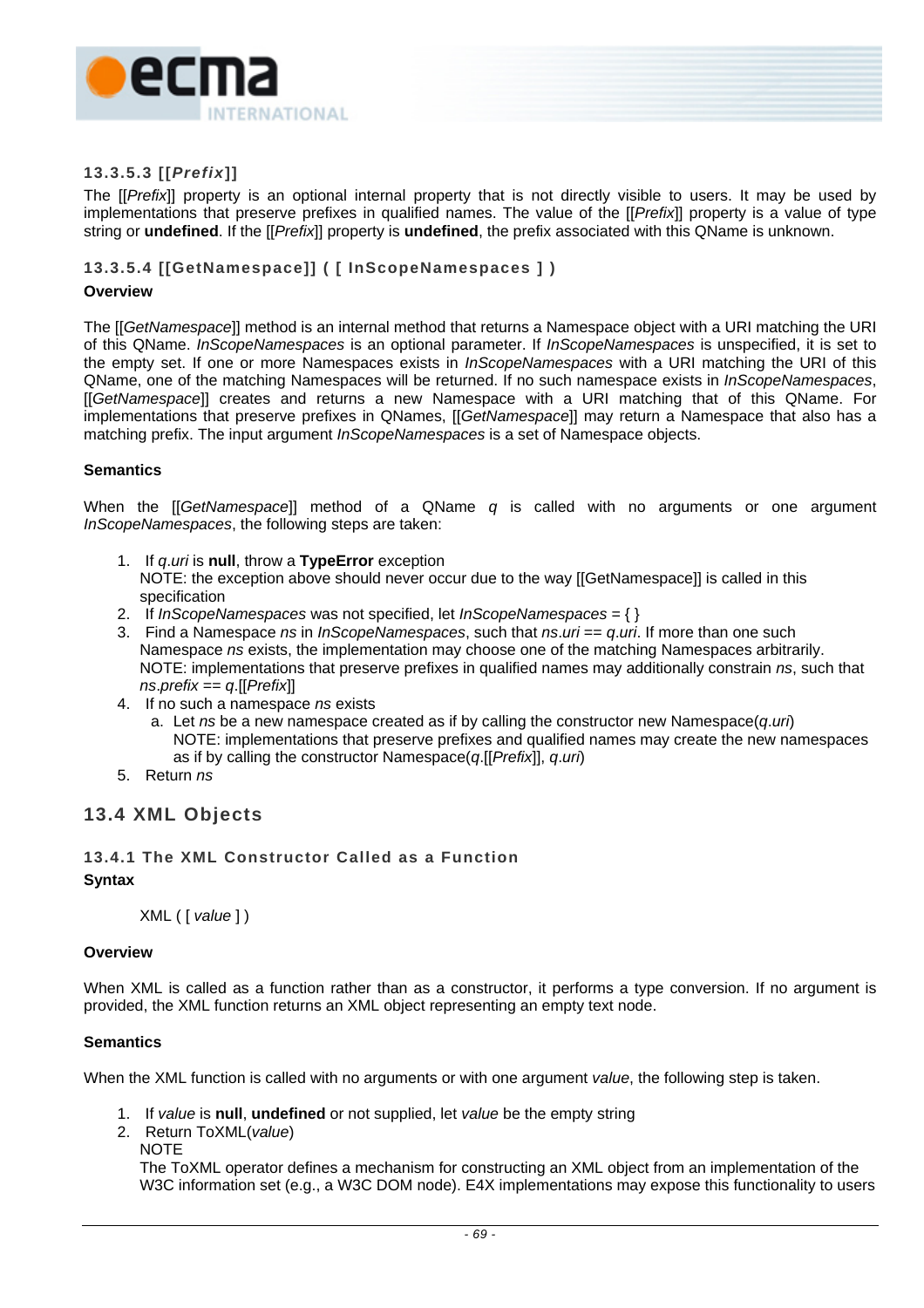#### 13.3.5.3 [[*Prefix*]]

The [[*Prefix*]] property is an optional internal property that is not directly visible to users. It may be used by implementations that preserve prefixes in qualified names. The value of the [[*Prefix*]] property is a value of type string or **undefined**. If the [[*Prefix*]] property is **undefined**, the prefix associated with this QName is unknown.

#### 13.3.5.4 [[GetNamespace]] ( [ InScopeNamespaces ] )

**Overview**

The [[*GetNamespace*]] method is an internal method that returns a Namespace object with a URI matching the URI of this QName. *InScopeNamespaces* is an optional parameter. If *InScopeNamespaces* is unspecified, it is set to the empty set. If one or more Namespaces exists in *InScopeNamespaces* with a URI matching the URI of this QName, one of the matching Namespaces will be returned. If no such namespace exists in *InScopeNamespaces*, [[*GetNamespace*]] creates and returns a new Namespace with a URI matching that of this QName. For implementations that preserve prefixes in QNames, [[*GetNamespace*]] may return a Namespace that also has a matching prefix. The input argument *InScopeNamespaces* is a set of Namespace objects.

**Semantics**

When the [[*GetNamespace*]] method of a QName *q* is called with no arguments or one argument *InScopeNamespaces*, the following steps are taken:

1. If *q.uri* is **null**, throw a **TypeError** exception
   NOTE: the exception above should never occur due to the way [[GetNamespace]] is called in this specification
2. If *InScopeNamespaces* was not specified, let *InScopeNamespaces* = { }
3. Find a Namespace *ns* in *InScopeNamespaces*, such that *ns.uri* == *q.uri*. If more than one such Namespace *ns* exists, the implementation may choose one of the matching Namespaces arbitrarily.
   NOTE: implementations that preserve prefixes in qualified names may additionally constrain *ns*, such that *ns.prefix* == *q*.[[*Prefix*]]
4. If no such namespace *ns* exists
   a. Let *ns* be a new namespace created as if by calling the constructor new Namespace(*q.uri*)
      NOTE: implementations that preserve prefixes and qualified names may create the new namespaces as if by calling the constructor Namespace(*q*.[[*Prefix*]], *q.uri*)
5. Return *ns*

## 13.4 XML Objects

### 13.4.1 The XML Constructor Called as a Function

**Syntax**

XML ( [ *value* ] )

**Overview**

When XML is called as a function rather than as a constructor, it performs a type conversion. If no argument is provided, the XML function returns an XML object representing an empty text node.

**Semantics**

When the XML function is called with no arguments or with one argument *value*, the following step is taken.

1. If *value* is **null**, **undefined** or not supplied, let *value* be the empty string
2. Return ToXML(*value*)
   NOTE
   The ToXML operator defines a mechanism for constructing an XML object from an implementation of the W3C information set (e.g., a W3C DOM node). E4X implementations may expose this functionality to users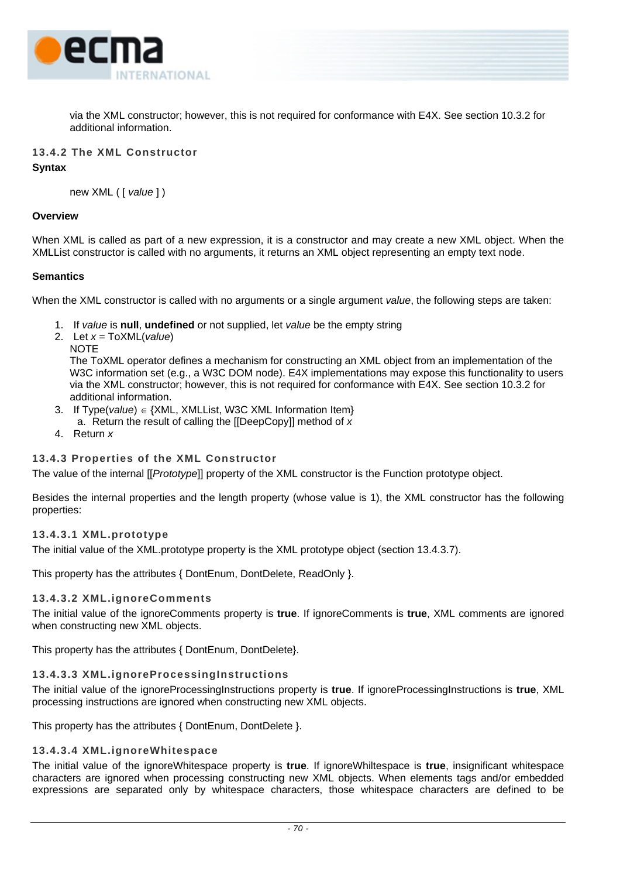via the XML constructor; however, this is not required for conformance with E4X. See section 10.3.2 for additional information.

### 13.4.2 The XML Constructor

**Syntax**

new XML ( [ *value* ] )

**Overview**

When XML is called as part of a new expression, it is a constructor and may create a new XML object. When the XMLList constructor is called with no arguments, it returns an XML object representing an empty text node.

**Semantics**

When the XML constructor is called with no arguments or a single argument *value*, the following steps are taken:

1. If *value* is **null**, **undefined** or not supplied, let *value* be the empty string
2. Let *x* = ToXML(*value*)
   NOTE
   The ToXML operator defines a mechanism for constructing an XML object from an implementation of the W3C information set (e.g., a W3C DOM node). E4X implementations may expose this functionality to users via the XML constructor; however, this is not required for conformance with E4X. See section 10.3.2 for additional information.
3. If Type(*value*) ∈ {XML, XMLList, W3C XML Information Item}
   a. Return the result of calling the [[DeepCopy]] method of *x*
4. Return *x*

### 13.4.3 Properties of the XML Constructor

The value of the internal [[*Prototype*]] property of the XML constructor is the Function prototype object.

Besides the internal properties and the length property (whose value is 1), the XML constructor has the following properties:

#### 13.4.3.1 XML.prototype

The initial value of the XML.prototype property is the XML prototype object (section 13.4.3.7).

This property has the attributes { DontEnum, DontDelete, ReadOnly }.

#### 13.4.3.2 XML.ignoreComments

The initial value of the ignoreComments property is **true**. If ignoreComments is **true**, XML comments are ignored when constructing new XML objects.

This property has the attributes { DontEnum, DontDelete}.

#### 13.4.3.3 XML.ignoreProcessingInstructions

The initial value of the ignoreProcessingInstructions property is **true**. If ignoreProcessingInstructions is **true**, XML processing instructions are ignored when constructing new XML objects.

This property has the attributes { DontEnum, DontDelete }.

#### 13.4.3.4 XML.ignoreWhitespace

The initial value of the ignoreWhitespace property is **true**. If ignoreWhiltespace is **true**, insignificant whitespace characters are ignored when processing constructing new XML objects. When elements tags and/or embedded expressions are separated only by whitespace characters, those whitespace characters are defined to be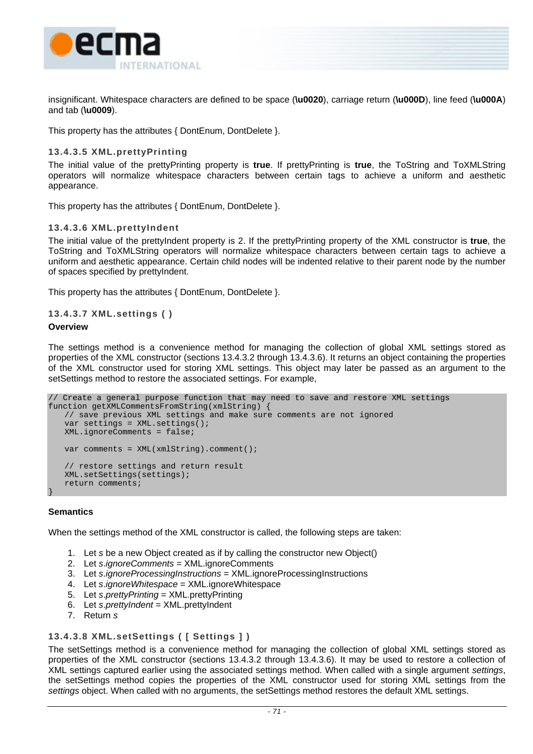insignificant. Whitespace characters are defined to be space (**\u0020**), carriage return (**\u000D**), line feed (**\u000A**) and tab (**\u0009**).

This property has the attributes { DontEnum, DontDelete }.

#### 13.4.3.5 XML.prettyPrinting

The initial value of the prettyPrinting property is **true**. If prettyPrinting is **true**, the ToString and ToXMLString operators will normalize whitespace characters between certain tags to achieve a uniform and aesthetic appearance.

This property has the attributes { DontEnum, DontDelete }.

#### 13.4.3.6 XML.prettyIndent

The initial value of the prettyIndent property is 2. If the prettyPrinting property of the XML constructor is **true**, the ToString and ToXMLString operators will normalize whitespace characters between certain tags to achieve a uniform and aesthetic appearance. Certain child nodes will be indented relative to their parent node by the number of spaces specified by prettyIndent.

This property has the attributes { DontEnum, DontDelete }.

#### 13.4.3.7 XML.settings ( )

**Overview**

The settings method is a convenience method for managing the collection of global XML settings stored as properties of the XML constructor (sections 13.4.3.2 through 13.4.3.6). It returns an object containing the properties of the XML constructor used for storing XML settings. This object may later be passed as an argument to the setSettings method to restore the associated settings. For example,

```
// Create a general purpose function that may need to save and restore XML settings
function getXMLCommentsFromString(xmlString) {
    // save previous XML settings and make sure comments are not ignored
    var settings = XML.settings();
    XML.ignoreComments = false;

    var comments = XML(xmlString).comment();

    // restore settings and return result
    XML.setSettings(settings);
    return comments;
}
```

**Semantics**

When the settings method of the XML constructor is called, the following steps are taken:

1. Let *s* be a new Object created as if by calling the constructor new Object()
2. Let *s.ignoreComments* = XML.ignoreComments
3. Let *s.ignoreProcessingInstructions* = XML.ignoreProcessingInstructions
4. Let *s.ignoreWhitespace* = XML.ignoreWhitespace
5. Let *s.prettyPrinting* = XML.prettyPrinting
6. Let *s.prettyIndent* = XML.prettyIndent
7. Return *s*

#### 13.4.3.8 XML.setSettings ( [ Settings ] )

The setSettings method is a convenience method for managing the collection of global XML settings stored as properties of the XML constructor (sections 13.4.3.2 through 13.4.3.6). It may be used to restore a collection of XML settings captured earlier using the associated settings method. When called with a single argument *settings*, the setSettings method copies the properties of the XML constructor used for storing XML settings from the *settings* object. When called with no arguments, the setSettings method restores the default XML settings.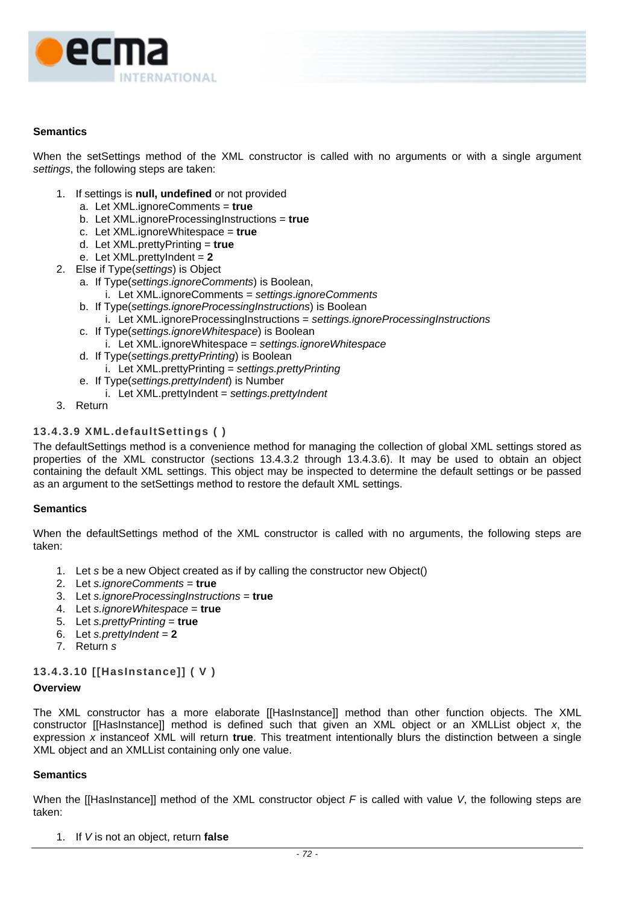#### Semantics

When the setSettings method of the XML constructor is called with no arguments or with a single argument *settings*, the following steps are taken:

1. If settings is **null, undefined** or not provided
   a. Let XML.ignoreComments = **true**
   b. Let XML.ignoreProcessingInstructions = **true**
   c. Let XML.ignoreWhitespace = **true**
   d. Let XML.prettyPrinting = **true**
   e. Let XML.prettyIndent = **2**
2. Else if Type(*settings*) is Object
   a. If Type(*settings.ignoreComments*) is Boolean,
      i. Let XML.ignoreComments = *settings.ignoreComments*
   b. If Type(*settings.ignoreProcessingInstructions*) is Boolean
      i. Let XML.ignoreProcessingInstructions = *settings.ignoreProcessingInstructions*
   c. If Type(*settings.ignoreWhitespace*) is Boolean
      i. Let XML.ignoreWhitespace = *settings.ignoreWhitespace*
   d. If Type(*settings.prettyPrinting*) is Boolean
      i. Let XML.prettyPrinting = *settings.prettyPrinting*
   e. If Type(*settings.prettyIndent*) is Number
      i. Let XML.prettyIndent = *settings.prettyIndent*
3. Return

### 13.4.3.9 XML.defaultSettings ( )

The defaultSettings method is a convenience method for managing the collection of global XML settings stored as properties of the XML constructor (sections 13.4.3.2 through 13.4.3.6). It may be used to obtain an object containing the default XML settings. This object may be inspected to determine the default settings or be passed as an argument to the setSettings method to restore the default XML settings.

#### Semantics

When the defaultSettings method of the XML constructor is called with no arguments, the following steps are taken:

1. Let *s* be a new Object created as if by calling the constructor new Object()
2. Let *s.ignoreComments* = **true**
3. Let *s.ignoreProcessingInstructions* = **true**
4. Let *s.ignoreWhitespace* = **true**
5. Let *s.prettyPrinting* = **true**
6. Let *s.prettyIndent* = **2**
7. Return *s*

### 13.4.3.10 [[HasInstance]] ( V )

#### Overview

The XML constructor has a more elaborate [[HasInstance]] method than other function objects. The XML constructor [[HasInstance]] method is defined such that given an XML object or an XMLList object *x*, the expression *x* instanceof XML will return **true**. This treatment intentionally blurs the distinction between a single XML object and an XMLList containing only one value.

#### Semantics

When the [[HasInstance]] method of the XML constructor object *F* is called with value *V*, the following steps are taken:

1. If *V* is not an object, return **false**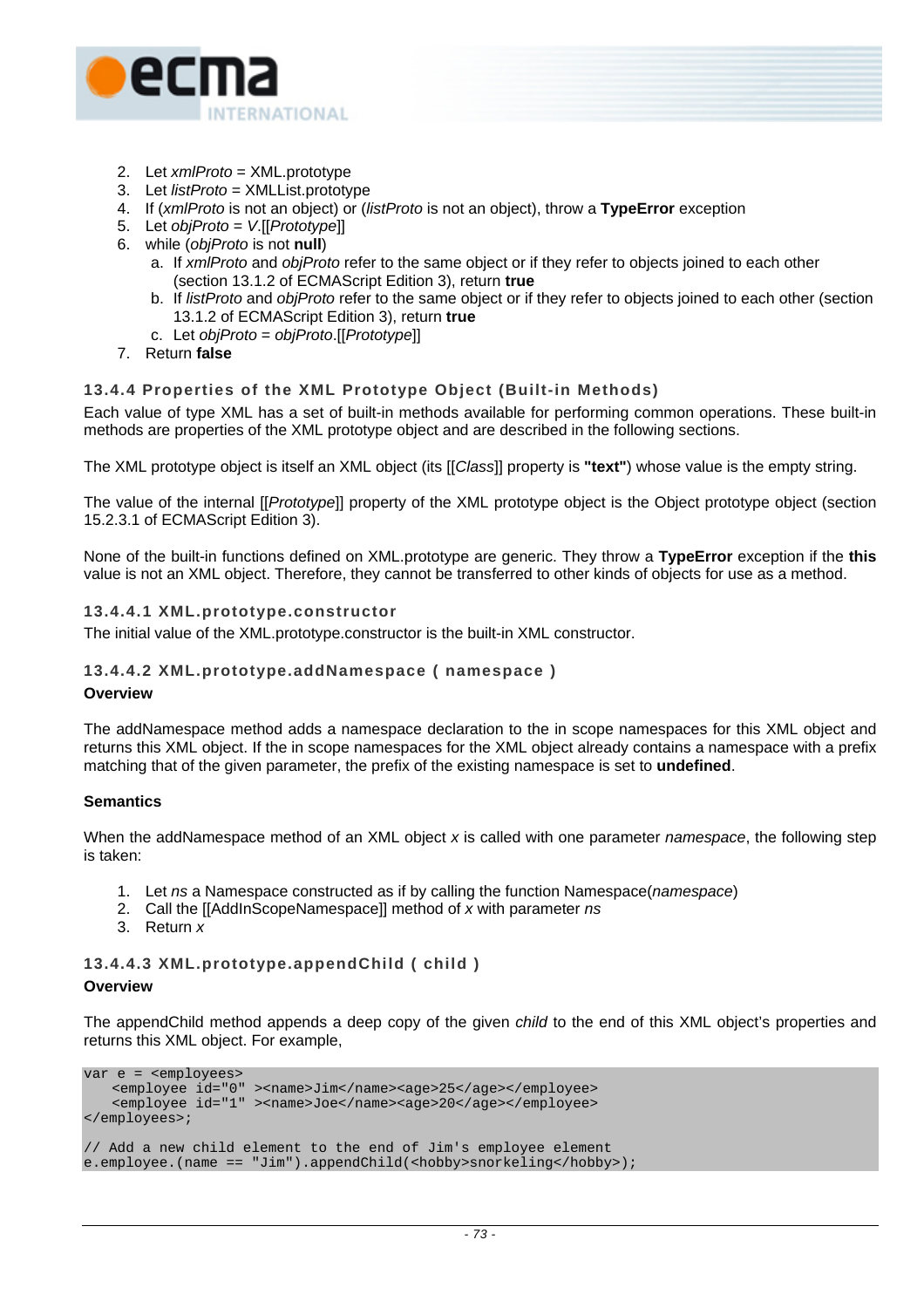2. Let *xmlProto* = XML.prototype
3. Let *listProto* = XMLList.prototype
4. If (*xmlProto* is not an object) or (*listProto* is not an object), throw a **TypeError** exception
5. Let *objProto* = *V*.[[*Prototype*]]
6. while (*objProto* is not **null**)
   a. If *xmlProto* and *objProto* refer to the same object or if they refer to objects joined to each other (section 13.1.2 of ECMAScript Edition 3), return **true**
   b. If *listProto* and *objProto* refer to the same object or if they refer to objects joined to each other (section 13.1.2 of ECMAScript Edition 3), return **true**
   c. Let *objProto* = *objProto*.[[*Prototype*]]
7. Return **false**

### 13.4.4 Properties of the XML Prototype Object (Built-in Methods)

Each value of type XML has a set of built-in methods available for performing common operations. These built-in methods are properties of the XML prototype object and are described in the following sections.

The XML prototype object is itself an XML object (its [[*Class*]] property is **"text"**) whose value is the empty string.

The value of the internal [[*Prototype*]] property of the XML prototype object is the Object prototype object (section 15.2.3.1 of ECMAScript Edition 3).

None of the built-in functions defined on XML.prototype are generic. They throw a **TypeError** exception if the **this** value is not an XML object. Therefore, they cannot be transferred to other kinds of objects for use as a method.

#### 13.4.4.1 XML.prototype.constructor

The initial value of the XML.prototype.constructor is the built-in XML constructor.

#### 13.4.4.2 XML.prototype.addNamespace ( namespace )

**Overview**

The addNamespace method adds a namespace declaration to the in scope namespaces for this XML object and returns this XML object. If the in scope namespaces for the XML object already contains a namespace with a prefix matching that of the given parameter, the prefix of the existing namespace is set to **undefined**.

**Semantics**

When the addNamespace method of an XML object *x* is called with one parameter *namespace*, the following step is taken:

1. Let *ns* a Namespace constructed as if by calling the function Namespace(*namespace*)
2. Call the [[AddInScopeNamespace]] method of *x* with parameter *ns*
3. Return *x*

#### 13.4.4.3 XML.prototype.appendChild ( child )

**Overview**

The appendChild method appends a deep copy of the given *child* to the end of this XML object's properties and returns this XML object. For example,

```
var e = <employees>
    <employee id="0" ><name>Jim</name><age>25</age></employee>
    <employee id="1" ><name>Joe</name><age>20</age></employee>
</employees>;

// Add a new child element to the end of Jim's employee element
e.employee.(name == "Jim").appendChild(<hobby>snorkeling</hobby>);
```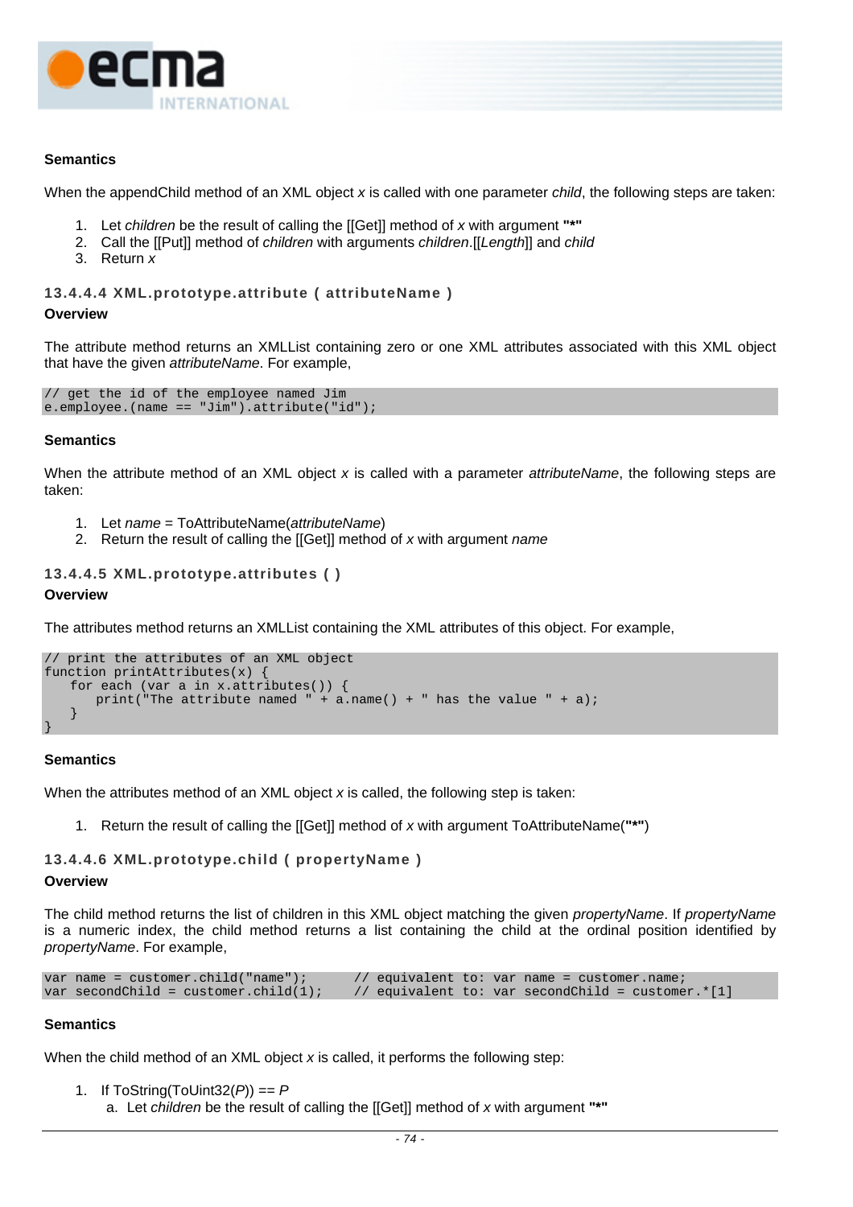**Semantics**

When the appendChild method of an XML object *x* is called with one parameter *child*, the following steps are taken:

1. Let *children* be the result of calling the [[Get]] method of *x* with argument **"*"**
2. Call the [[Put]] method of *children* with arguments *children*.[[*Length*]] and *child*
3. Return *x*

### 13.4.4.4 XML.prototype.attribute ( attributeName )

**Overview**

The attribute method returns an XMLList containing zero or one XML attributes associated with this XML object that have the given *attributeName*. For example,

```
// get the id of the employee named Jim
e.employee.(name == "Jim").attribute("id");
```

**Semantics**

When the attribute method of an XML object *x* is called with a parameter *attributeName*, the following steps are taken:

1. Let *name* = ToAttributeName(*attributeName*)
2. Return the result of calling the [[Get]] method of *x* with argument *name*

### 13.4.4.5 XML.prototype.attributes ( )

**Overview**

The attributes method returns an XMLList containing the XML attributes of this object. For example,

```
// print the attributes of an XML object
function printAttributes(x) {
    for each (var a in x.attributes()) {
        print("The attribute named " + a.name() + " has the value " + a);
    }
}
```

**Semantics**

When the attributes method of an XML object *x* is called, the following step is taken:

1. Return the result of calling the [[Get]] method of *x* with argument ToAttributeName(**"*"**)

### 13.4.4.6 XML.prototype.child ( propertyName )

**Overview**

The child method returns the list of children in this XML object matching the given *propertyName*. If *propertyName* is a numeric index, the child method returns a list containing the child at the ordinal position identified by *propertyName*. For example,

```
var name = customer.child("name");      // equivalent to: var name = customer.name;
var secondChild = customer.child(1);    // equivalent to: var secondChild = customer.*[1]
```

**Semantics**

When the child method of an XML object *x* is called, it performs the following step:

1. If ToString(ToUint32(*P*)) == *P*
   a. Let *children* be the result of calling the [[Get]] method of *x* with argument **"*"**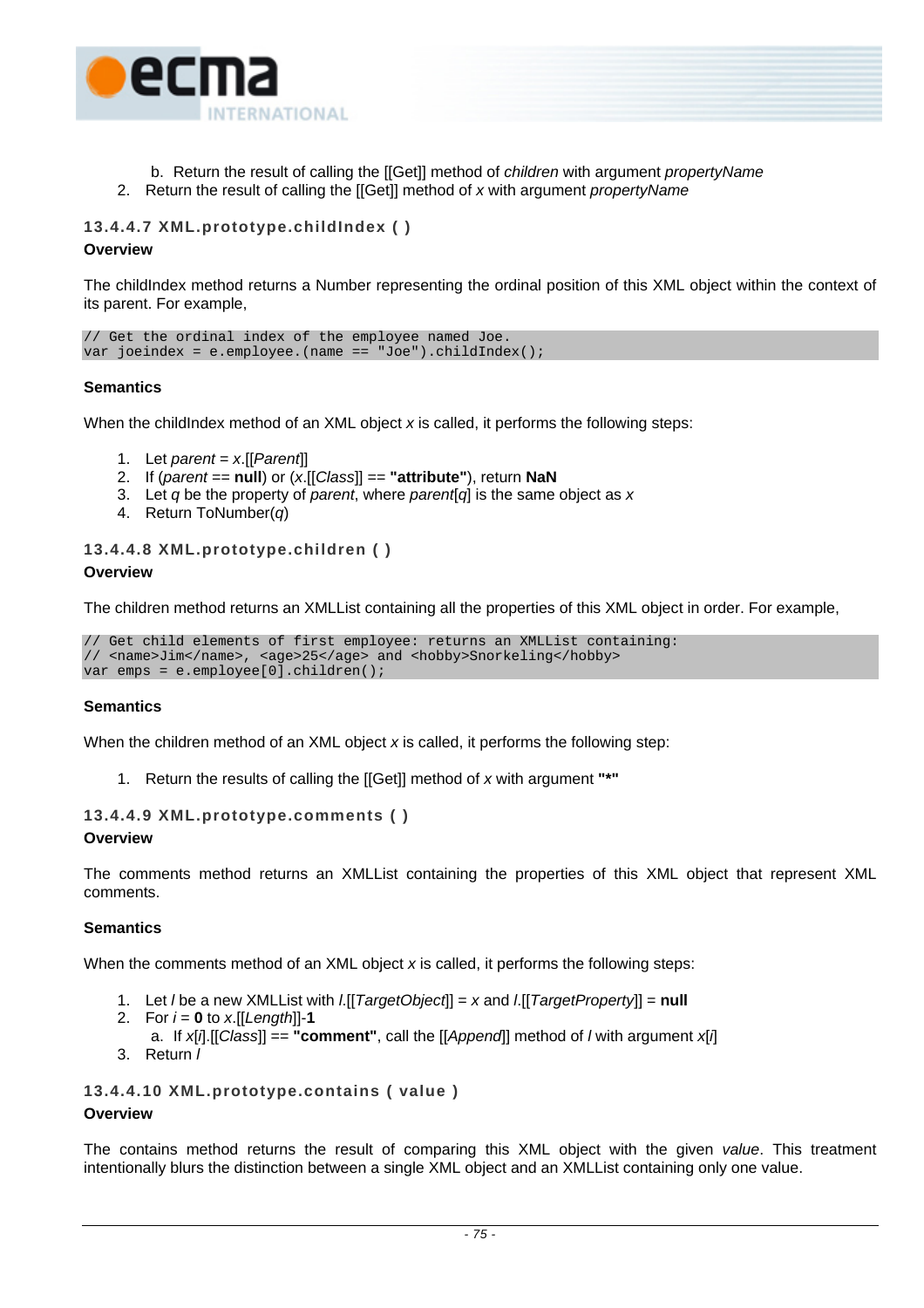b. Return the result of calling the [[Get]] method of *children* with argument *propertyName*
2. Return the result of calling the [[Get]] method of *x* with argument *propertyName*

### 13.4.4.7 XML.prototype.childIndex ( )

**Overview**

The childIndex method returns a Number representing the ordinal position of this XML object within the context of its parent. For example,

```
// Get the ordinal index of the employee named Joe.
var joeindex = e.employee.(name == "Joe").childIndex();
```

**Semantics**

When the childIndex method of an XML object *x* is called, it performs the following steps:

1. Let *parent* = *x*.[[*Parent*]]
2. If (*parent* == **null**) or (*x*.[[*Class*]] == **"attribute"**), return **NaN**
3. Let *q* be the property of *parent*, where *parent*[*q*] is the same object as *x*
4. Return ToNumber(*q*)

### 13.4.4.8 XML.prototype.children ( )

**Overview**

The children method returns an XMLList containing all the properties of this XML object in order. For example,

```
// Get child elements of first employee: returns an XMLList containing:
// <name>Jim</name>, <age>25</age> and <hobby>Snorkeling</hobby>
var emps = e.employee[0].children();
```

**Semantics**

When the children method of an XML object *x* is called, it performs the following step:

1. Return the results of calling the [[Get]] method of *x* with argument **"*"**

### 13.4.4.9 XML.prototype.comments ( )

**Overview**

The comments method returns an XMLList containing the properties of this XML object that represent XML comments.

**Semantics**

When the comments method of an XML object *x* is called, it performs the following steps:

1. Let *l* be a new XMLList with *l*.[[*TargetObject*]] = *x* and *l*.[[*TargetProperty*]] = **null**
2. For *i* = **0** to *x*.[[*Length*]]-**1**
   a. If *x*[*i*].[[*Class*]] == **"comment"**, call the [[*Append*]] method of *l* with argument *x*[*i*]
3. Return *l*

### 13.4.4.10 XML.prototype.contains ( value )

**Overview**

The contains method returns the result of comparing this XML object with the given *value*. This treatment intentionally blurs the distinction between a single XML object and an XMLList containing only one value.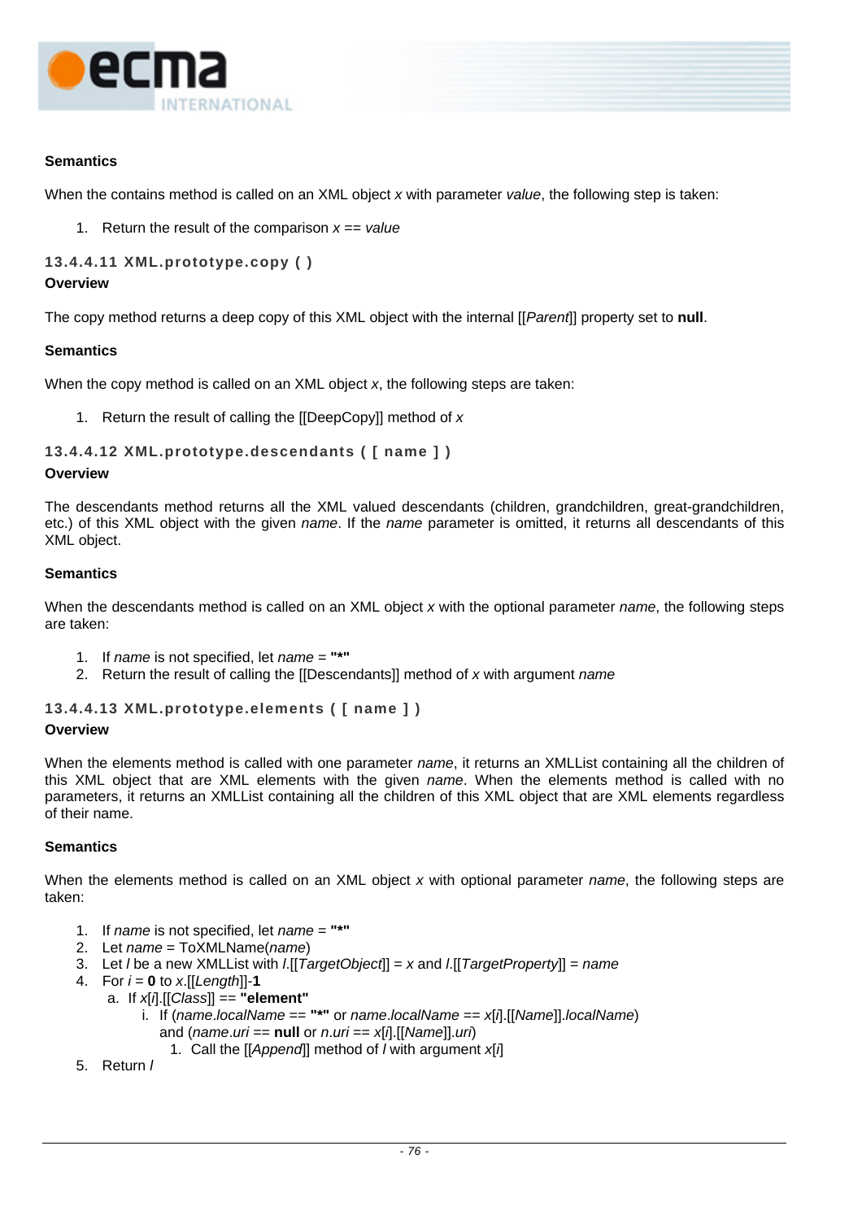**Semantics**

When the contains method is called on an XML object *x* with parameter *value*, the following step is taken:

1. Return the result of the comparison *x* == *value*

#### 13.4.4.11 XML.prototype.copy ( )

**Overview**

The copy method returns a deep copy of this XML object with the internal [[*Parent*]] property set to **null**.

**Semantics**

When the copy method is called on an XML object *x*, the following steps are taken:

1. Return the result of calling the [[DeepCopy]] method of *x*

#### 13.4.4.12 XML.prototype.descendants ( [ name ] )

**Overview**

The descendants method returns all the XML valued descendants (children, grandchildren, great-grandchildren, etc.) of this XML object with the given *name*. If the *name* parameter is omitted, it returns all descendants of this XML object.

**Semantics**

When the descendants method is called on an XML object *x* with the optional parameter *name*, the following steps are taken:

1. If *name* is not specified, let *name* = **"*"**
2. Return the result of calling the [[Descendants]] method of *x* with argument *name*

#### 13.4.4.13 XML.prototype.elements ( [ name ] )

**Overview**

When the elements method is called with one parameter *name*, it returns an XMLList containing all the children of this XML object that are XML elements with the given *name*. When the elements method is called with no parameters, it returns an XMLList containing all the children of this XML object that are XML elements regardless of their name.

**Semantics**

When the elements method is called on an XML object *x* with optional parameter *name*, the following steps are taken:

1. If *name* is not specified, let *name* = **"*"**
2. Let *name* = ToXMLName(*name*)
3. Let *l* be a new XMLList with *l*.[[*TargetObject*]] = *x* and *l*.[[*TargetProperty*]] = *name*
4. For *i* = **0** to *x*.[[*Length*]]-**1**
   a. If *x*[*i*].[[*Class*]] == **"element"**
      i. If (*name*.*localName* == **"*"** or *name*.*localName* == *x*[*i*].[[*Name*]].*localName*) and (*name*.*uri* == **null** or *n*.*uri* == *x*[*i*].[[*Name*]].*uri*)
         1. Call the [[*Append*]] method of *l* with argument *x*[*i*]
5. Return *l*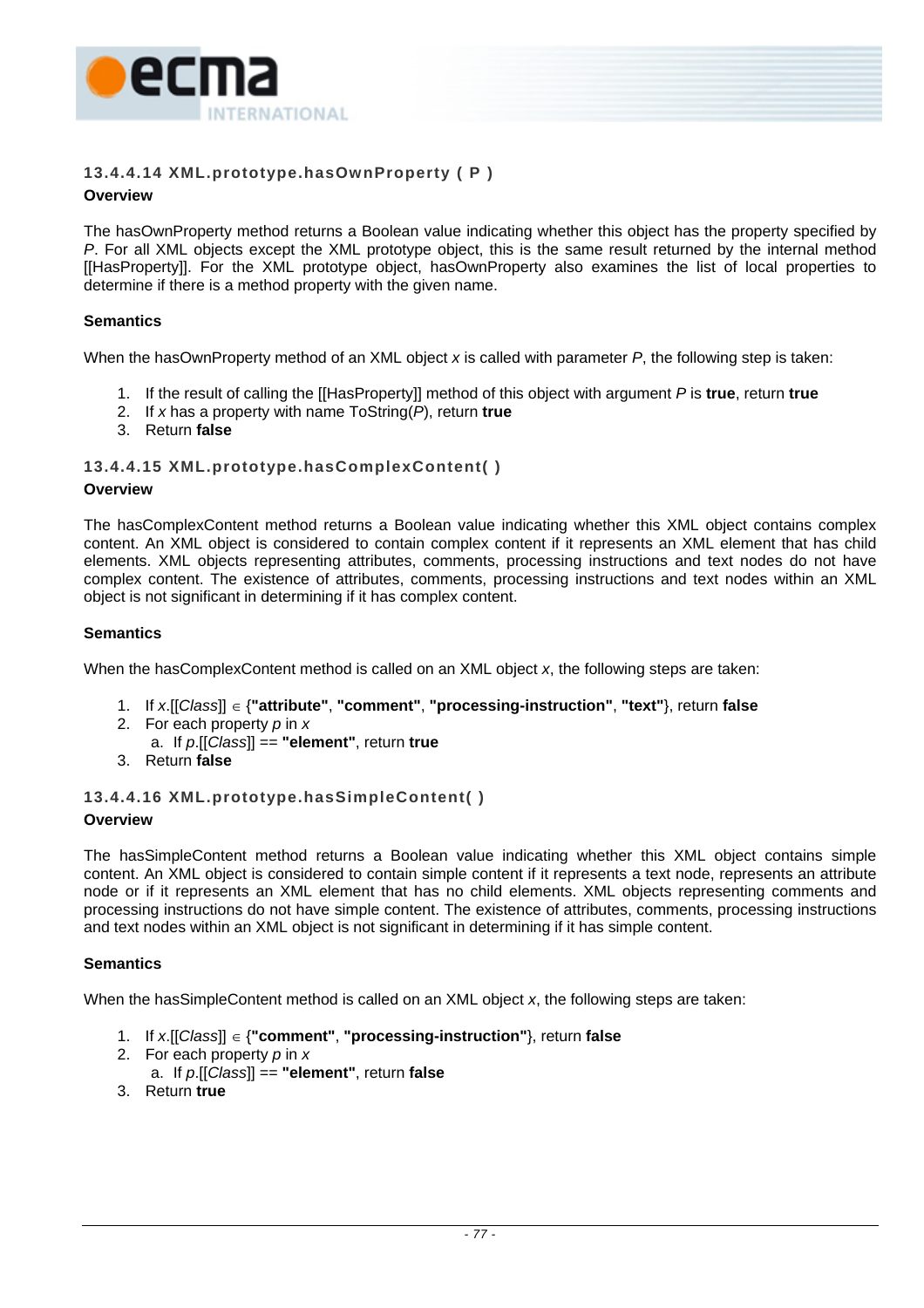#### 13.4.4.14 XML.prototype.hasOwnProperty ( P )

**Overview**

The hasOwnProperty method returns a Boolean value indicating whether this object has the property specified by *P*. For all XML objects except the XML prototype object, this is the same result returned by the internal method [[HasProperty]]. For the XML prototype object, hasOwnProperty also examines the list of local properties to determine if there is a method property with the given name.

**Semantics**

When the hasOwnProperty method of an XML object *x* is called with parameter *P*, the following step is taken:

1. If the result of calling the [[HasProperty]] method of this object with argument *P* is **true**, return **true**
2. If *x* has a property with name ToString(*P*), return **true**
3. Return **false**

#### 13.4.4.15 XML.prototype.hasComplexContent( )

**Overview**

The hasComplexContent method returns a Boolean value indicating whether this XML object contains complex content. An XML object is considered to contain complex content if it represents an XML element that has child elements. XML objects representing attributes, comments, processing instructions and text nodes do not have complex content. The existence of attributes, comments, processing instructions and text nodes within an XML object is not significant in determining if it has complex content.

**Semantics**

When the hasComplexContent method is called on an XML object *x*, the following steps are taken:

1. If *x*.[[*Class*]] ∈ {**"attribute"**, **"comment"**, **"processing-instruction"**, **"text"**}, return **false**
2. For each property *p* in *x*
   a. If *p*.[[*Class*]] == **"element"**, return **true**
3. Return **false**

#### 13.4.4.16 XML.prototype.hasSimpleContent( )

**Overview**

The hasSimpleContent method returns a Boolean value indicating whether this XML object contains simple content. An XML object is considered to contain simple content if it represents a text node, represents an attribute node or if it represents an XML element that has no child elements. XML objects representing comments and processing instructions do not have simple content. The existence of attributes, comments, processing instructions and text nodes within an XML object is not significant in determining if it has simple content.

**Semantics**

When the hasSimpleContent method is called on an XML object *x*, the following steps are taken:

1. If *x*.[[*Class*]] ∈ {**"comment"**, **"processing-instruction"**}, return **false**
2. For each property *p* in *x*
   a. If *p*.[[*Class*]] == **"element"**, return **false**
3. Return **true**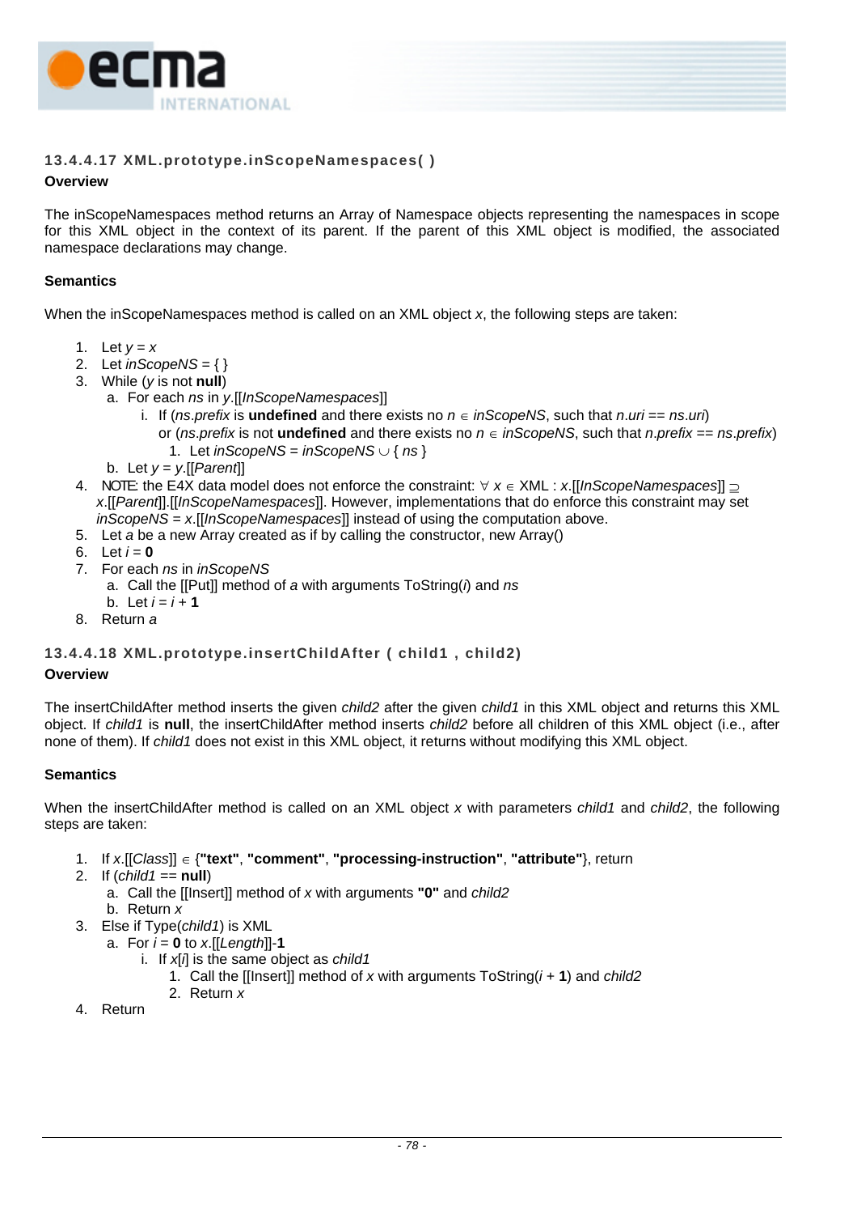#### 13.4.4.17 XML.prototype.inScopeNamespaces( )

**Overview**

The inScopeNamespaces method returns an Array of Namespace objects representing the namespaces in scope for this XML object in the context of its parent. If the parent of this XML object is modified, the associated namespace declarations may change.

**Semantics**

When the inScopeNamespaces method is called on an XML object *x*, the following steps are taken:

1. Let *y* = *x*
2. Let *inScopeNS* = { }
3. While (*y* is not **null**)
   a. For each *ns* in *y*.[[*InScopeNamespaces*]]
      i. If (*ns*.*prefix* is **undefined** and there exists no $n \in$ *inScopeNS*, such that *n*.*uri* == *ns*.*uri*) or (*ns*.*prefix* is not **undefined** and there exists no $n \in$ *inScopeNS*, such that *n*.*prefix* == *ns*.*prefix*)
         1. Let *inScopeNS* = *inScopeNS* $\cup$ { *ns* }
   b. Let *y* = *y*.[[*Parent*]]
4. NOTE: the E4X data model does not enforce the constraint: $\forall$ *x* $\in$ XML : *x*.[[*InScopeNamespaces*]] $\supseteq$ *x*.[[*Parent*]].[[*InScopeNamespaces*]]. However, implementations that do enforce this constraint may set *inScopeNS* = *x*.[[*InScopeNamespaces*]] instead of using the computation above.
5. Let *a* be a new Array created as if by calling the constructor, new Array()
6. Let *i* = **0**
7. For each *ns* in *inScopeNS*
   a. Call the [[Put]] method of *a* with arguments ToString(*i*) and *ns*
   b. Let *i* = *i* + **1**
8. Return *a*

#### 13.4.4.18 XML.prototype.insertChildAfter ( child1 , child2)

**Overview**

The insertChildAfter method inserts the given *child2* after the given *child1* in this XML object and returns this XML object. If *child1* is **null**, the insertChildAfter method inserts *child2* before all children of this XML object (i.e., after none of them). If *child1* does not exist in this XML object, it returns without modifying this XML object.

**Semantics**

When the insertChildAfter method is called on an XML object *x* with parameters *child1* and *child2*, the following steps are taken:

1. If *x*.[[*Class*]] $\in$ {**"text"**, **"comment"**, **"processing-instruction"**, **"attribute"**}, return
2. If (*child1* == **null**)
   a. Call the [[Insert]] method of *x* with arguments **"0"** and *child2*
   b. Return *x*
3. Else if Type(*child1*) is XML
   a. For *i* = **0** to *x*.[[*Length*]]-**1**
      i. If *x*[*i*] is the same object as *child1*
         1. Call the [[Insert]] method of *x* with arguments ToString(*i* + **1**) and *child2*
         2. Return *x*
4. Return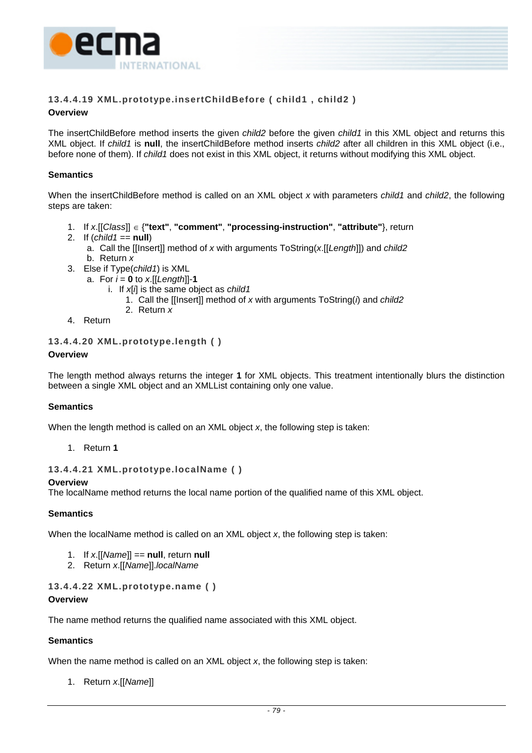#### 13.4.4.19 XML.prototype.insertChildBefore ( child1 , child2 )

**Overview**

The insertChildBefore method inserts the given *child2* before the given *child1* in this XML object and returns this XML object. If *child1* is **null**, the insertChildBefore method inserts *child2* after all children in this XML object (i.e., before none of them). If *child1* does not exist in this XML object, it returns without modifying this XML object.

**Semantics**

When the insertChildBefore method is called on an XML object *x* with parameters *child1* and *child2*, the following steps are taken:

1. If *x*.[[*Class*]] ∈ {**"text"**, **"comment"**, **"processing-instruction"**, **"attribute"**}, return
2. If (*child1* == **null**)
   a. Call the [[Insert]] method of *x* with arguments ToString(*x*.[[*Length*]]) and *child2*
   b. Return *x*
3. Else if Type(*child1*) is XML
   a. For *i* = **0** to *x*.[[*Length*]]-**1**
      i. If *x*[*i*] is the same object as *child1*
         1. Call the [[Insert]] method of *x* with arguments ToString(*i*) and *child2*
         2. Return *x*
4. Return

#### 13.4.4.20 XML.prototype.length ( )

**Overview**

The length method always returns the integer **1** for XML objects. This treatment intentionally blurs the distinction between a single XML object and an XMLList containing only one value.

**Semantics**

When the length method is called on an XML object *x*, the following step is taken:

1. Return **1**

#### 13.4.4.21 XML.prototype.localName ( )

**Overview**

The localName method returns the local name portion of the qualified name of this XML object.

**Semantics**

When the localName method is called on an XML object *x*, the following step is taken:

1. If *x*.[[*Name*]] == **null**, return **null**
2. Return *x*.[[*Name*]].*localName*

#### 13.4.4.22 XML.prototype.name ( )

**Overview**

The name method returns the qualified name associated with this XML object.

**Semantics**

When the name method is called on an XML object *x*, the following step is taken:

1. Return *x*.[[*Name*]]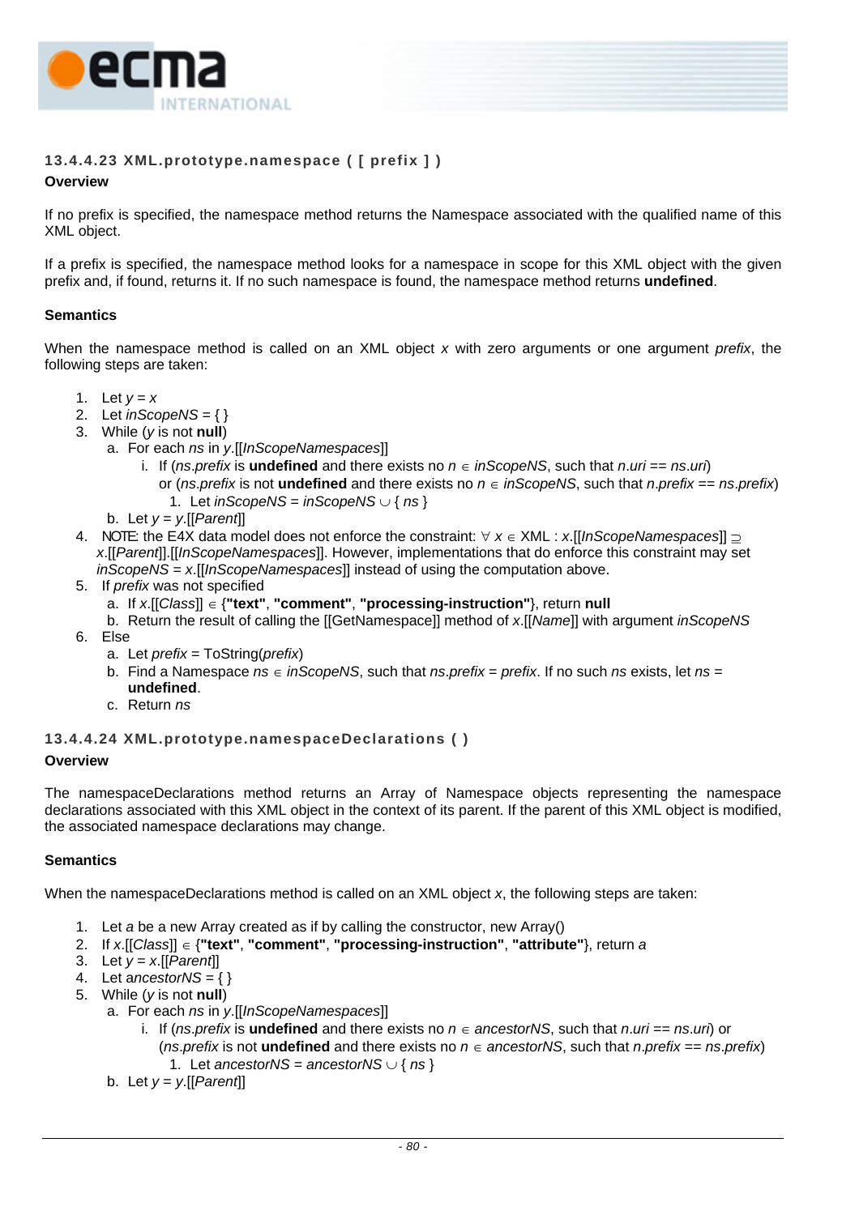### 13.4.4.23 XML.prototype.namespace ( [ prefix ] )

**Overview**

If no prefix is specified, the namespace method returns the Namespace associated with the qualified name of this XML object.

If a prefix is specified, the namespace method looks for a namespace in scope for this XML object with the given prefix and, if found, returns it. If no such namespace is found, the namespace method returns **undefined**.

**Semantics**

When the namespace method is called on an XML object *x* with zero arguments or one argument *prefix*, the following steps are taken:

1. Let *y* = *x*
2. Let *inScopeNS* = { }
3. While (*y* is not **null**)
   a. For each *ns* in *y*.[[*InScopeNamespaces*]]
      i. If (*ns*.*prefix* is **undefined** and there exists no *n* ∈ *inScopeNS*, such that *n*.*uri* == *ns*.*uri*) or (*ns*.*prefix* is not **undefined** and there exists no *n* ∈ *inScopeNS*, such that *n*.*prefix* == *ns*.*prefix*)
         1. Let *inScopeNS* = *inScopeNS* ∪ { *ns* }
   b. Let *y* = *y*.[[*Parent*]]
4. NOTE: the E4X data model does not enforce the constraint: ∀ *x* ∈ XML : *x*.[[*InScopeNamespaces*]] ⊇ *x*.[[*Parent*]].[[*InScopeNamespaces*]]. However, implementations that do enforce this constraint may set *inScopeNS* = *x*.[[*InScopeNamespaces*]] instead of using the computation above.
5. If *prefix* was not specified
   a. If *x*.[[*Class*]] ∈ {**"text"**, **"comment"**, **"processing-instruction"**}, return **null**
   b. Return the result of calling the [[GetNamespace]] method of *x*.[[*Name*]] with argument *inScopeNS*
6. Else
   a. Let *prefix* = ToString(*prefix*)
   b. Find a Namespace *ns* ∈ *inScopeNS*, such that *ns*.*prefix* = *prefix*. If no such *ns* exists, let *ns* = **undefined**.
   c. Return *ns*

### 13.4.4.24 XML.prototype.namespaceDeclarations ( )

**Overview**

The namespaceDeclarations method returns an Array of Namespace objects representing the namespace declarations associated with this XML object in the context of its parent. If the parent of this XML object is modified, the associated namespace declarations may change.

**Semantics**

When the namespaceDeclarations method is called on an XML object *x*, the following steps are taken:

1. Let *a* be a new Array created as if by calling the constructor, new Array()
2. If *x*.[[*Class*]] ∈ {**"text"**, **"comment"**, **"processing-instruction"**, **"attribute"**}, return *a*
3. Let *y* = *x*.[[*Parent*]]
4. Let a*ncestorNS* = { }
5. While (*y* is not **null**)
   a. For each *ns* in *y*.[[*InScopeNamespaces*]]
      i. If (*ns*.*prefix* is **undefined** and there exists no *n* ∈ *ancestorNS*, such that *n*.*uri* == *ns*.*uri*) or (*ns*.*prefix* is not **undefined** and there exists no *n* ∈ *ancestorNS*, such that *n*.*prefix* == *ns*.*prefix*)
         1. Let *ancestorNS* = *ancestorNS* ∪ { *ns* }
   b. Let *y* = *y*.[[*Parent*]]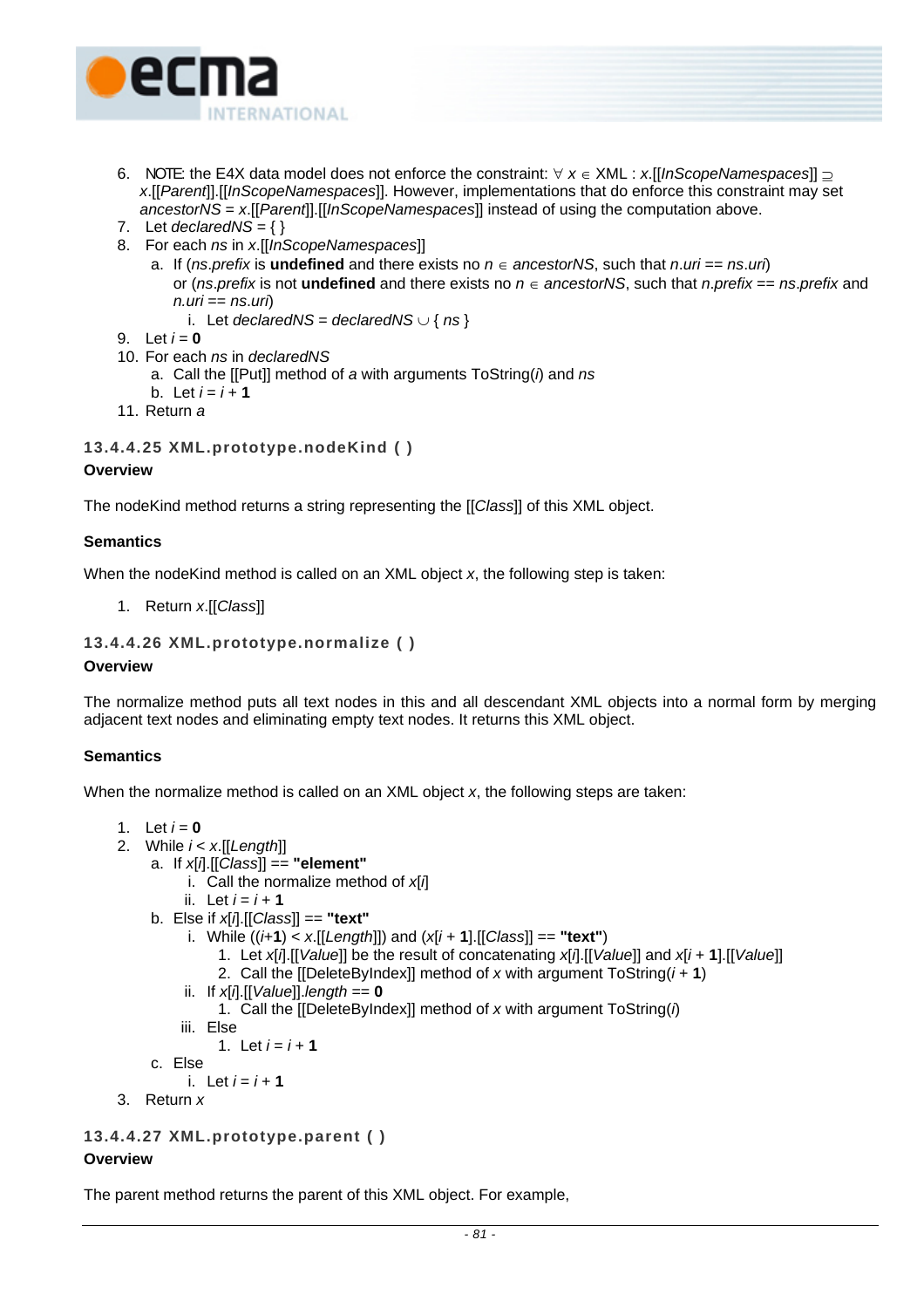6. NOTE: the E4X data model does not enforce the constraint: ∀ *x* ∈ XML : *x*.[[*InScopeNamespaces*]] ⊇ *x*.[[*Parent*]].[[*InScopeNamespaces*]]. However, implementations that do enforce this constraint may set *ancestorNS* = *x*.[[*Parent*]].[[*InScopeNamespaces*]] instead of using the computation above.
7. Let *declaredNS* = { }
8. For each *ns* in *x*.[[*InScopeNamespaces*]]
   a. If (*ns*.*prefix* is **undefined** and there exists no *n* ∈ *ancestorNS*, such that *n*.*uri* == *ns*.*uri*) or (*ns*.*prefix* is not **undefined** and there exists no *n* ∈ *ancestorNS*, such that *n*.*prefix* == *ns*.*prefix* and *n*.*uri* == *ns*.*uri*)
      i. Let *declaredNS* = *declaredNS* ∪ { *ns* }
9. Let *i* = **0**
10. For each *ns* in *declaredNS*
    a. Call the [[Put]] method of *a* with arguments ToString(*i*) and *ns*
    b. Let *i* = *i* + **1**
11. Return *a*

### 13.4.4.25 XML.prototype.nodeKind ( )

**Overview**

The nodeKind method returns a string representing the [[*Class*]] of this XML object.

**Semantics**

When the nodeKind method is called on an XML object *x*, the following step is taken:

1. Return *x*.[[*Class*]]

### 13.4.4.26 XML.prototype.normalize ( )

**Overview**

The normalize method puts all text nodes in this and all descendant XML objects into a normal form by merging adjacent text nodes and eliminating empty text nodes. It returns this XML object.

**Semantics**

When the normalize method is called on an XML object *x*, the following steps are taken:

1. Let *i* = **0**
2. While *i* < *x*.[[*Length*]]
   a. If *x*[*i*].[[*Class*]] == **"element"**
      i. Call the normalize method of *x*[*i*]
      ii. Let *i* = *i* + **1**
   b. Else if *x*[*i*].[[*Class*]] == **"text"**
      i. While ((*i*+**1**) < *x*.[[*Length*]]) and (*x*[*i* + **1**].[[*Class*]] == **"text"**)
         1. Let *x*[*i*].[[*Value*]] be the result of concatenating *x*[*i*].[[*Value*]] and *x*[*i* + **1**].[[*Value*]]
         2. Call the [[DeleteByIndex]] method of *x* with argument ToString(*i* + **1**)
      ii. If *x*[*i*].[[*Value*]].*length* == **0**
         1. Call the [[DeleteByIndex]] method of *x* with argument ToString(*i*)
      iii. Else
         1. Let *i* = *i* + **1**
   c. Else
      i. Let *i* = *i* + **1**
3. Return *x*

### 13.4.4.27 XML.prototype.parent ( )

**Overview**

The parent method returns the parent of this XML object. For example,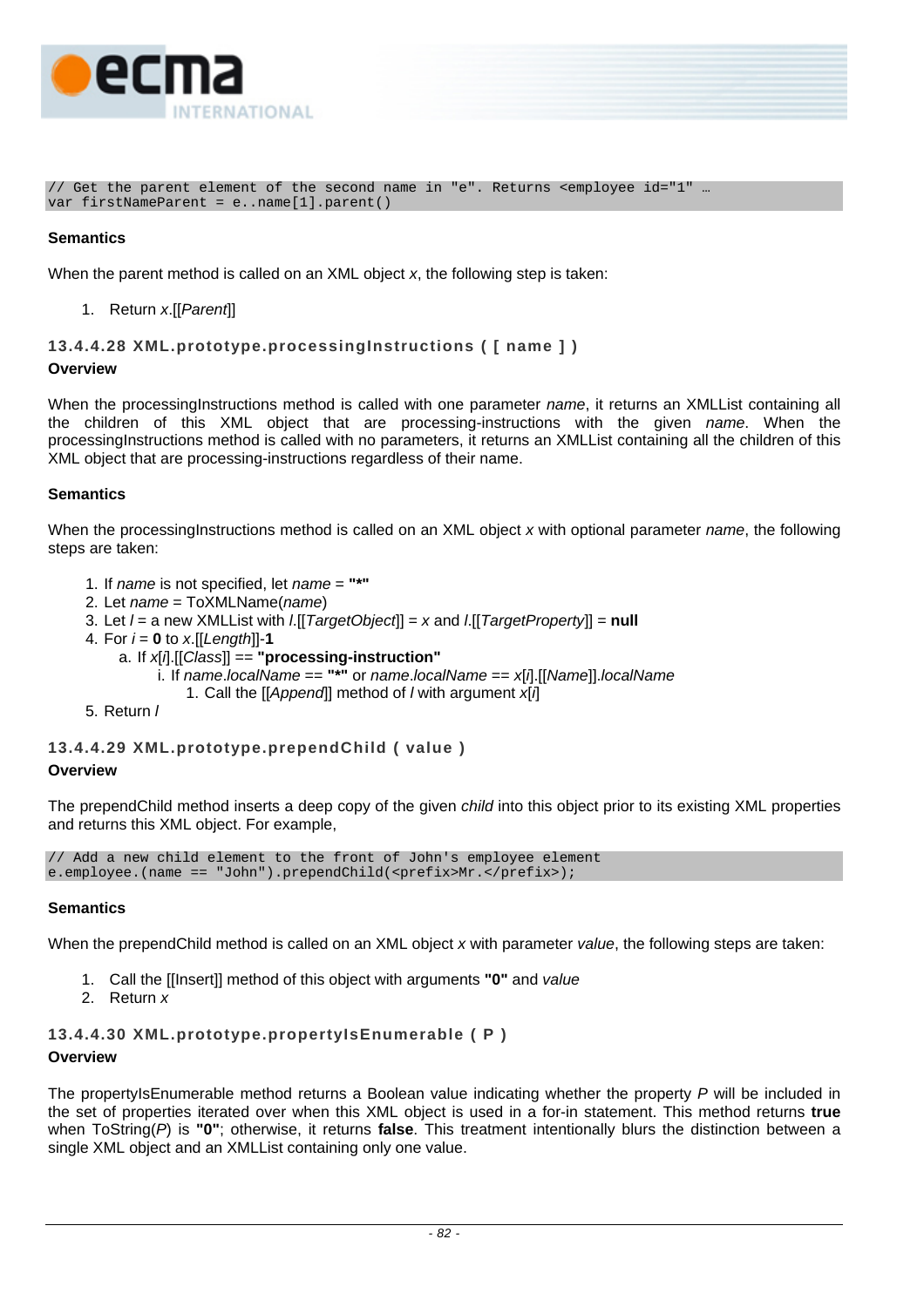```
// Get the parent element of the second name in "e". Returns <employee id="1" …
var firstNameParent = e..name[1].parent()
```

**Semantics**

When the parent method is called on an XML object *x*, the following step is taken:

1. Return *x*.[[*Parent*]]

### 13.4.4.28 XML.prototype.processingInstructions ( [ name ] )

**Overview**

When the processingInstructions method is called with one parameter *name*, it returns an XMLList containing all the children of this XML object that are processing-instructions with the given *name*. When the processingInstructions method is called with no parameters, it returns an XMLList containing all the children of this XML object that are processing-instructions regardless of their name.

**Semantics**

When the processingInstructions method is called on an XML object *x* with optional parameter *name*, the following steps are taken:

1. If *name* is not specified, let *name* = **"*"**
2. Let *name* = ToXMLName(*name*)
3. Let *l* = a new XMLList with *l*.[[*TargetObject*]] = *x* and *l*.[[*TargetProperty*]] = **null**
4. For *i* = **0** to *x*.[[*Length*]]-**1**
   a. If *x*[*i*].[[*Class*]] == **"processing-instruction"**
      i. If *name*.*localName* == **"*"** or *name*.*localName* == *x*[*i*].[[*Name*]].*localName*
         1. Call the [[*Append*]] method of *l* with argument *x*[*i*]
5. Return *l*

### 13.4.4.29 XML.prototype.prependChild ( value )

**Overview**

The prependChild method inserts a deep copy of the given *child* into this object prior to its existing XML properties and returns this XML object. For example,

```
// Add a new child element to the front of John's employee element
e.employee.(name == "John").prependChild(<prefix>Mr.</prefix>);
```

**Semantics**

When the prependChild method is called on an XML object *x* with parameter *value*, the following steps are taken:

1. Call the [[Insert]] method of this object with arguments **"0"** and *value*
2. Return *x*

### 13.4.4.30 XML.prototype.propertyIsEnumerable ( P )

**Overview**

The propertyIsEnumerable method returns a Boolean value indicating whether the property *P* will be included in the set of properties iterated over when this XML object is used in a for-in statement. This method returns **true** when ToString(*P*) is **"0"**; otherwise, it returns **false**. This treatment intentionally blurs the distinction between a single XML object and an XMLList containing only one value.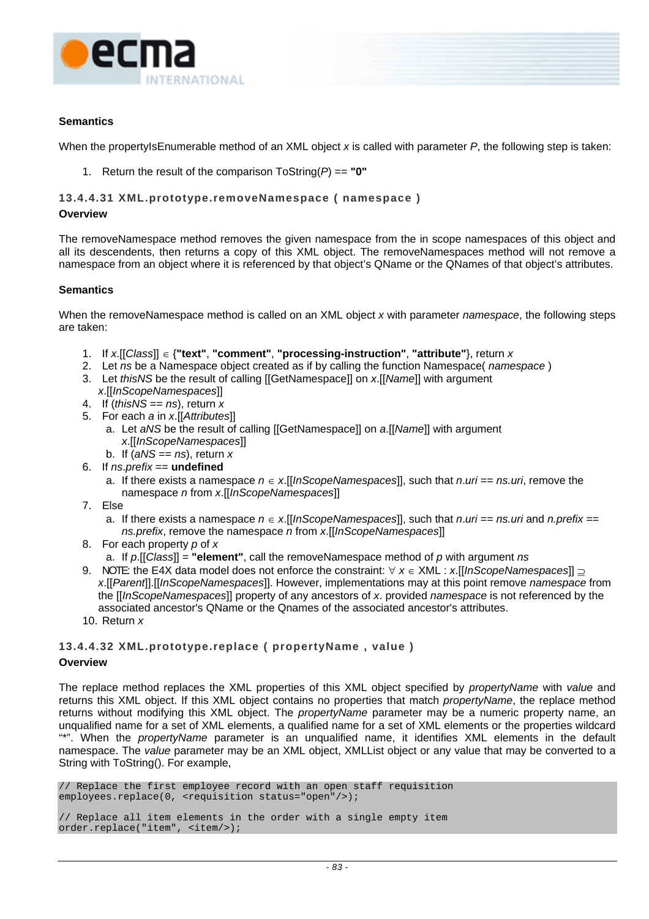**Semantics**

When the propertyIsEnumerable method of an XML object *x* is called with parameter *P*, the following step is taken:

1. Return the result of the comparison ToString(*P*) == **"0"**

### 13.4.4.31 XML.prototype.removeNamespace ( namespace )

**Overview**

The removeNamespace method removes the given namespace from the in scope namespaces of this object and all its descendents, then returns a copy of this XML object. The removeNamespaces method will not remove a namespace from an object where it is referenced by that object's QName or the QNames of that object's attributes.

**Semantics**

When the removeNamespace method is called on an XML object *x* with parameter *namespace*, the following steps are taken:

1. If *x*.[[*Class*]] ∈ {**"text"**, **"comment"**, **"processing-instruction"**, **"attribute"**}, return *x*
2. Let *ns* be a Namespace object created as if by calling the function Namespace( *namespace* )
3. Let *thisNS* be the result of calling [[GetNamespace]] on *x*.[[*Name*]] with argument *x*.[[*InScopeNamespaces*]]
4. If (*thisNS* == *ns*), return *x*
5. For each *a* in *x*.[[*Attributes*]]
   a. Let *aNS* be the result of calling [[GetNamespace]] on *a*.[[*Name*]] with argument *x*.[[*InScopeNamespaces*]]
   b. If (*aNS* == *ns*), return *x*
6. If *ns*.*prefix* == **undefined**
   a. If there exists a namespace *n* ∈ *x*.[[*InScopeNamespaces*]], such that *n*.*uri* == *ns*.*uri*, remove the namespace *n* from *x*.[[*InScopeNamespaces*]]
7. Else
   a. If there exists a namespace *n* ∈ *x*.[[*InScopeNamespaces*]], such that *n*.*uri* == *ns*.*uri* and *n*.*prefix* == *ns*.*prefix*, remove the namespace *n* from *x*.[[*InScopeNamespaces*]]
8. For each property *p* of *x*
   a. If *p*.[[*Class*]] = **"element"**, call the removeNamespace method of *p* with argument *ns*
9. NOTE: the E4X data model does not enforce the constraint: ∀ *x* ∈ XML : *x*.[[*InScopeNamespaces*]] ⊇ *x*.[[*Parent*]].[[*InScopeNamespaces*]]. However, implementations may at this point remove *namespace* from the [[*InScopeNamespaces*]] property of any ancestors of *x*. provided *namespace* is not referenced by the associated ancestor's QName or the Qnames of the associated ancestor's attributes.
10. Return *x*

### 13.4.4.32 XML.prototype.replace ( propertyName , value )

**Overview**

The replace method replaces the XML properties of this XML object specified by *propertyName* with *value* and returns this XML object. If this XML object contains no properties that match *propertyName*, the replace method returns without modifying this XML object. The *propertyName* parameter may be a numeric property name, an unqualified name for a set of XML elements, a qualified name for a set of XML elements or the properties wildcard "*". When the *propertyName* parameter is an unqualified name, it identifies XML elements in the default namespace. The *value* parameter may be an XML object, XMLList object or any value that may be converted to a String with ToString(). For example,

```
// Replace the first employee record with an open staff requisition
employees.replace(0, <requisition status="open"/>);

// Replace all item elements in the order with a single empty item
order.replace("item", <item/>);
```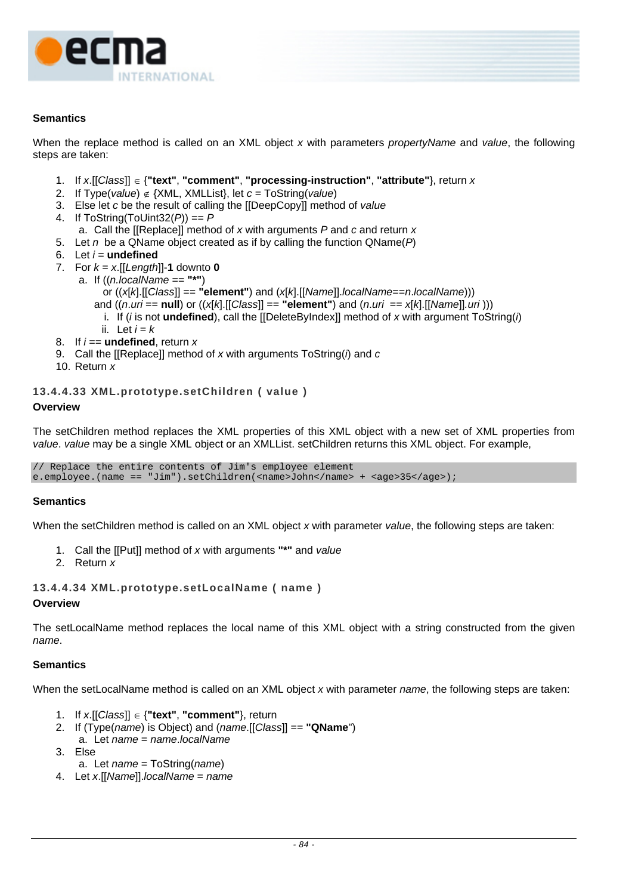**Semantics**

When the replace method is called on an XML object *x* with parameters *propertyName* and *value*, the following steps are taken:

1. If *x*.[[*Class*]] ∈ {**"text"**, **"comment"**, **"processing-instruction"**, **"attribute"**}, return *x*
2. If Type(*value*) ∉ {XML, XMLList}, let *c* = ToString(*value*)
3. Else let *c* be the result of calling the [[DeepCopy]] method of *value*
4. If ToString(ToUint32(*P*)) == *P*
   a. Call the [[Replace]] method of *x* with arguments *P* and *c* and return *x*
5. Let *n* be a QName object created as if by calling the function QName(*P*)
6. Let *i* = **undefined**
7. For *k* = *x*.[[*Length*]]-**1** downto **0**
   a. If ((*n*.*localName* == **"*"**)
      or ((*x*[*k*].[[*Class*]] == **"element"**) and (*x*[*k*].[[*Name*]].*localName*==*n*.*localName*)))
      and ((*n*.*uri* == **null**) or ((*x*[*k*].[[*Class*]] == **"element"**) and (*n*.*uri* == *x*[*k*].[[*Name*]].*uri* )))
      i. If (*i* is not **undefined**), call the [[DeleteByIndex]] method of *x* with argument ToString(*i*)
      ii. Let *i* = *k*
8. If *i* == **undefined**, return *x*
9. Call the [[Replace]] method of *x* with arguments ToString(*i*) and *c*
10. Return *x*

### 13.4.4.33 XML.prototype.setChildren ( value )

**Overview**

The setChildren method replaces the XML properties of this XML object with a new set of XML properties from *value*. *value* may be a single XML object or an XMLList. setChildren returns this XML object. For example,

```
// Replace the entire contents of Jim's employee element
e.employee.(name == "Jim").setChildren(<name>John</name> + <age>35</age>);
```

**Semantics**

When the setChildren method is called on an XML object *x* with parameter *value*, the following steps are taken:

1. Call the [[Put]] method of *x* with arguments **"*"** and *value*
2. Return *x*

### 13.4.4.34 XML.prototype.setLocalName ( name )

**Overview**

The setLocalName method replaces the local name of this XML object with a string constructed from the given *name*.

**Semantics**

When the setLocalName method is called on an XML object *x* with parameter *name*, the following steps are taken:

1. If *x*.[[*Class*]] ∈ {**"text"**, **"comment"**}, return
2. If (Type(*name*) is Object) and (*name*.[[*Class*]] == **"QName"**)
   a. Let *name* = *name*.*localName*
3. Else
   a. Let *name* = ToString(*name*)
4. Let *x*.[[*Name*]].*localName* = *name*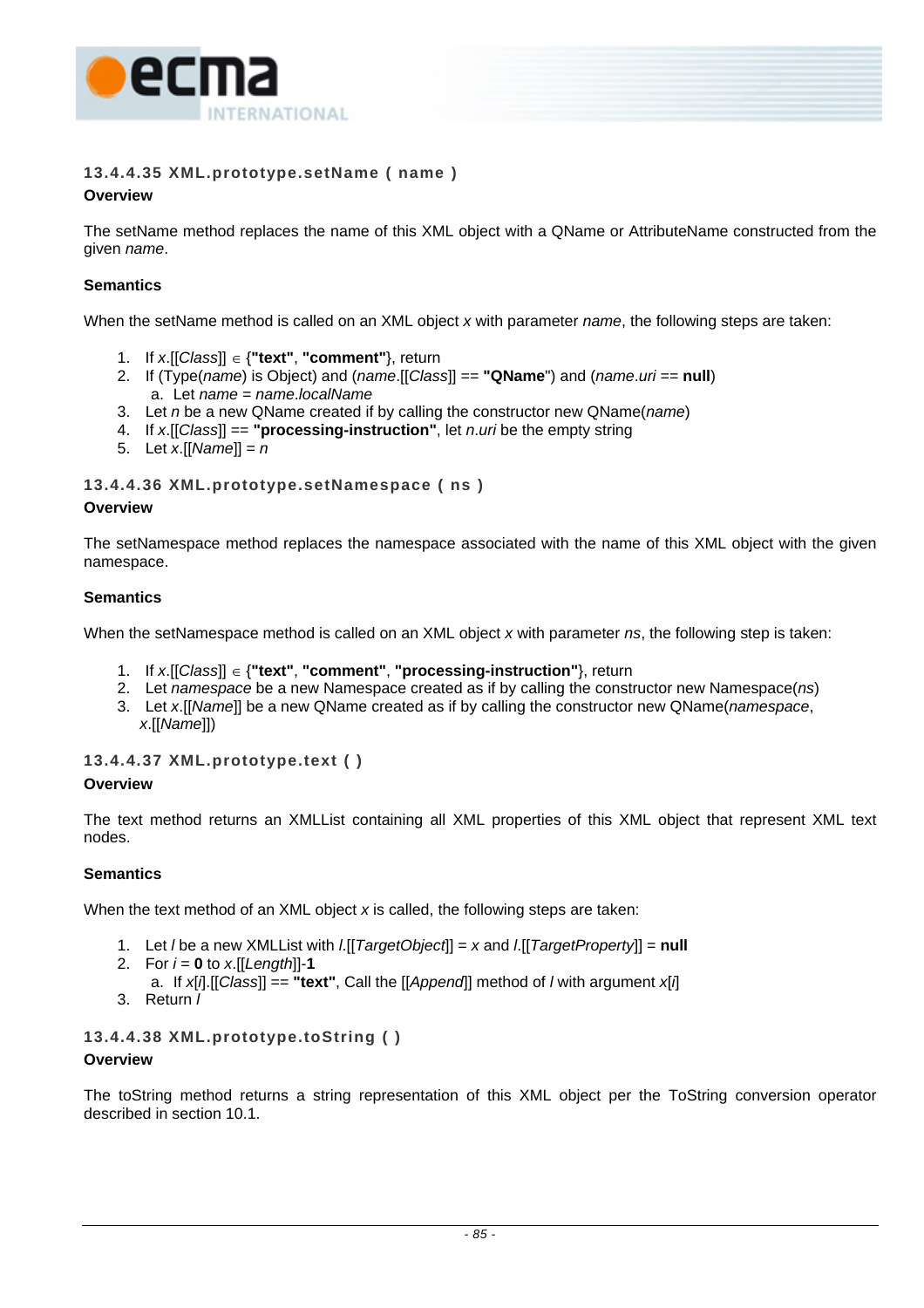#### 13.4.4.35 XML.prototype.setName ( name )

**Overview**

The setName method replaces the name of this XML object with a QName or AttributeName constructed from the given *name*.

**Semantics**

When the setName method is called on an XML object *x* with parameter *name*, the following steps are taken:

1. If *x*.[[*Class*]] ∈ {**"text"**, **"comment"**}, return
2. If (Type(*name*) is Object) and (*name*.[[*Class*]] == **"QName"**) and (*name*.*uri* == **null**)
   a. Let *name* = *name*.*localName*
3. Let *n* be a new QName created if by calling the constructor new QName(*name*)
4. If *x*.[[*Class*]] == **"processing-instruction"**, let *n*.*uri* be the empty string
5. Let *x*.[[*Name*]] = *n*

#### 13.4.4.36 XML.prototype.setNamespace ( ns )

**Overview**

The setNamespace method replaces the namespace associated with the name of this XML object with the given namespace.

**Semantics**

When the setNamespace method is called on an XML object *x* with parameter *ns*, the following step is taken:

1. If *x*.[[*Class*]] ∈ {**"text"**, **"comment"**, **"processing-instruction"**}, return
2. Let *namespace* be a new Namespace created as if by calling the constructor new Namespace(*ns*)
3. Let *x*.[[*Name*]] be a new QName created as if by calling the constructor new QName(*namespace*, *x*.[[*Name*]])

#### 13.4.4.37 XML.prototype.text ( )

**Overview**

The text method returns an XMLList containing all XML properties of this XML object that represent XML text nodes.

**Semantics**

When the text method of an XML object *x* is called, the following steps are taken:

1. Let *l* be a new XMLList with *l*.[[*TargetObject*]] = *x* and *l*.[[*TargetProperty*]] = **null**
2. For *i* = **0** to *x*.[[*Length*]]-**1**
   a. If *x*[*i*].[[*Class*]] == **"text"**, Call the [[*Append*]] method of *l* with argument *x*[*i*]
3. Return *l*

#### 13.4.4.38 XML.prototype.toString ( )

**Overview**

The toString method returns a string representation of this XML object per the ToString conversion operator described in section 10.1.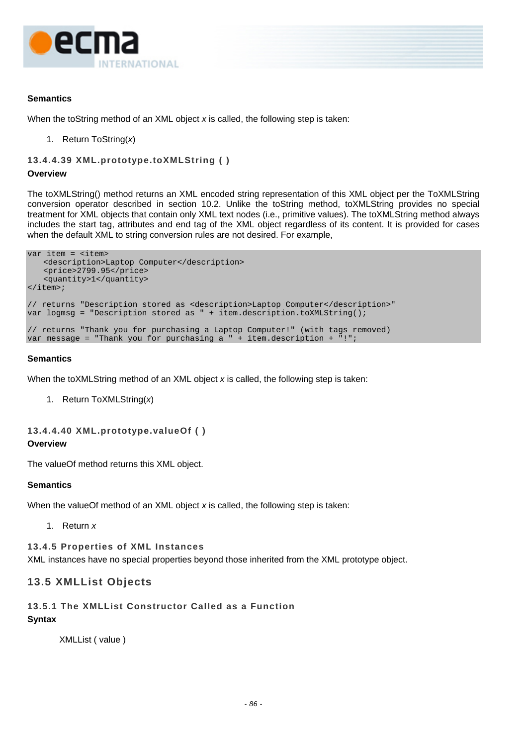**Semantics**

When the toString method of an XML object *x* is called, the following step is taken:

1. Return ToString(*x*)

#### 13.4.4.39 XML.prototype.toXMLString ( )

**Overview**

The toXMLString() method returns an XML encoded string representation of this XML object per the ToXMLString conversion operator described in section 10.2. Unlike the toString method, toXMLString provides no special treatment for XML objects that contain only XML text nodes (i.e., primitive values). The toXMLString method always includes the start tag, attributes and end tag of the XML object regardless of its content. It is provided for cases when the default XML to string conversion rules are not desired. For example,

```
var item = <item>
   <description>Laptop Computer</description>
   <price>2799.95</price>
   <quantity>1</quantity>
</item>;

// returns "Description stored as <description>Laptop Computer</description>"
var logmsg = "Description stored as " + item.description.toXMLString();

// returns "Thank you for purchasing a Laptop Computer!" (with tags removed)
var message = "Thank you for purchasing a " + item.description + "!";
```

**Semantics**

When the toXMLString method of an XML object *x* is called, the following step is taken:

1. Return ToXMLString(*x*)

#### 13.4.4.40 XML.prototype.valueOf ( )

**Overview**

The valueOf method returns this XML object.

**Semantics**

When the valueOf method of an XML object *x* is called, the following step is taken:

1. Return *x*

### 13.4.5 Properties of XML Instances

XML instances have no special properties beyond those inherited from the XML prototype object.

## 13.5 XMLList Objects

### 13.5.1 The XMLList Constructor Called as a Function

**Syntax**

XMLList ( value )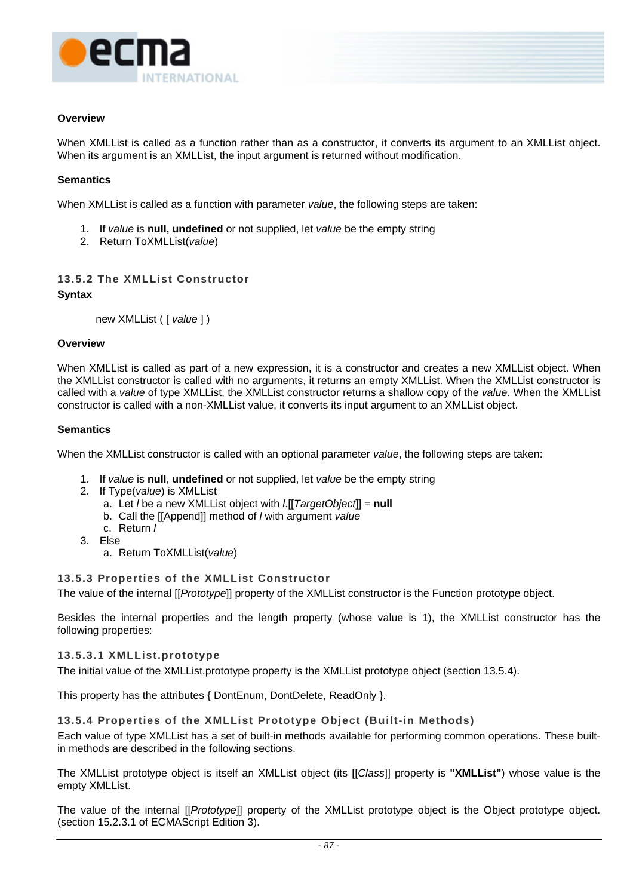**Overview**

When XMLList is called as a function rather than as a constructor, it converts its argument to an XMLList object. When its argument is an XMLList, the input argument is returned without modification.

**Semantics**

When XMLList is called as a function with parameter *value*, the following steps are taken:

1. If *value* is **null, undefined** or not supplied, let *value* be the empty string
2. Return ToXMLList(*value*)

### 13.5.2 The XMLList Constructor

**Syntax**

new XMLList ( [ *value* ] )

**Overview**

When XMLList is called as part of a new expression, it is a constructor and creates a new XMLList object. When the XMLList constructor is called with no arguments, it returns an empty XMLList. When the XMLList constructor is called with a *value* of type XMLList, the XMLList constructor returns a shallow copy of the *value*. When the XMLList constructor is called with a non-XMLList value, it converts its input argument to an XMLList object.

**Semantics**

When the XMLList constructor is called with an optional parameter *value*, the following steps are taken:

1. If *value* is **null**, **undefined** or not supplied, let *value* be the empty string
2. If Type(*value*) is XMLList
   a. Let *l* be a new XMLList object with *l*.[[*TargetObject*]] = **null**
   b. Call the [[Append]] method of *l* with argument *value*
   c. Return *l*
3. Else
   a. Return ToXMLList(*value*)

### 13.5.3 Properties of the XMLList Constructor

The value of the internal [[*Prototype*]] property of the XMLList constructor is the Function prototype object.

Besides the internal properties and the length property (whose value is 1), the XMLList constructor has the following properties:

#### 13.5.3.1 XMLList.prototype

The initial value of the XMLList.prototype property is the XMLList prototype object (section 13.5.4).

This property has the attributes { DontEnum, DontDelete, ReadOnly }.

### 13.5.4 Properties of the XMLList Prototype Object (Built-in Methods)

Each value of type XMLList has a set of built-in methods available for performing common operations. These built-in methods are described in the following sections.

The XMLList prototype object is itself an XMLList object (its [[*Class*]] property is **"XMLList"**) whose value is the empty XMLList.

The value of the internal [[*Prototype*]] property of the XMLList prototype object is the Object prototype object. (section 15.2.3.1 of ECMAScript Edition 3).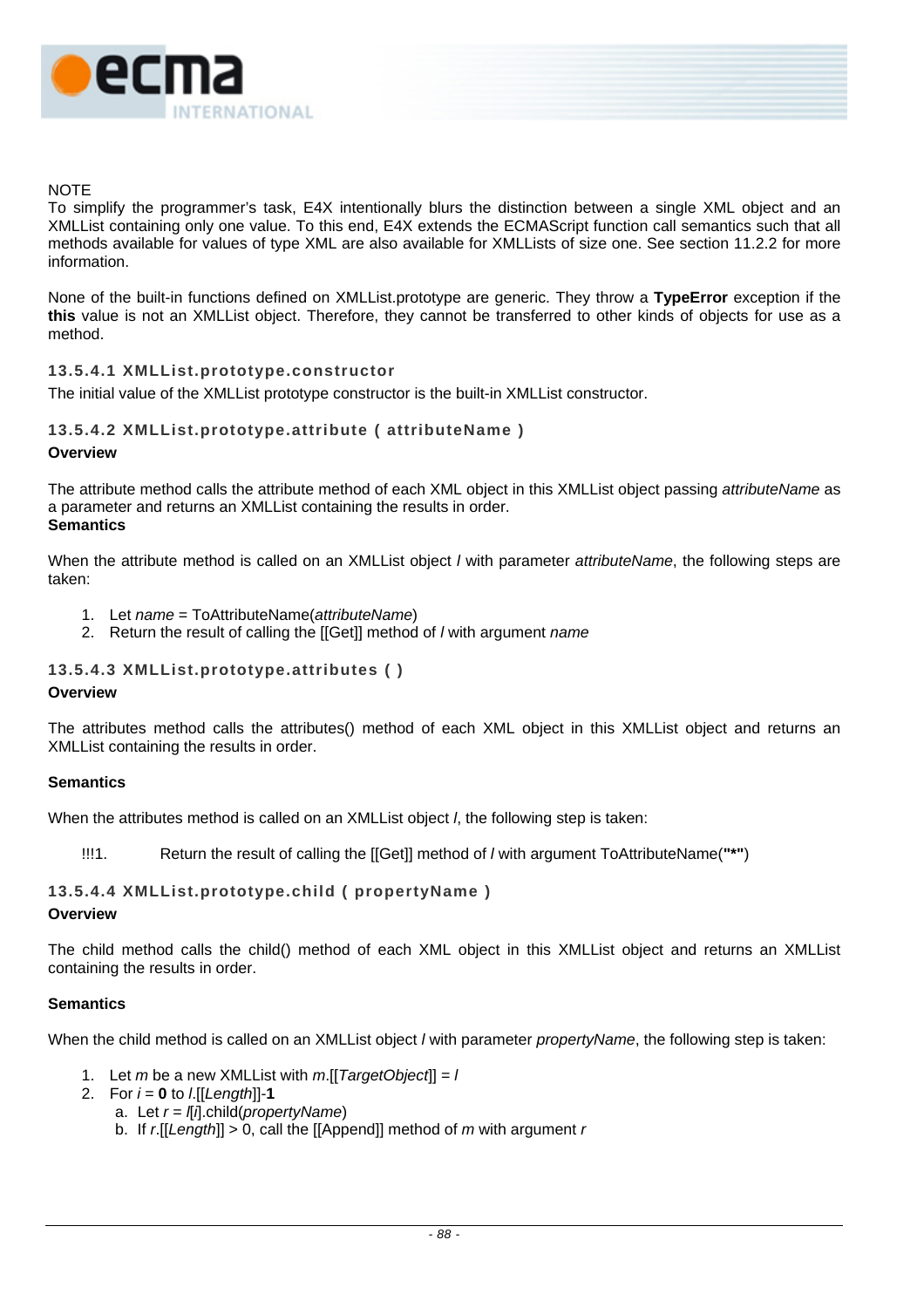NOTE
To simplify the programmer's task, E4X intentionally blurs the distinction between a single XML object and an XMLList containing only one value. To this end, E4X extends the ECMAScript function call semantics such that all methods available for values of type XML are also available for XMLLists of size one. See section 11.2.2 for more information.

None of the built-in functions defined on XMLList.prototype are generic. They throw a **TypeError** exception if the **this** value is not an XMLList object. Therefore, they cannot be transferred to other kinds of objects for use as a method.

### 13.5.4.1 XMLList.prototype.constructor

The initial value of the XMLList prototype constructor is the built-in XMLList constructor.

### 13.5.4.2 XMLList.prototype.attribute ( attributeName )

**Overview**

The attribute method calls the attribute method of each XML object in this XMLList object passing *attributeName* as a parameter and returns an XMLList containing the results in order.

**Semantics**

When the attribute method is called on an XMLList object *l* with parameter *attributeName*, the following steps are taken:

1. Let *name* = ToAttributeName(*attributeName*)
2. Return the result of calling the [[Get]] method of *l* with argument *name*

### 13.5.4.3 XMLList.prototype.attributes ( )

**Overview**

The attributes method calls the attributes() method of each XML object in this XMLList object and returns an XMLList containing the results in order.

**Semantics**

When the attributes method is called on an XMLList object *l*, the following step is taken:

!!!1. Return the result of calling the [[Get]] method of *l* with argument ToAttributeName(**"*"**)

### 13.5.4.4 XMLList.prototype.child ( propertyName )

**Overview**

The child method calls the child() method of each XML object in this XMLList object and returns an XMLList containing the results in order.

**Semantics**

When the child method is called on an XMLList object *l* with parameter *propertyName*, the following step is taken:

1. Let *m* be a new XMLList with *m*.[[*TargetObject*]] = *l*
2. For *i* = **0** to *l*.[[*Length*]]-**1**
   a. Let *r* = *l*[*i*].child(*propertyName*)
   b. If *r*.[[*Length*]] > 0, call the [[Append]] method of *m* with argument *r*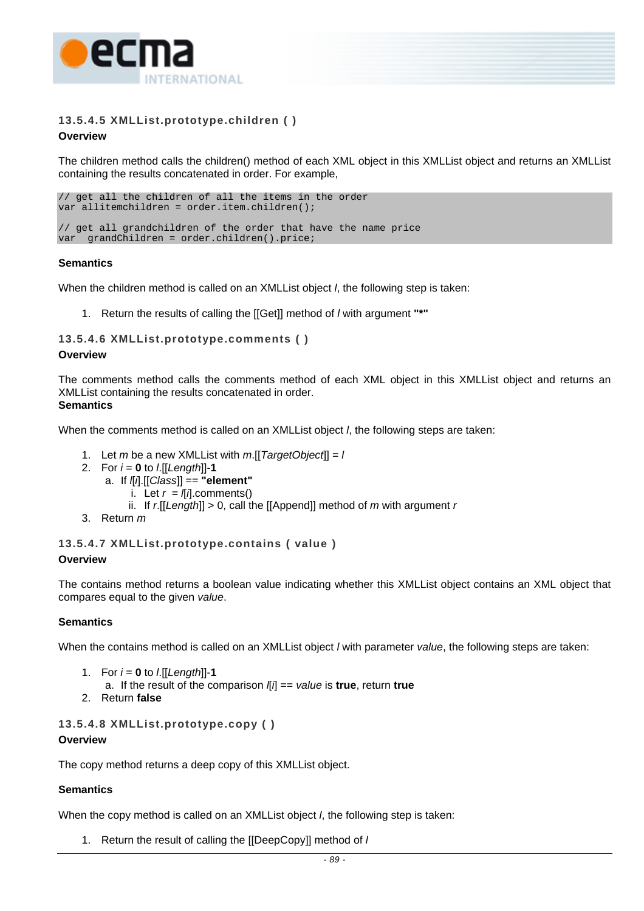### 13.5.4.5 XMLList.prototype.children ( )

**Overview**

The children method calls the children() method of each XML object in this XMLList object and returns an XMLList containing the results concatenated in order. For example,

```
// get all the children of all the items in the order
var allitemchildren = order.item.children();

// get all grandchildren of the order that have the name price
var  grandChildren = order.children().price;
```

**Semantics**

When the children method is called on an XMLList object *l*, the following step is taken:

1. Return the results of calling the [[Get]] method of *l* with argument **"*"**

### 13.5.4.6 XMLList.prototype.comments ( )

**Overview**

The comments method calls the comments method of each XML object in this XMLList object and returns an XMLList containing the results concatenated in order.

**Semantics**

When the comments method is called on an XMLList object *l*, the following steps are taken:

1. Let *m* be a new XMLList with *m*.[[*TargetObject*]] = *l*
2. For *i* = **0** to *l*.[[*Length*]]-**1**
   a. If *l*[*i*].[[*Class*]] == **"element"**
      i. Let *r* = *l*[*i*].comments()
      ii. If *r*.[[*Length*]] > 0, call the [[Append]] method of *m* with argument *r*
3. Return *m*

### 13.5.4.7 XMLList.prototype.contains ( value )

**Overview**

The contains method returns a boolean value indicating whether this XMLList object contains an XML object that compares equal to the given *value*.

**Semantics**

When the contains method is called on an XMLList object *l* with parameter *value*, the following steps are taken:

1. For *i* = **0** to *l*.[[*Length*]]-**1**
   a. If the result of the comparison *l*[*i*] == *value* is **true**, return **true**
2. Return **false**

### 13.5.4.8 XMLList.prototype.copy ( )

**Overview**

The copy method returns a deep copy of this XMLList object.

**Semantics**

When the copy method is called on an XMLList object *l*, the following step is taken:

1. Return the result of calling the [[DeepCopy]] method of *l*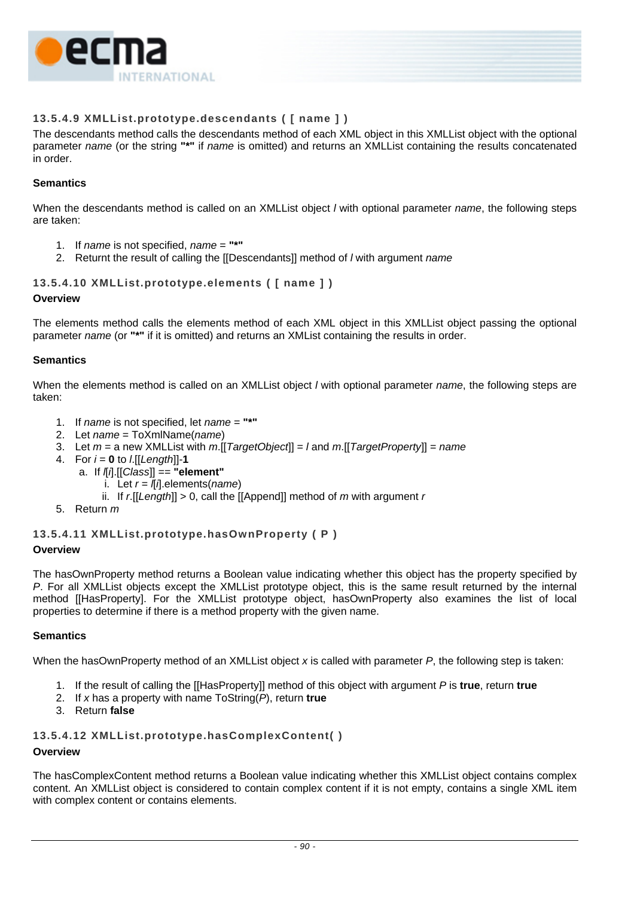### 13.5.4.9 XMLList.prototype.descendants ( [ name ] )

The descendants method calls the descendants method of each XML object in this XMLList object with the optional parameter *name* (or the string **"*"** if *name* is omitted) and returns an XMLList containing the results concatenated in order.

**Semantics**

When the descendants method is called on an XMLList object *l* with optional parameter *name*, the following steps are taken:

1. If *name* is not specified, *name* = **"*"**
2. Returnt the result of calling the [[Descendants]] method of *l* with argument *name*

### 13.5.4.10 XMLList.prototype.elements ( [ name ] )

**Overview**

The elements method calls the elements method of each XML object in this XMLList object passing the optional parameter *name* (or **"*"** if it is omitted) and returns an XMList containing the results in order.

**Semantics**

When the elements method is called on an XMLList object *l* with optional parameter *name*, the following steps are taken:

1. If *name* is not specified, let *name* = **"*"**
2. Let *name* = ToXmlName(*name*)
3. Let *m* = a new XMLList with *m*.[[*TargetObject*]] = *l* and *m*.[[*TargetProperty*]] = *name*
4. For *i* = **0** to *l*.[[*Length*]]-**1**
   a. If *l*[*i*].[[*Class*]] == **"element"**
      i. Let *r* = *l*[*i*].elements(*name*)
      ii. If *r*.[[*Length*]] > 0, call the [[Append]] method of *m* with argument *r*
5. Return *m*

### 13.5.4.11 XMLList.prototype.hasOwnProperty ( P )

**Overview**

The hasOwnProperty method returns a Boolean value indicating whether this object has the property specified by *P*. For all XMLList objects except the XMLList prototype object, this is the same result returned by the internal method [[HasProperty]]. For the XMLList prototype object, hasOwnProperty also examines the list of local properties to determine if there is a method property with the given name.

**Semantics**

When the hasOwnProperty method of an XMLList object *x* is called with parameter *P*, the following step is taken:

1. If the result of calling the [[HasProperty]] method of this object with argument *P* is **true**, return **true**
2. If *x* has a property with name ToString(*P*), return **true**
3. Return **false**

### 13.5.4.12 XMLList.prototype.hasComplexContent( )

**Overview**

The hasComplexContent method returns a Boolean value indicating whether this XMLList object contains complex content. An XMLList object is considered to contain complex content if it is not empty, contains a single XML item with complex content or contains elements.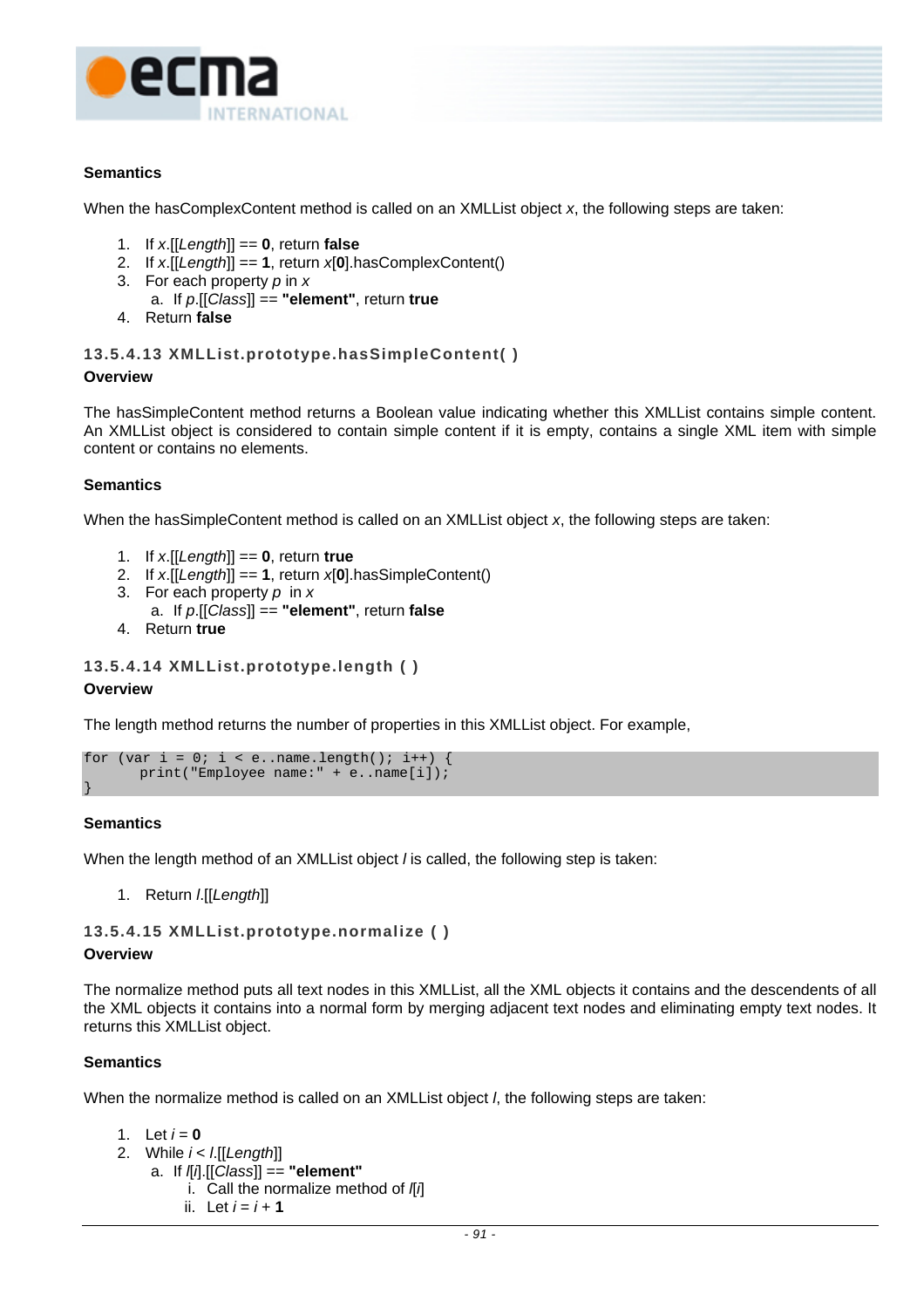**Semantics**

When the hasComplexContent method is called on an XMLList object *x*, the following steps are taken:

1. If *x*.[[*Length*]] == **0**, return **false**
2. If *x*.[[*Length*]] == **1**, return *x*[**0**].hasComplexContent()
3. For each property *p* in *x*
   a. If *p*.[[*Class*]] == **"element"**, return **true**
4. Return **false**

### 13.5.4.13 XMLList.prototype.hasSimpleContent( )

**Overview**

The hasSimpleContent method returns a Boolean value indicating whether this XMLList contains simple content. An XMLList object is considered to contain simple content if it is empty, contains a single XML item with simple content or contains no elements.

**Semantics**

When the hasSimpleContent method is called on an XMLList object *x*, the following steps are taken:

1. If *x*.[[*Length*]] == **0**, return **true**
2. If *x*.[[*Length*]] == **1**, return *x*[**0**].hasSimpleContent()
3. For each property *p* in *x*
   a. If *p*.[[*Class*]] == **"element"**, return **false**
4. Return **true**

### 13.5.4.14 XMLList.prototype.length ( )

**Overview**

The length method returns the number of properties in this XMLList object. For example,

```
for (var i = 0; i < e..name.length(); i++) {
      print("Employee name:" + e..name[i]);
}
```

**Semantics**

When the length method of an XMLList object *l* is called, the following step is taken:

1. Return *l*.[[*Length*]]

### 13.5.4.15 XMLList.prototype.normalize ( )

**Overview**

The normalize method puts all text nodes in this XMLList, all the XML objects it contains and the descendents of all the XML objects it contains into a normal form by merging adjacent text nodes and eliminating empty text nodes. It returns this XMLList object.

**Semantics**

When the normalize method is called on an XMLList object *l*, the following steps are taken:

1. Let *i* = **0**
2. While *i* < *l*.[[*Length*]]
   a. If *l*[*i*].[[*Class*]] == **"element"**
      i. Call the normalize method of *l*[*i*]
      ii. Let *i* = *i* + **1**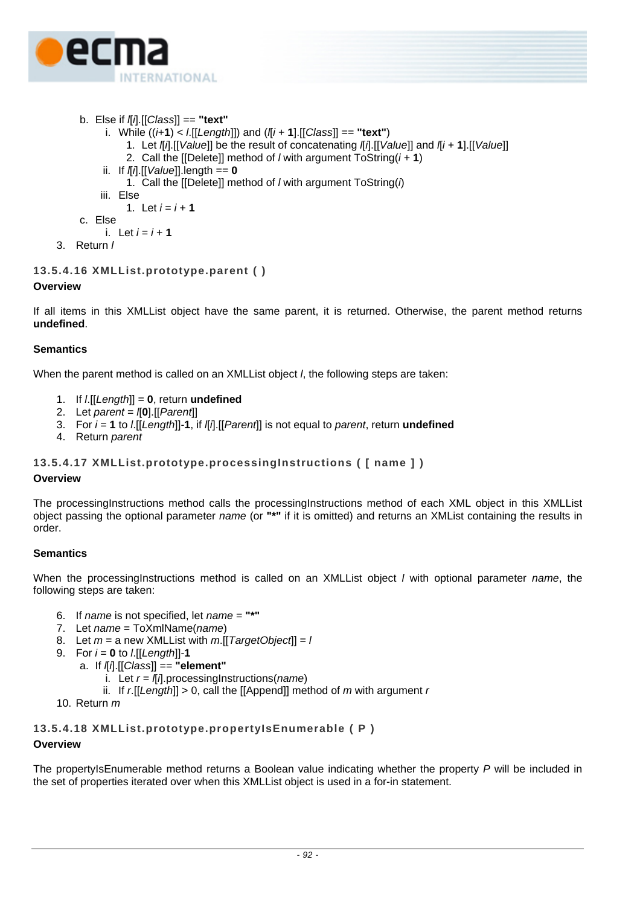b. Else if *l*[*i*].[[*Class*]] == **"text"**
    i. While ((*i*+**1**) < *l*.[[*Length*]]) and (*l*[*i* + **1**].[[*Class*]] == **"text"**)
        1. Let *l*[*i*].[[*Value*]] be the result of concatenating *l*[*i*].[[*Value*]] and *l*[*i* + **1**].[[*Value*]]
        2. Call the [[Delete]] method of *l* with argument ToString(*i* + **1**)
    ii. If *l*[*i*].[[*Value*]].length == **0**
        1. Call the [[Delete]] method of *l* with argument ToString(*i*)
    iii. Else
        1. Let *i* = *i* + **1**

c. Else
    i. Let *i* = *i* + **1**

3. Return *l*

### 13.5.4.16 XMLList.prototype.parent ( )

**Overview**

If all items in this XMLList object have the same parent, it is returned. Otherwise, the parent method returns **undefined**.

**Semantics**

When the parent method is called on an XMLList object *l*, the following steps are taken:

1. If *l*.[[*Length*]] = **0**, return **undefined**
2. Let *parent* = *l*[**0**].[[*Parent*]]
3. For *i* = **1** to *l*.[[*Length*]]-**1**, if *l*[*i*].[[*Parent*]] is not equal to *parent*, return **undefined**
4. Return *parent*

### 13.5.4.17 XMLList.prototype.processingInstructions ( [ name ] )

**Overview**

The processingInstructions method calls the processingInstructions method of each XML object in this XMLList object passing the optional parameter *name* (or **"*"** if it is omitted) and returns an XMList containing the results in order.

**Semantics**

When the processingInstructions method is called on an XMLList object *l* with optional parameter *name*, the following steps are taken:

6. If *name* is not specified, let *name* = **"*"**
7. Let *name* = ToXmlName(*name*)
8. Let *m* = a new XMLList with *m*.[[*TargetObject*]] = *l*
9. For *i* = **0** to *l*.[[*Length*]]-**1**
    a. If *l*[*i*].[[*Class*]] == **"element"**
        i. Let *r* = *l*[*i*].processingInstructions(*name*)
        ii. If *r*.[[*Length*]] > 0, call the [[Append]] method of *m* with argument *r*
10. Return *m*

### 13.5.4.18 XMLList.prototype.propertyIsEnumerable ( P )

**Overview**

The propertyIsEnumerable method returns a Boolean value indicating whether the property *P* will be included in the set of properties iterated over when this XMLList object is used in a for-in statement.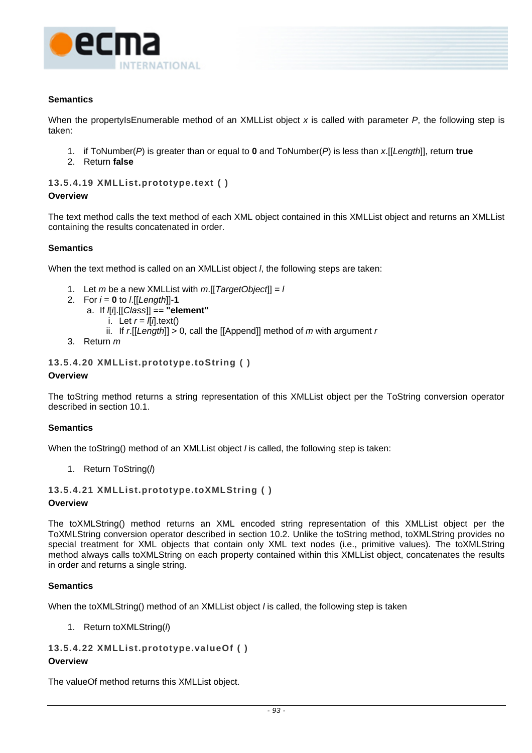**Semantics**

When the propertyIsEnumerable method of an XMLList object *x* is called with parameter *P*, the following step is taken:

1. if ToNumber(*P*) is greater than or equal to **0** and ToNumber(*P*) is less than *x*.[[*Length*]], return **true**
2. Return **false**

### 13.5.4.19 XMLList.prototype.text ( )

**Overview**

The text method calls the text method of each XML object contained in this XMLList object and returns an XMLList containing the results concatenated in order.

**Semantics**

When the text method is called on an XMLList object *l*, the following steps are taken:

1. Let *m* be a new XMLList with *m*.[[*TargetObject*]] = *l*
2. For *i* = **0** to *l*.[[*Length*]]-**1**
   a. If *l*[*i*].[[*Class*]] == **"element"**
      i. Let *r* = *l*[*i*].text()
      ii. If *r*.[[*Length*]] > 0, call the [[Append]] method of *m* with argument *r*
3. Return *m*

### 13.5.4.20 XMLList.prototype.toString ( )

**Overview**

The toString method returns a string representation of this XMLList object per the ToString conversion operator described in section 10.1.

**Semantics**

When the toString() method of an XMLList object *l* is called, the following step is taken:

1. Return ToString(*l*)

### 13.5.4.21 XMLList.prototype.toXMLString ( )

**Overview**

The toXMLString() method returns an XML encoded string representation of this XMLList object per the ToXMLString conversion operator described in section 10.2. Unlike the toString method, toXMLString provides no special treatment for XML objects that contain only XML text nodes (i.e., primitive values). The toXMLString method always calls toXMLString on each property contained within this XMLList object, concatenates the results in order and returns a single string.

**Semantics**

When the toXMLString() method of an XMLList object *l* is called, the following step is taken

1. Return toXMLString(*l*)

### 13.5.4.22 XMLList.prototype.valueOf ( )

**Overview**

The valueOf method returns this XMLList object.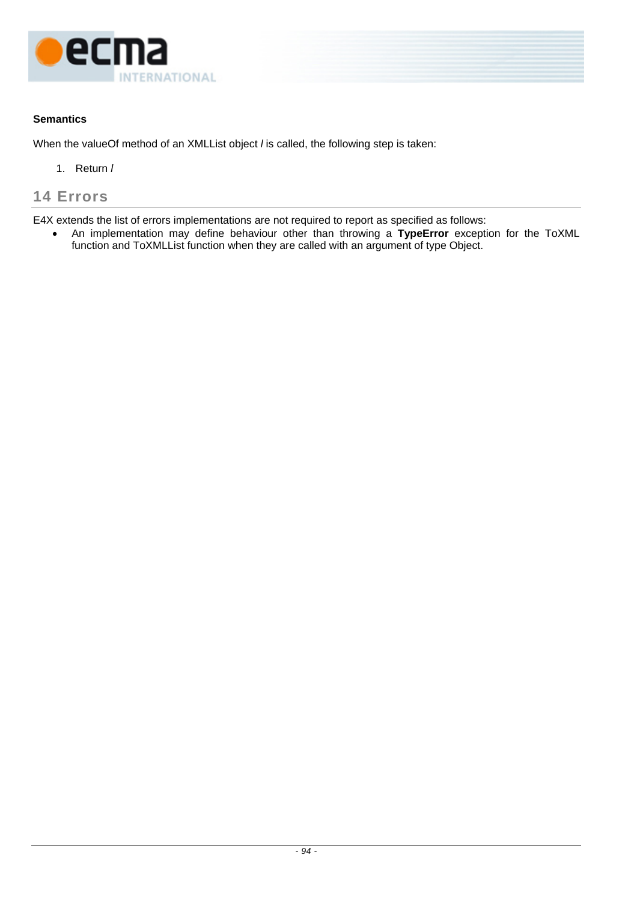#### Semantics

When the valueOf method of an XMLList object *l* is called, the following step is taken:

1. Return *l*

# 14 Errors

E4X extends the list of errors implementations are not required to report as specified as follows:

- An implementation may define behaviour other than throwing a **TypeError** exception for the ToXML function and ToXMLList function when they are called with an argument of type Object.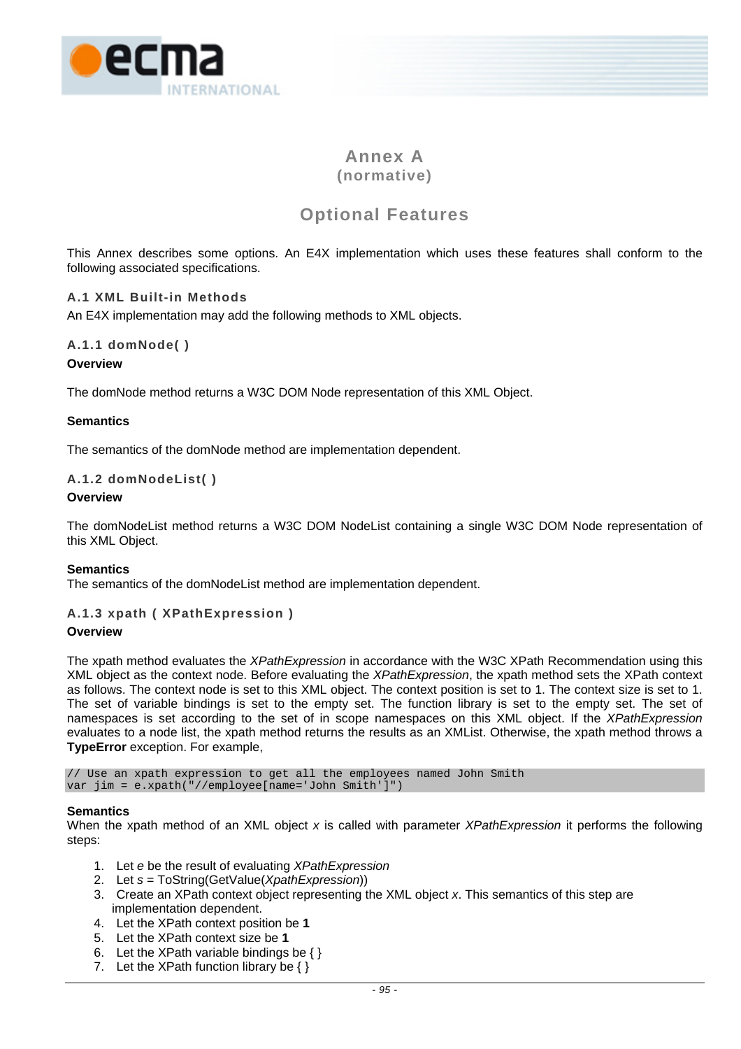# Annex A
(normative)

# Optional Features

This Annex describes some options. An E4X implementation which uses these features shall conform to the following associated specifications.

## A.1 XML Built-in Methods

An E4X implementation may add the following methods to XML objects.

### A.1.1 domNode( )

**Overview**

The domNode method returns a W3C DOM Node representation of this XML Object.

**Semantics**

The semantics of the domNode method are implementation dependent.

### A.1.2 domNodeList( )

**Overview**

The domNodeList method returns a W3C DOM NodeList containing a single W3C DOM Node representation of this XML Object.

**Semantics**

The semantics of the domNodeList method are implementation dependent.

### A.1.3 xpath ( XPathExpression )

**Overview**

The xpath method evaluates the *XPathExpression* in accordance with the W3C XPath Recommendation using this XML object as the context node. Before evaluating the *XPathExpression*, the xpath method sets the XPath context as follows. The context node is set to this XML object. The context position is set to 1. The context size is set to 1. The set of variable bindings is set to the empty set. The function library is set to the empty set. The set of namespaces is set according to the set of in scope namespaces on this XML object. If the *XPathExpression* evaluates to a node list, the xpath method returns the results as an XMLList. Otherwise, the xpath method throws a **TypeError** exception. For example,

```
// Use an xpath expression to get all the employees named John Smith
var jim = e.xpath("//employee[name='John Smith']")
```

**Semantics**

When the xpath method of an XML object *x* is called with parameter *XPathExpression* it performs the following steps:

1. Let *e* be the result of evaluating *XPathExpression*
2. Let *s* = ToString(GetValue(*XpathExpression*))
3. Create an XPath context object representing the XML object *x*. This semantics of this step are implementation dependent.
4. Let the XPath context position be **1**
5. Let the XPath context size be **1**
6. Let the XPath variable bindings be { }
7. Let the XPath function library be { }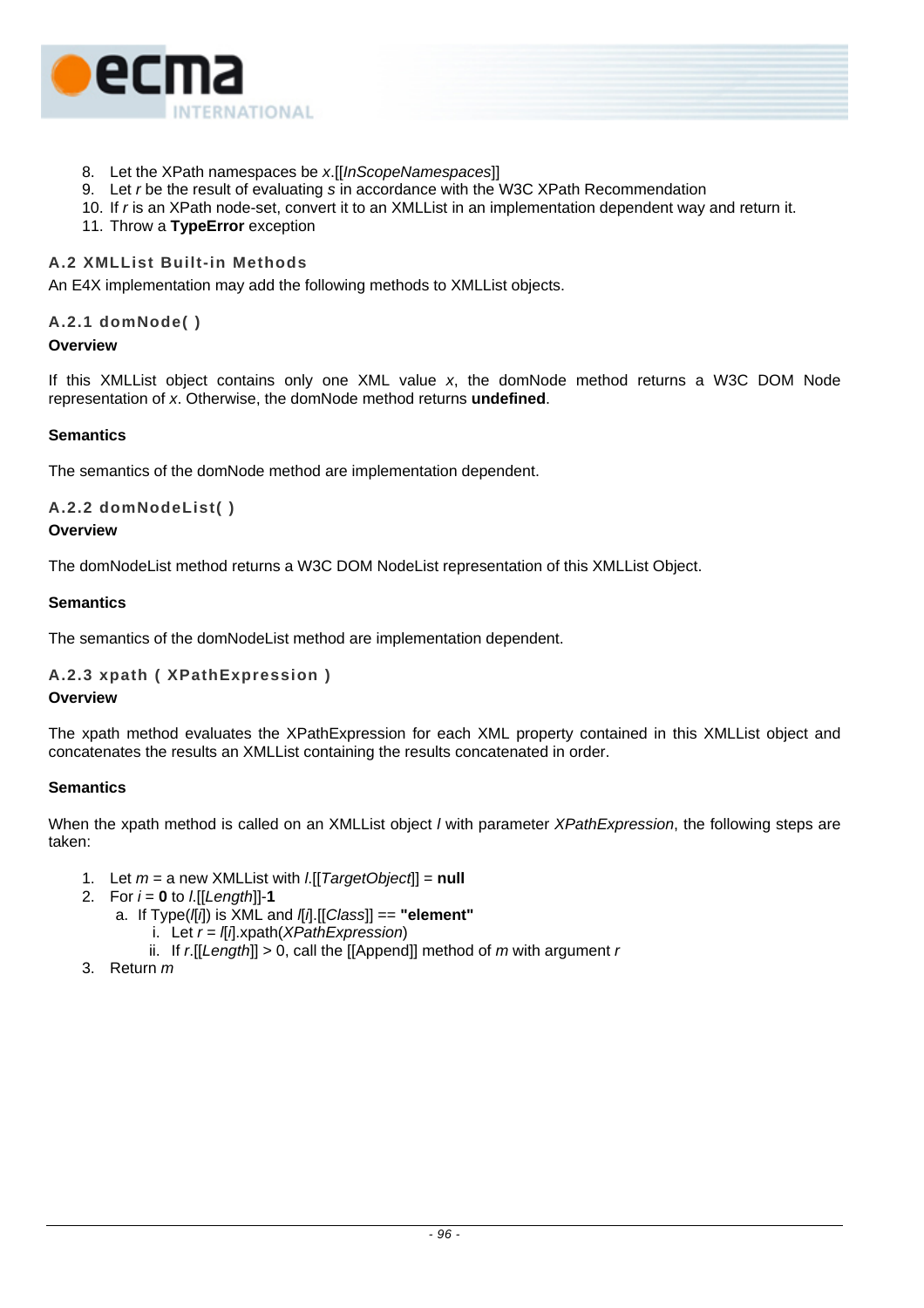8. Let the XPath namespaces be *x*.[[*InScopeNamespaces*]]
9. Let *r* be the result of evaluating *s* in accordance with the W3C XPath Recommendation
10. If *r* is an XPath node-set, convert it to an XMLList in an implementation dependent way and return it.
11. Throw a **TypeError** exception

### A.2 XMLList Built-in Methods

An E4X implementation may add the following methods to XMLList objects.

#### A.2.1 domNode( )

**Overview**

If this XMLList object contains only one XML value *x*, the domNode method returns a W3C DOM Node representation of *x*. Otherwise, the domNode method returns **undefined**.

**Semantics**

The semantics of the domNode method are implementation dependent.

#### A.2.2 domNodeList( )

**Overview**

The domNodeList method returns a W3C DOM NodeList representation of this XMLList Object.

**Semantics**

The semantics of the domNodeList method are implementation dependent.

#### A.2.3 xpath ( XPathExpression )

**Overview**

The xpath method evaluates the XPathExpression for each XML property contained in this XMLList object and concatenates the results an XMLList containing the results concatenated in order.

**Semantics**

When the xpath method is called on an XMLList object *l* with parameter *XPathExpression*, the following steps are taken:

1. Let *m* = a new XMLList with *l*.[[*TargetObject*]] = **null**
2. For *i* = **0** to *l*.[[*Length*]]-**1**
   a. If Type(*l*[*i*]) is XML and *l*[*i*].[[*Class*]] == **"element"**
      i. Let *r* = *l*[*i*].xpath(*XPathExpression*)
      ii. If *r*.[[*Length*]] > 0, call the [[Append]] method of *m* with argument *r*
3. Return *m*